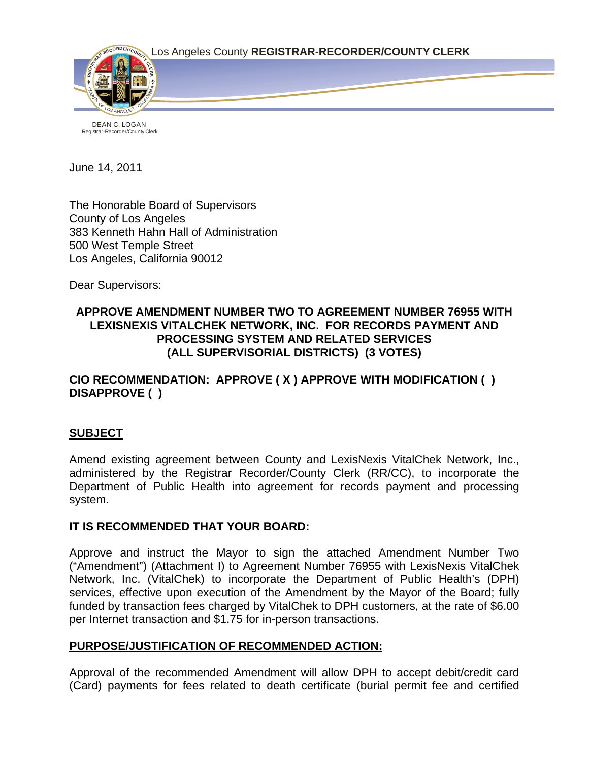Los Angeles County **REGISTRAR-RECORDER/COUNTY CLERK**

DEAN C. LOGAN
Registrar-Recorder/County Clerk

June 14, 2011

The Honorable Board of Supervisors
County of Los Angeles
383 Kenneth Hahn Hall of Administration
500 West Temple Street
Los Angeles, California 90012

Dear Supervisors:

**APPROVE AMENDMENT NUMBER TWO TO AGREEMENT NUMBER 76955 WITH LEXISNEXIS VITALCHEK NETWORK, INC. FOR RECORDS PAYMENT AND PROCESSING SYSTEM AND RELATED SERVICES (ALL SUPERVISORIAL DISTRICTS) (3 VOTES)**

**CIO RECOMMENDATION: APPROVE ( X ) APPROVE WITH MODIFICATION ( ) DISAPPROVE ( )**

## SUBJECT

Amend existing agreement between County and LexisNexis VitalChek Network, Inc., administered by the Registrar Recorder/County Clerk (RR/CC), to incorporate the Department of Public Health into agreement for records payment and processing system.

## IT IS RECOMMENDED THAT YOUR BOARD:

Approve and instruct the Mayor to sign the attached Amendment Number Two ("Amendment") (Attachment I) to Agreement Number 76955 with LexisNexis VitalChek Network, Inc. (VitalChek) to incorporate the Department of Public Health's (DPH) services, effective upon execution of the Amendment by the Mayor of the Board; fully funded by transaction fees charged by VitalChek to DPH customers, at the rate of $6.00 per Internet transaction and $1.75 for in-person transactions.

## PURPOSE/JUSTIFICATION OF RECOMMENDED ACTION:

Approval of the recommended Amendment will allow DPH to accept debit/credit card (Card) payments for fees related to death certificate (burial permit fee and certified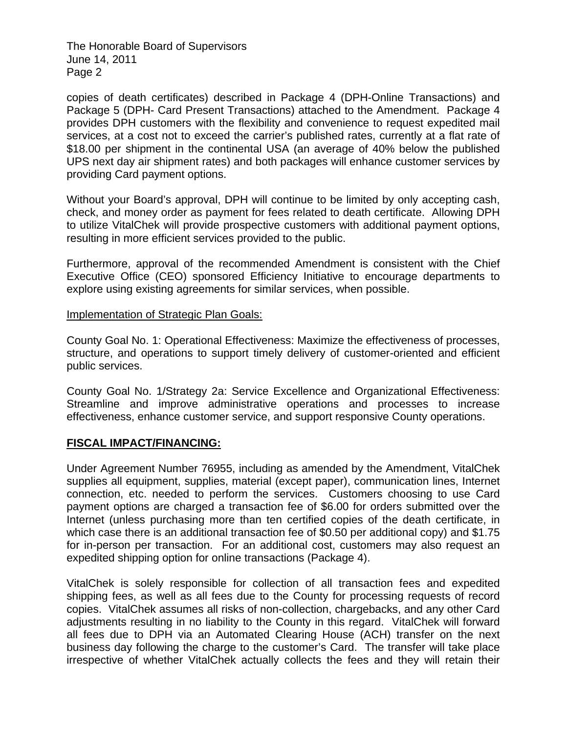copies of death certificates) described in Package 4 (DPH-Online Transactions) and Package 5 (DPH- Card Present Transactions) attached to the Amendment. Package 4 provides DPH customers with the flexibility and convenience to request expedited mail services, at a cost not to exceed the carrier's published rates, currently at a flat rate of $18.00 per shipment in the continental USA (an average of 40% below the published UPS next day air shipment rates) and both packages will enhance customer services by providing Card payment options.

Without your Board's approval, DPH will continue to be limited by only accepting cash, check, and money order as payment for fees related to death certificate. Allowing DPH to utilize VitalChek will provide prospective customers with additional payment options, resulting in more efficient services provided to the public.

Furthermore, approval of the recommended Amendment is consistent with the Chief Executive Office (CEO) sponsored Efficiency Initiative to encourage departments to explore using existing agreements for similar services, when possible.

Implementation of Strategic Plan Goals:

County Goal No. 1: Operational Effectiveness: Maximize the effectiveness of processes, structure, and operations to support timely delivery of customer-oriented and efficient public services.

County Goal No. 1/Strategy 2a: Service Excellence and Organizational Effectiveness: Streamline and improve administrative operations and processes to increase effectiveness, enhance customer service, and support responsive County operations.

**FISCAL IMPACT/FINANCING:**

Under Agreement Number 76955, including as amended by the Amendment, VitalChek supplies all equipment, supplies, material (except paper), communication lines, Internet connection, etc. needed to perform the services. Customers choosing to use Card payment options are charged a transaction fee of $6.00 for orders submitted over the Internet (unless purchasing more than ten certified copies of the death certificate, in which case there is an additional transaction fee of $0.50 per additional copy) and $1.75 for in-person per transaction. For an additional cost, customers may also request an expedited shipping option for online transactions (Package 4).

VitalChek is solely responsible for collection of all transaction fees and expedited shipping fees, as well as all fees due to the County for processing requests of record copies. VitalChek assumes all risks of non-collection, chargebacks, and any other Card adjustments resulting in no liability to the County in this regard. VitalChek will forward all fees due to DPH via an Automated Clearing House (ACH) transfer on the next business day following the charge to the customer's Card. The transfer will take place irrespective of whether VitalChek actually collects the fees and they will retain their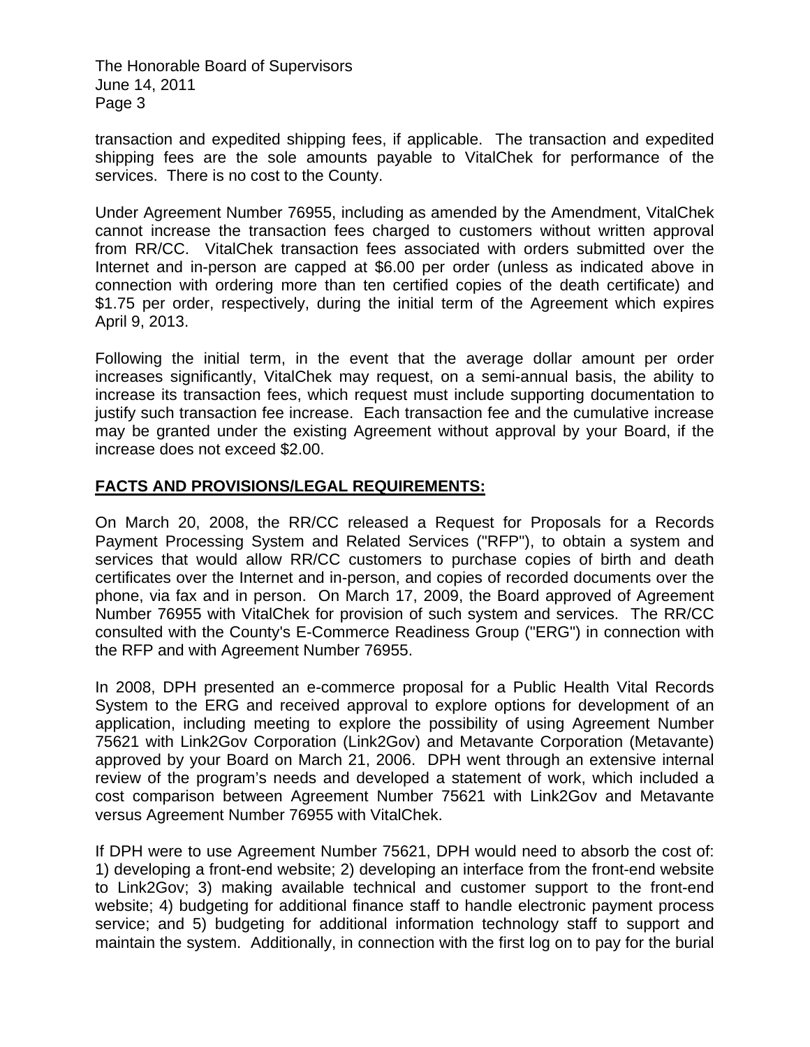transaction and expedited shipping fees, if applicable. The transaction and expedited shipping fees are the sole amounts payable to VitalChek for performance of the services. There is no cost to the County.

Under Agreement Number 76955, including as amended by the Amendment, VitalChek cannot increase the transaction fees charged to customers without written approval from RR/CC. VitalChek transaction fees associated with orders submitted over the Internet and in-person are capped at $6.00 per order (unless as indicated above in connection with ordering more than ten certified copies of the death certificate) and $1.75 per order, respectively, during the initial term of the Agreement which expires April 9, 2013.

Following the initial term, in the event that the average dollar amount per order increases significantly, VitalChek may request, on a semi-annual basis, the ability to increase its transaction fees, which request must include supporting documentation to justify such transaction fee increase. Each transaction fee and the cumulative increase may be granted under the existing Agreement without approval by your Board, if the increase does not exceed $2.00.

## FACTS AND PROVISIONS/LEGAL REQUIREMENTS:

On March 20, 2008, the RR/CC released a Request for Proposals for a Records Payment Processing System and Related Services ("RFP"), to obtain a system and services that would allow RR/CC customers to purchase copies of birth and death certificates over the Internet and in-person, and copies of recorded documents over the phone, via fax and in person. On March 17, 2009, the Board approved of Agreement Number 76955 with VitalChek for provision of such system and services. The RR/CC consulted with the County's E-Commerce Readiness Group ("ERG") in connection with the RFP and with Agreement Number 76955.

In 2008, DPH presented an e-commerce proposal for a Public Health Vital Records System to the ERG and received approval to explore options for development of an application, including meeting to explore the possibility of using Agreement Number 75621 with Link2Gov Corporation (Link2Gov) and Metavante Corporation (Metavante) approved by your Board on March 21, 2006. DPH went through an extensive internal review of the program's needs and developed a statement of work, which included a cost comparison between Agreement Number 75621 with Link2Gov and Metavante versus Agreement Number 76955 with VitalChek.

If DPH were to use Agreement Number 75621, DPH would need to absorb the cost of: 1) developing a front-end website; 2) developing an interface from the front-end website to Link2Gov; 3) making available technical and customer support to the front-end website; 4) budgeting for additional finance staff to handle electronic payment process service; and 5) budgeting for additional information technology staff to support and maintain the system. Additionally, in connection with the first log on to pay for the burial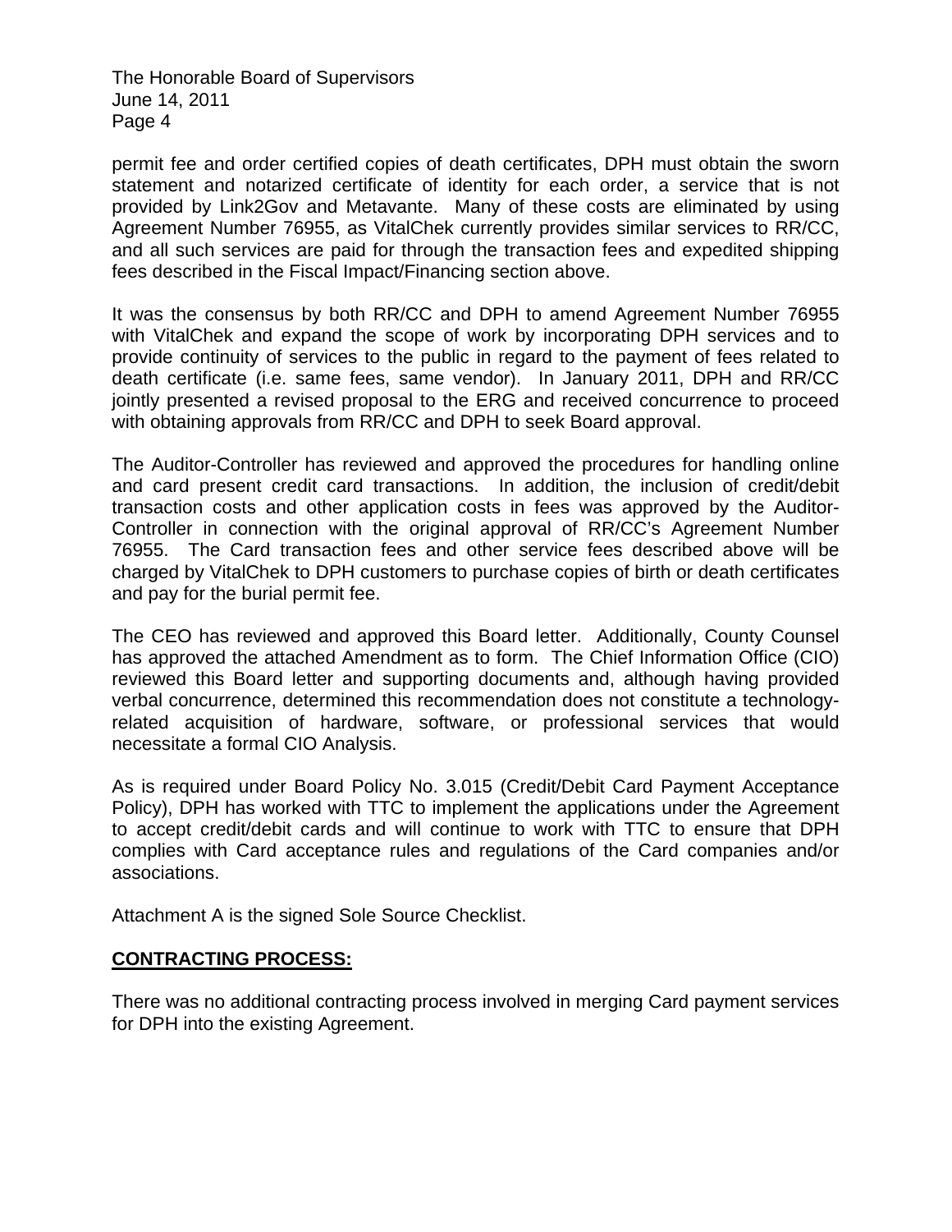permit fee and order certified copies of death certificates, DPH must obtain the sworn statement and notarized certificate of identity for each order, a service that is not provided by Link2Gov and Metavante. Many of these costs are eliminated by using Agreement Number 76955, as VitalChek currently provides similar services to RR/CC, and all such services are paid for through the transaction fees and expedited shipping fees described in the Fiscal Impact/Financing section above.

It was the consensus by both RR/CC and DPH to amend Agreement Number 76955 with VitalChek and expand the scope of work by incorporating DPH services and to provide continuity of services to the public in regard to the payment of fees related to death certificate (i.e. same fees, same vendor). In January 2011, DPH and RR/CC jointly presented a revised proposal to the ERG and received concurrence to proceed with obtaining approvals from RR/CC and DPH to seek Board approval.

The Auditor-Controller has reviewed and approved the procedures for handling online and card present credit card transactions. In addition, the inclusion of credit/debit transaction costs and other application costs in fees was approved by the Auditor-Controller in connection with the original approval of RR/CC's Agreement Number 76955. The Card transaction fees and other service fees described above will be charged by VitalChek to DPH customers to purchase copies of birth or death certificates and pay for the burial permit fee.

The CEO has reviewed and approved this Board letter. Additionally, County Counsel has approved the attached Amendment as to form. The Chief Information Office (CIO) reviewed this Board letter and supporting documents and, although having provided verbal concurrence, determined this recommendation does not constitute a technology-related acquisition of hardware, software, or professional services that would necessitate a formal CIO Analysis.

As is required under Board Policy No. 3.015 (Credit/Debit Card Payment Acceptance Policy), DPH has worked with TTC to implement the applications under the Agreement to accept credit/debit cards and will continue to work with TTC to ensure that DPH complies with Card acceptance rules and regulations of the Card companies and/or associations.

Attachment A is the signed Sole Source Checklist.

## **CONTRACTING PROCESS:**

There was no additional contracting process involved in merging Card payment services for DPH into the existing Agreement.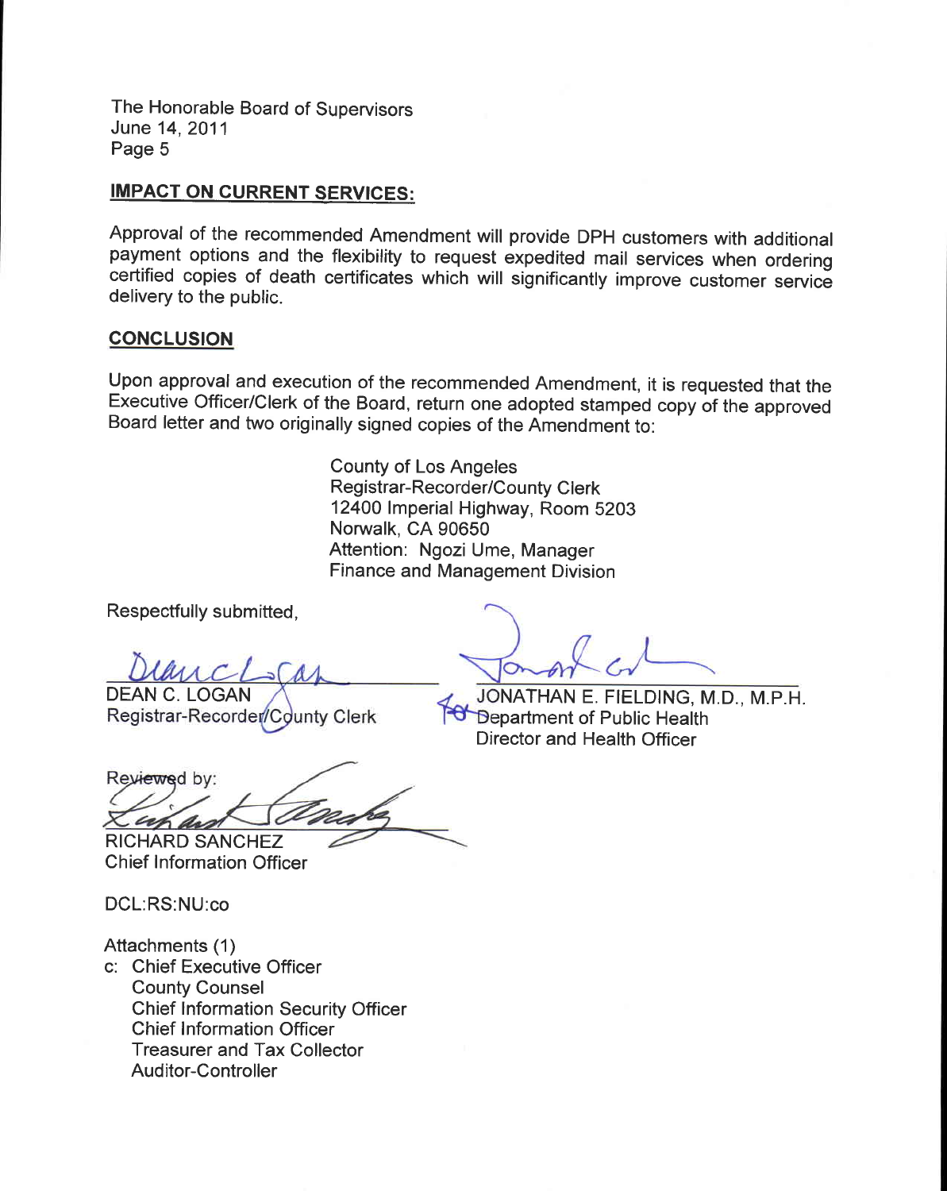The Honorable Board of Supervisors
June 14, 2011
Page 5

**IMPACT ON CURRENT SERVICES:**

Approval of the recommended Amendment will provide DPH customers with additional payment options and the flexibility to request expedited mail services when ordering certified copies of death certificates which will significantly improve customer service delivery to the public.

**CONCLUSION**

Upon approval and execution of the recommended Amendment, it is requested that the Executive Officer/Clerk of the Board, return one adopted stamped copy of the approved Board letter and two originally signed copies of the Amendment to:

County of Los Angeles
Registrar-Recorder/County Clerk
12400 Imperial Highway, Room 5203
Norwalk, CA 90650
Attention: Ngozi Ume, Manager
Finance and Management Division

Respectfully submitted,

DEAN C. LOGAN
Registrar-Recorder/County Clerk

JONATHAN E. FIELDING, M.D., M.P.H.
for Department of Public Health
Director and Health Officer

Reviewed by:

RICHARD SANCHEZ
Chief Information Officer

DCL:RS:NU:co

Attachments (1)

c: Chief Executive Officer
County Counsel
Chief Information Security Officer
Chief Information Officer
Treasurer and Tax Collector
Auditor-Controller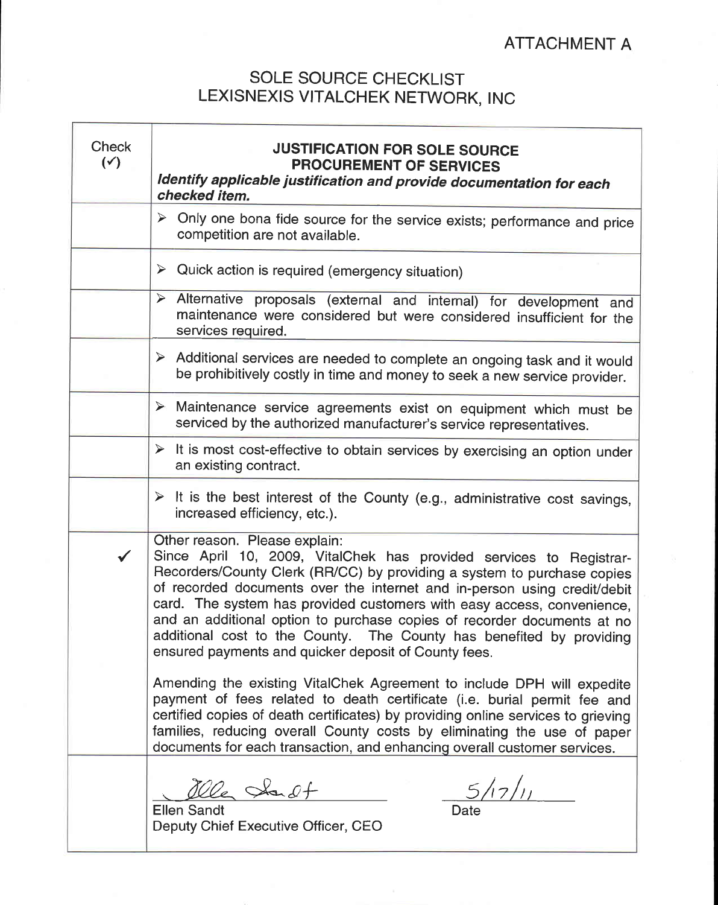ATTACHMENT A

# SOLE SOURCE CHECKLIST
# LEXISNEXIS VITALCHEK NETWORK, INC

| Check (✓) | **JUSTIFICATION FOR SOLE SOURCE PROCUREMENT OF SERVICES** ***Identify applicable justification and provide documentation for each checked item.*** |
|---|---|
| | ➢ Only one bona fide source for the service exists; performance and price competition are not available. |
| | ➢ Quick action is required (emergency situation) |
| | ➢ Alternative proposals (external and internal) for development and maintenance were considered but were considered insufficient for the services required. |
| | ➢ Additional services are needed to complete an ongoing task and it would be prohibitively costly in time and money to seek a new service provider. |
| | ➢ Maintenance service agreements exist on equipment which must be serviced by the authorized manufacturer's service representatives. |
| | ➢ It is most cost-effective to obtain services by exercising an option under an existing contract. |
| | ➢ It is the best interest of the County (e.g., administrative cost savings, increased efficiency, etc.). |
| ✓ | Other reason. Please explain: Since April 10, 2009, VitalChek has provided services to Registrar-Recorders/County Clerk (RR/CC) by providing a system to purchase copies of recorded documents over the internet and in-person using credit/debit card. The system has provided customers with easy access, convenience, and an additional option to purchase copies of recorder documents at no additional cost to the County. The County has benefited by providing ensured payments and quicker deposit of County fees.<br><br>Amending the existing VitalChek Agreement to include DPH will expedite payment of fees related to death certificate (i.e. burial permit fee and certified copies of death certificates) by providing online services to grieving families, reducing overall County costs by eliminating the use of paper documents for each transaction, and enhancing overall customer services. |
| | Ellen Sandt (signature) — 5/17/11<br>Ellen Sandt — Date<br>Deputy Chief Executive Officer, CEO |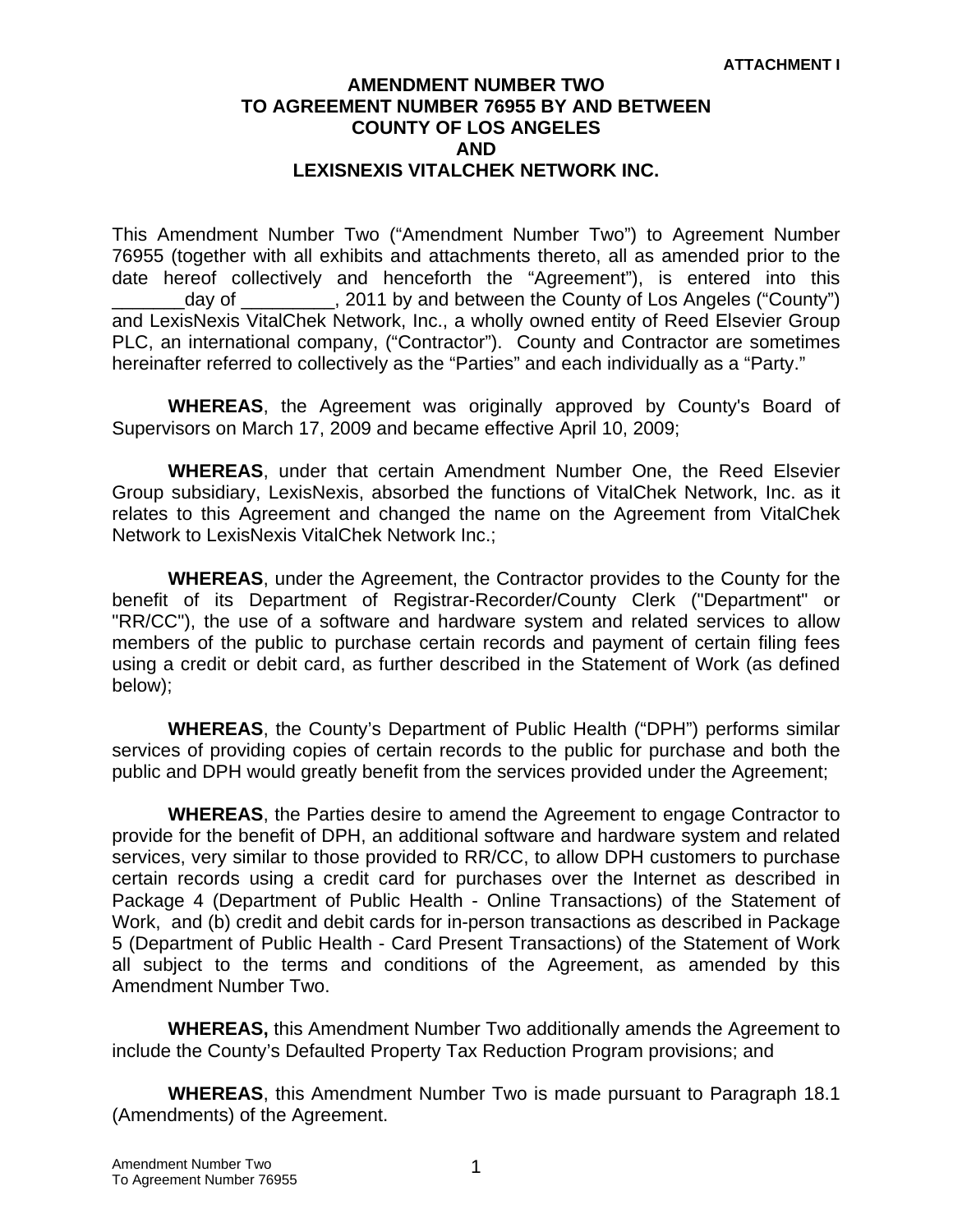**ATTACHMENT I**

# AMENDMENT NUMBER TWO TO AGREEMENT NUMBER 76955 BY AND BETWEEN COUNTY OF LOS ANGELES AND LEXISNEXIS VITALCHEK NETWORK INC.

This Amendment Number Two ("Amendment Number Two") to Agreement Number 76955 (together with all exhibits and attachments thereto, all as amended prior to the date hereof collectively and henceforth the "Agreement"), is entered into this _______day of _________, 2011 by and between the County of Los Angeles ("County") and LexisNexis VitalChek Network, Inc., a wholly owned entity of Reed Elsevier Group PLC, an international company, ("Contractor"). County and Contractor are sometimes hereinafter referred to collectively as the "Parties" and each individually as a "Party."

**WHEREAS**, the Agreement was originally approved by County's Board of Supervisors on March 17, 2009 and became effective April 10, 2009;

**WHEREAS**, under that certain Amendment Number One, the Reed Elsevier Group subsidiary, LexisNexis, absorbed the functions of VitalChek Network, Inc. as it relates to this Agreement and changed the name on the Agreement from VitalChek Network to LexisNexis VitalChek Network Inc.;

**WHEREAS**, under the Agreement, the Contractor provides to the County for the benefit of its Department of Registrar-Recorder/County Clerk ("Department" or "RR/CC"), the use of a software and hardware system and related services to allow members of the public to purchase certain records and payment of certain filing fees using a credit or debit card, as further described in the Statement of Work (as defined below);

**WHEREAS**, the County's Department of Public Health ("DPH") performs similar services of providing copies of certain records to the public for purchase and both the public and DPH would greatly benefit from the services provided under the Agreement;

**WHEREAS**, the Parties desire to amend the Agreement to engage Contractor to provide for the benefit of DPH, an additional software and hardware system and related services, very similar to those provided to RR/CC, to allow DPH customers to purchase certain records using a credit card for purchases over the Internet as described in Package 4 (Department of Public Health - Online Transactions) of the Statement of Work, and (b) credit and debit cards for in-person transactions as described in Package 5 (Department of Public Health - Card Present Transactions) of the Statement of Work all subject to the terms and conditions of the Agreement, as amended by this Amendment Number Two.

**WHEREAS,** this Amendment Number Two additionally amends the Agreement to include the County's Defaulted Property Tax Reduction Program provisions; and

**WHEREAS**, this Amendment Number Two is made pursuant to Paragraph 18.1 (Amendments) of the Agreement.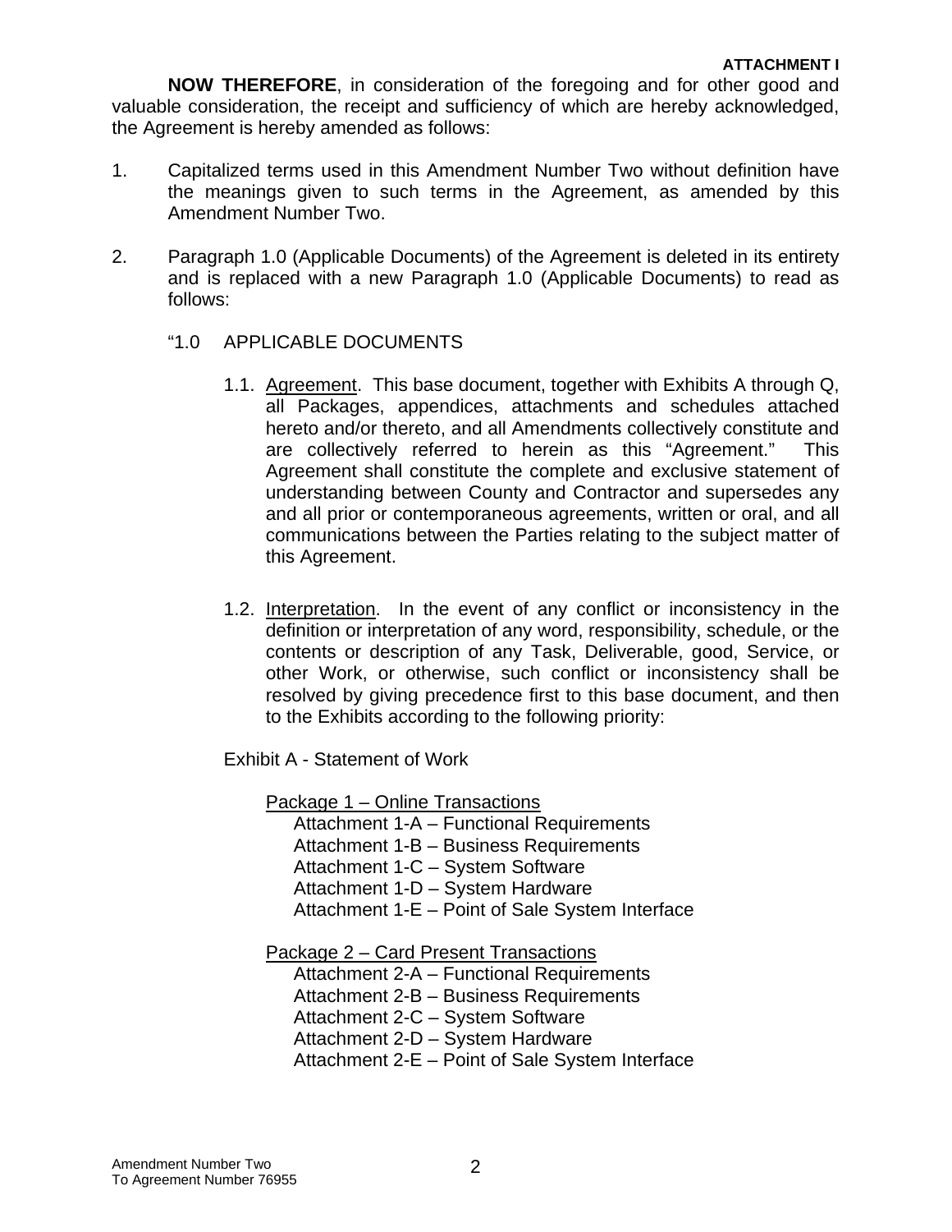**ATTACHMENT I**

**NOW THEREFORE**, in consideration of the foregoing and for other good and valuable consideration, the receipt and sufficiency of which are hereby acknowledged, the Agreement is hereby amended as follows:

1. Capitalized terms used in this Amendment Number Two without definition have the meanings given to such terms in the Agreement, as amended by this Amendment Number Two.

2. Paragraph 1.0 (Applicable Documents) of the Agreement is deleted in its entirety and is replaced with a new Paragraph 1.0 (Applicable Documents) to read as follows:

   "1.0 APPLICABLE DOCUMENTS

   1.1. Agreement. This base document, together with Exhibits A through Q, all Packages, appendices, attachments and schedules attached hereto and/or thereto, and all Amendments collectively constitute and are collectively referred to herein as this "Agreement." This Agreement shall constitute the complete and exclusive statement of understanding between County and Contractor and supersedes any and all prior or contemporaneous agreements, written or oral, and all communications between the Parties relating to the subject matter of this Agreement.

   1.2. Interpretation. In the event of any conflict or inconsistency in the definition or interpretation of any word, responsibility, schedule, or the contents or description of any Task, Deliverable, good, Service, or other Work, or otherwise, such conflict or inconsistency shall be resolved by giving precedence first to this base document, and then to the Exhibits according to the following priority:

   Exhibit A - Statement of Work

   Package 1 – Online Transactions
   - Attachment 1-A – Functional Requirements
   - Attachment 1-B – Business Requirements
   - Attachment 1-C – System Software
   - Attachment 1-D – System Hardware
   - Attachment 1-E – Point of Sale System Interface

   Package 2 – Card Present Transactions
   - Attachment 2-A – Functional Requirements
   - Attachment 2-B – Business Requirements
   - Attachment 2-C – System Software
   - Attachment 2-D – System Hardware
   - Attachment 2-E – Point of Sale System Interface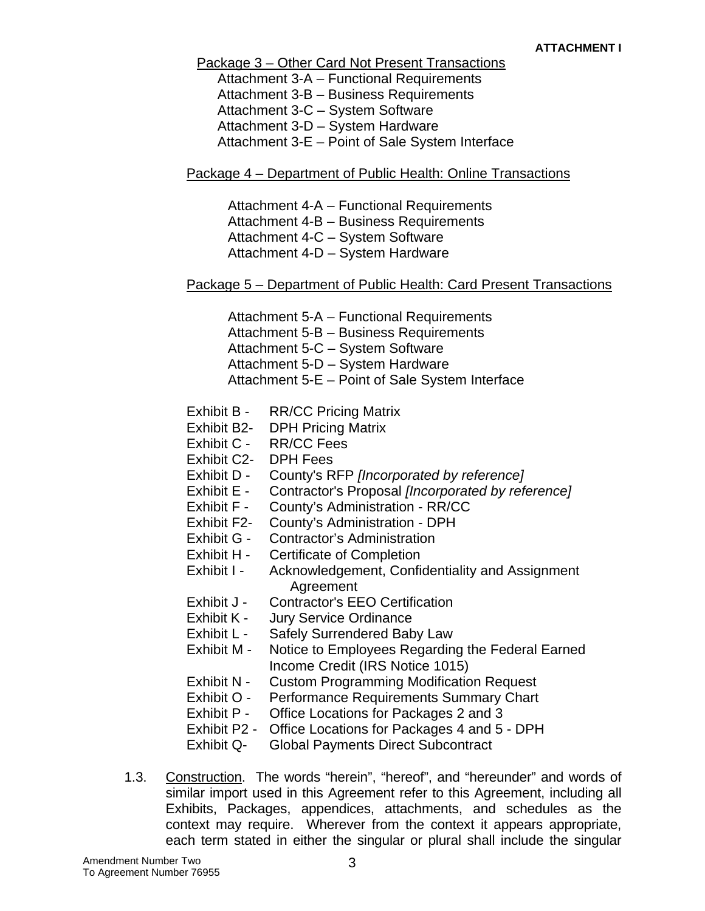**ATTACHMENT I**

Package 3 – Other Card Not Present Transactions

Attachment 3-A – Functional Requirements
Attachment 3-B – Business Requirements
Attachment 3-C – System Software
Attachment 3-D – System Hardware
Attachment 3-E – Point of Sale System Interface

Package 4 – Department of Public Health: Online Transactions

Attachment 4-A – Functional Requirements
Attachment 4-B – Business Requirements
Attachment 4-C – System Software
Attachment 4-D – System Hardware

Package 5 – Department of Public Health: Card Present Transactions

Attachment 5-A – Functional Requirements
Attachment 5-B – Business Requirements
Attachment 5-C – System Software
Attachment 5-D – System Hardware
Attachment 5-E – Point of Sale System Interface

Exhibit B - RR/CC Pricing Matrix
Exhibit B2- DPH Pricing Matrix
Exhibit C - RR/CC Fees
Exhibit C2- DPH Fees
Exhibit D - County's RFP *[Incorporated by reference]*
Exhibit E - Contractor's Proposal *[Incorporated by reference]*
Exhibit F - County's Administration - RR/CC
Exhibit F2- County's Administration - DPH
Exhibit G - Contractor's Administration
Exhibit H - Certificate of Completion
Exhibit I - Acknowledgement, Confidentiality and Assignment Agreement
Exhibit J - Contractor's EEO Certification
Exhibit K - Jury Service Ordinance
Exhibit L - Safely Surrendered Baby Law
Exhibit M - Notice to Employees Regarding the Federal Earned Income Credit (IRS Notice 1015)
Exhibit N - Custom Programming Modification Request
Exhibit O - Performance Requirements Summary Chart
Exhibit P - Office Locations for Packages 2 and 3
Exhibit P2 - Office Locations for Packages 4 and 5 - DPH
Exhibit Q- Global Payments Direct Subcontract

1.3. Construction. The words "herein", "hereof", and "hereunder" and words of similar import used in this Agreement refer to this Agreement, including all Exhibits, Packages, appendices, attachments, and schedules as the context may require. Wherever from the context it appears appropriate, each term stated in either the singular or plural shall include the singular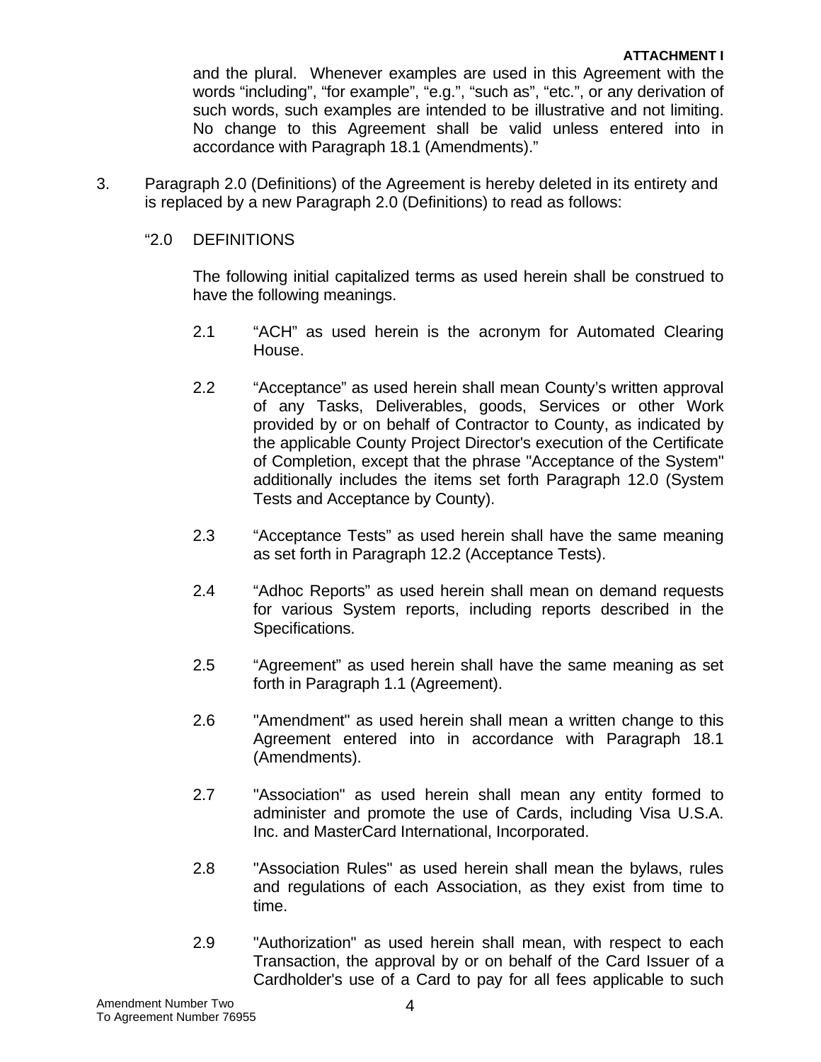and the plural. Whenever examples are used in this Agreement with the words "including", "for example", "e.g.", "such as", "etc.", or any derivation of such words, such examples are intended to be illustrative and not limiting. No change to this Agreement shall be valid unless entered into in accordance with Paragraph 18.1 (Amendments)."

3. Paragraph 2.0 (Definitions) of the Agreement is hereby deleted in its entirety and is replaced by a new Paragraph 2.0 (Definitions) to read as follows:

"2.0 DEFINITIONS

The following initial capitalized terms as used herein shall be construed to have the following meanings.

2.1 "ACH" as used herein is the acronym for Automated Clearing House.

2.2 "Acceptance" as used herein shall mean County's written approval of any Tasks, Deliverables, goods, Services or other Work provided by or on behalf of Contractor to County, as indicated by the applicable County Project Director's execution of the Certificate of Completion, except that the phrase "Acceptance of the System" additionally includes the items set forth Paragraph 12.0 (System Tests and Acceptance by County).

2.3 "Acceptance Tests" as used herein shall have the same meaning as set forth in Paragraph 12.2 (Acceptance Tests).

2.4 "Adhoc Reports" as used herein shall mean on demand requests for various System reports, including reports described in the Specifications.

2.5 "Agreement" as used herein shall have the same meaning as set forth in Paragraph 1.1 (Agreement).

2.6 "Amendment" as used herein shall mean a written change to this Agreement entered into in accordance with Paragraph 18.1 (Amendments).

2.7 "Association" as used herein shall mean any entity formed to administer and promote the use of Cards, including Visa U.S.A. Inc. and MasterCard International, Incorporated.

2.8 "Association Rules" as used herein shall mean the bylaws, rules and regulations of each Association, as they exist from time to time.

2.9 "Authorization" as used herein shall mean, with respect to each Transaction, the approval by or on behalf of the Card Issuer of a Cardholder's use of a Card to pay for all fees applicable to such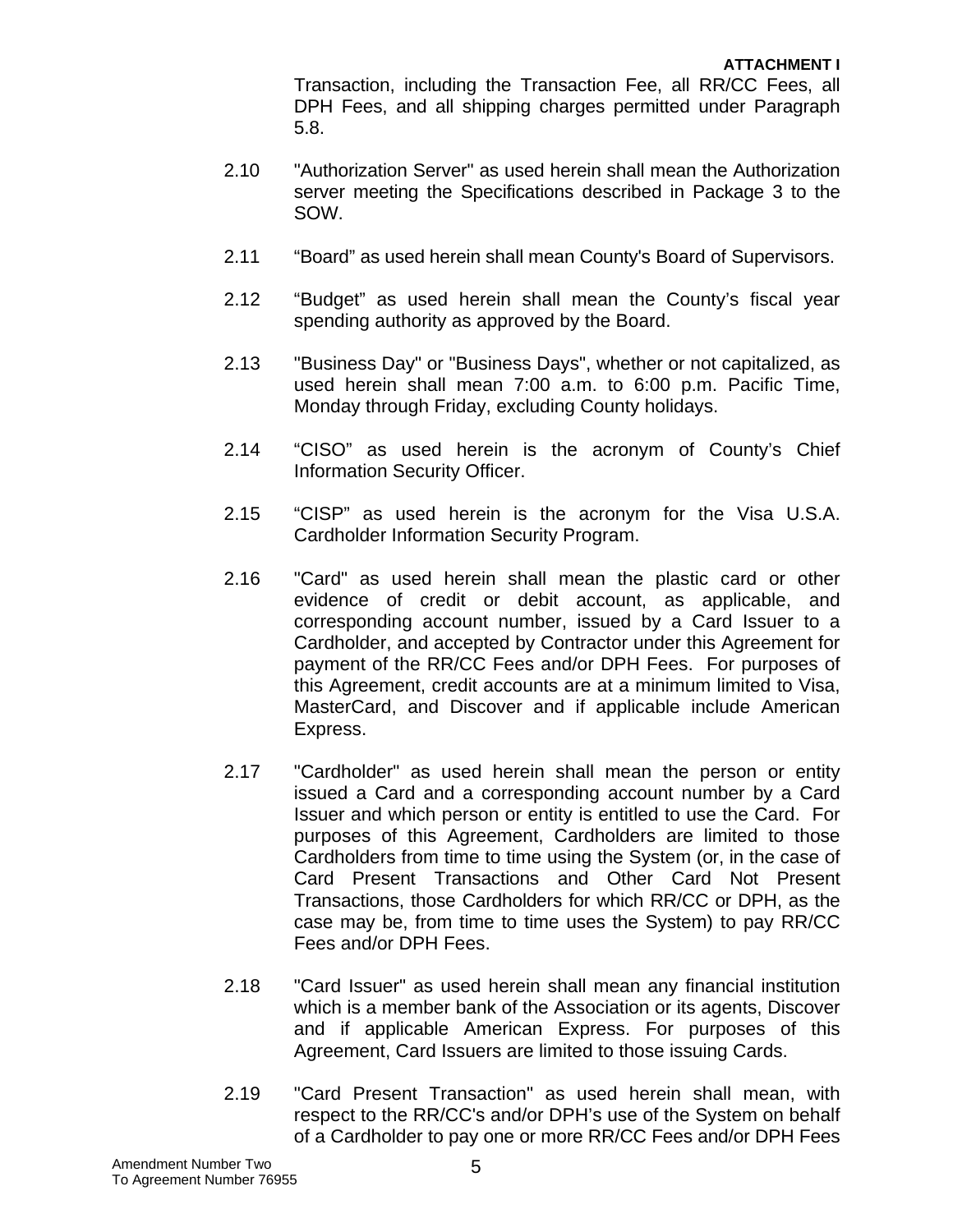Transaction, including the Transaction Fee, all RR/CC Fees, all DPH Fees, and all shipping charges permitted under Paragraph 5.8.

2.10 "Authorization Server" as used herein shall mean the Authorization server meeting the Specifications described in Package 3 to the SOW.

2.11 “Board” as used herein shall mean County's Board of Supervisors.

2.12 “Budget” as used herein shall mean the County’s fiscal year spending authority as approved by the Board.

2.13 "Business Day" or "Business Days", whether or not capitalized, as used herein shall mean 7:00 a.m. to 6:00 p.m. Pacific Time, Monday through Friday, excluding County holidays.

2.14 “CISO” as used herein is the acronym of County’s Chief Information Security Officer.

2.15 “CISP” as used herein is the acronym for the Visa U.S.A. Cardholder Information Security Program.

2.16 "Card" as used herein shall mean the plastic card or other evidence of credit or debit account, as applicable, and corresponding account number, issued by a Card Issuer to a Cardholder, and accepted by Contractor under this Agreement for payment of the RR/CC Fees and/or DPH Fees. For purposes of this Agreement, credit accounts are at a minimum limited to Visa, MasterCard, and Discover and if applicable include American Express.

2.17 "Cardholder" as used herein shall mean the person or entity issued a Card and a corresponding account number by a Card Issuer and which person or entity is entitled to use the Card. For purposes of this Agreement, Cardholders are limited to those Cardholders from time to time using the System (or, in the case of Card Present Transactions and Other Card Not Present Transactions, those Cardholders for which RR/CC or DPH, as the case may be, from time to time uses the System) to pay RR/CC Fees and/or DPH Fees.

2.18 "Card Issuer" as used herein shall mean any financial institution which is a member bank of the Association or its agents, Discover and if applicable American Express. For purposes of this Agreement, Card Issuers are limited to those issuing Cards.

2.19 "Card Present Transaction" as used herein shall mean, with respect to the RR/CC's and/or DPH’s use of the System on behalf of a Cardholder to pay one or more RR/CC Fees and/or DPH Fees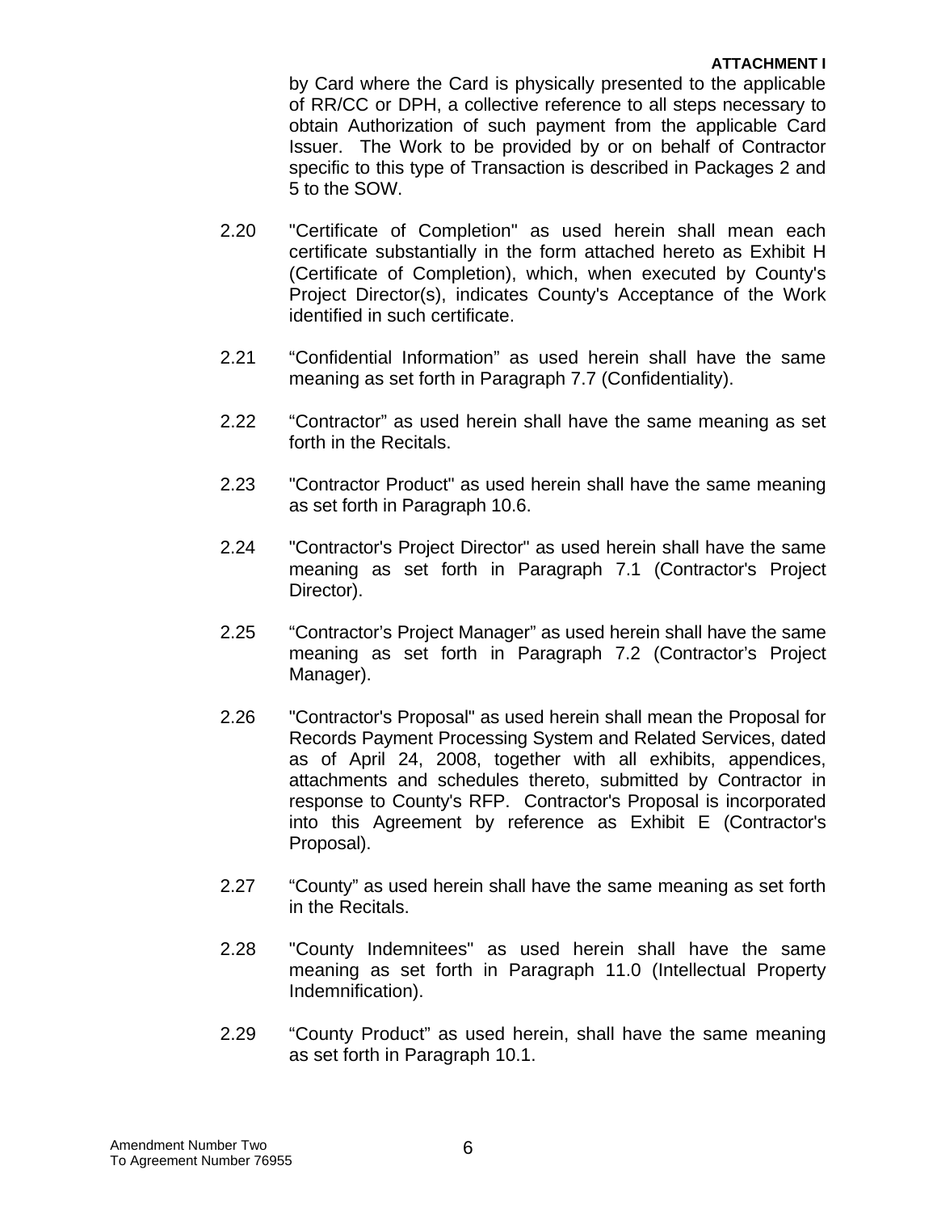by Card where the Card is physically presented to the applicable of RR/CC or DPH, a collective reference to all steps necessary to obtain Authorization of such payment from the applicable Card Issuer. The Work to be provided by or on behalf of Contractor specific to this type of Transaction is described in Packages 2 and 5 to the SOW.

2.20 "Certificate of Completion" as used herein shall mean each certificate substantially in the form attached hereto as Exhibit H (Certificate of Completion), which, when executed by County's Project Director(s), indicates County's Acceptance of the Work identified in such certificate.

2.21 "Confidential Information" as used herein shall have the same meaning as set forth in Paragraph 7.7 (Confidentiality).

2.22 "Contractor" as used herein shall have the same meaning as set forth in the Recitals.

2.23 "Contractor Product" as used herein shall have the same meaning as set forth in Paragraph 10.6.

2.24 "Contractor's Project Director" as used herein shall have the same meaning as set forth in Paragraph 7.1 (Contractor's Project Director).

2.25 "Contractor's Project Manager" as used herein shall have the same meaning as set forth in Paragraph 7.2 (Contractor's Project Manager).

2.26 "Contractor's Proposal" as used herein shall mean the Proposal for Records Payment Processing System and Related Services, dated as of April 24, 2008, together with all exhibits, appendices, attachments and schedules thereto, submitted by Contractor in response to County's RFP. Contractor's Proposal is incorporated into this Agreement by reference as Exhibit E (Contractor's Proposal).

2.27 "County" as used herein shall have the same meaning as set forth in the Recitals.

2.28 "County Indemnitees" as used herein shall have the same meaning as set forth in Paragraph 11.0 (Intellectual Property Indemnification).

2.29 "County Product" as used herein, shall have the same meaning as set forth in Paragraph 10.1.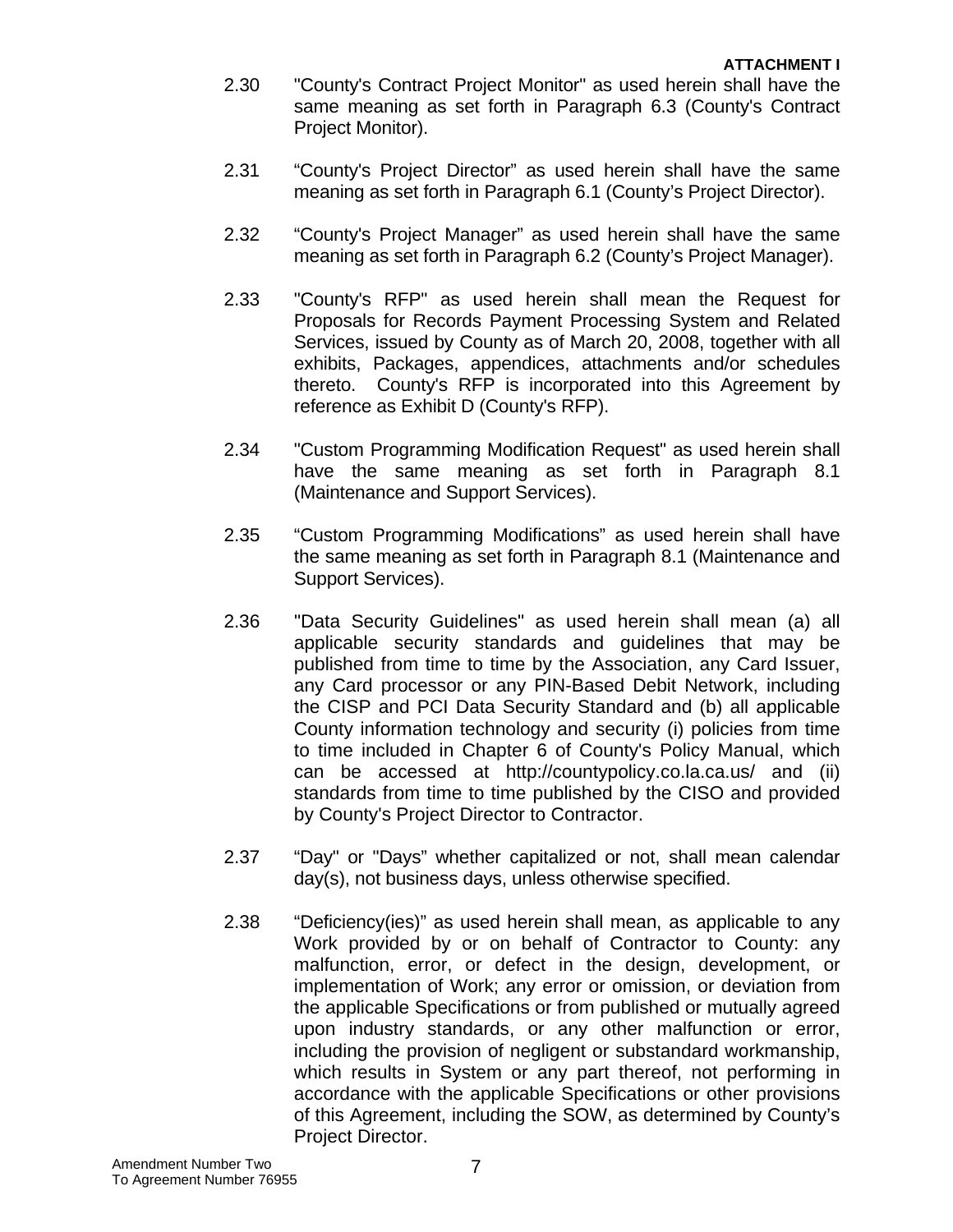**ATTACHMENT I**

2.30 "County's Contract Project Monitor" as used herein shall have the same meaning as set forth in Paragraph 6.3 (County's Contract Project Monitor).

2.31 "County's Project Director" as used herein shall have the same meaning as set forth in Paragraph 6.1 (County's Project Director).

2.32 "County's Project Manager" as used herein shall have the same meaning as set forth in Paragraph 6.2 (County's Project Manager).

2.33 "County's RFP" as used herein shall mean the Request for Proposals for Records Payment Processing System and Related Services, issued by County as of March 20, 2008, together with all exhibits, Packages, appendices, attachments and/or schedules thereto. County's RFP is incorporated into this Agreement by reference as Exhibit D (County's RFP).

2.34 "Custom Programming Modification Request" as used herein shall have the same meaning as set forth in Paragraph 8.1 (Maintenance and Support Services).

2.35 "Custom Programming Modifications" as used herein shall have the same meaning as set forth in Paragraph 8.1 (Maintenance and Support Services).

2.36 "Data Security Guidelines" as used herein shall mean (a) all applicable security standards and guidelines that may be published from time to time by the Association, any Card Issuer, any Card processor or any PIN-Based Debit Network, including the CISP and PCI Data Security Standard and (b) all applicable County information technology and security (i) policies from time to time included in Chapter 6 of County's Policy Manual, which can be accessed at http://countypolicy.co.la.ca.us/ and (ii) standards from time to time published by the CISO and provided by County's Project Director to Contractor.

2.37 "Day" or "Days" whether capitalized or not, shall mean calendar day(s), not business days, unless otherwise specified.

2.38 "Deficiency(ies)" as used herein shall mean, as applicable to any Work provided by or on behalf of Contractor to County: any malfunction, error, or defect in the design, development, or implementation of Work; any error or omission, or deviation from the applicable Specifications or from published or mutually agreed upon industry standards, or any other malfunction or error, including the provision of negligent or substandard workmanship, which results in System or any part thereof, not performing in accordance with the applicable Specifications or other provisions of this Agreement, including the SOW, as determined by County's Project Director.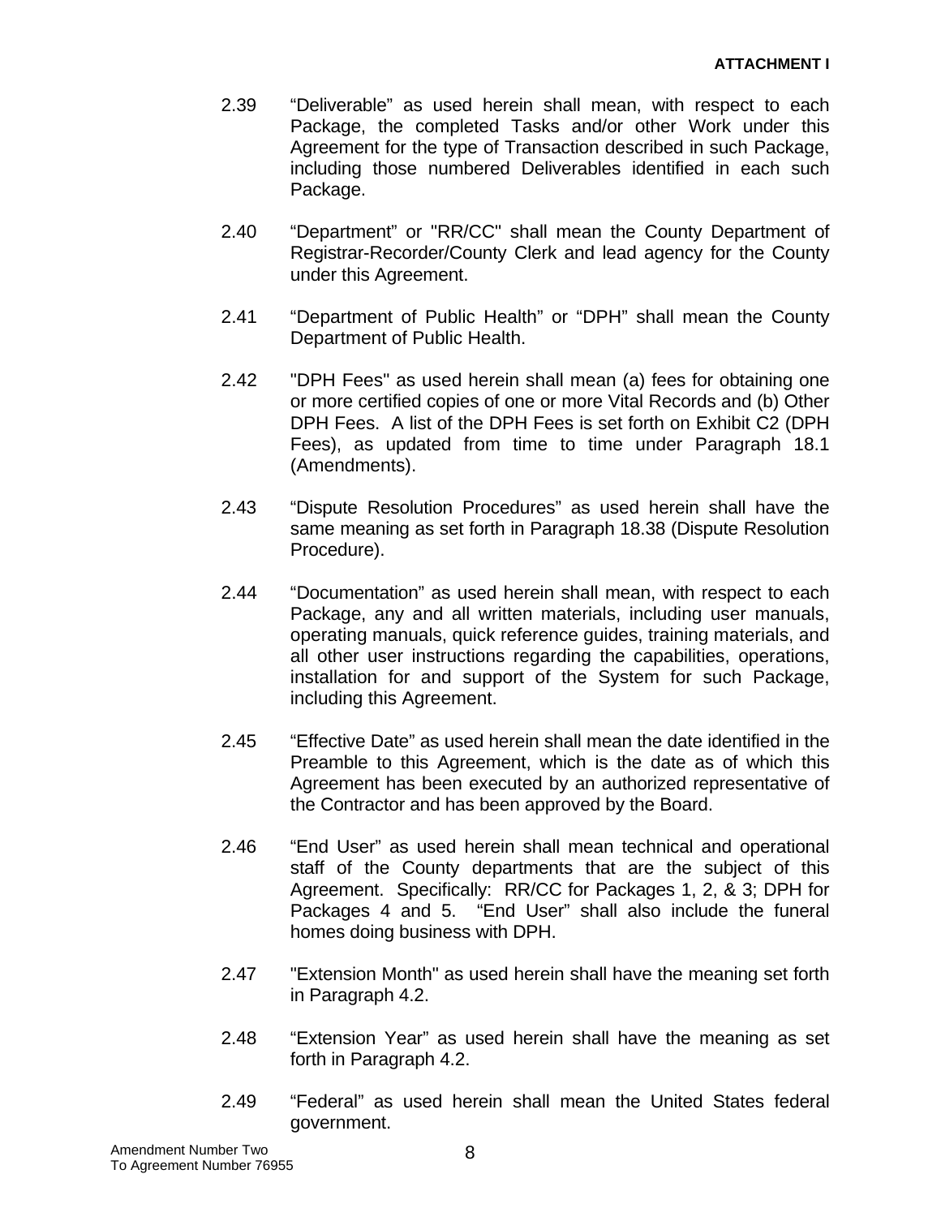2.39 "Deliverable" as used herein shall mean, with respect to each Package, the completed Tasks and/or other Work under this Agreement for the type of Transaction described in such Package, including those numbered Deliverables identified in each such Package.

2.40 "Department" or "RR/CC" shall mean the County Department of Registrar-Recorder/County Clerk and lead agency for the County under this Agreement.

2.41 "Department of Public Health" or "DPH" shall mean the County Department of Public Health.

2.42 "DPH Fees" as used herein shall mean (a) fees for obtaining one or more certified copies of one or more Vital Records and (b) Other DPH Fees. A list of the DPH Fees is set forth on Exhibit C2 (DPH Fees), as updated from time to time under Paragraph 18.1 (Amendments).

2.43 "Dispute Resolution Procedures" as used herein shall have the same meaning as set forth in Paragraph 18.38 (Dispute Resolution Procedure).

2.44 "Documentation" as used herein shall mean, with respect to each Package, any and all written materials, including user manuals, operating manuals, quick reference guides, training materials, and all other user instructions regarding the capabilities, operations, installation for and support of the System for such Package, including this Agreement.

2.45 "Effective Date" as used herein shall mean the date identified in the Preamble to this Agreement, which is the date as of which this Agreement has been executed by an authorized representative of the Contractor and has been approved by the Board.

2.46 "End User" as used herein shall mean technical and operational staff of the County departments that are the subject of this Agreement. Specifically: RR/CC for Packages 1, 2, & 3; DPH for Packages 4 and 5. "End User" shall also include the funeral homes doing business with DPH.

2.47 "Extension Month" as used herein shall have the meaning set forth in Paragraph 4.2.

2.48 "Extension Year" as used herein shall have the meaning as set forth in Paragraph 4.2.

2.49 "Federal" as used herein shall mean the United States federal government.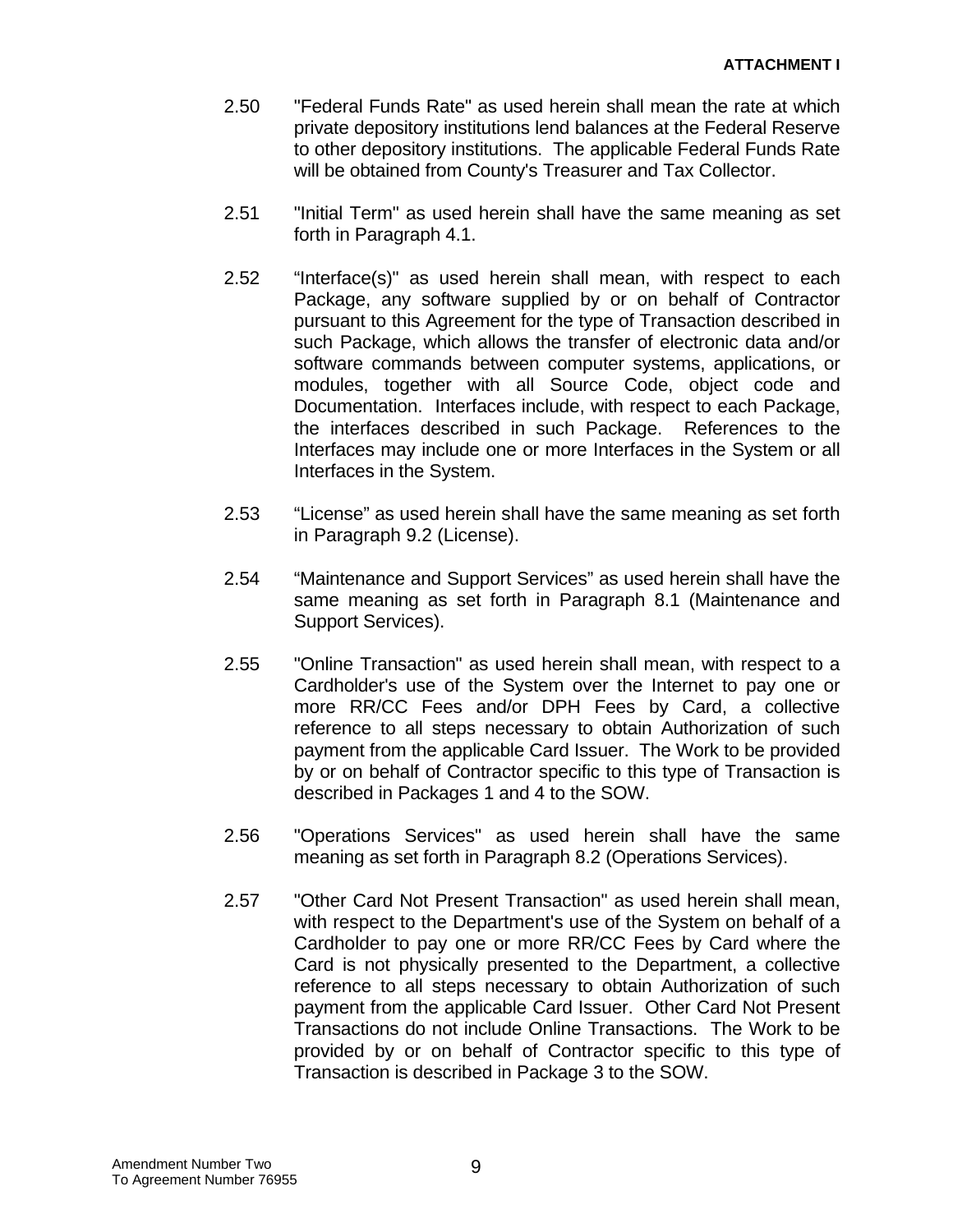2.50 "Federal Funds Rate" as used herein shall mean the rate at which private depository institutions lend balances at the Federal Reserve to other depository institutions. The applicable Federal Funds Rate will be obtained from County's Treasurer and Tax Collector.

2.51 "Initial Term" as used herein shall have the same meaning as set forth in Paragraph 4.1.

2.52 "Interface(s)" as used herein shall mean, with respect to each Package, any software supplied by or on behalf of Contractor pursuant to this Agreement for the type of Transaction described in such Package, which allows the transfer of electronic data and/or software commands between computer systems, applications, or modules, together with all Source Code, object code and Documentation. Interfaces include, with respect to each Package, the interfaces described in such Package. References to the Interfaces may include one or more Interfaces in the System or all Interfaces in the System.

2.53 "License" as used herein shall have the same meaning as set forth in Paragraph 9.2 (License).

2.54 "Maintenance and Support Services" as used herein shall have the same meaning as set forth in Paragraph 8.1 (Maintenance and Support Services).

2.55 "Online Transaction" as used herein shall mean, with respect to a Cardholder's use of the System over the Internet to pay one or more RR/CC Fees and/or DPH Fees by Card, a collective reference to all steps necessary to obtain Authorization of such payment from the applicable Card Issuer. The Work to be provided by or on behalf of Contractor specific to this type of Transaction is described in Packages 1 and 4 to the SOW.

2.56 "Operations Services" as used herein shall have the same meaning as set forth in Paragraph 8.2 (Operations Services).

2.57 "Other Card Not Present Transaction" as used herein shall mean, with respect to the Department's use of the System on behalf of a Cardholder to pay one or more RR/CC Fees by Card where the Card is not physically presented to the Department, a collective reference to all steps necessary to obtain Authorization of such payment from the applicable Card Issuer. Other Card Not Present Transactions do not include Online Transactions. The Work to be provided by or on behalf of Contractor specific to this type of Transaction is described in Package 3 to the SOW.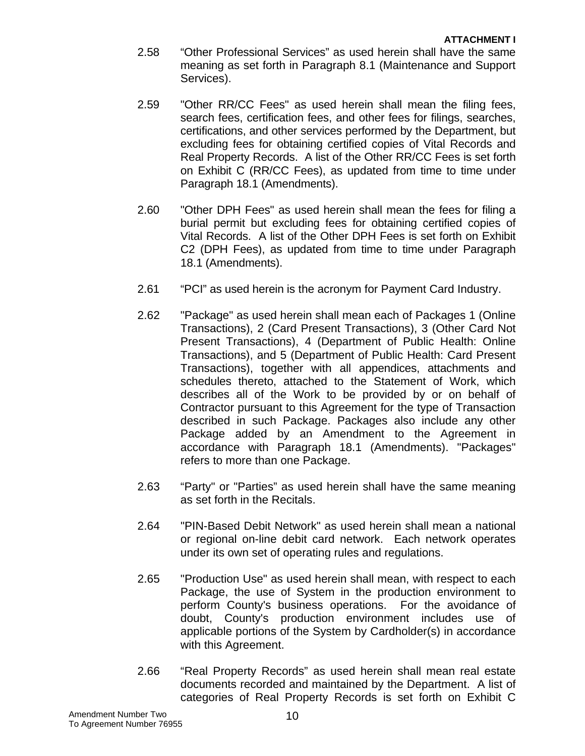2.58 "Other Professional Services" as used herein shall have the same meaning as set forth in Paragraph 8.1 (Maintenance and Support Services).

2.59 "Other RR/CC Fees" as used herein shall mean the filing fees, search fees, certification fees, and other fees for filings, searches, certifications, and other services performed by the Department, but excluding fees for obtaining certified copies of Vital Records and Real Property Records. A list of the Other RR/CC Fees is set forth on Exhibit C (RR/CC Fees), as updated from time to time under Paragraph 18.1 (Amendments).

2.60 "Other DPH Fees" as used herein shall mean the fees for filing a burial permit but excluding fees for obtaining certified copies of Vital Records. A list of the Other DPH Fees is set forth on Exhibit C2 (DPH Fees), as updated from time to time under Paragraph 18.1 (Amendments).

2.61 "PCI" as used herein is the acronym for Payment Card Industry.

2.62 "Package" as used herein shall mean each of Packages 1 (Online Transactions), 2 (Card Present Transactions), 3 (Other Card Not Present Transactions), 4 (Department of Public Health: Online Transactions), and 5 (Department of Public Health: Card Present Transactions), together with all appendices, attachments and schedules thereto, attached to the Statement of Work, which describes all of the Work to be provided by or on behalf of Contractor pursuant to this Agreement for the type of Transaction described in such Package. Packages also include any other Package added by an Amendment to the Agreement in accordance with Paragraph 18.1 (Amendments). "Packages" refers to more than one Package.

2.63 "Party" or "Parties" as used herein shall have the same meaning as set forth in the Recitals.

2.64 "PIN-Based Debit Network" as used herein shall mean a national or regional on-line debit card network. Each network operates under its own set of operating rules and regulations.

2.65 "Production Use" as used herein shall mean, with respect to each Package, the use of System in the production environment to perform County's business operations. For the avoidance of doubt, County's production environment includes use of applicable portions of the System by Cardholder(s) in accordance with this Agreement.

2.66 "Real Property Records" as used herein shall mean real estate documents recorded and maintained by the Department. A list of categories of Real Property Records is set forth on Exhibit C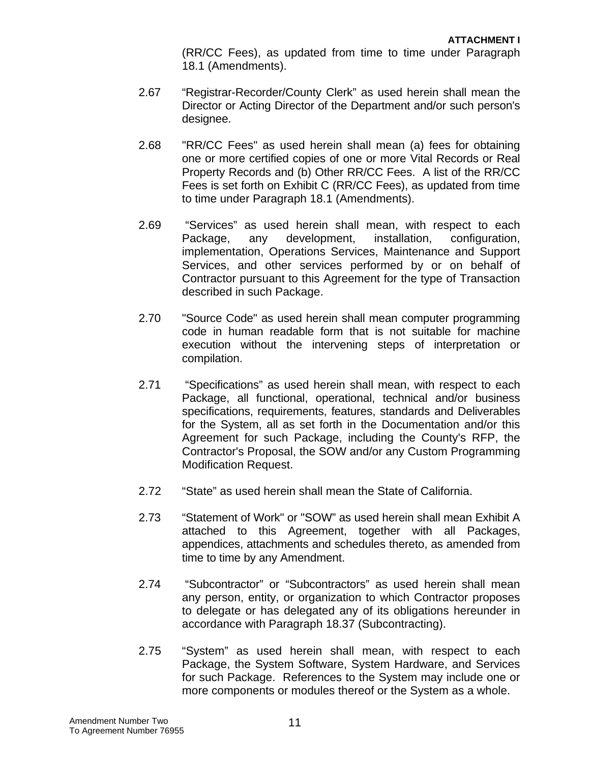(RR/CC Fees), as updated from time to time under Paragraph 18.1 (Amendments).

2.67 “Registrar-Recorder/County Clerk” as used herein shall mean the Director or Acting Director of the Department and/or such person's designee.

2.68 "RR/CC Fees" as used herein shall mean (a) fees for obtaining one or more certified copies of one or more Vital Records or Real Property Records and (b) Other RR/CC Fees. A list of the RR/CC Fees is set forth on Exhibit C (RR/CC Fees), as updated from time to time under Paragraph 18.1 (Amendments).

2.69 “Services” as used herein shall mean, with respect to each Package, any development, installation, configuration, implementation, Operations Services, Maintenance and Support Services, and other services performed by or on behalf of Contractor pursuant to this Agreement for the type of Transaction described in such Package.

2.70 "Source Code" as used herein shall mean computer programming code in human readable form that is not suitable for machine execution without the intervening steps of interpretation or compilation.

2.71 “Specifications” as used herein shall mean, with respect to each Package, all functional, operational, technical and/or business specifications, requirements, features, standards and Deliverables for the System, all as set forth in the Documentation and/or this Agreement for such Package, including the County's RFP, the Contractor's Proposal, the SOW and/or any Custom Programming Modification Request.

2.72 “State” as used herein shall mean the State of California.

2.73 “Statement of Work" or "SOW” as used herein shall mean Exhibit A attached to this Agreement, together with all Packages, appendices, attachments and schedules thereto, as amended from time to time by any Amendment.

2.74 “Subcontractor” or “Subcontractors” as used herein shall mean any person, entity, or organization to which Contractor proposes to delegate or has delegated any of its obligations hereunder in accordance with Paragraph 18.37 (Subcontracting).

2.75 “System” as used herein shall mean, with respect to each Package, the System Software, System Hardware, and Services for such Package. References to the System may include one or more components or modules thereof or the System as a whole.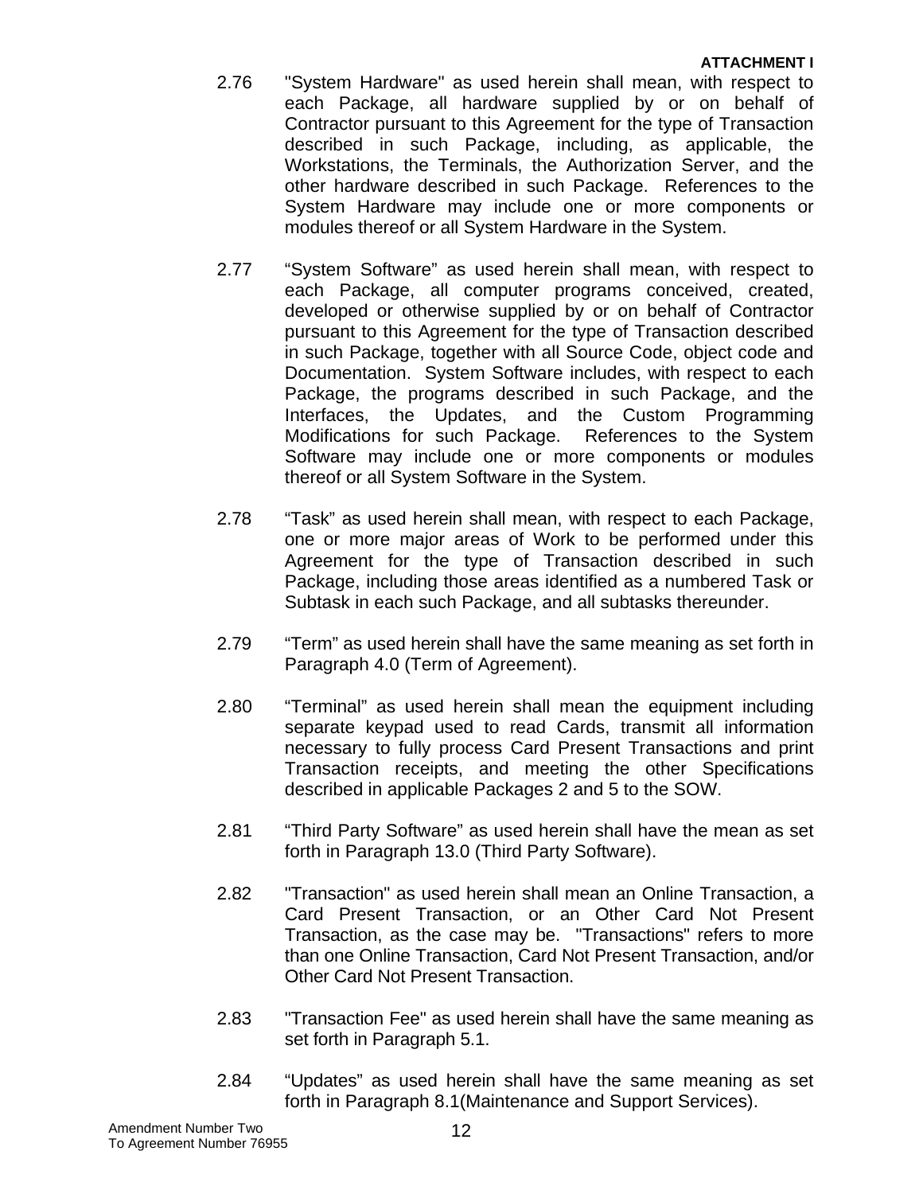2.76 "System Hardware" as used herein shall mean, with respect to each Package, all hardware supplied by or on behalf of Contractor pursuant to this Agreement for the type of Transaction described in such Package, including, as applicable, the Workstations, the Terminals, the Authorization Server, and the other hardware described in such Package. References to the System Hardware may include one or more components or modules thereof or all System Hardware in the System.

2.77 "System Software" as used herein shall mean, with respect to each Package, all computer programs conceived, created, developed or otherwise supplied by or on behalf of Contractor pursuant to this Agreement for the type of Transaction described in such Package, together with all Source Code, object code and Documentation. System Software includes, with respect to each Package, the programs described in such Package, and the Interfaces, the Updates, and the Custom Programming Modifications for such Package. References to the System Software may include one or more components or modules thereof or all System Software in the System.

2.78 "Task" as used herein shall mean, with respect to each Package, one or more major areas of Work to be performed under this Agreement for the type of Transaction described in such Package, including those areas identified as a numbered Task or Subtask in each such Package, and all subtasks thereunder.

2.79 "Term" as used herein shall have the same meaning as set forth in Paragraph 4.0 (Term of Agreement).

2.80 "Terminal" as used herein shall mean the equipment including separate keypad used to read Cards, transmit all information necessary to fully process Card Present Transactions and print Transaction receipts, and meeting the other Specifications described in applicable Packages 2 and 5 to the SOW.

2.81 "Third Party Software" as used herein shall have the mean as set forth in Paragraph 13.0 (Third Party Software).

2.82 "Transaction" as used herein shall mean an Online Transaction, a Card Present Transaction, or an Other Card Not Present Transaction, as the case may be. "Transactions" refers to more than one Online Transaction, Card Not Present Transaction, and/or Other Card Not Present Transaction.

2.83 "Transaction Fee" as used herein shall have the same meaning as set forth in Paragraph 5.1.

2.84 "Updates" as used herein shall have the same meaning as set forth in Paragraph 8.1(Maintenance and Support Services).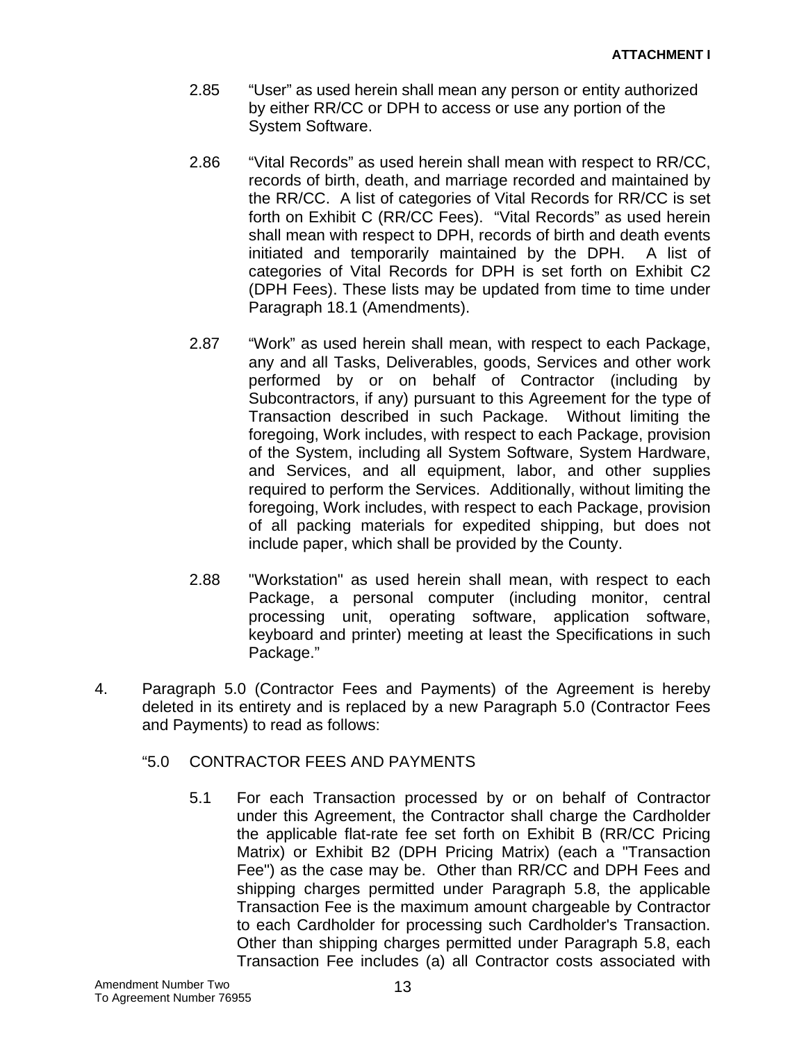2.85 "User" as used herein shall mean any person or entity authorized by either RR/CC or DPH to access or use any portion of the System Software.

2.86 "Vital Records" as used herein shall mean with respect to RR/CC, records of birth, death, and marriage recorded and maintained by the RR/CC. A list of categories of Vital Records for RR/CC is set forth on Exhibit C (RR/CC Fees). "Vital Records" as used herein shall mean with respect to DPH, records of birth and death events initiated and temporarily maintained by the DPH. A list of categories of Vital Records for DPH is set forth on Exhibit C2 (DPH Fees). These lists may be updated from time to time under Paragraph 18.1 (Amendments).

2.87 "Work" as used herein shall mean, with respect to each Package, any and all Tasks, Deliverables, goods, Services and other work performed by or on behalf of Contractor (including by Subcontractors, if any) pursuant to this Agreement for the type of Transaction described in such Package. Without limiting the foregoing, Work includes, with respect to each Package, provision of the System, including all System Software, System Hardware, and Services, and all equipment, labor, and other supplies required to perform the Services. Additionally, without limiting the foregoing, Work includes, with respect to each Package, provision of all packing materials for expedited shipping, but does not include paper, which shall be provided by the County.

2.88 "Workstation" as used herein shall mean, with respect to each Package, a personal computer (including monitor, central processing unit, operating software, application software, keyboard and printer) meeting at least the Specifications in such Package."

4. Paragraph 5.0 (Contractor Fees and Payments) of the Agreement is hereby deleted in its entirety and is replaced by a new Paragraph 5.0 (Contractor Fees and Payments) to read as follows:

"5.0 CONTRACTOR FEES AND PAYMENTS

5.1 For each Transaction processed by or on behalf of Contractor under this Agreement, the Contractor shall charge the Cardholder the applicable flat-rate fee set forth on Exhibit B (RR/CC Pricing Matrix) or Exhibit B2 (DPH Pricing Matrix) (each a "Transaction Fee") as the case may be. Other than RR/CC and DPH Fees and shipping charges permitted under Paragraph 5.8, the applicable Transaction Fee is the maximum amount chargeable by Contractor to each Cardholder for processing such Cardholder's Transaction. Other than shipping charges permitted under Paragraph 5.8, each Transaction Fee includes (a) all Contractor costs associated with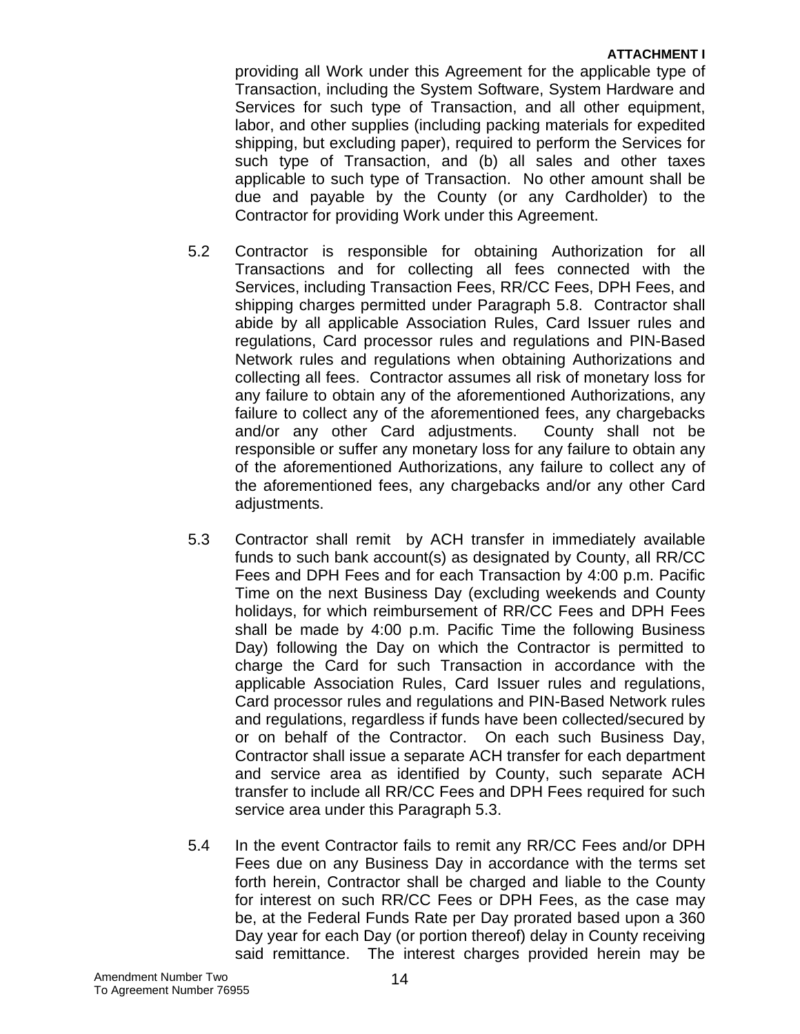providing all Work under this Agreement for the applicable type of Transaction, including the System Software, System Hardware and Services for such type of Transaction, and all other equipment, labor, and other supplies (including packing materials for expedited shipping, but excluding paper), required to perform the Services for such type of Transaction, and (b) all sales and other taxes applicable to such type of Transaction. No other amount shall be due and payable by the County (or any Cardholder) to the Contractor for providing Work under this Agreement.

5.2 Contractor is responsible for obtaining Authorization for all Transactions and for collecting all fees connected with the Services, including Transaction Fees, RR/CC Fees, DPH Fees, and shipping charges permitted under Paragraph 5.8. Contractor shall abide by all applicable Association Rules, Card Issuer rules and regulations, Card processor rules and regulations and PIN-Based Network rules and regulations when obtaining Authorizations and collecting all fees. Contractor assumes all risk of monetary loss for any failure to obtain any of the aforementioned Authorizations, any failure to collect any of the aforementioned fees, any chargebacks and/or any other Card adjustments. County shall not be responsible or suffer any monetary loss for any failure to obtain any of the aforementioned Authorizations, any failure to collect any of the aforementioned fees, any chargebacks and/or any other Card adjustments.

5.3 Contractor shall remit by ACH transfer in immediately available funds to such bank account(s) as designated by County, all RR/CC Fees and DPH Fees and for each Transaction by 4:00 p.m. Pacific Time on the next Business Day (excluding weekends and County holidays, for which reimbursement of RR/CC Fees and DPH Fees shall be made by 4:00 p.m. Pacific Time the following Business Day) following the Day on which the Contractor is permitted to charge the Card for such Transaction in accordance with the applicable Association Rules, Card Issuer rules and regulations, Card processor rules and regulations and PIN-Based Network rules and regulations, regardless if funds have been collected/secured by or on behalf of the Contractor. On each such Business Day, Contractor shall issue a separate ACH transfer for each department and service area as identified by County, such separate ACH transfer to include all RR/CC Fees and DPH Fees required for such service area under this Paragraph 5.3.

5.4 In the event Contractor fails to remit any RR/CC Fees and/or DPH Fees due on any Business Day in accordance with the terms set forth herein, Contractor shall be charged and liable to the County for interest on such RR/CC Fees or DPH Fees, as the case may be, at the Federal Funds Rate per Day prorated based upon a 360 Day year for each Day (or portion thereof) delay in County receiving said remittance. The interest charges provided herein may be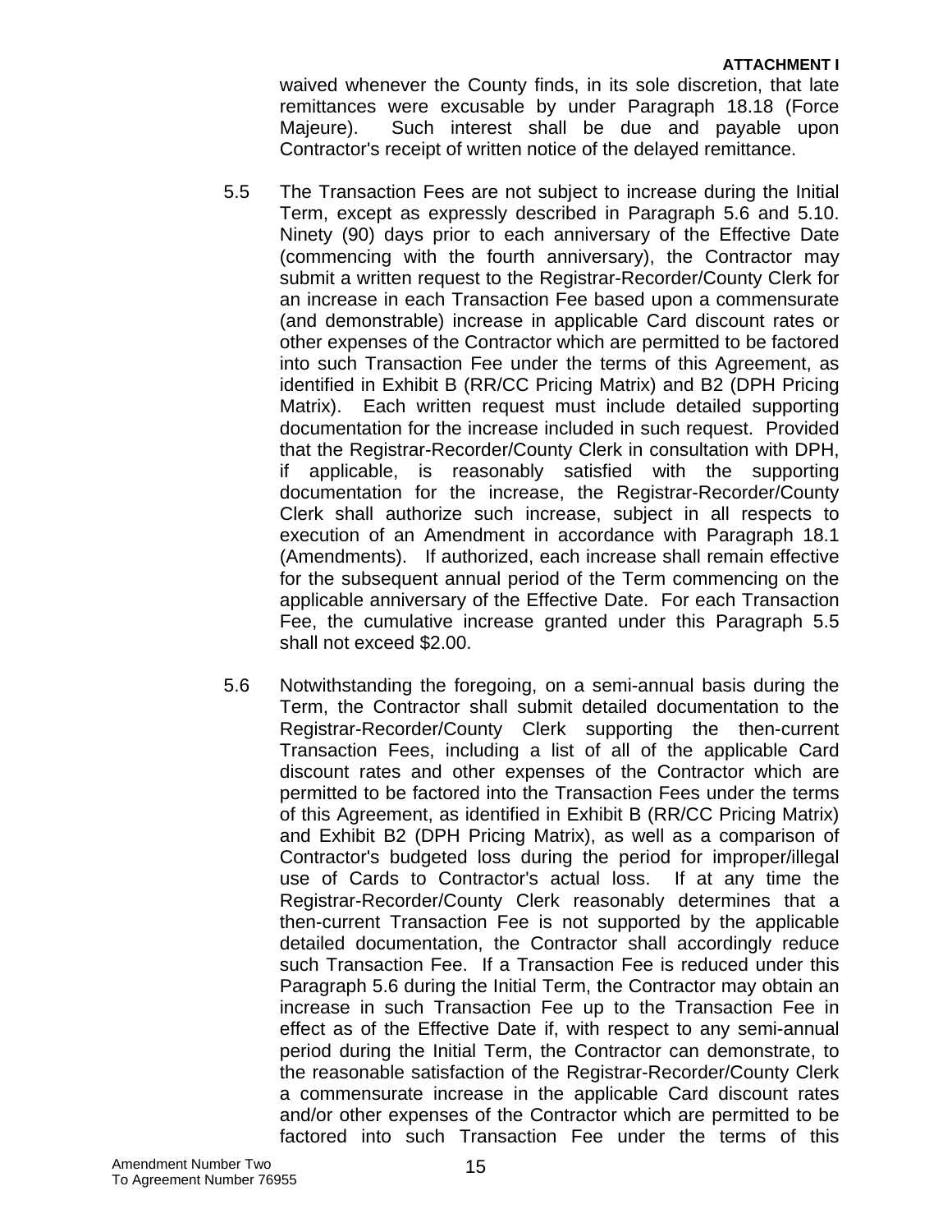waived whenever the County finds, in its sole discretion, that late remittances were excusable by under Paragraph 18.18 (Force Majeure). Such interest shall be due and payable upon Contractor's receipt of written notice of the delayed remittance.

5.5 The Transaction Fees are not subject to increase during the Initial Term, except as expressly described in Paragraph 5.6 and 5.10. Ninety (90) days prior to each anniversary of the Effective Date (commencing with the fourth anniversary), the Contractor may submit a written request to the Registrar-Recorder/County Clerk for an increase in each Transaction Fee based upon a commensurate (and demonstrable) increase in applicable Card discount rates or other expenses of the Contractor which are permitted to be factored into such Transaction Fee under the terms of this Agreement, as identified in Exhibit B (RR/CC Pricing Matrix) and B2 (DPH Pricing Matrix). Each written request must include detailed supporting documentation for the increase included in such request. Provided that the Registrar-Recorder/County Clerk in consultation with DPH, if applicable, is reasonably satisfied with the supporting documentation for the increase, the Registrar-Recorder/County Clerk shall authorize such increase, subject in all respects to execution of an Amendment in accordance with Paragraph 18.1 (Amendments). If authorized, each increase shall remain effective for the subsequent annual period of the Term commencing on the applicable anniversary of the Effective Date. For each Transaction Fee, the cumulative increase granted under this Paragraph 5.5 shall not exceed $2.00.

5.6 Notwithstanding the foregoing, on a semi-annual basis during the Term, the Contractor shall submit detailed documentation to the Registrar-Recorder/County Clerk supporting the then-current Transaction Fees, including a list of all of the applicable Card discount rates and other expenses of the Contractor which are permitted to be factored into the Transaction Fees under the terms of this Agreement, as identified in Exhibit B (RR/CC Pricing Matrix) and Exhibit B2 (DPH Pricing Matrix), as well as a comparison of Contractor's budgeted loss during the period for improper/illegal use of Cards to Contractor's actual loss. If at any time the Registrar-Recorder/County Clerk reasonably determines that a then-current Transaction Fee is not supported by the applicable detailed documentation, the Contractor shall accordingly reduce such Transaction Fee. If a Transaction Fee is reduced under this Paragraph 5.6 during the Initial Term, the Contractor may obtain an increase in such Transaction Fee up to the Transaction Fee in effect as of the Effective Date if, with respect to any semi-annual period during the Initial Term, the Contractor can demonstrate, to the reasonable satisfaction of the Registrar-Recorder/County Clerk a commensurate increase in the applicable Card discount rates and/or other expenses of the Contractor which are permitted to be factored into such Transaction Fee under the terms of this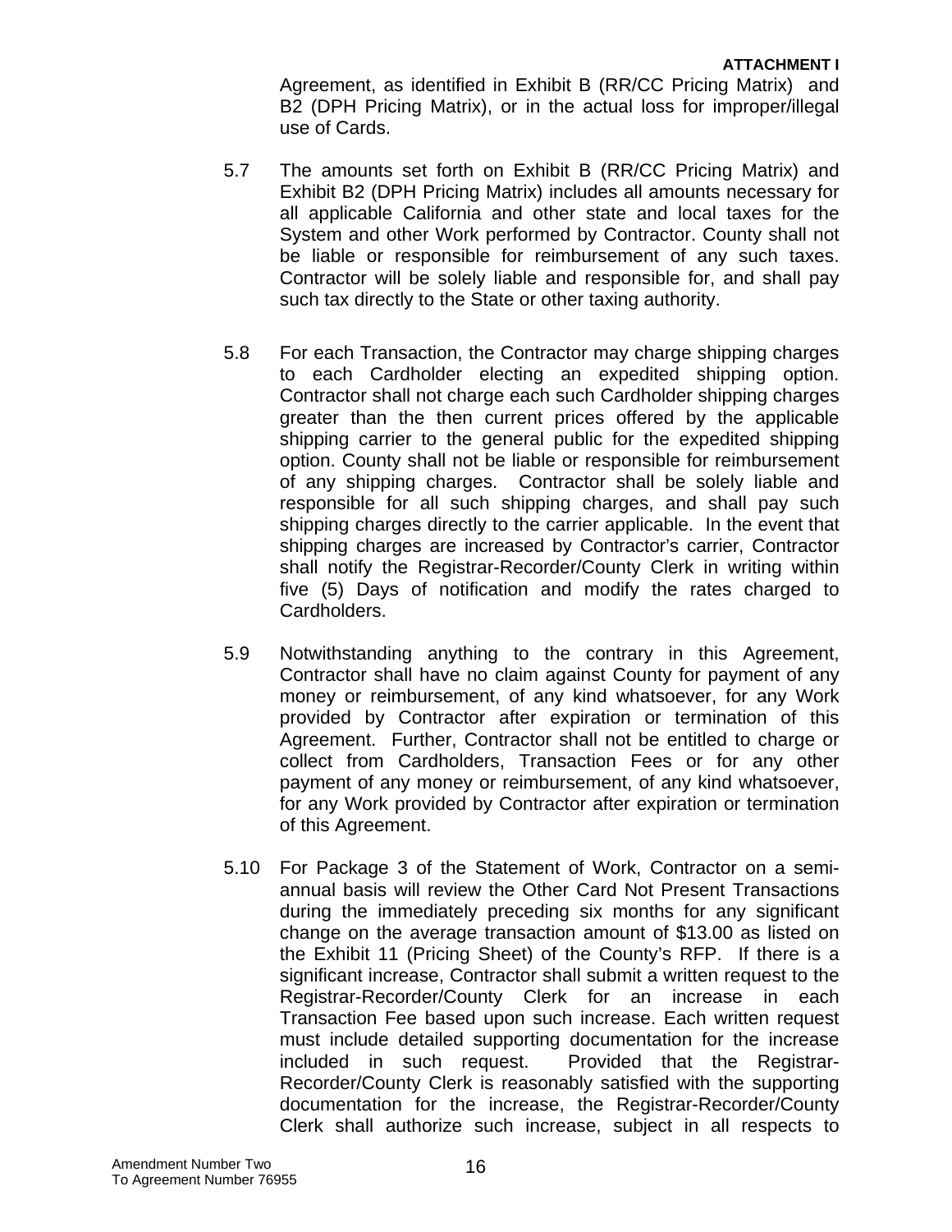Agreement, as identified in Exhibit B (RR/CC Pricing Matrix) and B2 (DPH Pricing Matrix), or in the actual loss for improper/illegal use of Cards.

5.7 The amounts set forth on Exhibit B (RR/CC Pricing Matrix) and Exhibit B2 (DPH Pricing Matrix) includes all amounts necessary for all applicable California and other state and local taxes for the System and other Work performed by Contractor. County shall not be liable or responsible for reimbursement of any such taxes. Contractor will be solely liable and responsible for, and shall pay such tax directly to the State or other taxing authority.

5.8 For each Transaction, the Contractor may charge shipping charges to each Cardholder electing an expedited shipping option. Contractor shall not charge each such Cardholder shipping charges greater than the then current prices offered by the applicable shipping carrier to the general public for the expedited shipping option. County shall not be liable or responsible for reimbursement of any shipping charges. Contractor shall be solely liable and responsible for all such shipping charges, and shall pay such shipping charges directly to the carrier applicable. In the event that shipping charges are increased by Contractor's carrier, Contractor shall notify the Registrar-Recorder/County Clerk in writing within five (5) Days of notification and modify the rates charged to Cardholders.

5.9 Notwithstanding anything to the contrary in this Agreement, Contractor shall have no claim against County for payment of any money or reimbursement, of any kind whatsoever, for any Work provided by Contractor after expiration or termination of this Agreement. Further, Contractor shall not be entitled to charge or collect from Cardholders, Transaction Fees or for any other payment of any money or reimbursement, of any kind whatsoever, for any Work provided by Contractor after expiration or termination of this Agreement.

5.10 For Package 3 of the Statement of Work, Contractor on a semi-annual basis will review the Other Card Not Present Transactions during the immediately preceding six months for any significant change on the average transaction amount of $13.00 as listed on the Exhibit 11 (Pricing Sheet) of the County's RFP. If there is a significant increase, Contractor shall submit a written request to the Registrar-Recorder/County Clerk for an increase in each Transaction Fee based upon such increase. Each written request must include detailed supporting documentation for the increase included in such request. Provided that the Registrar-Recorder/County Clerk is reasonably satisfied with the supporting documentation for the increase, the Registrar-Recorder/County Clerk shall authorize such increase, subject in all respects to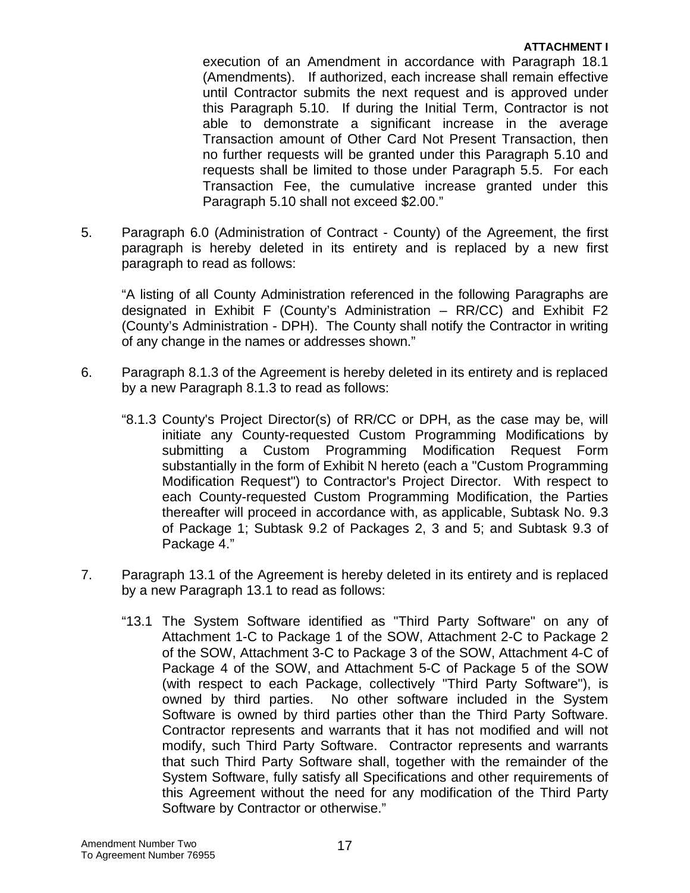execution of an Amendment in accordance with Paragraph 18.1 (Amendments). If authorized, each increase shall remain effective until Contractor submits the next request and is approved under this Paragraph 5.10. If during the Initial Term, Contractor is not able to demonstrate a significant increase in the average Transaction amount of Other Card Not Present Transaction, then no further requests will be granted under this Paragraph 5.10 and requests shall be limited to those under Paragraph 5.5. For each Transaction Fee, the cumulative increase granted under this Paragraph 5.10 shall not exceed $2.00."

5. Paragraph 6.0 (Administration of Contract - County) of the Agreement, the first paragraph is hereby deleted in its entirety and is replaced by a new first paragraph to read as follows:

   "A listing of all County Administration referenced in the following Paragraphs are designated in Exhibit F (County's Administration – RR/CC) and Exhibit F2 (County's Administration - DPH). The County shall notify the Contractor in writing of any change in the names or addresses shown."

6. Paragraph 8.1.3 of the Agreement is hereby deleted in its entirety and is replaced by a new Paragraph 8.1.3 to read as follows:

   "8.1.3 County's Project Director(s) of RR/CC or DPH, as the case may be, will initiate any County-requested Custom Programming Modifications by submitting a Custom Programming Modification Request Form substantially in the form of Exhibit N hereto (each a "Custom Programming Modification Request") to Contractor's Project Director. With respect to each County-requested Custom Programming Modification, the Parties thereafter will proceed in accordance with, as applicable, Subtask No. 9.3 of Package 1; Subtask 9.2 of Packages 2, 3 and 5; and Subtask 9.3 of Package 4."

7. Paragraph 13.1 of the Agreement is hereby deleted in its entirety and is replaced by a new Paragraph 13.1 to read as follows:

   "13.1 The System Software identified as "Third Party Software" on any of Attachment 1-C to Package 1 of the SOW, Attachment 2-C to Package 2 of the SOW, Attachment 3-C to Package 3 of the SOW, Attachment 4-C of Package 4 of the SOW, and Attachment 5-C of Package 5 of the SOW (with respect to each Package, collectively "Third Party Software"), is owned by third parties. No other software included in the System Software is owned by third parties other than the Third Party Software. Contractor represents and warrants that it has not modified and will not modify, such Third Party Software. Contractor represents and warrants that such Third Party Software shall, together with the remainder of the System Software, fully satisfy all Specifications and other requirements of this Agreement without the need for any modification of the Third Party Software by Contractor or otherwise."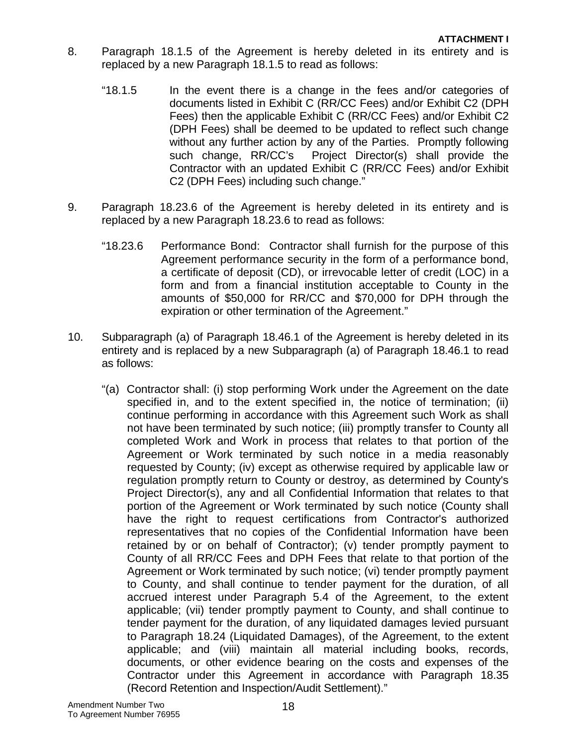**ATTACHMENT I**

8. Paragraph 18.1.5 of the Agreement is hereby deleted in its entirety and is replaced by a new Paragraph 18.1.5 to read as follows:

   "18.1.5 In the event there is a change in the fees and/or categories of documents listed in Exhibit C (RR/CC Fees) and/or Exhibit C2 (DPH Fees) then the applicable Exhibit C (RR/CC Fees) and/or Exhibit C2 (DPH Fees) shall be deemed to be updated to reflect such change without any further action by any of the Parties. Promptly following such change, RR/CC's Project Director(s) shall provide the Contractor with an updated Exhibit C (RR/CC Fees) and/or Exhibit C2 (DPH Fees) including such change."

9. Paragraph 18.23.6 of the Agreement is hereby deleted in its entirety and is replaced by a new Paragraph 18.23.6 to read as follows:

   "18.23.6 Performance Bond: Contractor shall furnish for the purpose of this Agreement performance security in the form of a performance bond, a certificate of deposit (CD), or irrevocable letter of credit (LOC) in a form and from a financial institution acceptable to County in the amounts of $50,000 for RR/CC and $70,000 for DPH through the expiration or other termination of the Agreement."

10. Subparagraph (a) of Paragraph 18.46.1 of the Agreement is hereby deleted in its entirety and is replaced by a new Subparagraph (a) of Paragraph 18.46.1 to read as follows:

   "(a) Contractor shall: (i) stop performing Work under the Agreement on the date specified in, and to the extent specified in, the notice of termination; (ii) continue performing in accordance with this Agreement such Work as shall not have been terminated by such notice; (iii) promptly transfer to County all completed Work and Work in process that relates to that portion of the Agreement or Work terminated by such notice in a media reasonably requested by County; (iv) except as otherwise required by applicable law or regulation promptly return to County or destroy, as determined by County's Project Director(s), any and all Confidential Information that relates to that portion of the Agreement or Work terminated by such notice (County shall have the right to request certifications from Contractor's authorized representatives that no copies of the Confidential Information have been retained by or on behalf of Contractor); (v) tender promptly payment to County of all RR/CC Fees and DPH Fees that relate to that portion of the Agreement or Work terminated by such notice; (vi) tender promptly payment to County, and shall continue to tender payment for the duration, of all accrued interest under Paragraph 5.4 of the Agreement, to the extent applicable; (vii) tender promptly payment to County, and shall continue to tender payment for the duration, of any liquidated damages levied pursuant to Paragraph 18.24 (Liquidated Damages), of the Agreement, to the extent applicable; and (viii) maintain all material including books, records, documents, or other evidence bearing on the costs and expenses of the Contractor under this Agreement in accordance with Paragraph 18.35 (Record Retention and Inspection/Audit Settlement)."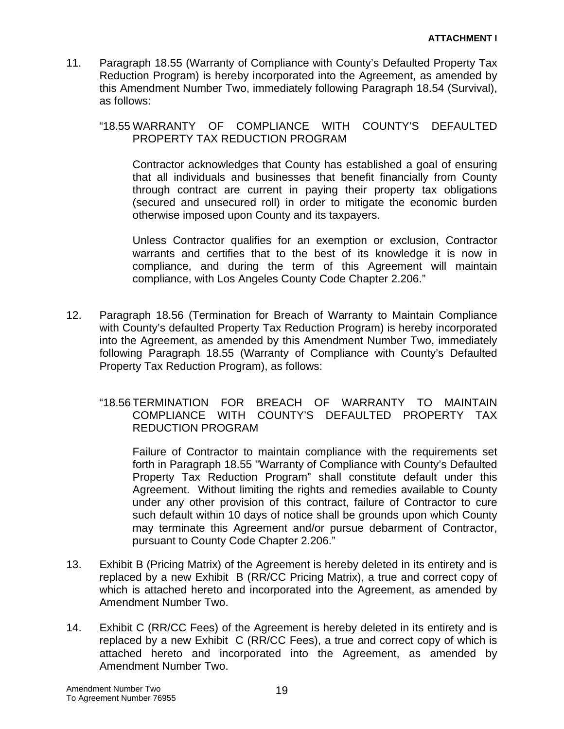11. Paragraph 18.55 (Warranty of Compliance with County's Defaulted Property Tax Reduction Program) is hereby incorporated into the Agreement, as amended by this Amendment Number Two, immediately following Paragraph 18.54 (Survival), as follows:

    "18.55 WARRANTY OF COMPLIANCE WITH COUNTY'S DEFAULTED PROPERTY TAX REDUCTION PROGRAM

    Contractor acknowledges that County has established a goal of ensuring that all individuals and businesses that benefit financially from County through contract are current in paying their property tax obligations (secured and unsecured roll) in order to mitigate the economic burden otherwise imposed upon County and its taxpayers.

    Unless Contractor qualifies for an exemption or exclusion, Contractor warrants and certifies that to the best of its knowledge it is now in compliance, and during the term of this Agreement will maintain compliance, with Los Angeles County Code Chapter 2.206."

12. Paragraph 18.56 (Termination for Breach of Warranty to Maintain Compliance with County's defaulted Property Tax Reduction Program) is hereby incorporated into the Agreement, as amended by this Amendment Number Two, immediately following Paragraph 18.55 (Warranty of Compliance with County's Defaulted Property Tax Reduction Program), as follows:

    "18.56 TERMINATION FOR BREACH OF WARRANTY TO MAINTAIN COMPLIANCE WITH COUNTY'S DEFAULTED PROPERTY TAX REDUCTION PROGRAM

    Failure of Contractor to maintain compliance with the requirements set forth in Paragraph 18.55 "Warranty of Compliance with County's Defaulted Property Tax Reduction Program" shall constitute default under this Agreement. Without limiting the rights and remedies available to County under any other provision of this contract, failure of Contractor to cure such default within 10 days of notice shall be grounds upon which County may terminate this Agreement and/or pursue debarment of Contractor, pursuant to County Code Chapter 2.206."

13. Exhibit B (Pricing Matrix) of the Agreement is hereby deleted in its entirety and is replaced by a new Exhibit B (RR/CC Pricing Matrix), a true and correct copy of which is attached hereto and incorporated into the Agreement, as amended by Amendment Number Two.

14. Exhibit C (RR/CC Fees) of the Agreement is hereby deleted in its entirety and is replaced by a new Exhibit C (RR/CC Fees), a true and correct copy of which is attached hereto and incorporated into the Agreement, as amended by Amendment Number Two.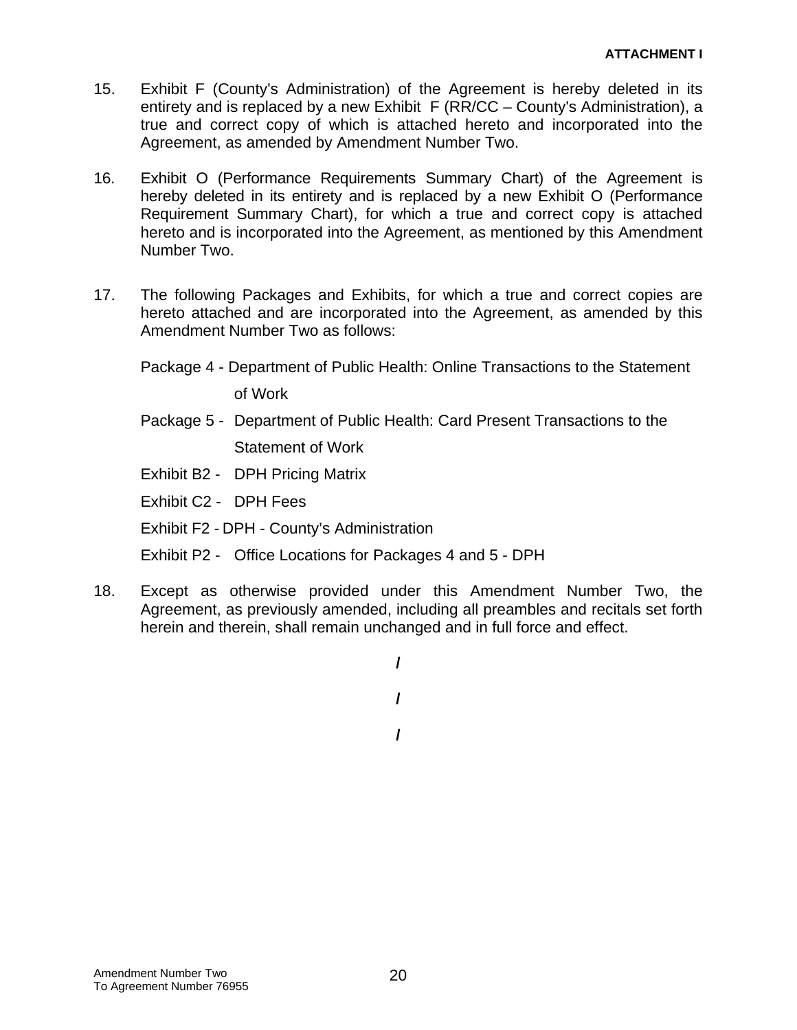**ATTACHMENT I**

15. Exhibit F (County's Administration) of the Agreement is hereby deleted in its entirety and is replaced by a new Exhibit F (RR/CC – County's Administration), a true and correct copy of which is attached hereto and incorporated into the Agreement, as amended by Amendment Number Two.

16. Exhibit O (Performance Requirements Summary Chart) of the Agreement is hereby deleted in its entirety and is replaced by a new Exhibit O (Performance Requirement Summary Chart), for which a true and correct copy is attached hereto and is incorporated into the Agreement, as mentioned by this Amendment Number Two.

17. The following Packages and Exhibits, for which a true and correct copies are hereto attached and are incorporated into the Agreement, as amended by this Amendment Number Two as follows:

    Package 4 - Department of Public Health: Online Transactions to the Statement of Work

    Package 5 - Department of Public Health: Card Present Transactions to the Statement of Work

    Exhibit B2 - DPH Pricing Matrix

    Exhibit C2 - DPH Fees

    Exhibit F2 - DPH - County's Administration

    Exhibit P2 - Office Locations for Packages 4 and 5 - DPH

18. Except as otherwise provided under this Amendment Number Two, the Agreement, as previously amended, including all preambles and recitals set forth herein and therein, shall remain unchanged and in full force and effect.

/

/

/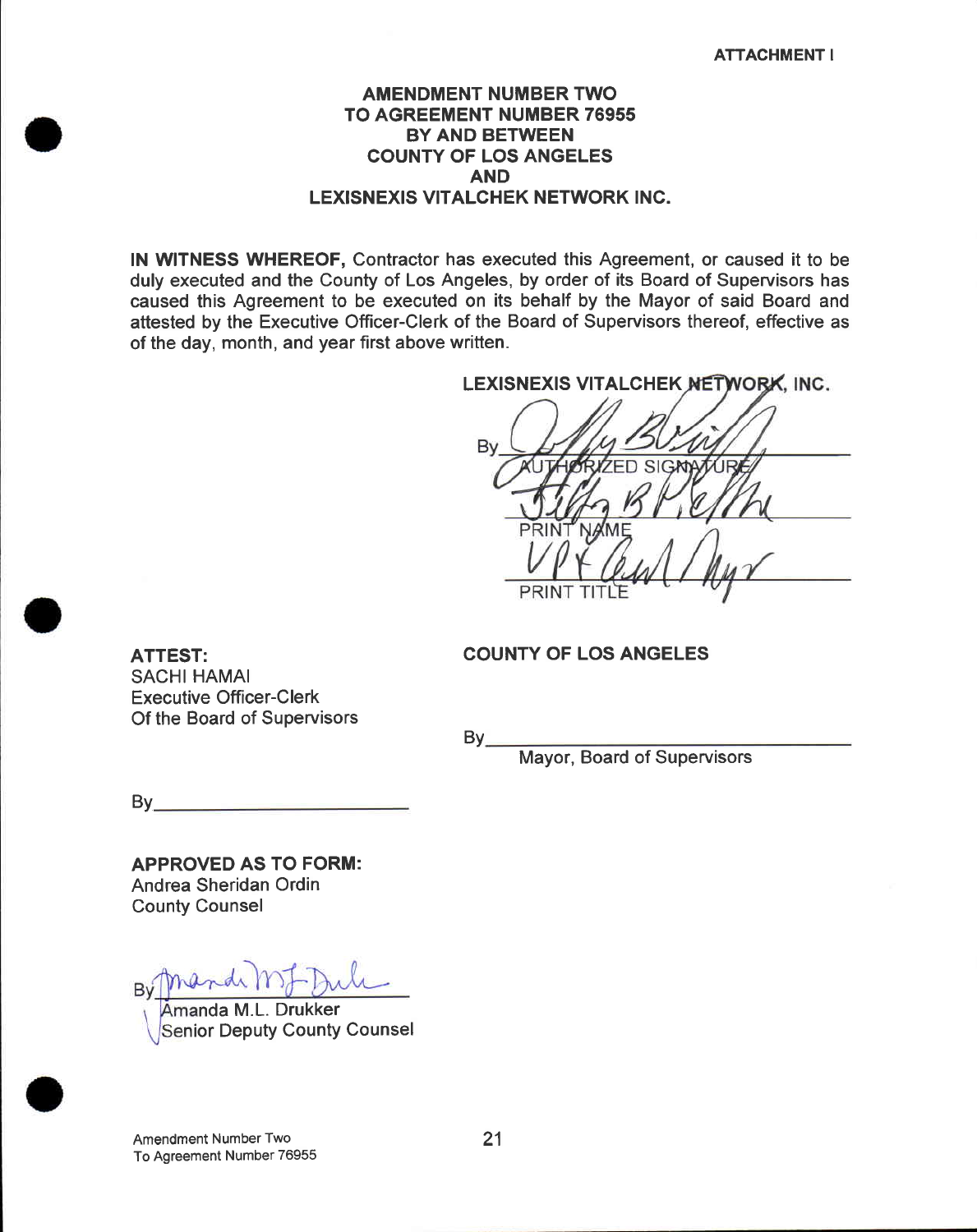ATTACHMENT I

**AMENDMENT NUMBER TWO**
**TO AGREEMENT NUMBER 76955**
**BY AND BETWEEN**
**COUNTY OF LOS ANGELES**
**AND**
**LEXISNEXIS VITALCHEK NETWORK INC.**

**IN WITNESS WHEREOF,** Contractor has executed this Agreement, or caused it to be duly executed and the County of Los Angeles, by order of its Board of Supervisors has caused this Agreement to be executed on its behalf by the Mayor of said Board and attested by the Executive Officer-Clerk of the Board of Supervisors thereof, effective as of the day, month, and year first above written.

**LEXISNEXIS VITALCHEK NETWORK, INC.**

By_______________________________
AUTHORIZED SIGNATURE

_______________________________
PRINT NAME

_______________________________
PRINT TITLE

**ATTEST:**
SACHI HAMAI
Executive Officer-Clerk
Of the Board of Supervisors

By_______________________________

**COUNTY OF LOS ANGELES**

By_______________________________
Mayor, Board of Supervisors

**APPROVED AS TO FORM:**
Andrea Sheridan Ordin
County Counsel

By_______________________________
Amanda M.L. Drukker
Senior Deputy County Counsel

Amendment Number Two
To Agreement Number 76955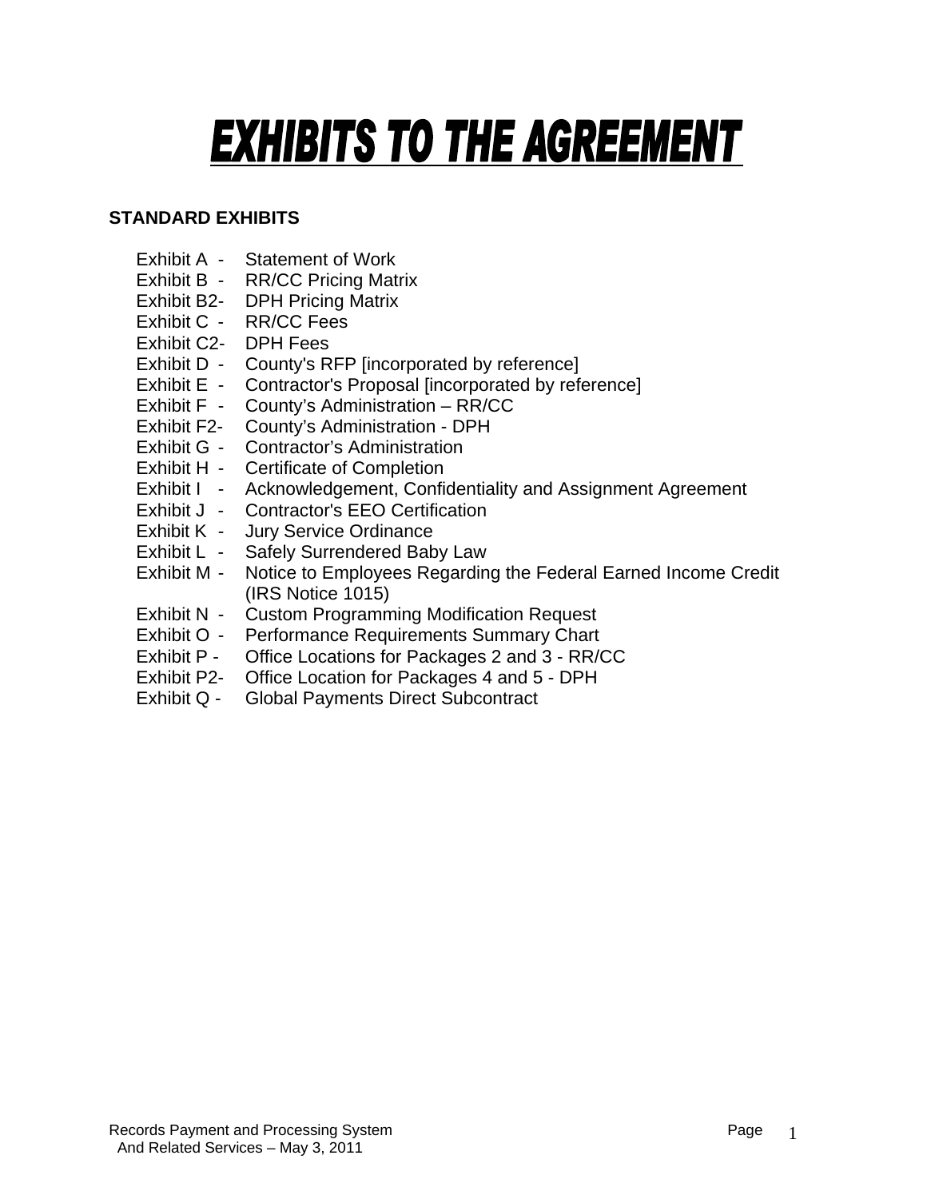# EXHIBITS TO THE AGREEMENT

**STANDARD EXHIBITS**

- Exhibit A - Statement of Work
- Exhibit B - RR/CC Pricing Matrix
- Exhibit B2- DPH Pricing Matrix
- Exhibit C - RR/CC Fees
- Exhibit C2- DPH Fees
- Exhibit D - County's RFP [incorporated by reference]
- Exhibit E - Contractor's Proposal [incorporated by reference]
- Exhibit F - County's Administration – RR/CC
- Exhibit F2- County's Administration - DPH
- Exhibit G - Contractor's Administration
- Exhibit H - Certificate of Completion
- Exhibit I - Acknowledgement, Confidentiality and Assignment Agreement
- Exhibit J - Contractor's EEO Certification
- Exhibit K - Jury Service Ordinance
- Exhibit L - Safely Surrendered Baby Law
- Exhibit M - Notice to Employees Regarding the Federal Earned Income Credit (IRS Notice 1015)
- Exhibit N - Custom Programming Modification Request
- Exhibit O - Performance Requirements Summary Chart
- Exhibit P - Office Locations for Packages 2 and 3 - RR/CC
- Exhibit P2- Office Location for Packages 4 and 5 - DPH
- Exhibit Q - Global Payments Direct Subcontract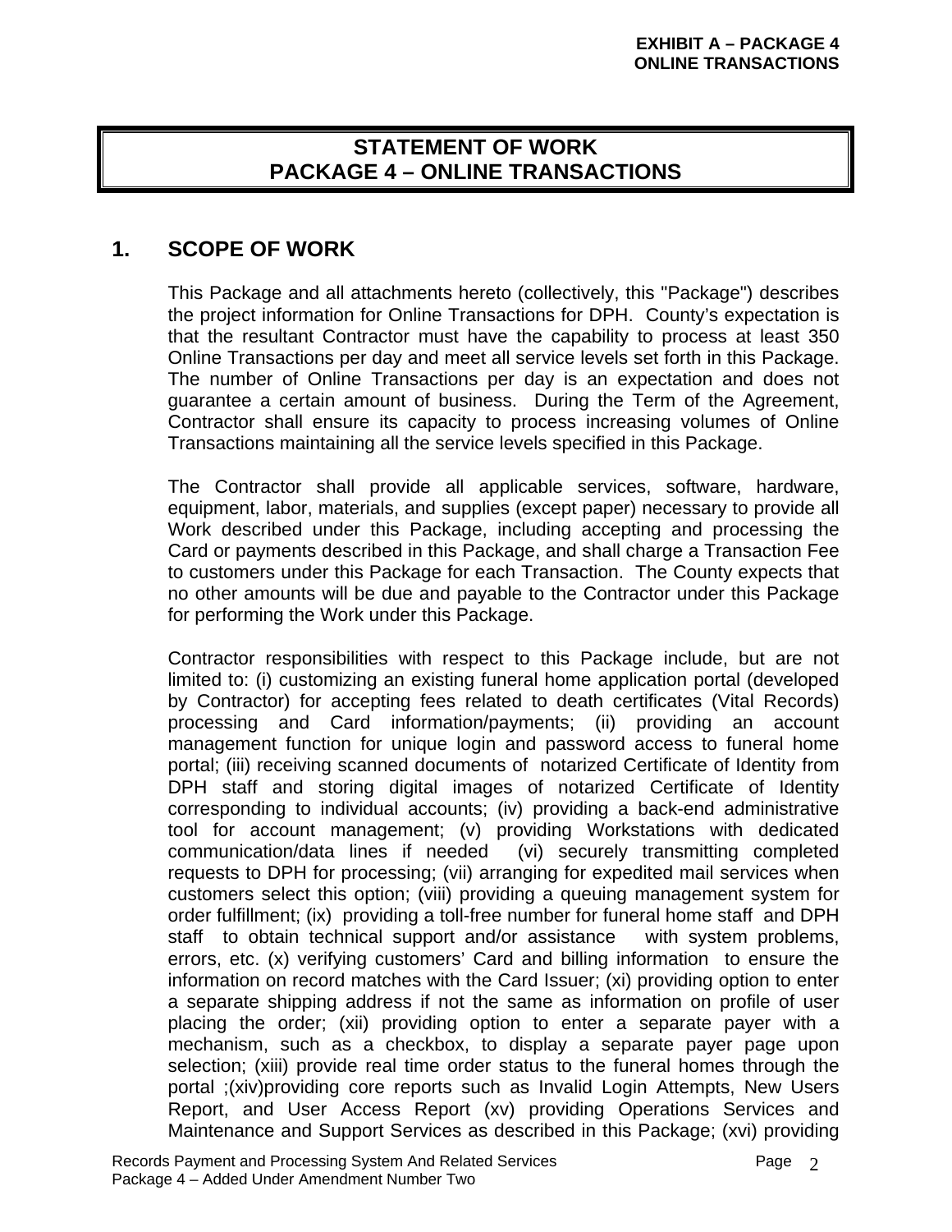**EXHIBIT A – PACKAGE 4**
**ONLINE TRANSACTIONS**

# STATEMENT OF WORK
# PACKAGE 4 – ONLINE TRANSACTIONS

## 1. SCOPE OF WORK

This Package and all attachments hereto (collectively, this "Package") describes the project information for Online Transactions for DPH. County's expectation is that the resultant Contractor must have the capability to process at least 350 Online Transactions per day and meet all service levels set forth in this Package. The number of Online Transactions per day is an expectation and does not guarantee a certain amount of business. During the Term of the Agreement, Contractor shall ensure its capacity to process increasing volumes of Online Transactions maintaining all the service levels specified in this Package.

The Contractor shall provide all applicable services, software, hardware, equipment, labor, materials, and supplies (except paper) necessary to provide all Work described under this Package, including accepting and processing the Card or payments described in this Package, and shall charge a Transaction Fee to customers under this Package for each Transaction. The County expects that no other amounts will be due and payable to the Contractor under this Package for performing the Work under this Package.

Contractor responsibilities with respect to this Package include, but are not limited to: (i) customizing an existing funeral home application portal (developed by Contractor) for accepting fees related to death certificates (Vital Records) processing and Card information/payments; (ii) providing an account management function for unique login and password access to funeral home portal; (iii) receiving scanned documents of notarized Certificate of Identity from DPH staff and storing digital images of notarized Certificate of Identity corresponding to individual accounts; (iv) providing a back-end administrative tool for account management; (v) providing Workstations with dedicated communication/data lines if needed (vi) securely transmitting completed requests to DPH for processing; (vii) arranging for expedited mail services when customers select this option; (viii) providing a queuing management system for order fulfillment; (ix) providing a toll-free number for funeral home staff and DPH staff to obtain technical support and/or assistance with system problems, errors, etc. (x) verifying customers' Card and billing information to ensure the information on record matches with the Card Issuer; (xi) providing option to enter a separate shipping address if not the same as information on profile of user placing the order; (xii) providing option to enter a separate payer with a mechanism, such as a checkbox, to display a separate payer page upon selection; (xiii) provide real time order status to the funeral homes through the portal ;(xiv)providing core reports such as Invalid Login Attempts, New Users Report, and User Access Report (xv) providing Operations Services and Maintenance and Support Services as described in this Package; (xvi) providing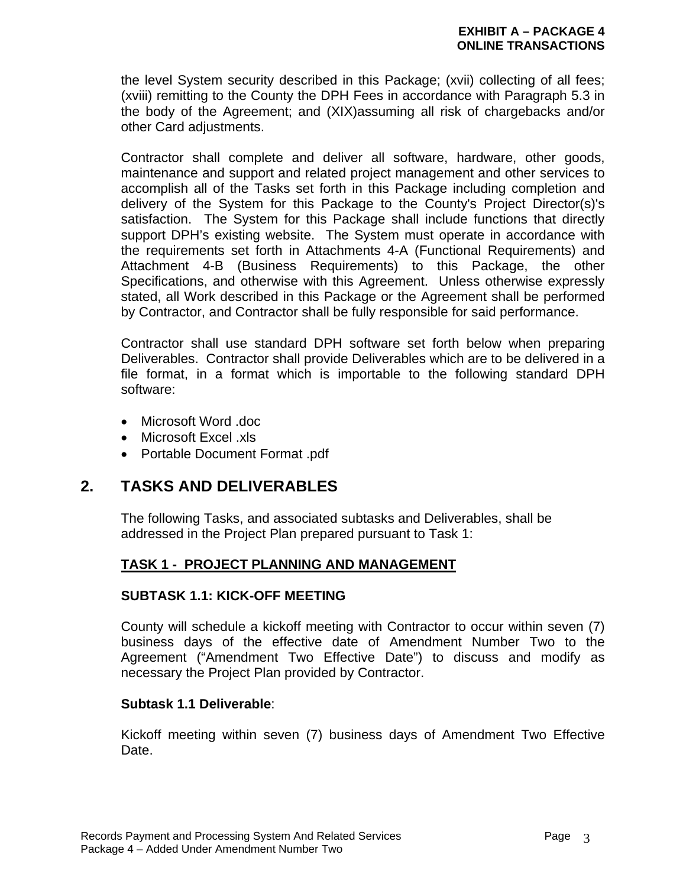the level System security described in this Package; (xvii) collecting of all fees; (xviii) remitting to the County the DPH Fees in accordance with Paragraph 5.3 in the body of the Agreement; and (XIX)assuming all risk of chargebacks and/or other Card adjustments.

Contractor shall complete and deliver all software, hardware, other goods, maintenance and support and related project management and other services to accomplish all of the Tasks set forth in this Package including completion and delivery of the System for this Package to the County's Project Director(s)'s satisfaction. The System for this Package shall include functions that directly support DPH's existing website. The System must operate in accordance with the requirements set forth in Attachments 4-A (Functional Requirements) and Attachment 4-B (Business Requirements) to this Package, the other Specifications, and otherwise with this Agreement. Unless otherwise expressly stated, all Work described in this Package or the Agreement shall be performed by Contractor, and Contractor shall be fully responsible for said performance.

Contractor shall use standard DPH software set forth below when preparing Deliverables. Contractor shall provide Deliverables which are to be delivered in a file format, in a format which is importable to the following standard DPH software:

- Microsoft Word .doc
- Microsoft Excel .xls
- Portable Document Format .pdf

## 2. TASKS AND DELIVERABLES

The following Tasks, and associated subtasks and Deliverables, shall be addressed in the Project Plan prepared pursuant to Task 1:

### TASK 1 - PROJECT PLANNING AND MANAGEMENT

#### SUBTASK 1.1: KICK-OFF MEETING

County will schedule a kickoff meeting with Contractor to occur within seven (7) business days of the effective date of Amendment Number Two to the Agreement ("Amendment Two Effective Date") to discuss and modify as necessary the Project Plan provided by Contractor.

**Subtask 1.1 Deliverable**:

Kickoff meeting within seven (7) business days of Amendment Two Effective Date.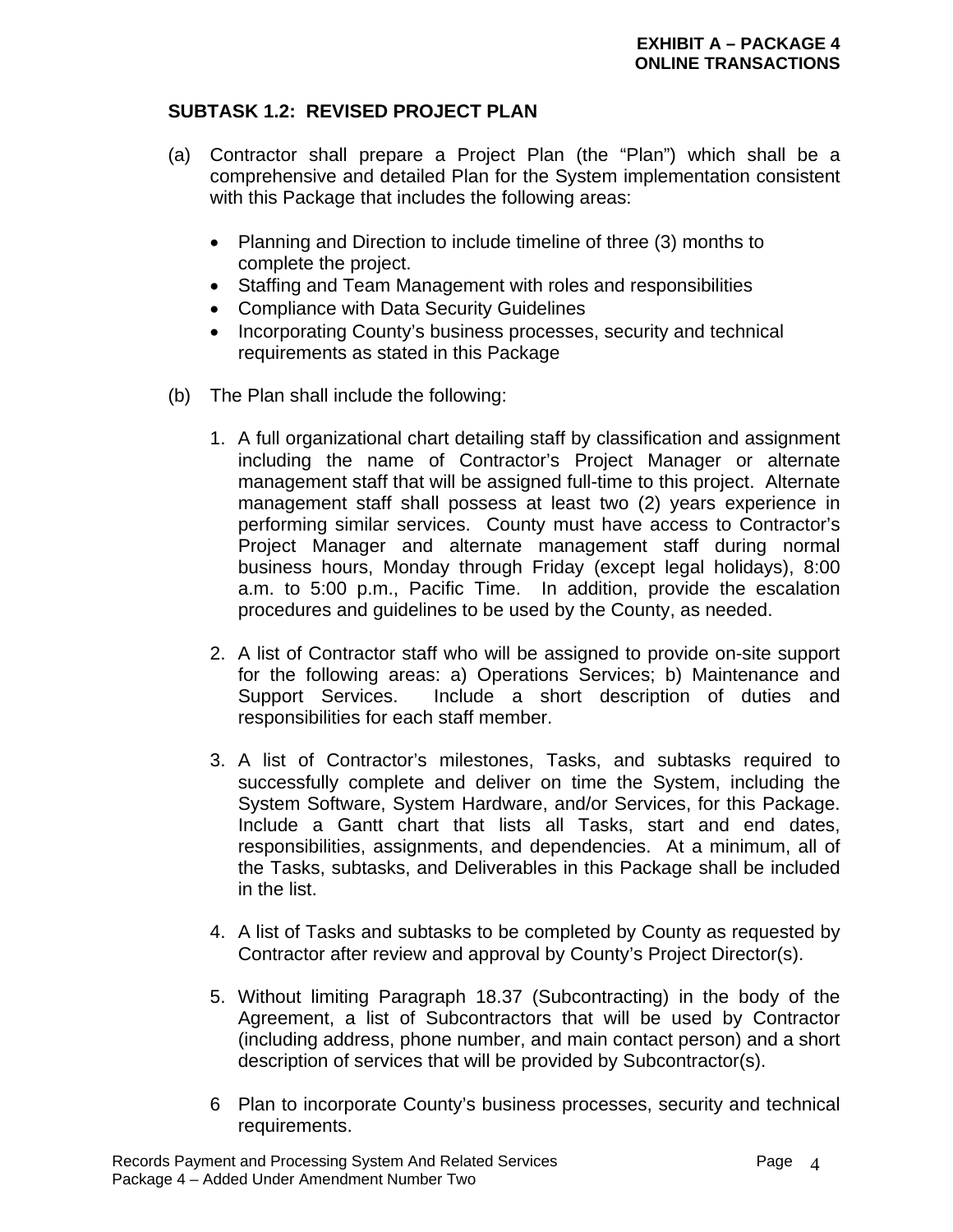### SUBTASK 1.2: REVISED PROJECT PLAN

(a) Contractor shall prepare a Project Plan (the "Plan") which shall be a comprehensive and detailed Plan for the System implementation consistent with this Package that includes the following areas:

- Planning and Direction to include timeline of three (3) months to complete the project.
- Staffing and Team Management with roles and responsibilities
- Compliance with Data Security Guidelines
- Incorporating County's business processes, security and technical requirements as stated in this Package

(b) The Plan shall include the following:

1. A full organizational chart detailing staff by classification and assignment including the name of Contractor's Project Manager or alternate management staff that will be assigned full-time to this project. Alternate management staff shall possess at least two (2) years experience in performing similar services. County must have access to Contractor's Project Manager and alternate management staff during normal business hours, Monday through Friday (except legal holidays), 8:00 a.m. to 5:00 p.m., Pacific Time. In addition, provide the escalation procedures and guidelines to be used by the County, as needed.

2. A list of Contractor staff who will be assigned to provide on-site support for the following areas: a) Operations Services; b) Maintenance and Support Services. Include a short description of duties and responsibilities for each staff member.

3. A list of Contractor's milestones, Tasks, and subtasks required to successfully complete and deliver on time the System, including the System Software, System Hardware, and/or Services, for this Package. Include a Gantt chart that lists all Tasks, start and end dates, responsibilities, assignments, and dependencies. At a minimum, all of the Tasks, subtasks, and Deliverables in this Package shall be included in the list.

4. A list of Tasks and subtasks to be completed by County as requested by Contractor after review and approval by County's Project Director(s).

5. Without limiting Paragraph 18.37 (Subcontracting) in the body of the Agreement, a list of Subcontractors that will be used by Contractor (including address, phone number, and main contact person) and a short description of services that will be provided by Subcontractor(s).

6 Plan to incorporate County's business processes, security and technical requirements.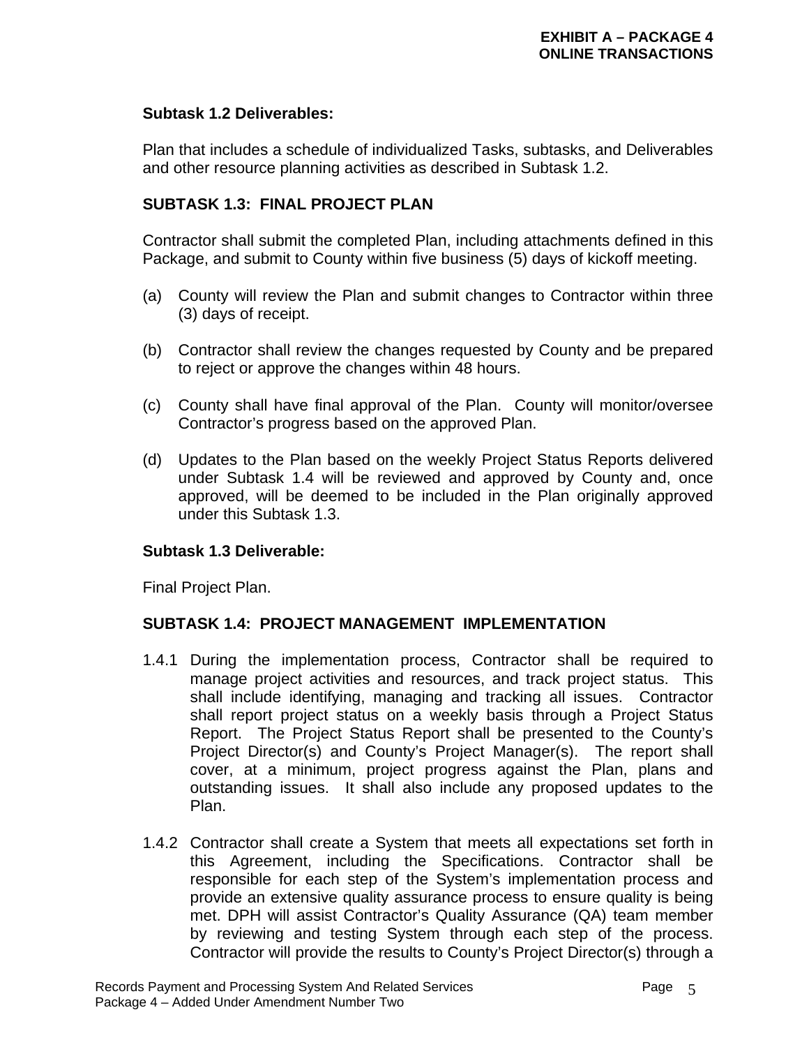**Subtask 1.2 Deliverables:**

Plan that includes a schedule of individualized Tasks, subtasks, and Deliverables and other resource planning activities as described in Subtask 1.2.

**SUBTASK 1.3: FINAL PROJECT PLAN**

Contractor shall submit the completed Plan, including attachments defined in this Package, and submit to County within five business (5) days of kickoff meeting.

(a) County will review the Plan and submit changes to Contractor within three (3) days of receipt.

(b) Contractor shall review the changes requested by County and be prepared to reject or approve the changes within 48 hours.

(c) County shall have final approval of the Plan. County will monitor/oversee Contractor's progress based on the approved Plan.

(d) Updates to the Plan based on the weekly Project Status Reports delivered under Subtask 1.4 will be reviewed and approved by County and, once approved, will be deemed to be included in the Plan originally approved under this Subtask 1.3.

**Subtask 1.3 Deliverable:**

Final Project Plan.

**SUBTASK 1.4: PROJECT MANAGEMENT IMPLEMENTATION**

1.4.1 During the implementation process, Contractor shall be required to manage project activities and resources, and track project status. This shall include identifying, managing and tracking all issues. Contractor shall report project status on a weekly basis through a Project Status Report. The Project Status Report shall be presented to the County's Project Director(s) and County's Project Manager(s). The report shall cover, at a minimum, project progress against the Plan, plans and outstanding issues. It shall also include any proposed updates to the Plan.

1.4.2 Contractor shall create a System that meets all expectations set forth in this Agreement, including the Specifications. Contractor shall be responsible for each step of the System's implementation process and provide an extensive quality assurance process to ensure quality is being met. DPH will assist Contractor's Quality Assurance (QA) team member by reviewing and testing System through each step of the process. Contractor will provide the results to County's Project Director(s) through a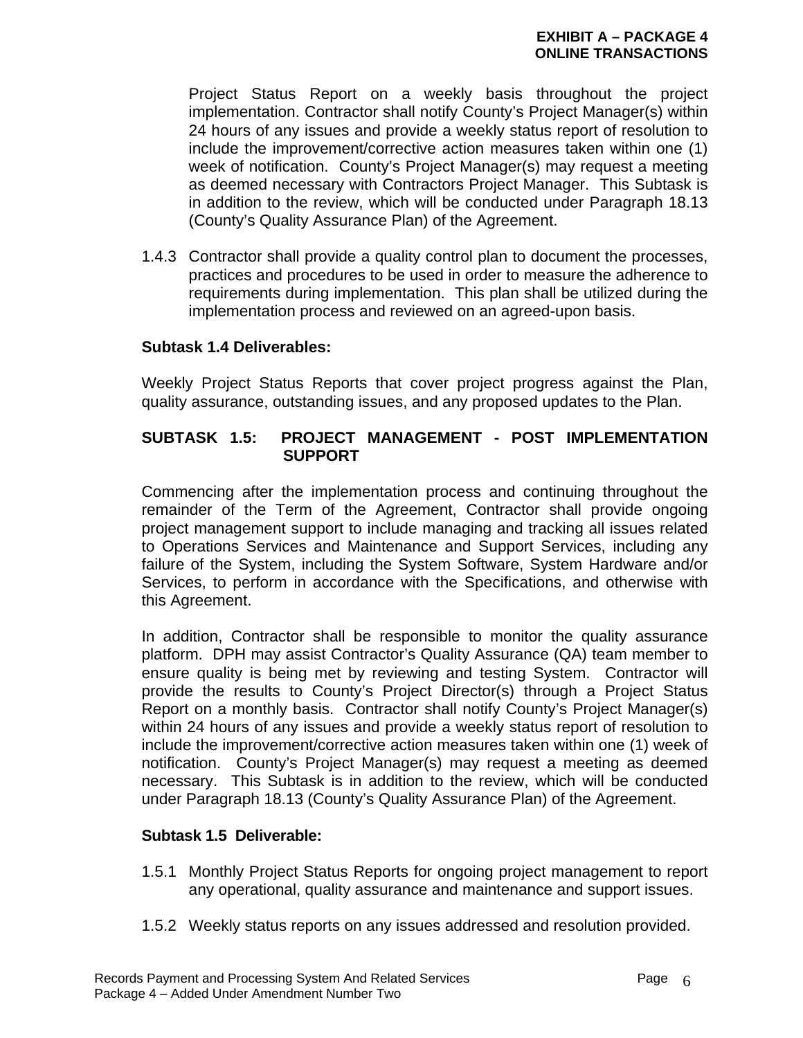Project Status Report on a weekly basis throughout the project implementation. Contractor shall notify County's Project Manager(s) within 24 hours of any issues and provide a weekly status report of resolution to include the improvement/corrective action measures taken within one (1) week of notification. County's Project Manager(s) may request a meeting as deemed necessary with Contractors Project Manager. This Subtask is in addition to the review, which will be conducted under Paragraph 18.13 (County's Quality Assurance Plan) of the Agreement.

1.4.3 Contractor shall provide a quality control plan to document the processes, practices and procedures to be used in order to measure the adherence to requirements during implementation. This plan shall be utilized during the implementation process and reviewed on an agreed-upon basis.

**Subtask 1.4 Deliverables:**

Weekly Project Status Reports that cover project progress against the Plan, quality assurance, outstanding issues, and any proposed updates to the Plan.

### SUBTASK 1.5: PROJECT MANAGEMENT - POST IMPLEMENTATION SUPPORT

Commencing after the implementation process and continuing throughout the remainder of the Term of the Agreement, Contractor shall provide ongoing project management support to include managing and tracking all issues related to Operations Services and Maintenance and Support Services, including any failure of the System, including the System Software, System Hardware and/or Services, to perform in accordance with the Specifications, and otherwise with this Agreement.

In addition, Contractor shall be responsible to monitor the quality assurance platform. DPH may assist Contractor's Quality Assurance (QA) team member to ensure quality is being met by reviewing and testing System. Contractor will provide the results to County's Project Director(s) through a Project Status Report on a monthly basis. Contractor shall notify County's Project Manager(s) within 24 hours of any issues and provide a weekly status report of resolution to include the improvement/corrective action measures taken within one (1) week of notification. County's Project Manager(s) may request a meeting as deemed necessary. This Subtask is in addition to the review, which will be conducted under Paragraph 18.13 (County's Quality Assurance Plan) of the Agreement.

**Subtask 1.5 Deliverable:**

1.5.1 Monthly Project Status Reports for ongoing project management to report any operational, quality assurance and maintenance and support issues.

1.5.2 Weekly status reports on any issues addressed and resolution provided.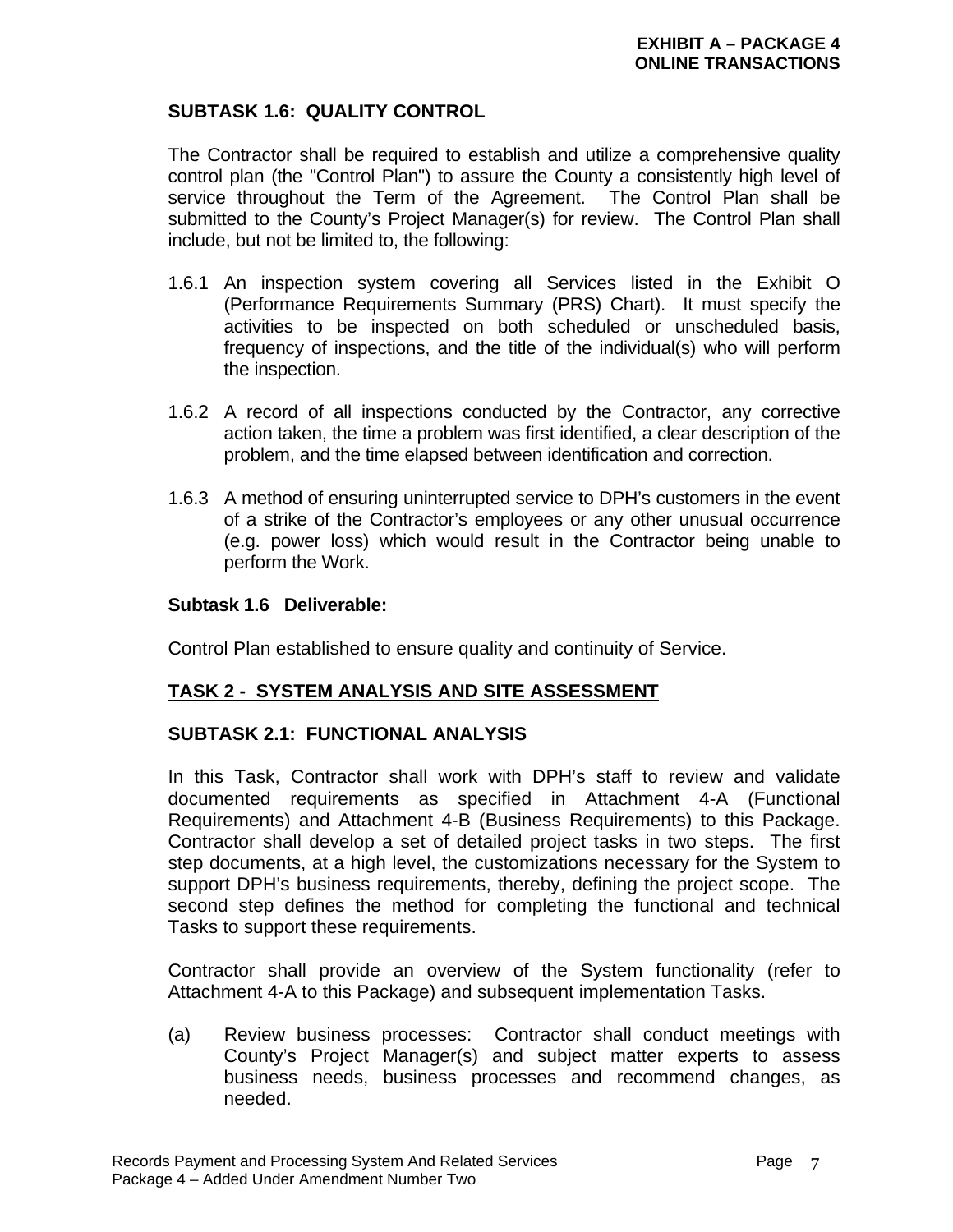### SUBTASK 1.6: QUALITY CONTROL

The Contractor shall be required to establish and utilize a comprehensive quality control plan (the "Control Plan") to assure the County a consistently high level of service throughout the Term of the Agreement. The Control Plan shall be submitted to the County's Project Manager(s) for review. The Control Plan shall include, but not be limited to, the following:

1.6.1 An inspection system covering all Services listed in the Exhibit O (Performance Requirements Summary (PRS) Chart). It must specify the activities to be inspected on both scheduled or unscheduled basis, frequency of inspections, and the title of the individual(s) who will perform the inspection.

1.6.2 A record of all inspections conducted by the Contractor, any corrective action taken, the time a problem was first identified, a clear description of the problem, and the time elapsed between identification and correction.

1.6.3 A method of ensuring uninterrupted service to DPH's customers in the event of a strike of the Contractor's employees or any other unusual occurrence (e.g. power loss) which would result in the Contractor being unable to perform the Work.

**Subtask 1.6 Deliverable:**

Control Plan established to ensure quality and continuity of Service.

## TASK 2 - SYSTEM ANALYSIS AND SITE ASSESSMENT

### SUBTASK 2.1: FUNCTIONAL ANALYSIS

In this Task, Contractor shall work with DPH's staff to review and validate documented requirements as specified in Attachment 4-A (Functional Requirements) and Attachment 4-B (Business Requirements) to this Package. Contractor shall develop a set of detailed project tasks in two steps. The first step documents, at a high level, the customizations necessary for the System to support DPH's business requirements, thereby, defining the project scope. The second step defines the method for completing the functional and technical Tasks to support these requirements.

Contractor shall provide an overview of the System functionality (refer to Attachment 4-A to this Package) and subsequent implementation Tasks.

(a) Review business processes: Contractor shall conduct meetings with County's Project Manager(s) and subject matter experts to assess business needs, business processes and recommend changes, as needed.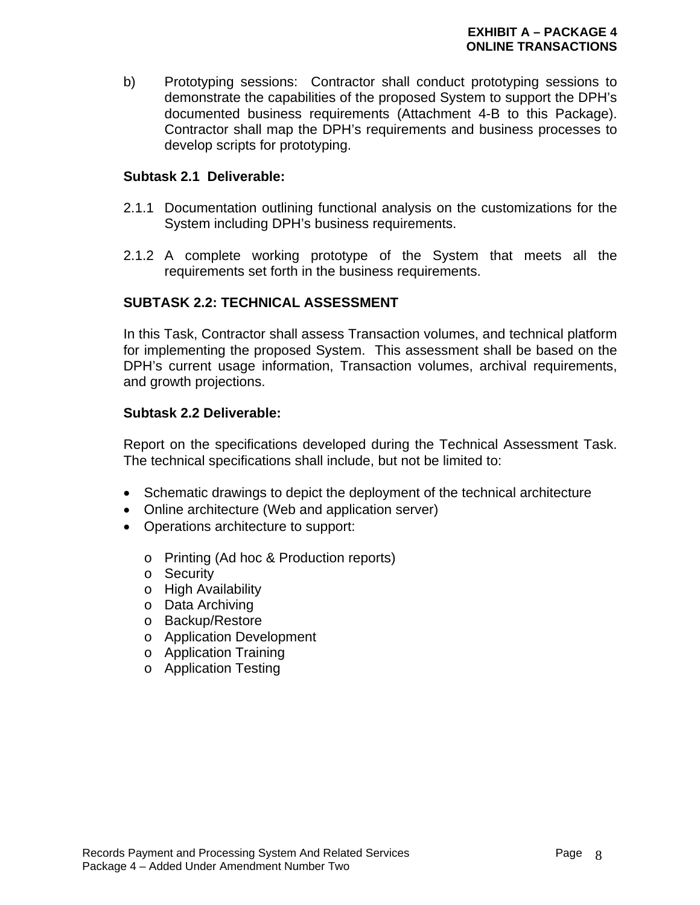b) Prototyping sessions: Contractor shall conduct prototyping sessions to demonstrate the capabilities of the proposed System to support the DPH's documented business requirements (Attachment 4-B to this Package). Contractor shall map the DPH's requirements and business processes to develop scripts for prototyping.

**Subtask 2.1 Deliverable:**

2.1.1 Documentation outlining functional analysis on the customizations for the System including DPH's business requirements.

2.1.2 A complete working prototype of the System that meets all the requirements set forth in the business requirements.

**SUBTASK 2.2: TECHNICAL ASSESSMENT**

In this Task, Contractor shall assess Transaction volumes, and technical platform for implementing the proposed System. This assessment shall be based on the DPH's current usage information, Transaction volumes, archival requirements, and growth projections.

**Subtask 2.2 Deliverable:**

Report on the specifications developed during the Technical Assessment Task. The technical specifications shall include, but not be limited to:

- Schematic drawings to depict the deployment of the technical architecture
- Online architecture (Web and application server)
- Operations architecture to support:
  - Printing (Ad hoc & Production reports)
  - Security
  - High Availability
  - Data Archiving
  - Backup/Restore
  - Application Development
  - Application Training
  - Application Testing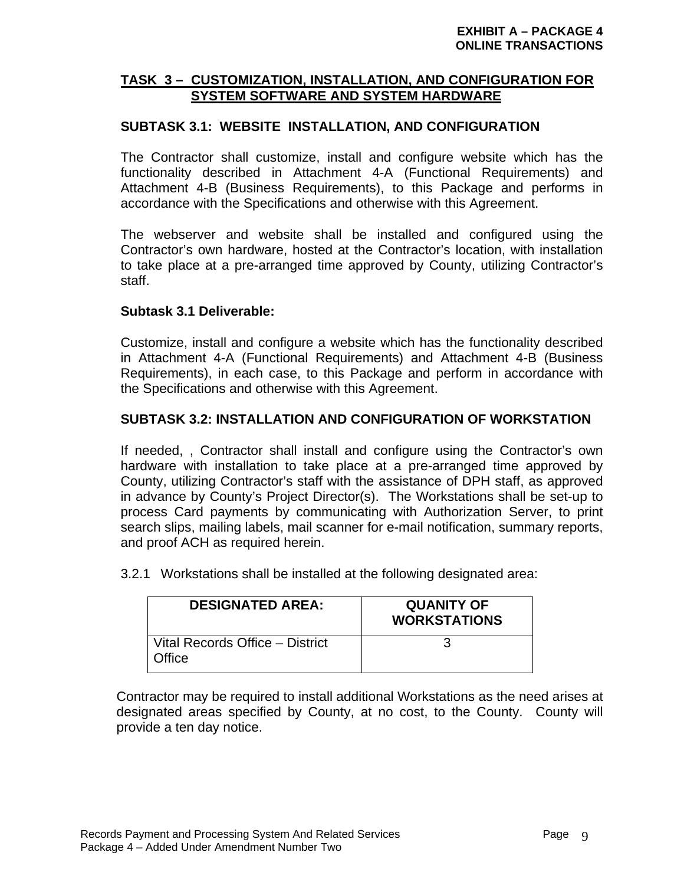## TASK 3 – CUSTOMIZATION, INSTALLATION, AND CONFIGURATION FOR SYSTEM SOFTWARE AND SYSTEM HARDWARE

### SUBTASK 3.1: WEBSITE INSTALLATION, AND CONFIGURATION

The Contractor shall customize, install and configure website which has the functionality described in Attachment 4-A (Functional Requirements) and Attachment 4-B (Business Requirements), to this Package and performs in accordance with the Specifications and otherwise with this Agreement.

The webserver and website shall be installed and configured using the Contractor's own hardware, hosted at the Contractor's location, with installation to take place at a pre-arranged time approved by County, utilizing Contractor's staff.

**Subtask 3.1 Deliverable:**

Customize, install and configure a website which has the functionality described in Attachment 4-A (Functional Requirements) and Attachment 4-B (Business Requirements), in each case, to this Package and perform in accordance with the Specifications and otherwise with this Agreement.

### SUBTASK 3.2: INSTALLATION AND CONFIGURATION OF WORKSTATION

If needed, , Contractor shall install and configure using the Contractor's own hardware with installation to take place at a pre-arranged time approved by County, utilizing Contractor's staff with the assistance of DPH staff, as approved in advance by County's Project Director(s). The Workstations shall be set-up to process Card payments by communicating with Authorization Server, to print search slips, mailing labels, mail scanner for e-mail notification, summary reports, and proof ACH as required herein.

3.2.1 Workstations shall be installed at the following designated area:

| DESIGNATED AREA: | QUANITY OF WORKSTATIONS |
|---|---|
| Vital Records Office – District Office | 3 |

Contractor may be required to install additional Workstations as the need arises at designated areas specified by County, at no cost, to the County. County will provide a ten day notice.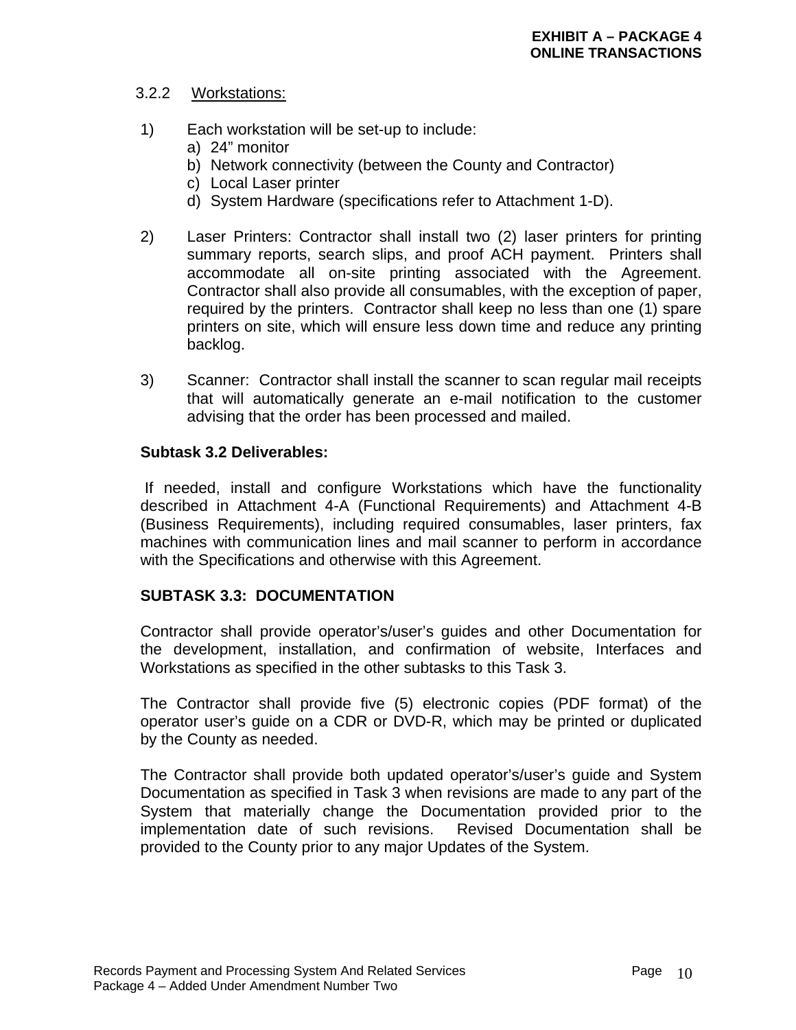3.2.2 Workstations:

1) Each workstation will be set-up to include:
   a) 24" monitor
   b) Network connectivity (between the County and Contractor)
   c) Local Laser printer
   d) System Hardware (specifications refer to Attachment 1-D).

2) Laser Printers: Contractor shall install two (2) laser printers for printing summary reports, search slips, and proof ACH payment. Printers shall accommodate all on-site printing associated with the Agreement. Contractor shall also provide all consumables, with the exception of paper, required by the printers. Contractor shall keep no less than one (1) spare printers on site, which will ensure less down time and reduce any printing backlog.

3) Scanner: Contractor shall install the scanner to scan regular mail receipts that will automatically generate an e-mail notification to the customer advising that the order has been processed and mailed.

**Subtask 3.2 Deliverables:**

If needed, install and configure Workstations which have the functionality described in Attachment 4-A (Functional Requirements) and Attachment 4-B (Business Requirements), including required consumables, laser printers, fax machines with communication lines and mail scanner to perform in accordance with the Specifications and otherwise with this Agreement.

**SUBTASK 3.3: DOCUMENTATION**

Contractor shall provide operator's/user's guides and other Documentation for the development, installation, and confirmation of website, Interfaces and Workstations as specified in the other subtasks to this Task 3.

The Contractor shall provide five (5) electronic copies (PDF format) of the operator user's guide on a CDR or DVD-R, which may be printed or duplicated by the County as needed.

The Contractor shall provide both updated operator's/user's guide and System Documentation as specified in Task 3 when revisions are made to any part of the System that materially change the Documentation provided prior to the implementation date of such revisions. Revised Documentation shall be provided to the County prior to any major Updates of the System.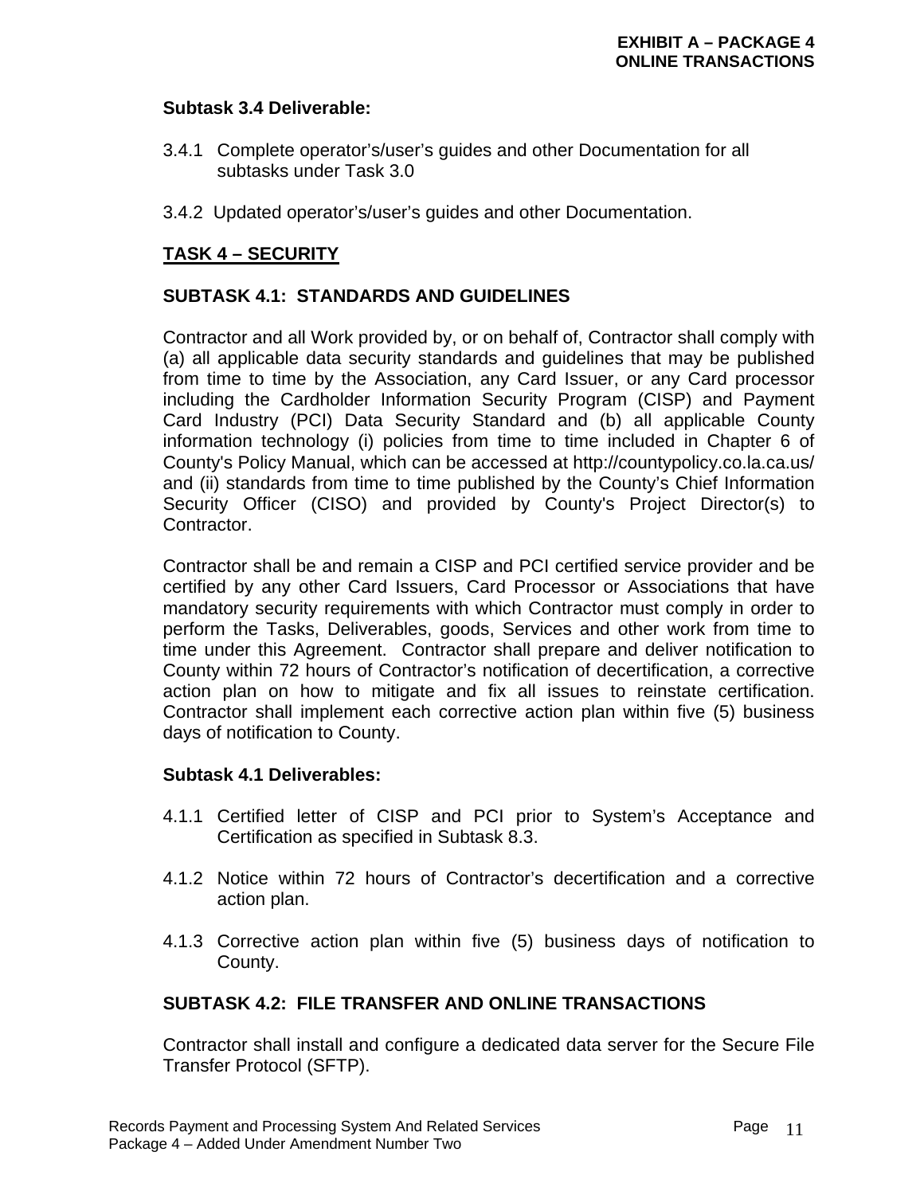**Subtask 3.4 Deliverable:**

3.4.1 Complete operator's/user's guides and other Documentation for all subtasks under Task 3.0

3.4.2 Updated operator's/user's guides and other Documentation.

## TASK 4 – SECURITY

### SUBTASK 4.1: STANDARDS AND GUIDELINES

Contractor and all Work provided by, or on behalf of, Contractor shall comply with (a) all applicable data security standards and guidelines that may be published from time to time by the Association, any Card Issuer, or any Card processor including the Cardholder Information Security Program (CISP) and Payment Card Industry (PCI) Data Security Standard and (b) all applicable County information technology (i) policies from time to time included in Chapter 6 of County's Policy Manual, which can be accessed at http://countypolicy.co.la.ca.us/ and (ii) standards from time to time published by the County's Chief Information Security Officer (CISO) and provided by County's Project Director(s) to Contractor.

Contractor shall be and remain a CISP and PCI certified service provider and be certified by any other Card Issuers, Card Processor or Associations that have mandatory security requirements with which Contractor must comply in order to perform the Tasks, Deliverables, goods, Services and other work from time to time under this Agreement. Contractor shall prepare and deliver notification to County within 72 hours of Contractor's notification of decertification, a corrective action plan on how to mitigate and fix all issues to reinstate certification. Contractor shall implement each corrective action plan within five (5) business days of notification to County.

**Subtask 4.1 Deliverables:**

4.1.1 Certified letter of CISP and PCI prior to System's Acceptance and Certification as specified in Subtask 8.3.

4.1.2 Notice within 72 hours of Contractor's decertification and a corrective action plan.

4.1.3 Corrective action plan within five (5) business days of notification to County.

### SUBTASK 4.2: FILE TRANSFER AND ONLINE TRANSACTIONS

Contractor shall install and configure a dedicated data server for the Secure File Transfer Protocol (SFTP).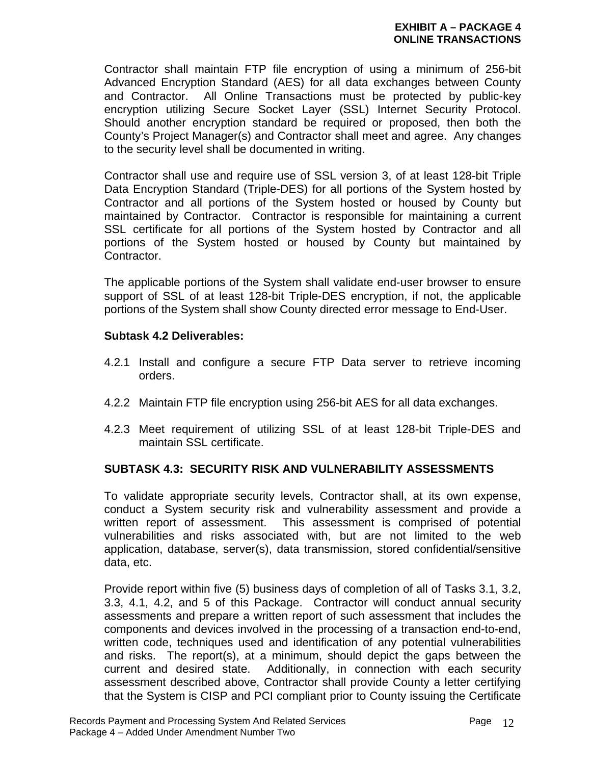Contractor shall maintain FTP file encryption of using a minimum of 256-bit Advanced Encryption Standard (AES) for all data exchanges between County and Contractor. All Online Transactions must be protected by public-key encryption utilizing Secure Socket Layer (SSL) Internet Security Protocol. Should another encryption standard be required or proposed, then both the County's Project Manager(s) and Contractor shall meet and agree. Any changes to the security level shall be documented in writing.

Contractor shall use and require use of SSL version 3, of at least 128-bit Triple Data Encryption Standard (Triple-DES) for all portions of the System hosted by Contractor and all portions of the System hosted or housed by County but maintained by Contractor. Contractor is responsible for maintaining a current SSL certificate for all portions of the System hosted by Contractor and all portions of the System hosted or housed by County but maintained by Contractor.

The applicable portions of the System shall validate end-user browser to ensure support of SSL of at least 128-bit Triple-DES encryption, if not, the applicable portions of the System shall show County directed error message to End-User.

**Subtask 4.2 Deliverables:**

4.2.1 Install and configure a secure FTP Data server to retrieve incoming orders.

4.2.2 Maintain FTP file encryption using 256-bit AES for all data exchanges.

4.2.3 Meet requirement of utilizing SSL of at least 128-bit Triple-DES and maintain SSL certificate.

### SUBTASK 4.3: SECURITY RISK AND VULNERABILITY ASSESSMENTS

To validate appropriate security levels, Contractor shall, at its own expense, conduct a System security risk and vulnerability assessment and provide a written report of assessment. This assessment is comprised of potential vulnerabilities and risks associated with, but are not limited to the web application, database, server(s), data transmission, stored confidential/sensitive data, etc.

Provide report within five (5) business days of completion of all of Tasks 3.1, 3.2, 3.3, 4.1, 4.2, and 5 of this Package. Contractor will conduct annual security assessments and prepare a written report of such assessment that includes the components and devices involved in the processing of a transaction end-to-end, written code, techniques used and identification of any potential vulnerabilities and risks. The report(s), at a minimum, should depict the gaps between the current and desired state. Additionally, in connection with each security assessment described above, Contractor shall provide County a letter certifying that the System is CISP and PCI compliant prior to County issuing the Certificate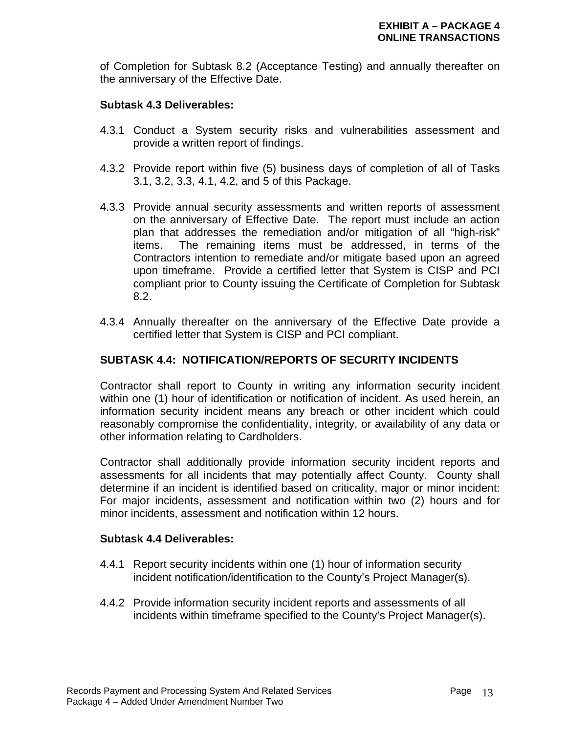of Completion for Subtask 8.2 (Acceptance Testing) and annually thereafter on the anniversary of the Effective Date.

**Subtask 4.3 Deliverables:**

4.3.1 Conduct a System security risks and vulnerabilities assessment and provide a written report of findings.

4.3.2 Provide report within five (5) business days of completion of all of Tasks 3.1, 3.2, 3.3, 4.1, 4.2, and 5 of this Package.

4.3.3 Provide annual security assessments and written reports of assessment on the anniversary of Effective Date. The report must include an action plan that addresses the remediation and/or mitigation of all "high-risk" items. The remaining items must be addressed, in terms of the Contractors intention to remediate and/or mitigate based upon an agreed upon timeframe. Provide a certified letter that System is CISP and PCI compliant prior to County issuing the Certificate of Completion for Subtask 8.2.

4.3.4 Annually thereafter on the anniversary of the Effective Date provide a certified letter that System is CISP and PCI compliant.

## SUBTASK 4.4: NOTIFICATION/REPORTS OF SECURITY INCIDENTS

Contractor shall report to County in writing any information security incident within one (1) hour of identification or notification of incident. As used herein, an information security incident means any breach or other incident which could reasonably compromise the confidentiality, integrity, or availability of any data or other information relating to Cardholders.

Contractor shall additionally provide information security incident reports and assessments for all incidents that may potentially affect County. County shall determine if an incident is identified based on criticality, major or minor incident: For major incidents, assessment and notification within two (2) hours and for minor incidents, assessment and notification within 12 hours.

**Subtask 4.4 Deliverables:**

4.4.1 Report security incidents within one (1) hour of information security incident notification/identification to the County's Project Manager(s).

4.4.2 Provide information security incident reports and assessments of all incidents within timeframe specified to the County's Project Manager(s).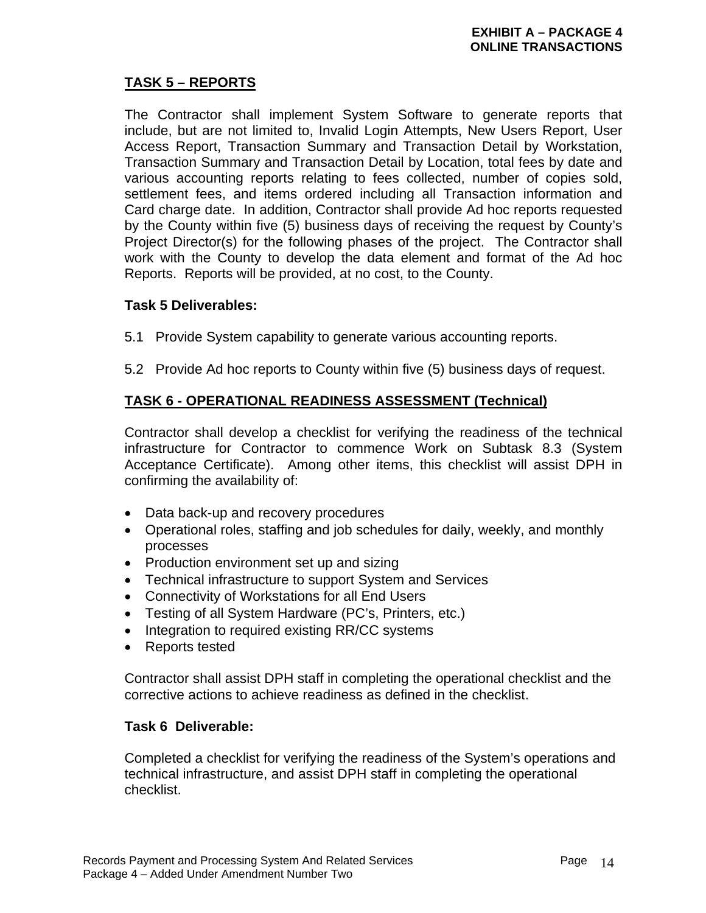## TASK 5 – REPORTS

The Contractor shall implement System Software to generate reports that include, but are not limited to, Invalid Login Attempts, New Users Report, User Access Report, Transaction Summary and Transaction Detail by Workstation, Transaction Summary and Transaction Detail by Location, total fees by date and various accounting reports relating to fees collected, number of copies sold, settlement fees, and items ordered including all Transaction information and Card charge date. In addition, Contractor shall provide Ad hoc reports requested by the County within five (5) business days of receiving the request by County's Project Director(s) for the following phases of the project. The Contractor shall work with the County to develop the data element and format of the Ad hoc Reports. Reports will be provided, at no cost, to the County.

**Task 5 Deliverables:**

5.1 Provide System capability to generate various accounting reports.

5.2 Provide Ad hoc reports to County within five (5) business days of request.

## TASK 6 - OPERATIONAL READINESS ASSESSMENT (Technical)

Contractor shall develop a checklist for verifying the readiness of the technical infrastructure for Contractor to commence Work on Subtask 8.3 (System Acceptance Certificate). Among other items, this checklist will assist DPH in confirming the availability of:

- Data back-up and recovery procedures
- Operational roles, staffing and job schedules for daily, weekly, and monthly processes
- Production environment set up and sizing
- Technical infrastructure to support System and Services
- Connectivity of Workstations for all End Users
- Testing of all System Hardware (PC's, Printers, etc.)
- Integration to required existing RR/CC systems
- Reports tested

Contractor shall assist DPH staff in completing the operational checklist and the corrective actions to achieve readiness as defined in the checklist.

**Task 6 Deliverable:**

Completed a checklist for verifying the readiness of the System's operations and technical infrastructure, and assist DPH staff in completing the operational checklist.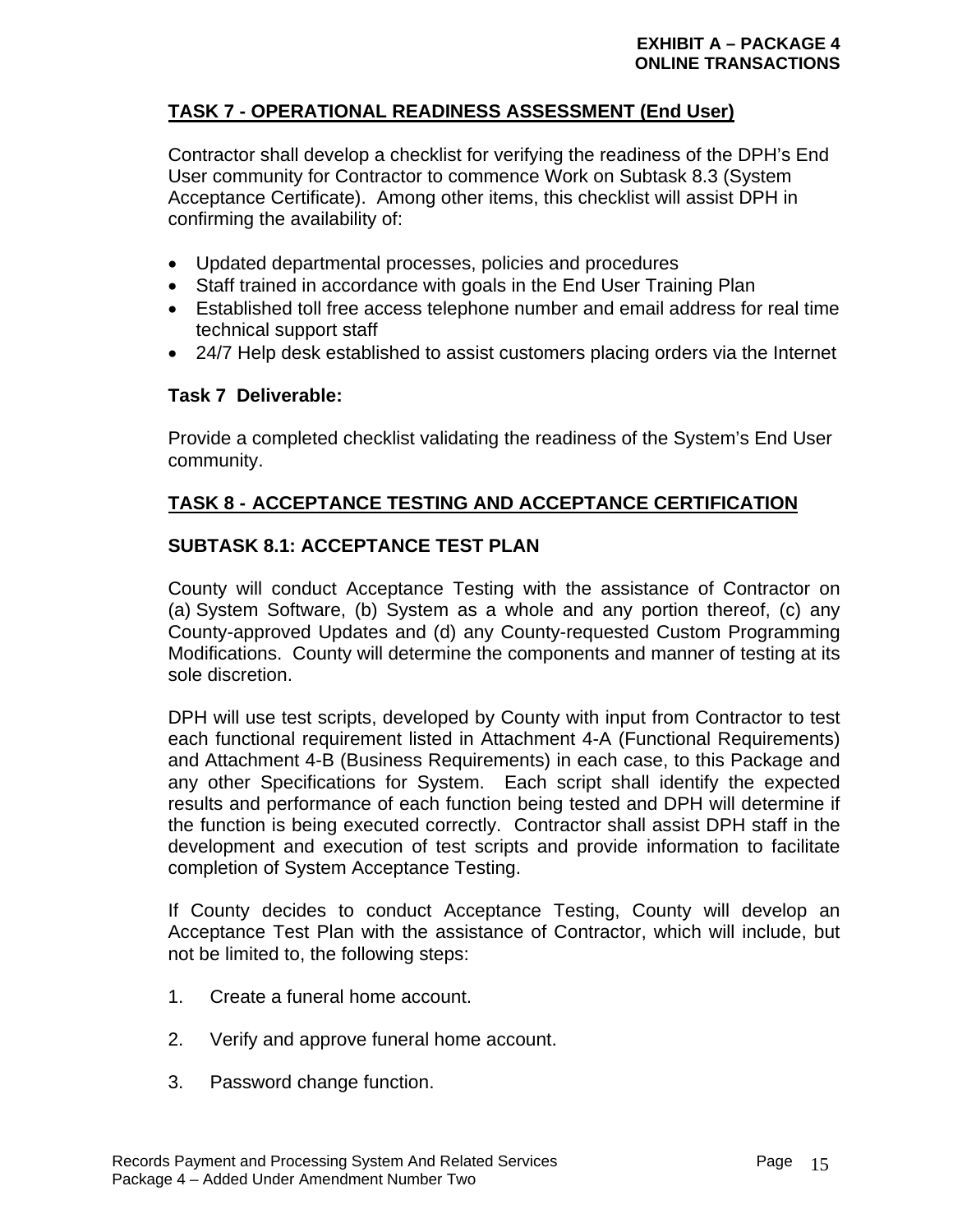## TASK 7 - OPERATIONAL READINESS ASSESSMENT (End User)

Contractor shall develop a checklist for verifying the readiness of the DPH's End User community for Contractor to commence Work on Subtask 8.3 (System Acceptance Certificate). Among other items, this checklist will assist DPH in confirming the availability of:

- Updated departmental processes, policies and procedures
- Staff trained in accordance with goals in the End User Training Plan
- Established toll free access telephone number and email address for real time technical support staff
- 24/7 Help desk established to assist customers placing orders via the Internet

**Task 7 Deliverable:**

Provide a completed checklist validating the readiness of the System's End User community.

## TASK 8 - ACCEPTANCE TESTING AND ACCEPTANCE CERTIFICATION

### SUBTASK 8.1: ACCEPTANCE TEST PLAN

County will conduct Acceptance Testing with the assistance of Contractor on (a) System Software, (b) System as a whole and any portion thereof, (c) any County-approved Updates and (d) any County-requested Custom Programming Modifications. County will determine the components and manner of testing at its sole discretion.

DPH will use test scripts, developed by County with input from Contractor to test each functional requirement listed in Attachment 4-A (Functional Requirements) and Attachment 4-B (Business Requirements) in each case, to this Package and any other Specifications for System. Each script shall identify the expected results and performance of each function being tested and DPH will determine if the function is being executed correctly. Contractor shall assist DPH staff in the development and execution of test scripts and provide information to facilitate completion of System Acceptance Testing.

If County decides to conduct Acceptance Testing, County will develop an Acceptance Test Plan with the assistance of Contractor, which will include, but not be limited to, the following steps:

1. Create a funeral home account.

2. Verify and approve funeral home account.

3. Password change function.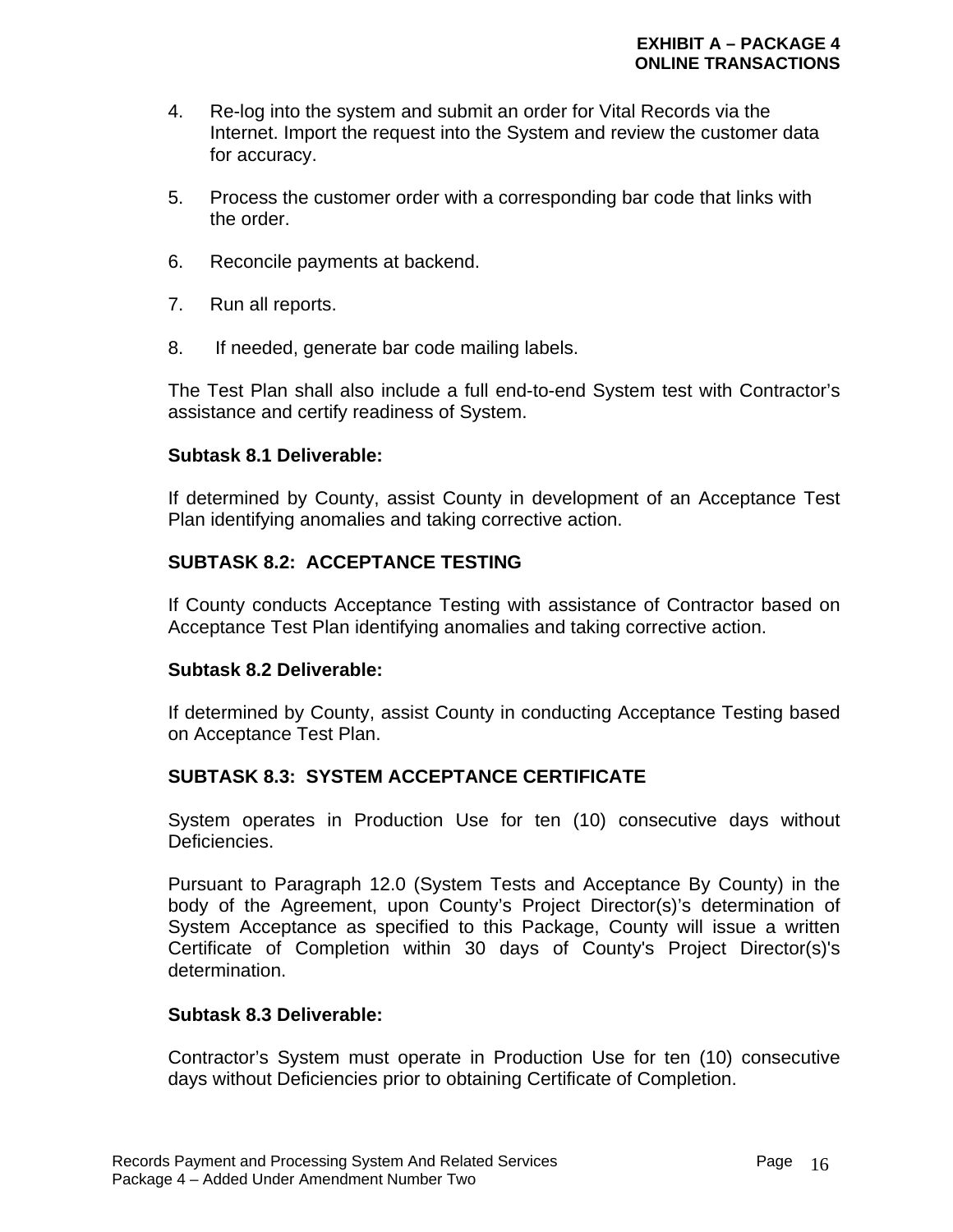4. Re-log into the system and submit an order for Vital Records via the Internet. Import the request into the System and review the customer data for accuracy.

5. Process the customer order with a corresponding bar code that links with the order.

6. Reconcile payments at backend.

7. Run all reports.

8. If needed, generate bar code mailing labels.

The Test Plan shall also include a full end-to-end System test with Contractor's assistance and certify readiness of System.

**Subtask 8.1 Deliverable:**

If determined by County, assist County in development of an Acceptance Test Plan identifying anomalies and taking corrective action.

**SUBTASK 8.2: ACCEPTANCE TESTING**

If County conducts Acceptance Testing with assistance of Contractor based on Acceptance Test Plan identifying anomalies and taking corrective action.

**Subtask 8.2 Deliverable:**

If determined by County, assist County in conducting Acceptance Testing based on Acceptance Test Plan.

**SUBTASK 8.3: SYSTEM ACCEPTANCE CERTIFICATE**

System operates in Production Use for ten (10) consecutive days without Deficiencies.

Pursuant to Paragraph 12.0 (System Tests and Acceptance By County) in the body of the Agreement, upon County's Project Director(s)'s determination of System Acceptance as specified to this Package, County will issue a written Certificate of Completion within 30 days of County's Project Director(s)'s determination.

**Subtask 8.3 Deliverable:**

Contractor's System must operate in Production Use for ten (10) consecutive days without Deficiencies prior to obtaining Certificate of Completion.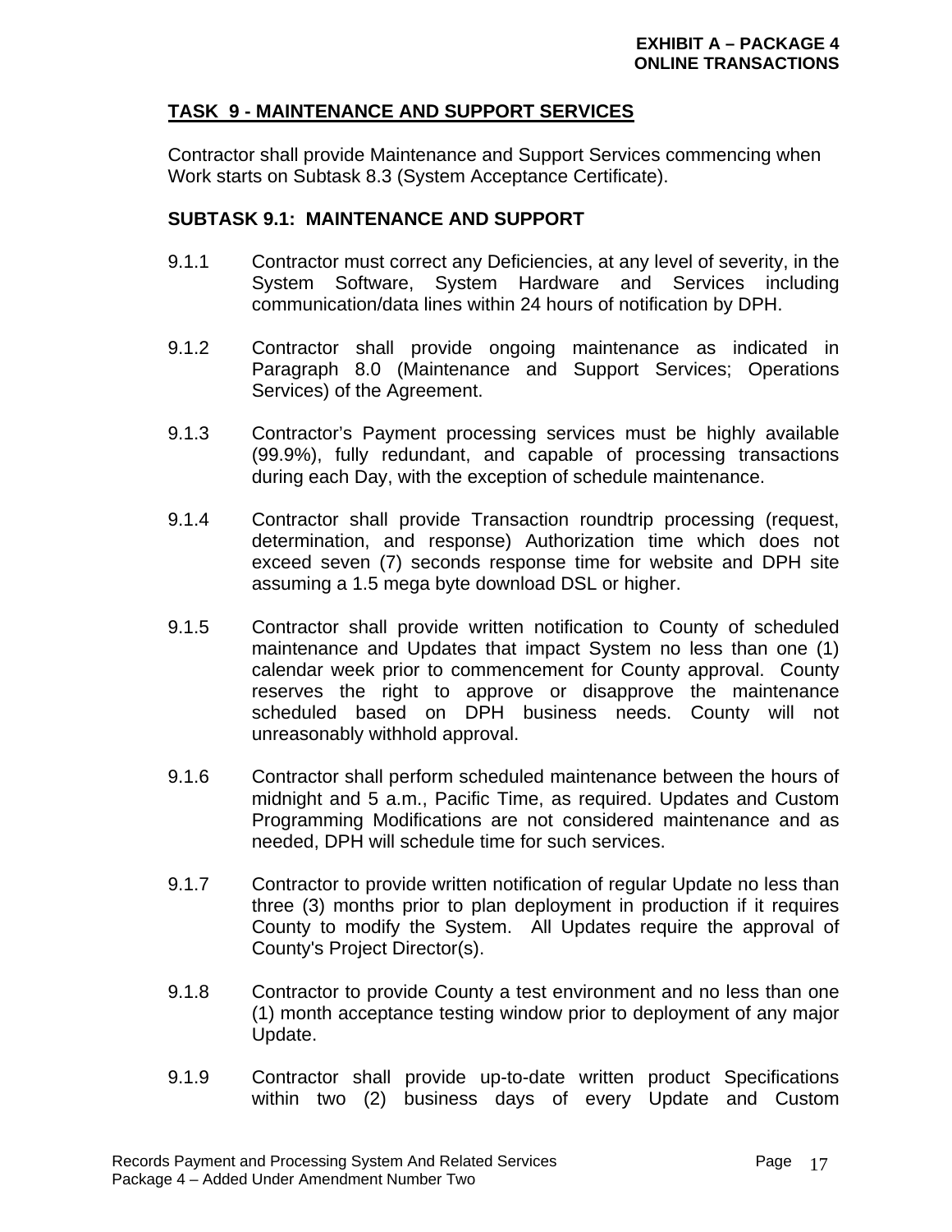## TASK 9 - MAINTENANCE AND SUPPORT SERVICES

Contractor shall provide Maintenance and Support Services commencing when Work starts on Subtask 8.3 (System Acceptance Certificate).

### SUBTASK 9.1: MAINTENANCE AND SUPPORT

9.1.1 Contractor must correct any Deficiencies, at any level of severity, in the System Software, System Hardware and Services including communication/data lines within 24 hours of notification by DPH.

9.1.2 Contractor shall provide ongoing maintenance as indicated in Paragraph 8.0 (Maintenance and Support Services; Operations Services) of the Agreement.

9.1.3 Contractor's Payment processing services must be highly available (99.9%), fully redundant, and capable of processing transactions during each Day, with the exception of schedule maintenance.

9.1.4 Contractor shall provide Transaction roundtrip processing (request, determination, and response) Authorization time which does not exceed seven (7) seconds response time for website and DPH site assuming a 1.5 mega byte download DSL or higher.

9.1.5 Contractor shall provide written notification to County of scheduled maintenance and Updates that impact System no less than one (1) calendar week prior to commencement for County approval. County reserves the right to approve or disapprove the maintenance scheduled based on DPH business needs. County will not unreasonably withhold approval.

9.1.6 Contractor shall perform scheduled maintenance between the hours of midnight and 5 a.m., Pacific Time, as required. Updates and Custom Programming Modifications are not considered maintenance and as needed, DPH will schedule time for such services.

9.1.7 Contractor to provide written notification of regular Update no less than three (3) months prior to plan deployment in production if it requires County to modify the System. All Updates require the approval of County's Project Director(s).

9.1.8 Contractor to provide County a test environment and no less than one (1) month acceptance testing window prior to deployment of any major Update.

9.1.9 Contractor shall provide up-to-date written product Specifications within two (2) business days of every Update and Custom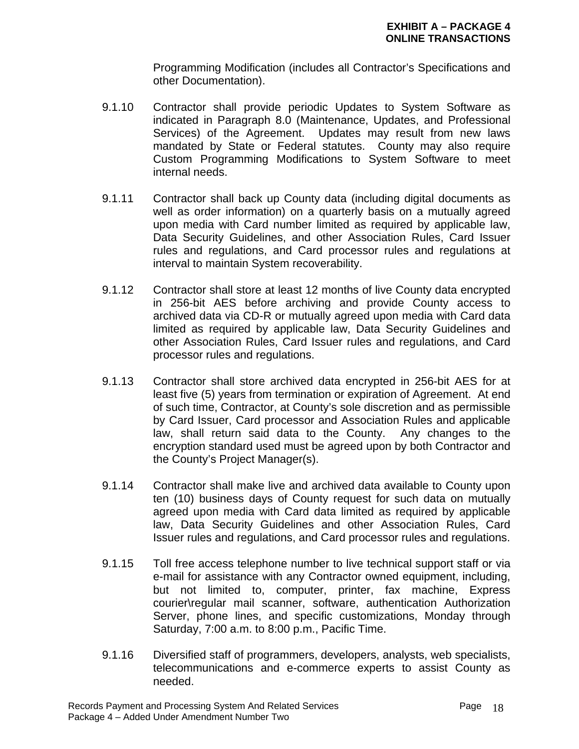Programming Modification (includes all Contractor's Specifications and other Documentation).

9.1.10 Contractor shall provide periodic Updates to System Software as indicated in Paragraph 8.0 (Maintenance, Updates, and Professional Services) of the Agreement. Updates may result from new laws mandated by State or Federal statutes. County may also require Custom Programming Modifications to System Software to meet internal needs.

9.1.11 Contractor shall back up County data (including digital documents as well as order information) on a quarterly basis on a mutually agreed upon media with Card number limited as required by applicable law, Data Security Guidelines, and other Association Rules, Card Issuer rules and regulations, and Card processor rules and regulations at interval to maintain System recoverability.

9.1.12 Contractor shall store at least 12 months of live County data encrypted in 256-bit AES before archiving and provide County access to archived data via CD-R or mutually agreed upon media with Card data limited as required by applicable law, Data Security Guidelines and other Association Rules, Card Issuer rules and regulations, and Card processor rules and regulations.

9.1.13 Contractor shall store archived data encrypted in 256-bit AES for at least five (5) years from termination or expiration of Agreement. At end of such time, Contractor, at County's sole discretion and as permissible by Card Issuer, Card processor and Association Rules and applicable law, shall return said data to the County. Any changes to the encryption standard used must be agreed upon by both Contractor and the County's Project Manager(s).

9.1.14 Contractor shall make live and archived data available to County upon ten (10) business days of County request for such data on mutually agreed upon media with Card data limited as required by applicable law, Data Security Guidelines and other Association Rules, Card Issuer rules and regulations, and Card processor rules and regulations.

9.1.15 Toll free access telephone number to live technical support staff or via e-mail for assistance with any Contractor owned equipment, including, but not limited to, computer, printer, fax machine, Express courier\regular mail scanner, software, authentication Authorization Server, phone lines, and specific customizations, Monday through Saturday, 7:00 a.m. to 8:00 p.m., Pacific Time.

9.1.16 Diversified staff of programmers, developers, analysts, web specialists, telecommunications and e-commerce experts to assist County as needed.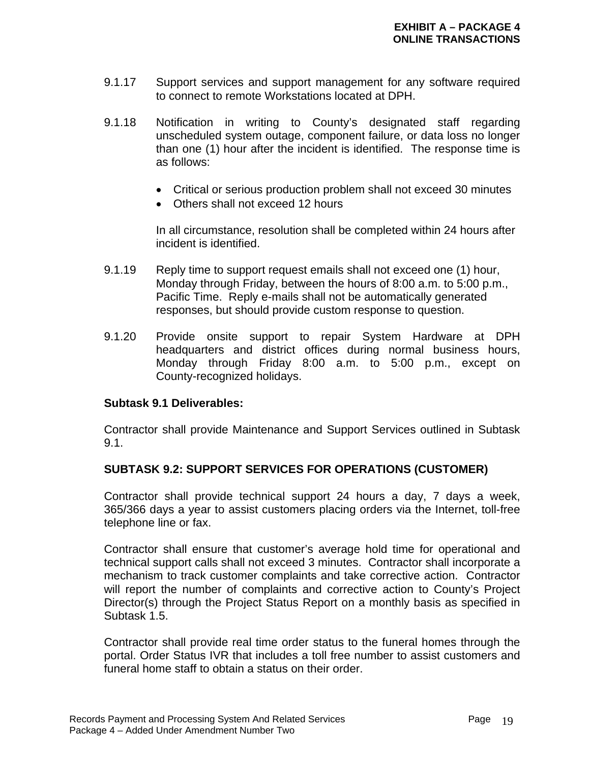9.1.17 Support services and support management for any software required to connect to remote Workstations located at DPH.

9.1.18 Notification in writing to County's designated staff regarding unscheduled system outage, component failure, or data loss no longer than one (1) hour after the incident is identified. The response time is as follows:

- Critical or serious production problem shall not exceed 30 minutes
- Others shall not exceed 12 hours

In all circumstance, resolution shall be completed within 24 hours after incident is identified.

9.1.19 Reply time to support request emails shall not exceed one (1) hour, Monday through Friday, between the hours of 8:00 a.m. to 5:00 p.m., Pacific Time. Reply e-mails shall not be automatically generated responses, but should provide custom response to question.

9.1.20 Provide onsite support to repair System Hardware at DPH headquarters and district offices during normal business hours, Monday through Friday 8:00 a.m. to 5:00 p.m., except on County-recognized holidays.

**Subtask 9.1 Deliverables:**

Contractor shall provide Maintenance and Support Services outlined in Subtask 9.1.

**SUBTASK 9.2: SUPPORT SERVICES FOR OPERATIONS (CUSTOMER)**

Contractor shall provide technical support 24 hours a day, 7 days a week, 365/366 days a year to assist customers placing orders via the Internet, toll-free telephone line or fax.

Contractor shall ensure that customer's average hold time for operational and technical support calls shall not exceed 3 minutes. Contractor shall incorporate a mechanism to track customer complaints and take corrective action. Contractor will report the number of complaints and corrective action to County's Project Director(s) through the Project Status Report on a monthly basis as specified in Subtask 1.5.

Contractor shall provide real time order status to the funeral homes through the portal. Order Status IVR that includes a toll free number to assist customers and funeral home staff to obtain a status on their order.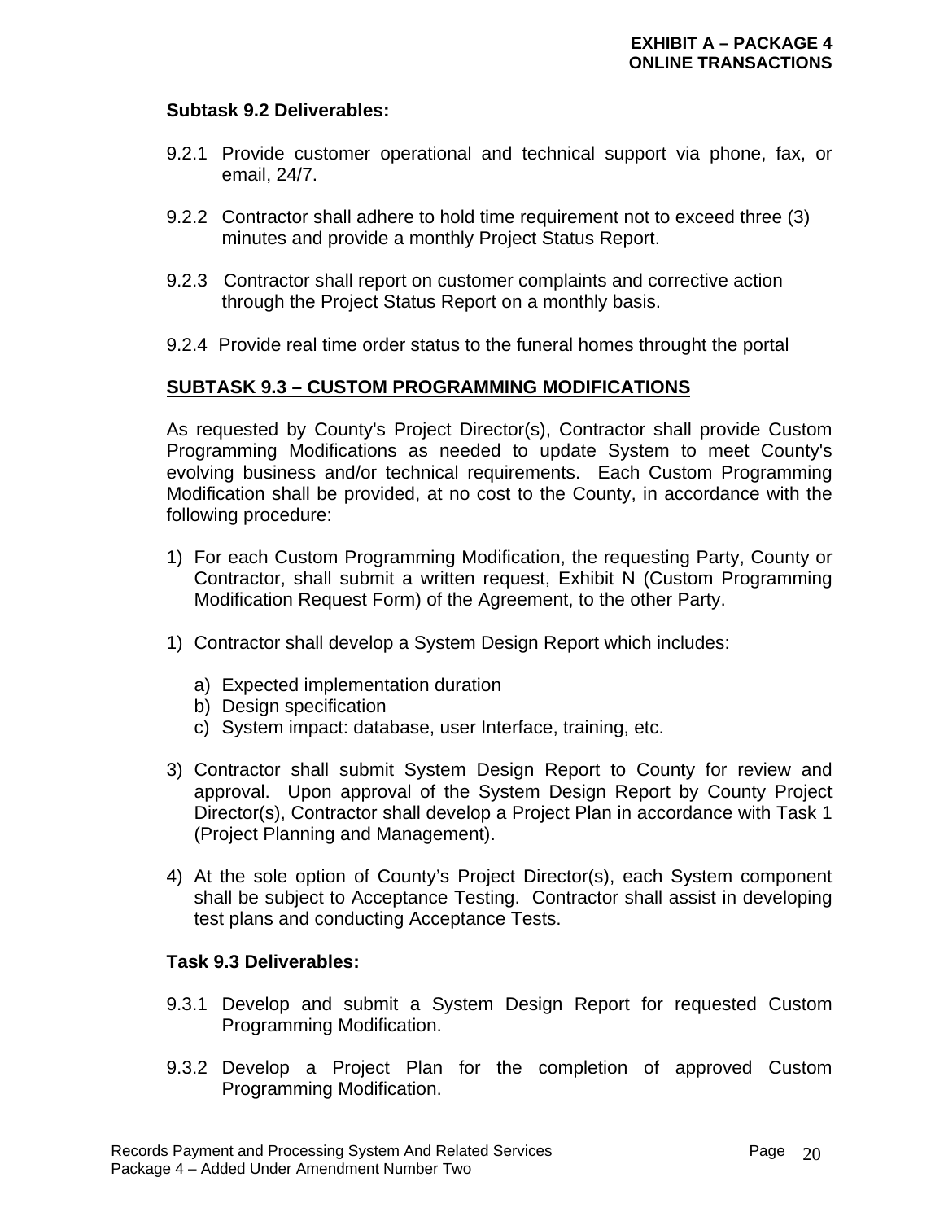**Subtask 9.2 Deliverables:**

9.2.1 Provide customer operational and technical support via phone, fax, or email, 24/7.

9.2.2 Contractor shall adhere to hold time requirement not to exceed three (3) minutes and provide a monthly Project Status Report.

9.2.3 Contractor shall report on customer complaints and corrective action through the Project Status Report on a monthly basis.

9.2.4 Provide real time order status to the funeral homes throught the portal

**SUBTASK 9.3 – CUSTOM PROGRAMMING MODIFICATIONS**

As requested by County's Project Director(s), Contractor shall provide Custom Programming Modifications as needed to update System to meet County's evolving business and/or technical requirements. Each Custom Programming Modification shall be provided, at no cost to the County, in accordance with the following procedure:

1) For each Custom Programming Modification, the requesting Party, County or Contractor, shall submit a written request, Exhibit N (Custom Programming Modification Request Form) of the Agreement, to the other Party.

1) Contractor shall develop a System Design Report which includes:

   a) Expected implementation duration
   b) Design specification
   c) System impact: database, user Interface, training, etc.

3) Contractor shall submit System Design Report to County for review and approval. Upon approval of the System Design Report by County Project Director(s), Contractor shall develop a Project Plan in accordance with Task 1 (Project Planning and Management).

4) At the sole option of County's Project Director(s), each System component shall be subject to Acceptance Testing. Contractor shall assist in developing test plans and conducting Acceptance Tests.

**Task 9.3 Deliverables:**

9.3.1 Develop and submit a System Design Report for requested Custom Programming Modification.

9.3.2 Develop a Project Plan for the completion of approved Custom Programming Modification.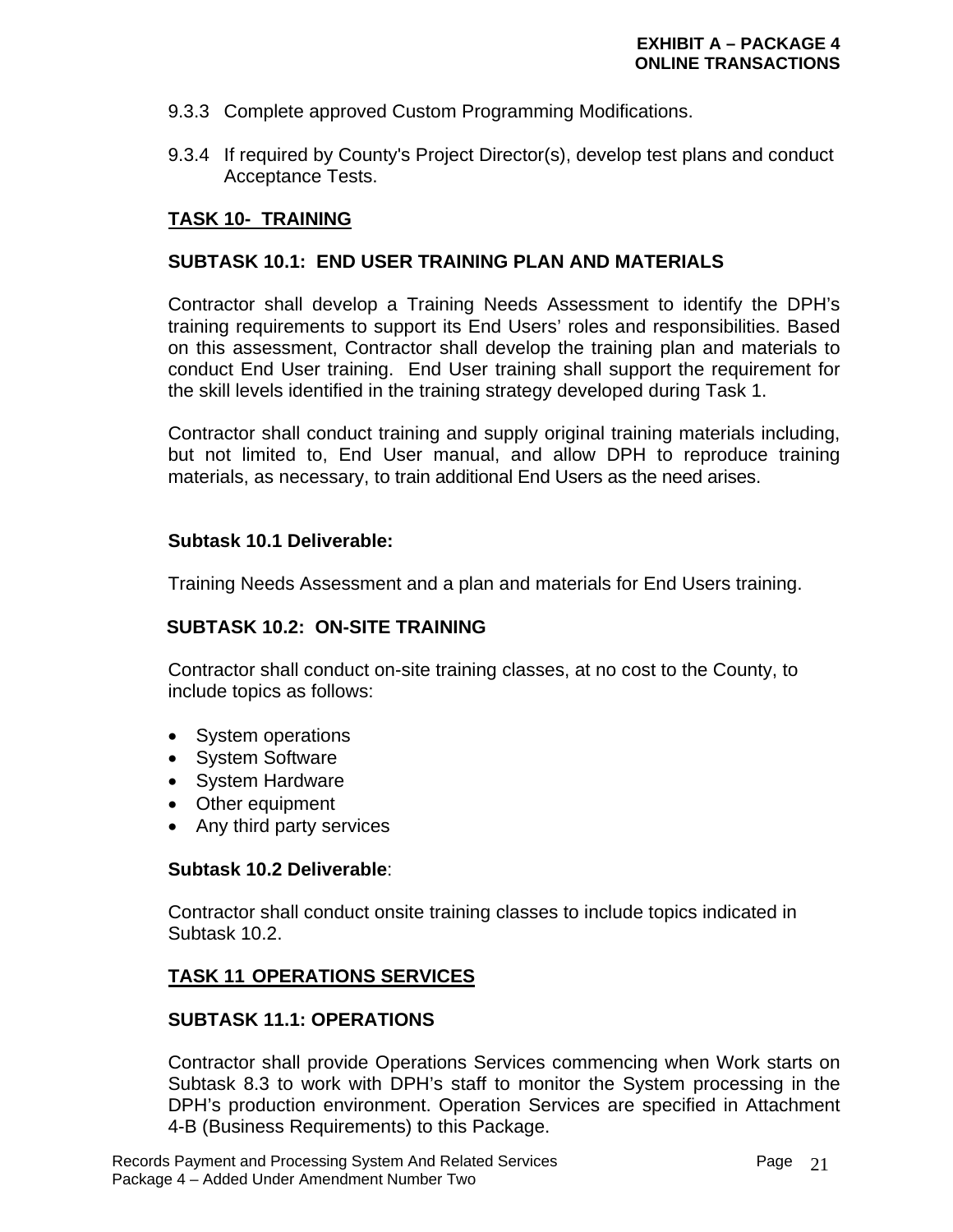9.3.3 Complete approved Custom Programming Modifications.

9.3.4 If required by County's Project Director(s), develop test plans and conduct Acceptance Tests.

## TASK 10- TRAINING

### SUBTASK 10.1: END USER TRAINING PLAN AND MATERIALS

Contractor shall develop a Training Needs Assessment to identify the DPH's training requirements to support its End Users' roles and responsibilities. Based on this assessment, Contractor shall develop the training plan and materials to conduct End User training. End User training shall support the requirement for the skill levels identified in the training strategy developed during Task 1.

Contractor shall conduct training and supply original training materials including, but not limited to, End User manual, and allow DPH to reproduce training materials, as necessary, to train additional End Users as the need arises.

**Subtask 10.1 Deliverable:**

Training Needs Assessment and a plan and materials for End Users training.

### SUBTASK 10.2: ON-SITE TRAINING

Contractor shall conduct on-site training classes, at no cost to the County, to include topics as follows:

- System operations
- System Software
- System Hardware
- Other equipment
- Any third party services

**Subtask 10.2 Deliverable**:

Contractor shall conduct onsite training classes to include topics indicated in Subtask 10.2.

## TASK 11 OPERATIONS SERVICES

### SUBTASK 11.1: OPERATIONS

Contractor shall provide Operations Services commencing when Work starts on Subtask 8.3 to work with DPH's staff to monitor the System processing in the DPH's production environment. Operation Services are specified in Attachment 4-B (Business Requirements) to this Package.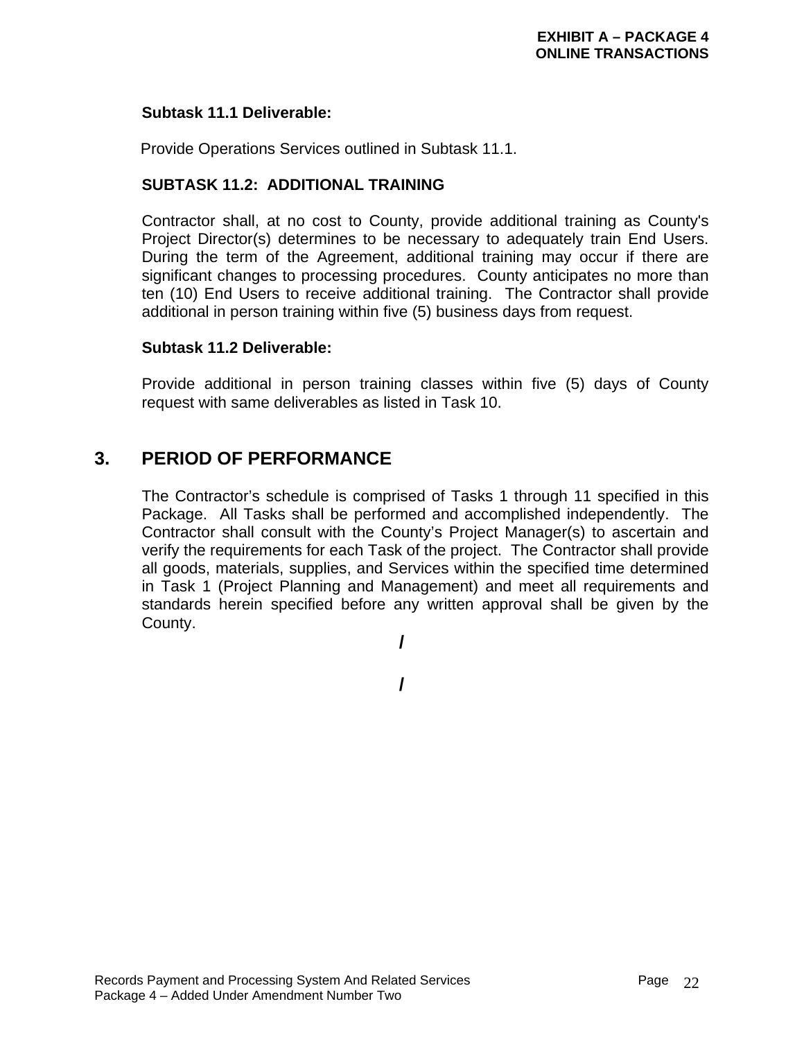**Subtask 11.1 Deliverable:**

Provide Operations Services outlined in Subtask 11.1.

**SUBTASK 11.2: ADDITIONAL TRAINING**

Contractor shall, at no cost to County, provide additional training as County's Project Director(s) determines to be necessary to adequately train End Users. During the term of the Agreement, additional training may occur if there are significant changes to processing procedures. County anticipates no more than ten (10) End Users to receive additional training. The Contractor shall provide additional in person training within five (5) business days from request.

**Subtask 11.2 Deliverable:**

Provide additional in person training classes within five (5) days of County request with same deliverables as listed in Task 10.

## 3. PERIOD OF PERFORMANCE

The Contractor's schedule is comprised of Tasks 1 through 11 specified in this Package. All Tasks shall be performed and accomplished independently. The Contractor shall consult with the County's Project Manager(s) to ascertain and verify the requirements for each Task of the project. The Contractor shall provide all goods, materials, supplies, and Services within the specified time determined in Task 1 (Project Planning and Management) and meet all requirements and standards herein specified before any written approval shall be given by the County.

/

/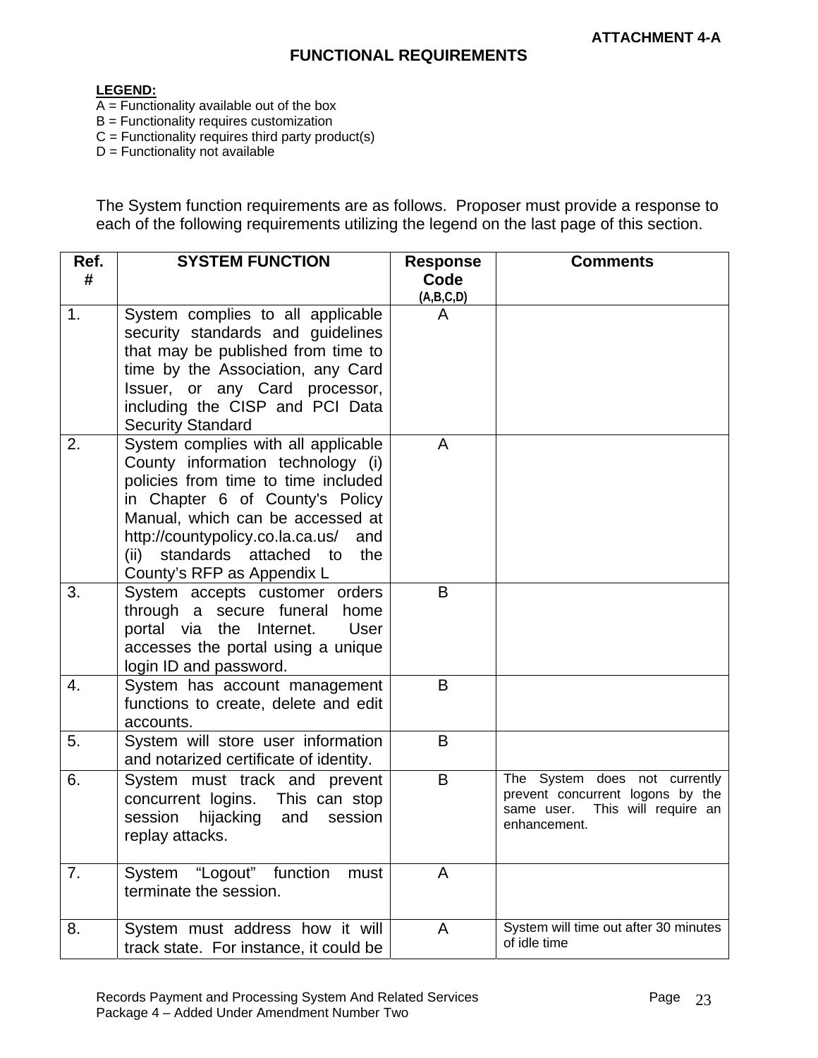**ATTACHMENT 4-A**

# FUNCTIONAL REQUIREMENTS

**LEGEND:**
A = Functionality available out of the box
B = Functionality requires customization
C = Functionality requires third party product(s)
D = Functionality not available

The System function requirements are as follows. Proposer must provide a response to each of the following requirements utilizing the legend on the last page of this section.

| Ref. # | SYSTEM FUNCTION | Response Code (A,B,C,D) | Comments |
|---|---|---|---|
| 1. | System complies to all applicable security standards and guidelines that may be published from time to time by the Association, any Card Issuer, or any Card processor, including the CISP and PCI Data Security Standard | A | |
| 2. | System complies with all applicable County information technology (i) policies from time to time included in Chapter 6 of County's Policy Manual, which can be accessed at http://countypolicy.co.la.ca.us/ and (ii) standards attached to the County's RFP as Appendix L | A | |
| 3. | System accepts customer orders through a secure funeral home portal via the Internet. User accesses the portal using a unique login ID and password. | B | |
| 4. | System has account management functions to create, delete and edit accounts. | B | |
| 5. | System will store user information and notarized certificate of identity. | B | |
| 6. | System must track and prevent concurrent logins. This can stop session hijacking and session replay attacks. | B | The System does not currently prevent concurrent logons by the same user. This will require an enhancement. |
| 7. | System "Logout" function must terminate the session. | A | |
| 8. | System must address how it will track state. For instance, it could be | A | System will time out after 30 minutes of idle time |

Records Payment and Processing System And Related Services
Package 4 – Added Under Amendment Number Two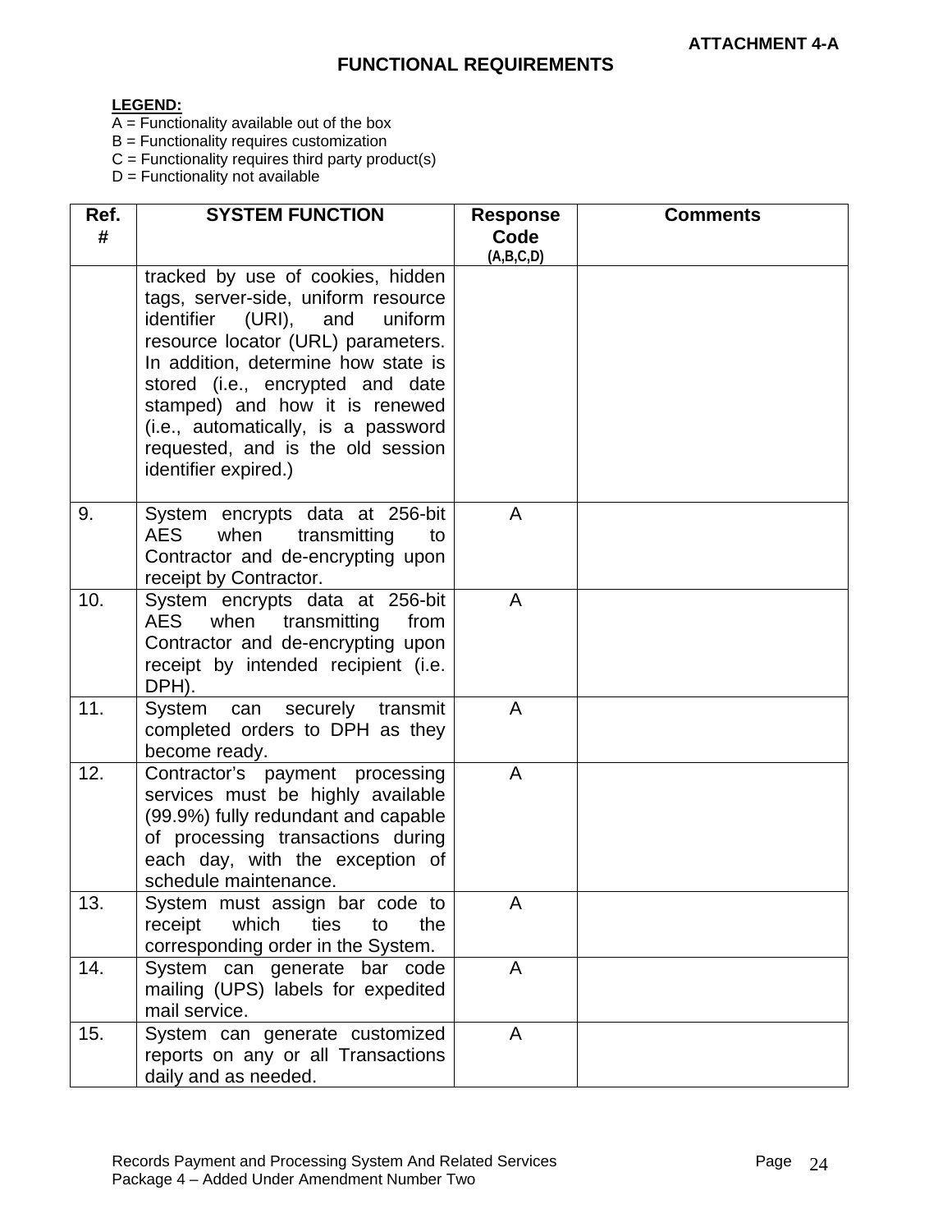**ATTACHMENT 4-A**

## FUNCTIONAL REQUIREMENTS

**LEGEND:**
A = Functionality available out of the box
B = Functionality requires customization
C = Functionality requires third party product(s)
D = Functionality not available

| Ref. # | SYSTEM FUNCTION | Response Code (A,B,C,D) | Comments |
|---|---|---|---|
| | tracked by use of cookies, hidden tags, server-side, uniform resource identifier (URI), and uniform resource locator (URL) parameters. In addition, determine how state is stored (i.e., encrypted and date stamped) and how it is renewed (i.e., automatically, is a password requested, and is the old session identifier expired.) | | |
| 9. | System encrypts data at 256-bit AES when transmitting to Contractor and de-encrypting upon receipt by Contractor. | A | |
| 10. | System encrypts data at 256-bit AES when transmitting from Contractor and de-encrypting upon receipt by intended recipient (i.e. DPH). | A | |
| 11. | System can securely transmit completed orders to DPH as they become ready. | A | |
| 12. | Contractor's payment processing services must be highly available (99.9%) fully redundant and capable of processing transactions during each day, with the exception of schedule maintenance. | A | |
| 13. | System must assign bar code to receipt which ties to the corresponding order in the System. | A | |
| 14. | System can generate bar code mailing (UPS) labels for expedited mail service. | A | |
| 15. | System can generate customized reports on any or all Transactions daily and as needed. | A | |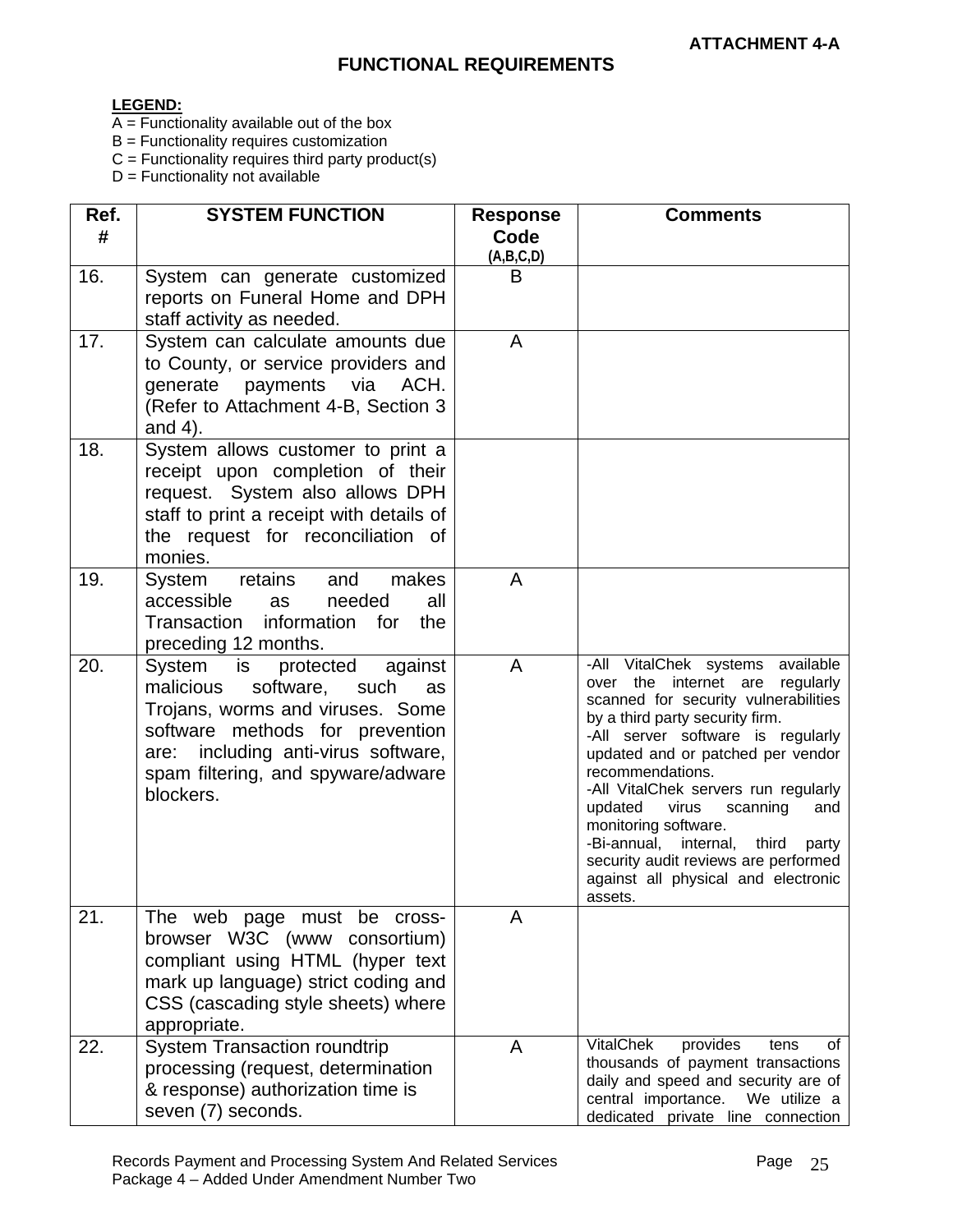**ATTACHMENT 4-A**

## FUNCTIONAL REQUIREMENTS

**LEGEND:**

A = Functionality available out of the box
B = Functionality requires customization
C = Functionality requires third party product(s)
D = Functionality not available

| Ref. # | SYSTEM FUNCTION | Response Code (A,B,C,D) | Comments |
|---|---|---|---|
| 16. | System can generate customized reports on Funeral Home and DPH staff activity as needed. | B | |
| 17. | System can calculate amounts due to County, or service providers and generate payments via ACH. (Refer to Attachment 4-B, Section 3 and 4). | A | |
| 18. | System allows customer to print a receipt upon completion of their request. System also allows DPH staff to print a receipt with details of the request for reconciliation of monies. | | |
| 19. | System retains and makes accessible as needed all Transaction information for the preceding 12 months. | A | |
| 20. | System is protected against malicious software, such as Trojans, worms and viruses. Some software methods for prevention are: including anti-virus software, spam filtering, and spyware/adware blockers. | A | -All VitalChek systems available over the internet are regularly scanned for security vulnerabilities by a third party security firm.<br>-All server software is regularly updated and or patched per vendor recommendations.<br>-All VitalChek servers run regularly updated virus scanning and monitoring software.<br>-Bi-annual, internal, third party security audit reviews are performed against all physical and electronic assets. |
| 21. | The web page must be cross-browser W3C (www consortium) compliant using HTML (hyper text mark up language) strict coding and CSS (cascading style sheets) where appropriate. | A | |
| 22. | System Transaction roundtrip processing (request, determination & response) authorization time is seven (7) seconds. | A | VitalChek provides tens of thousands of payment transactions daily and speed and security are of central importance. We utilize a dedicated private line connection |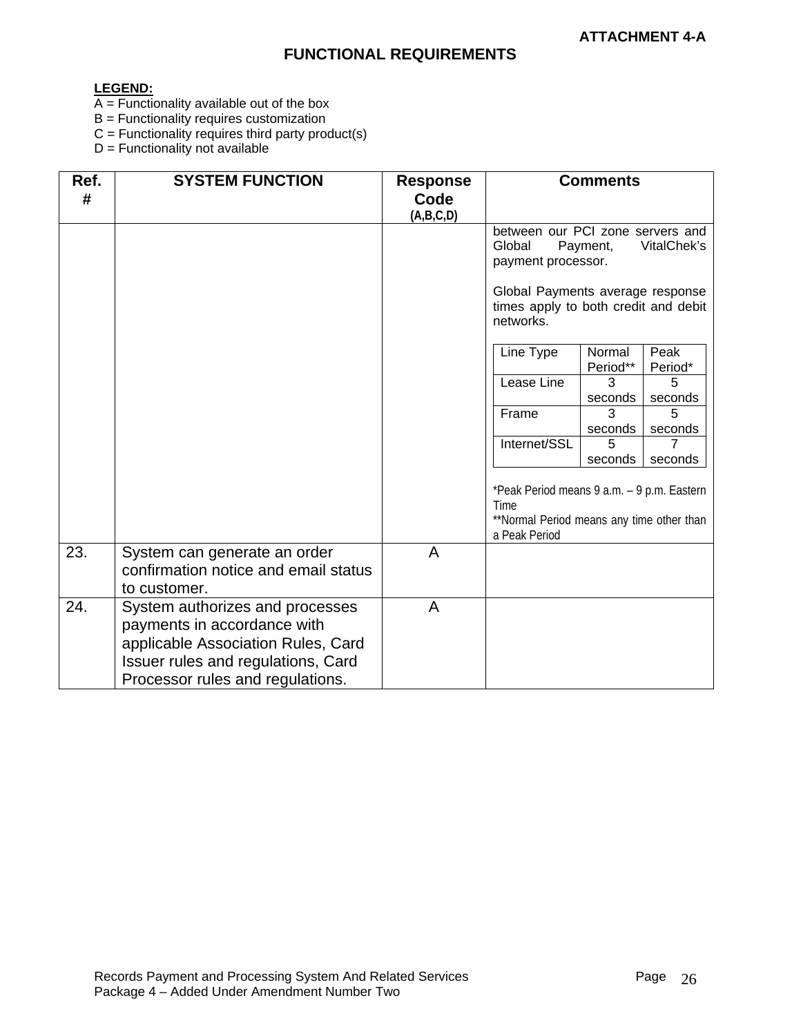**ATTACHMENT 4-A**

## FUNCTIONAL REQUIREMENTS

**LEGEND:**
A = Functionality available out of the box
B = Functionality requires customization
C = Functionality requires third party product(s)
D = Functionality not available

| Ref. # | SYSTEM FUNCTION | Response Code (A,B,C,D) | Comments |
|---|---|---|---|
| | | | between our PCI zone servers and Global Payment, VitalChek's payment processor.<br><br>Global Payments average response times apply to both credit and debit networks.<br><br>Line Type / Normal Period** / Peak Period*<br>Lease Line / 3 seconds / 5 seconds<br>Frame / 3 seconds / 5 seconds<br>Internet/SSL / 5 seconds / 7 seconds<br><br>*Peak Period means 9 a.m. – 9 p.m. Eastern Time<br>**Normal Period means any time other than a Peak Period |
| 23. | System can generate an order confirmation notice and email status to customer. | A | |
| 24. | System authorizes and processes payments in accordance with applicable Association Rules, Card Issuer rules and regulations, Card Processor rules and regulations. | A | |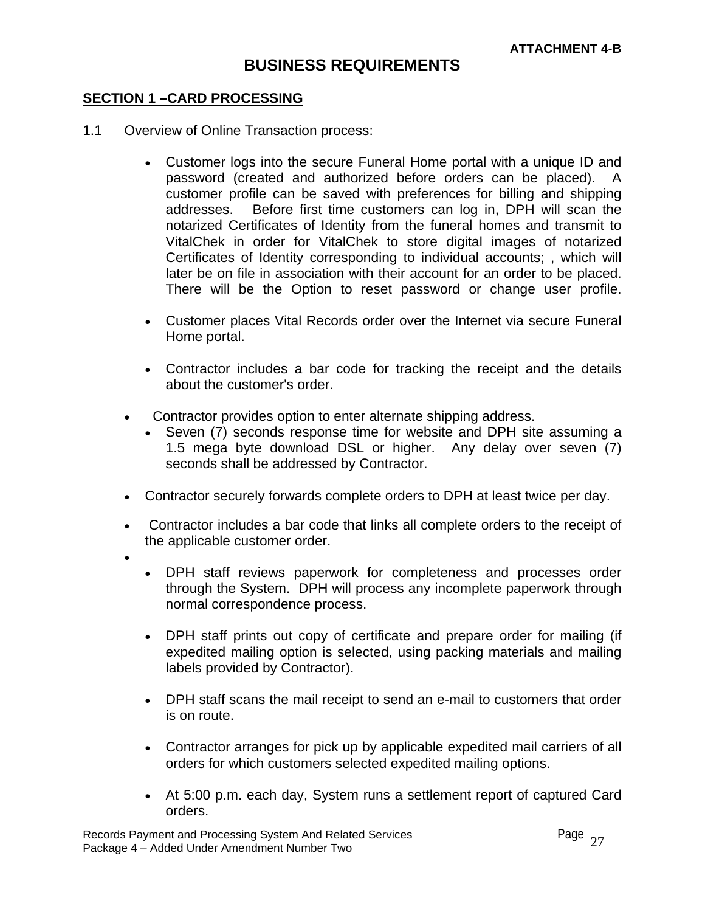**ATTACHMENT 4-B**

# BUSINESS REQUIREMENTS

## SECTION 1 –CARD PROCESSING

1.1 Overview of Online Transaction process:

- Customer logs into the secure Funeral Home portal with a unique ID and password (created and authorized before orders can be placed). A customer profile can be saved with preferences for billing and shipping addresses. Before first time customers can log in, DPH will scan the notarized Certificates of Identity from the funeral homes and transmit to VitalChek in order for VitalChek to store digital images of notarized Certificates of Identity corresponding to individual accounts; , which will later be on file in association with their account for an order to be placed. There will be the Option to reset password or change user profile.

- Customer places Vital Records order over the Internet via secure Funeral Home portal.

- Contractor includes a bar code for tracking the receipt and the details about the customer's order.

- Contractor provides option to enter alternate shipping address.
  - Seven (7) seconds response time for website and DPH site assuming a 1.5 mega byte download DSL or higher. Any delay over seven (7) seconds shall be addressed by Contractor.

- Contractor securely forwards complete orders to DPH at least twice per day.

- Contractor includes a bar code that links all complete orders to the receipt of the applicable customer order.

-
  - DPH staff reviews paperwork for completeness and processes order through the System. DPH will process any incomplete paperwork through normal correspondence process.

  - DPH staff prints out copy of certificate and prepare order for mailing (if expedited mailing option is selected, using packing materials and mailing labels provided by Contractor).

  - DPH staff scans the mail receipt to send an e-mail to customers that order is on route.

  - Contractor arranges for pick up by applicable expedited mail carriers of all orders for which customers selected expedited mailing options.

  - At 5:00 p.m. each day, System runs a settlement report of captured Card orders.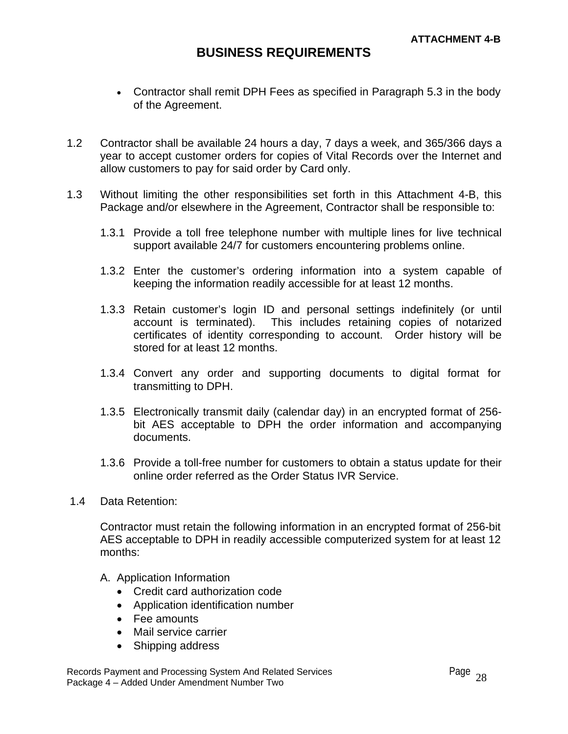**ATTACHMENT 4-B**

# BUSINESS REQUIREMENTS

- Contractor shall remit DPH Fees as specified in Paragraph 5.3 in the body of the Agreement.

1.2 Contractor shall be available 24 hours a day, 7 days a week, and 365/366 days a year to accept customer orders for copies of Vital Records over the Internet and allow customers to pay for said order by Card only.

1.3 Without limiting the other responsibilities set forth in this Attachment 4-B, this Package and/or elsewhere in the Agreement, Contractor shall be responsible to:

1.3.1 Provide a toll free telephone number with multiple lines for live technical support available 24/7 for customers encountering problems online.

1.3.2 Enter the customer's ordering information into a system capable of keeping the information readily accessible for at least 12 months.

1.3.3 Retain customer's login ID and personal settings indefinitely (or until account is terminated). This includes retaining copies of notarized certificates of identity corresponding to account. Order history will be stored for at least 12 months.

1.3.4 Convert any order and supporting documents to digital format for transmitting to DPH.

1.3.5 Electronically transmit daily (calendar day) in an encrypted format of 256-bit AES acceptable to DPH the order information and accompanying documents.

1.3.6 Provide a toll-free number for customers to obtain a status update for their online order referred as the Order Status IVR Service.

1.4 Data Retention:

Contractor must retain the following information in an encrypted format of 256-bit AES acceptable to DPH in readily accessible computerized system for at least 12 months:

A. Application Information
- Credit card authorization code
- Application identification number
- Fee amounts
- Mail service carrier
- Shipping address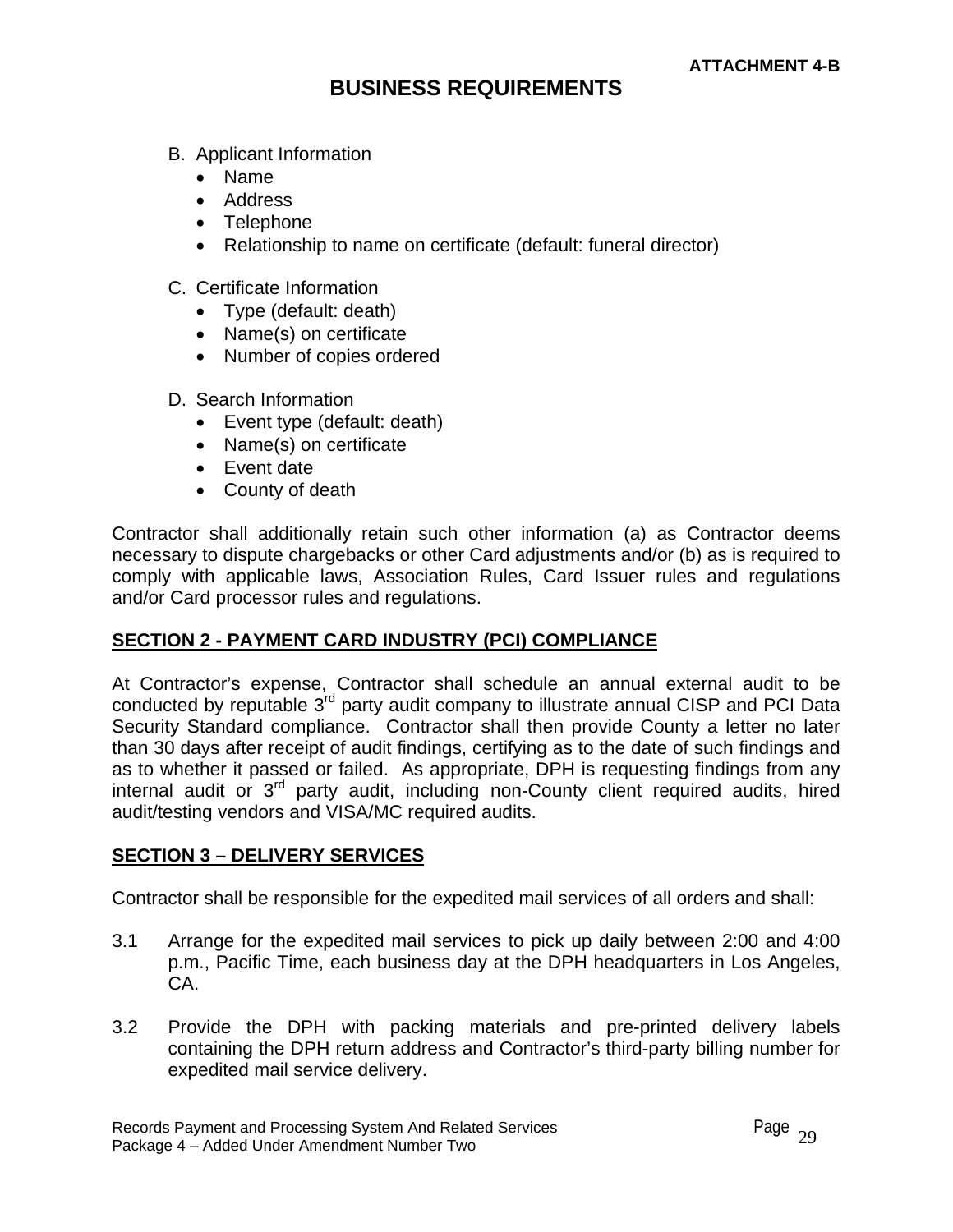ATTACHMENT 4-B

# BUSINESS REQUIREMENTS

B. Applicant Information
   - Name
   - Address
   - Telephone
   - Relationship to name on certificate (default: funeral director)

C. Certificate Information
   - Type (default: death)
   - Name(s) on certificate
   - Number of copies ordered

D. Search Information
   - Event type (default: death)
   - Name(s) on certificate
   - Event date
   - County of death

Contractor shall additionally retain such other information (a) as Contractor deems necessary to dispute chargebacks or other Card adjustments and/or (b) as is required to comply with applicable laws, Association Rules, Card Issuer rules and regulations and/or Card processor rules and regulations.

## SECTION 2 - PAYMENT CARD INDUSTRY (PCI) COMPLIANCE

At Contractor's expense, Contractor shall schedule an annual external audit to be conducted by reputable 3rd party audit company to illustrate annual CISP and PCI Data Security Standard compliance. Contractor shall then provide County a letter no later than 30 days after receipt of audit findings, certifying as to the date of such findings and as to whether it passed or failed. As appropriate, DPH is requesting findings from any internal audit or 3rd party audit, including non-County client required audits, hired audit/testing vendors and VISA/MC required audits.

## SECTION 3 – DELIVERY SERVICES

Contractor shall be responsible for the expedited mail services of all orders and shall:

3.1 Arrange for the expedited mail services to pick up daily between 2:00 and 4:00 p.m., Pacific Time, each business day at the DPH headquarters in Los Angeles, CA.

3.2 Provide the DPH with packing materials and pre-printed delivery labels containing the DPH return address and Contractor's third-party billing number for expedited mail service delivery.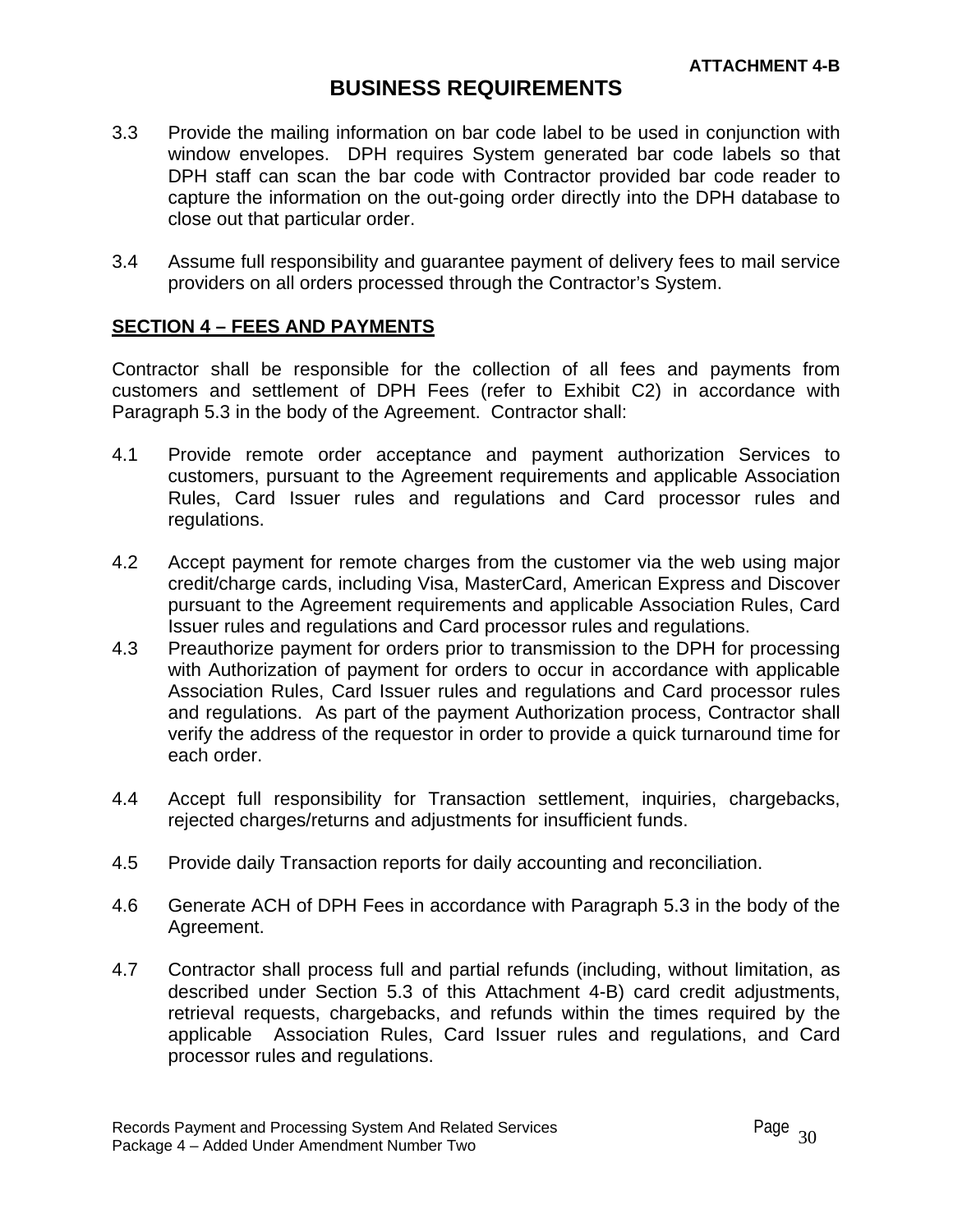**ATTACHMENT 4-B**

# BUSINESS REQUIREMENTS

3.3 Provide the mailing information on bar code label to be used in conjunction with window envelopes. DPH requires System generated bar code labels so that DPH staff can scan the bar code with Contractor provided bar code reader to capture the information on the out-going order directly into the DPH database to close out that particular order.

3.4 Assume full responsibility and guarantee payment of delivery fees to mail service providers on all orders processed through the Contractor's System.

## SECTION 4 – FEES AND PAYMENTS

Contractor shall be responsible for the collection of all fees and payments from customers and settlement of DPH Fees (refer to Exhibit C2) in accordance with Paragraph 5.3 in the body of the Agreement. Contractor shall:

4.1 Provide remote order acceptance and payment authorization Services to customers, pursuant to the Agreement requirements and applicable Association Rules, Card Issuer rules and regulations and Card processor rules and regulations.

4.2 Accept payment for remote charges from the customer via the web using major credit/charge cards, including Visa, MasterCard, American Express and Discover pursuant to the Agreement requirements and applicable Association Rules, Card Issuer rules and regulations and Card processor rules and regulations.

4.3 Preauthorize payment for orders prior to transmission to the DPH for processing with Authorization of payment for orders to occur in accordance with applicable Association Rules, Card Issuer rules and regulations and Card processor rules and regulations. As part of the payment Authorization process, Contractor shall verify the address of the requestor in order to provide a quick turnaround time for each order.

4.4 Accept full responsibility for Transaction settlement, inquiries, chargebacks, rejected charges/returns and adjustments for insufficient funds.

4.5 Provide daily Transaction reports for daily accounting and reconciliation.

4.6 Generate ACH of DPH Fees in accordance with Paragraph 5.3 in the body of the Agreement.

4.7 Contractor shall process full and partial refunds (including, without limitation, as described under Section 5.3 of this Attachment 4-B) card credit adjustments, retrieval requests, chargebacks, and refunds within the times required by the applicable Association Rules, Card Issuer rules and regulations, and Card processor rules and regulations.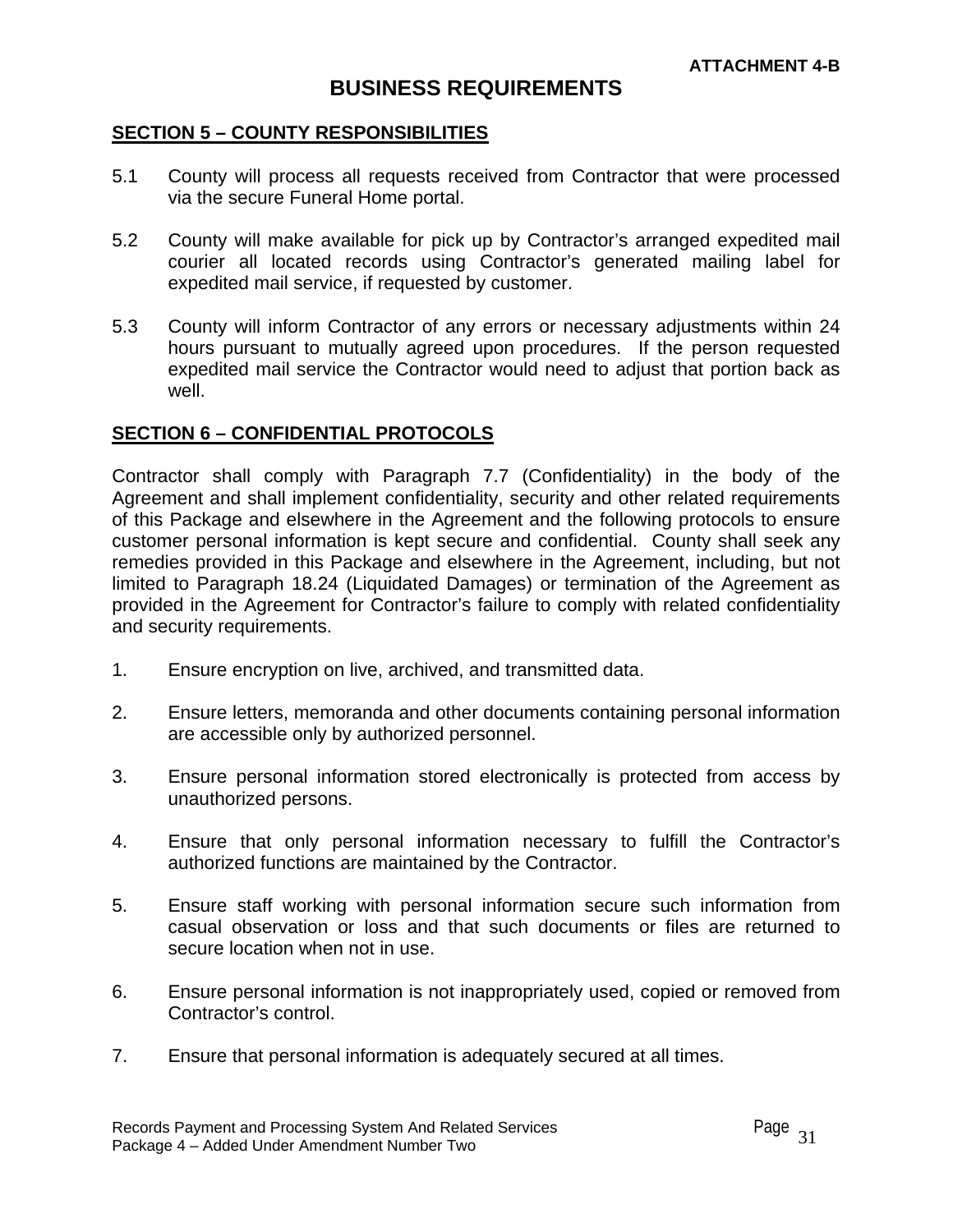**ATTACHMENT 4-B**

# BUSINESS REQUIREMENTS

## SECTION 5 – COUNTY RESPONSIBILITIES

5.1 County will process all requests received from Contractor that were processed via the secure Funeral Home portal.

5.2 County will make available for pick up by Contractor's arranged expedited mail courier all located records using Contractor's generated mailing label for expedited mail service, if requested by customer.

5.3 County will inform Contractor of any errors or necessary adjustments within 24 hours pursuant to mutually agreed upon procedures. If the person requested expedited mail service the Contractor would need to adjust that portion back as well.

## SECTION 6 – CONFIDENTIAL PROTOCOLS

Contractor shall comply with Paragraph 7.7 (Confidentiality) in the body of the Agreement and shall implement confidentiality, security and other related requirements of this Package and elsewhere in the Agreement and the following protocols to ensure customer personal information is kept secure and confidential. County shall seek any remedies provided in this Package and elsewhere in the Agreement, including, but not limited to Paragraph 18.24 (Liquidated Damages) or termination of the Agreement as provided in the Agreement for Contractor's failure to comply with related confidentiality and security requirements.

1. Ensure encryption on live, archived, and transmitted data.

2. Ensure letters, memoranda and other documents containing personal information are accessible only by authorized personnel.

3. Ensure personal information stored electronically is protected from access by unauthorized persons.

4. Ensure that only personal information necessary to fulfill the Contractor's authorized functions are maintained by the Contractor.

5. Ensure staff working with personal information secure such information from casual observation or loss and that such documents or files are returned to secure location when not in use.

6. Ensure personal information is not inappropriately used, copied or removed from Contractor's control.

7. Ensure that personal information is adequately secured at all times.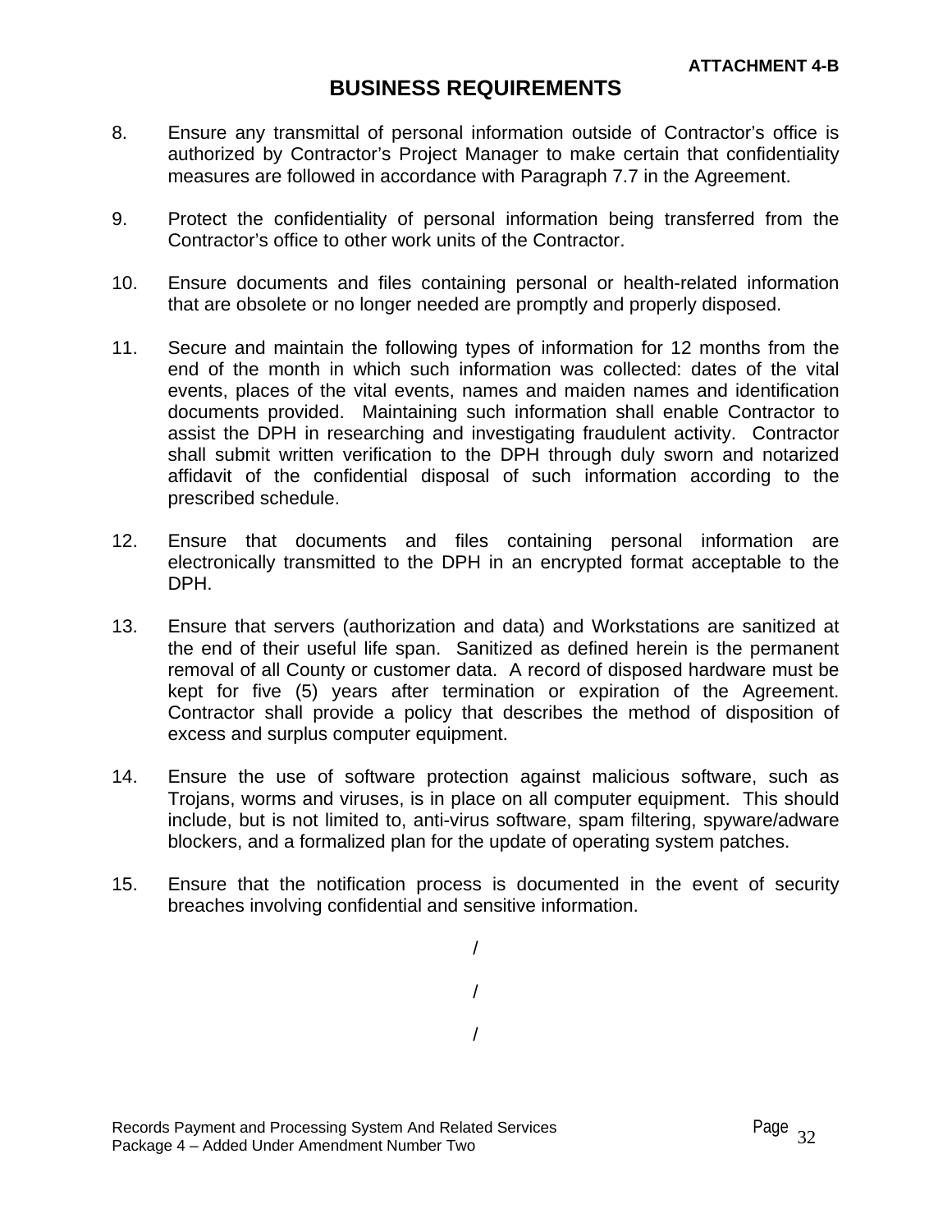**ATTACHMENT 4-B**

# BUSINESS REQUIREMENTS

8. Ensure any transmittal of personal information outside of Contractor's office is authorized by Contractor's Project Manager to make certain that confidentiality measures are followed in accordance with Paragraph 7.7 in the Agreement.

9. Protect the confidentiality of personal information being transferred from the Contractor's office to other work units of the Contractor.

10. Ensure documents and files containing personal or health-related information that are obsolete or no longer needed are promptly and properly disposed.

11. Secure and maintain the following types of information for 12 months from the end of the month in which such information was collected: dates of the vital events, places of the vital events, names and maiden names and identification documents provided. Maintaining such information shall enable Contractor to assist the DPH in researching and investigating fraudulent activity. Contractor shall submit written verification to the DPH through duly sworn and notarized affidavit of the confidential disposal of such information according to the prescribed schedule.

12. Ensure that documents and files containing personal information are electronically transmitted to the DPH in an encrypted format acceptable to the DPH.

13. Ensure that servers (authorization and data) and Workstations are sanitized at the end of their useful life span. Sanitized as defined herein is the permanent removal of all County or customer data. A record of disposed hardware must be kept for five (5) years after termination or expiration of the Agreement. Contractor shall provide a policy that describes the method of disposition of excess and surplus computer equipment.

14. Ensure the use of software protection against malicious software, such as Trojans, worms and viruses, is in place on all computer equipment. This should include, but is not limited to, anti-virus software, spam filtering, spyware/adware blockers, and a formalized plan for the update of operating system patches.

15. Ensure that the notification process is documented in the event of security breaches involving confidential and sensitive information.

/

/

/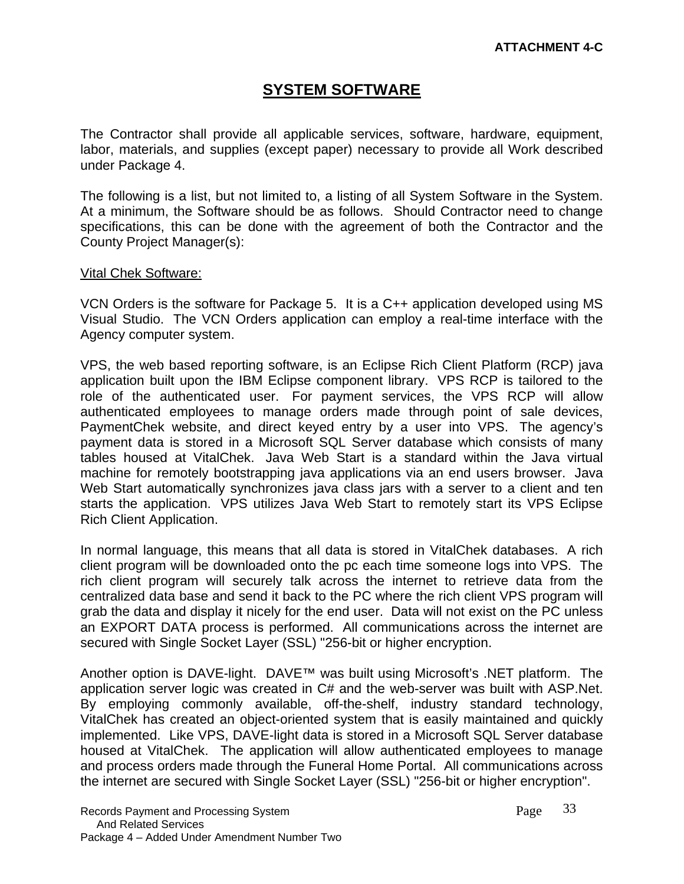**ATTACHMENT 4-C**

# SYSTEM SOFTWARE

The Contractor shall provide all applicable services, software, hardware, equipment, labor, materials, and supplies (except paper) necessary to provide all Work described under Package 4.

The following is a list, but not limited to, a listing of all System Software in the System. At a minimum, the Software should be as follows. Should Contractor need to change specifications, this can be done with the agreement of both the Contractor and the County Project Manager(s):

Vital Chek Software:

VCN Orders is the software for Package 5. It is a C++ application developed using MS Visual Studio. The VCN Orders application can employ a real-time interface with the Agency computer system.

VPS, the web based reporting software, is an Eclipse Rich Client Platform (RCP) java application built upon the IBM Eclipse component library. VPS RCP is tailored to the role of the authenticated user. For payment services, the VPS RCP will allow authenticated employees to manage orders made through point of sale devices, PaymentChek website, and direct keyed entry by a user into VPS. The agency's payment data is stored in a Microsoft SQL Server database which consists of many tables housed at VitalChek. Java Web Start is a standard within the Java virtual machine for remotely bootstrapping java applications via an end users browser. Java Web Start automatically synchronizes java class jars with a server to a client and ten starts the application. VPS utilizes Java Web Start to remotely start its VPS Eclipse Rich Client Application.

In normal language, this means that all data is stored in VitalChek databases. A rich client program will be downloaded onto the pc each time someone logs into VPS. The rich client program will securely talk across the internet to retrieve data from the centralized data base and send it back to the PC where the rich client VPS program will grab the data and display it nicely for the end user. Data will not exist on the PC unless an EXPORT DATA process is performed. All communications across the internet are secured with Single Socket Layer (SSL) "256-bit or higher encryption.

Another option is DAVE-light. DAVE™ was built using Microsoft's .NET platform. The application server logic was created in C# and the web-server was built with ASP.Net. By employing commonly available, off-the-shelf, industry standard technology, VitalChek has created an object-oriented system that is easily maintained and quickly implemented. Like VPS, DAVE-light data is stored in a Microsoft SQL Server database housed at VitalChek. The application will allow authenticated employees to manage and process orders made through the Funeral Home Portal. All communications across the internet are secured with Single Socket Layer (SSL) "256-bit or higher encryption".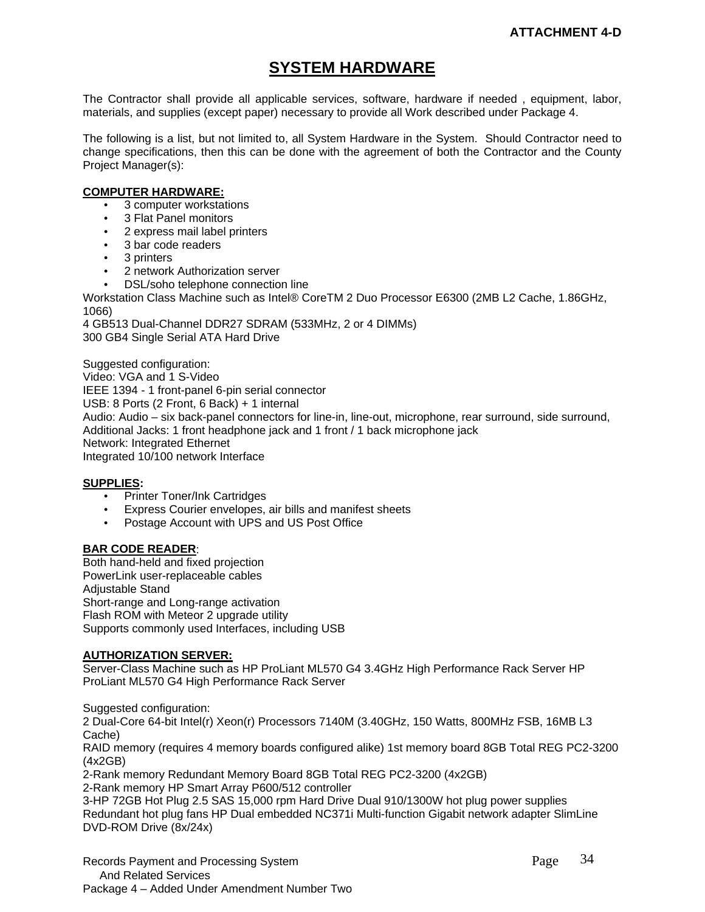**ATTACHMENT 4-D**

# SYSTEM HARDWARE

The Contractor shall provide all applicable services, software, hardware if needed , equipment, labor, materials, and supplies (except paper) necessary to provide all Work described under Package 4.

The following is a list, but not limited to, all System Hardware in the System. Should Contractor need to change specifications, then this can be done with the agreement of both the Contractor and the County Project Manager(s):

**COMPUTER HARDWARE:**

- 3 computer workstations
- 3 Flat Panel monitors
- 2 express mail label printers
- 3 bar code readers
- 3 printers
- 2 network Authorization server
- DSL/soho telephone connection line

Workstation Class Machine such as Intel® CoreTM 2 Duo Processor E6300 (2MB L2 Cache, 1.86GHz, 1066)
4 GB513 Dual-Channel DDR27 SDRAM (533MHz, 2 or 4 DIMMs)
300 GB4 Single Serial ATA Hard Drive

Suggested configuration:
Video: VGA and 1 S-Video
IEEE 1394 - 1 front-panel 6-pin serial connector
USB: 8 Ports (2 Front, 6 Back) + 1 internal
Audio: Audio – six back-panel connectors for line-in, line-out, microphone, rear surround, side surround,
Additional Jacks: 1 front headphone jack and 1 front / 1 back microphone jack
Network: Integrated Ethernet
Integrated 10/100 network Interface

**SUPPLIES:**

- Printer Toner/Ink Cartridges
- Express Courier envelopes, air bills and manifest sheets
- Postage Account with UPS and US Post Office

**BAR CODE READER**:
Both hand-held and fixed projection
PowerLink user-replaceable cables
Adjustable Stand
Short-range and Long-range activation
Flash ROM with Meteor 2 upgrade utility
Supports commonly used Interfaces, including USB

**AUTHORIZATION SERVER:**
Server-Class Machine such as HP ProLiant ML570 G4 3.4GHz High Performance Rack Server HP ProLiant ML570 G4 High Performance Rack Server

Suggested configuration:
2 Dual-Core 64-bit Intel(r) Xeon(r) Processors 7140M (3.40GHz, 150 Watts, 800MHz FSB, 16MB L3 Cache)
RAID memory (requires 4 memory boards configured alike) 1st memory board 8GB Total REG PC2-3200 (4x2GB)
2-Rank memory Redundant Memory Board 8GB Total REG PC2-3200 (4x2GB)
2-Rank memory HP Smart Array P600/512 controller
3-HP 72GB Hot Plug 2.5 SAS 15,000 rpm Hard Drive Dual 910/1300W hot plug power supplies
Redundant hot plug fans HP Dual embedded NC371i Multi-function Gigabit network adapter SlimLine DVD-ROM Drive (8x/24x)

Records Payment and Processing System
And Related Services
Package 4 – Added Under Amendment Number Two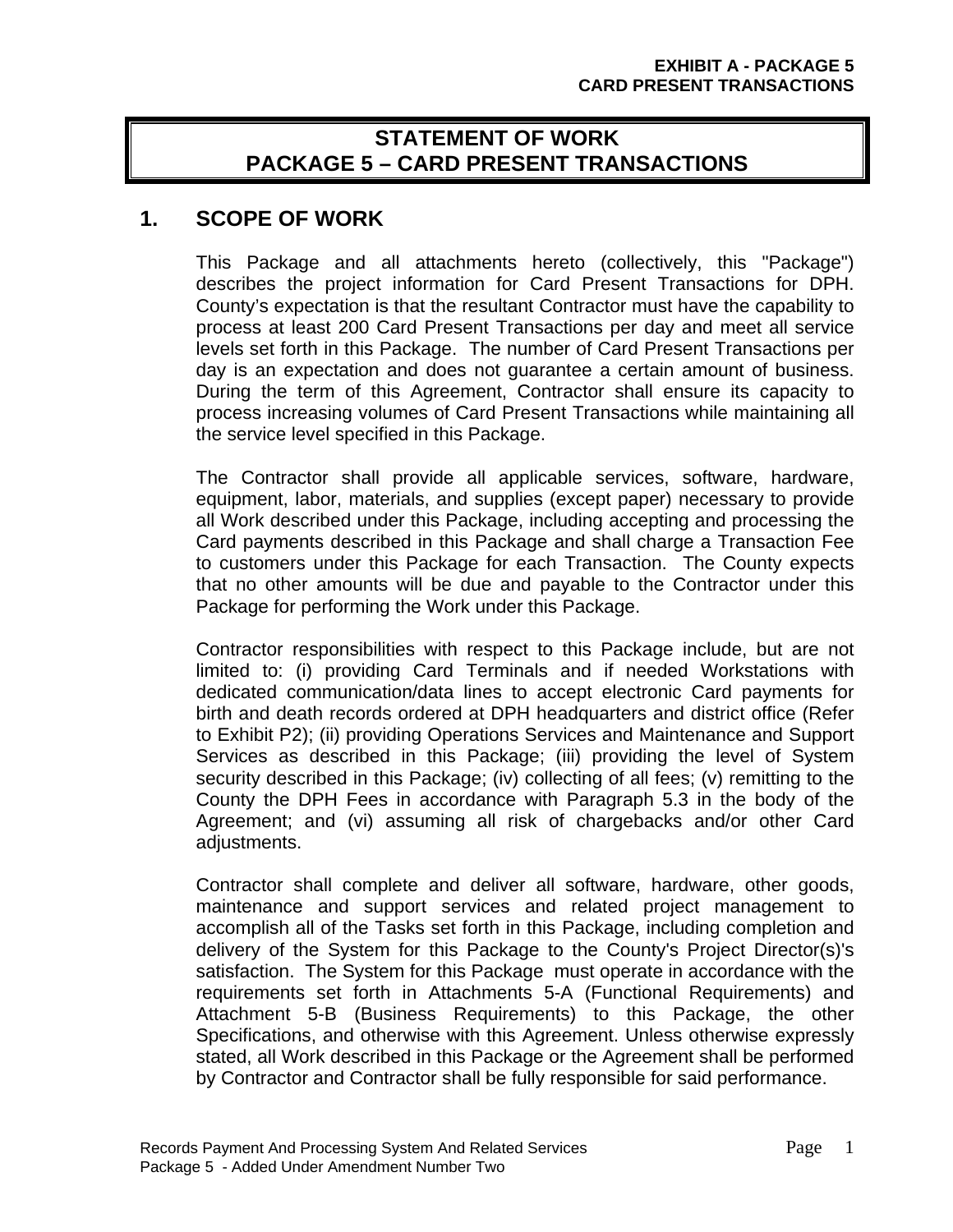# STATEMENT OF WORK
# PACKAGE 5 – CARD PRESENT TRANSACTIONS

## 1. SCOPE OF WORK

This Package and all attachments hereto (collectively, this "Package") describes the project information for Card Present Transactions for DPH. County's expectation is that the resultant Contractor must have the capability to process at least 200 Card Present Transactions per day and meet all service levels set forth in this Package. The number of Card Present Transactions per day is an expectation and does not guarantee a certain amount of business. During the term of this Agreement, Contractor shall ensure its capacity to process increasing volumes of Card Present Transactions while maintaining all the service level specified in this Package.

The Contractor shall provide all applicable services, software, hardware, equipment, labor, materials, and supplies (except paper) necessary to provide all Work described under this Package, including accepting and processing the Card payments described in this Package and shall charge a Transaction Fee to customers under this Package for each Transaction. The County expects that no other amounts will be due and payable to the Contractor under this Package for performing the Work under this Package.

Contractor responsibilities with respect to this Package include, but are not limited to: (i) providing Card Terminals and if needed Workstations with dedicated communication/data lines to accept electronic Card payments for birth and death records ordered at DPH headquarters and district office (Refer to Exhibit P2); (ii) providing Operations Services and Maintenance and Support Services as described in this Package; (iii) providing the level of System security described in this Package; (iv) collecting of all fees; (v) remitting to the County the DPH Fees in accordance with Paragraph 5.3 in the body of the Agreement; and (vi) assuming all risk of chargebacks and/or other Card adjustments.

Contractor shall complete and deliver all software, hardware, other goods, maintenance and support services and related project management to accomplish all of the Tasks set forth in this Package, including completion and delivery of the System for this Package to the County's Project Director(s)'s satisfaction. The System for this Package must operate in accordance with the requirements set forth in Attachments 5-A (Functional Requirements) and Attachment 5-B (Business Requirements) to this Package, the other Specifications, and otherwise with this Agreement. Unless otherwise expressly stated, all Work described in this Package or the Agreement shall be performed by Contractor and Contractor shall be fully responsible for said performance.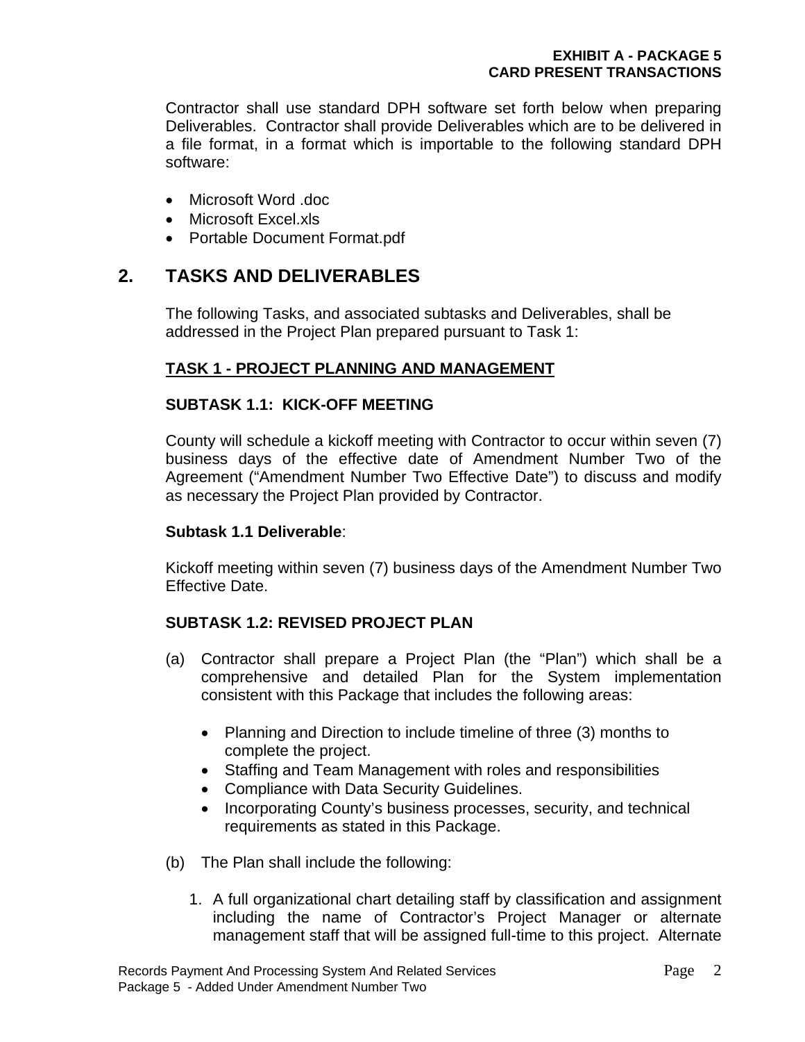Contractor shall use standard DPH software set forth below when preparing Deliverables. Contractor shall provide Deliverables which are to be delivered in a file format, in a format which is importable to the following standard DPH software:

- Microsoft Word .doc
- Microsoft Excel.xls
- Portable Document Format.pdf

## 2. TASKS AND DELIVERABLES

The following Tasks, and associated subtasks and Deliverables, shall be addressed in the Project Plan prepared pursuant to Task 1:

### TASK 1 - PROJECT PLANNING AND MANAGEMENT

#### SUBTASK 1.1: KICK-OFF MEETING

County will schedule a kickoff meeting with Contractor to occur within seven (7) business days of the effective date of Amendment Number Two of the Agreement ("Amendment Number Two Effective Date") to discuss and modify as necessary the Project Plan provided by Contractor.

**Subtask 1.1 Deliverable**:

Kickoff meeting within seven (7) business days of the Amendment Number Two Effective Date.

#### SUBTASK 1.2: REVISED PROJECT PLAN

(a) Contractor shall prepare a Project Plan (the "Plan") which shall be a comprehensive and detailed Plan for the System implementation consistent with this Package that includes the following areas:

- Planning and Direction to include timeline of three (3) months to complete the project.
- Staffing and Team Management with roles and responsibilities
- Compliance with Data Security Guidelines.
- Incorporating County's business processes, security, and technical requirements as stated in this Package.

(b) The Plan shall include the following:

1. A full organizational chart detailing staff by classification and assignment including the name of Contractor's Project Manager or alternate management staff that will be assigned full-time to this project. Alternate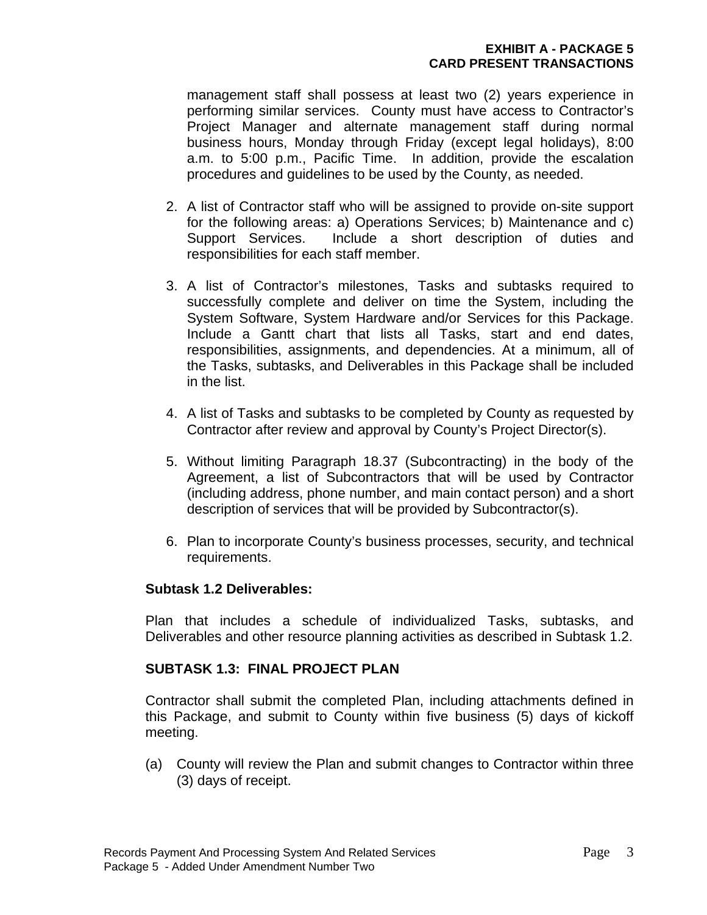management staff shall possess at least two (2) years experience in performing similar services. County must have access to Contractor's Project Manager and alternate management staff during normal business hours, Monday through Friday (except legal holidays), 8:00 a.m. to 5:00 p.m., Pacific Time. In addition, provide the escalation procedures and guidelines to be used by the County, as needed.

2. A list of Contractor staff who will be assigned to provide on-site support for the following areas: a) Operations Services; b) Maintenance and c) Support Services. Include a short description of duties and responsibilities for each staff member.

3. A list of Contractor's milestones, Tasks and subtasks required to successfully complete and deliver on time the System, including the System Software, System Hardware and/or Services for this Package. Include a Gantt chart that lists all Tasks, start and end dates, responsibilities, assignments, and dependencies. At a minimum, all of the Tasks, subtasks, and Deliverables in this Package shall be included in the list.

4. A list of Tasks and subtasks to be completed by County as requested by Contractor after review and approval by County's Project Director(s).

5. Without limiting Paragraph 18.37 (Subcontracting) in the body of the Agreement, a list of Subcontractors that will be used by Contractor (including address, phone number, and main contact person) and a short description of services that will be provided by Subcontractor(s).

6. Plan to incorporate County's business processes, security, and technical requirements.

**Subtask 1.2 Deliverables:**

Plan that includes a schedule of individualized Tasks, subtasks, and Deliverables and other resource planning activities as described in Subtask 1.2.

**SUBTASK 1.3: FINAL PROJECT PLAN**

Contractor shall submit the completed Plan, including attachments defined in this Package, and submit to County within five business (5) days of kickoff meeting.

(a) County will review the Plan and submit changes to Contractor within three (3) days of receipt.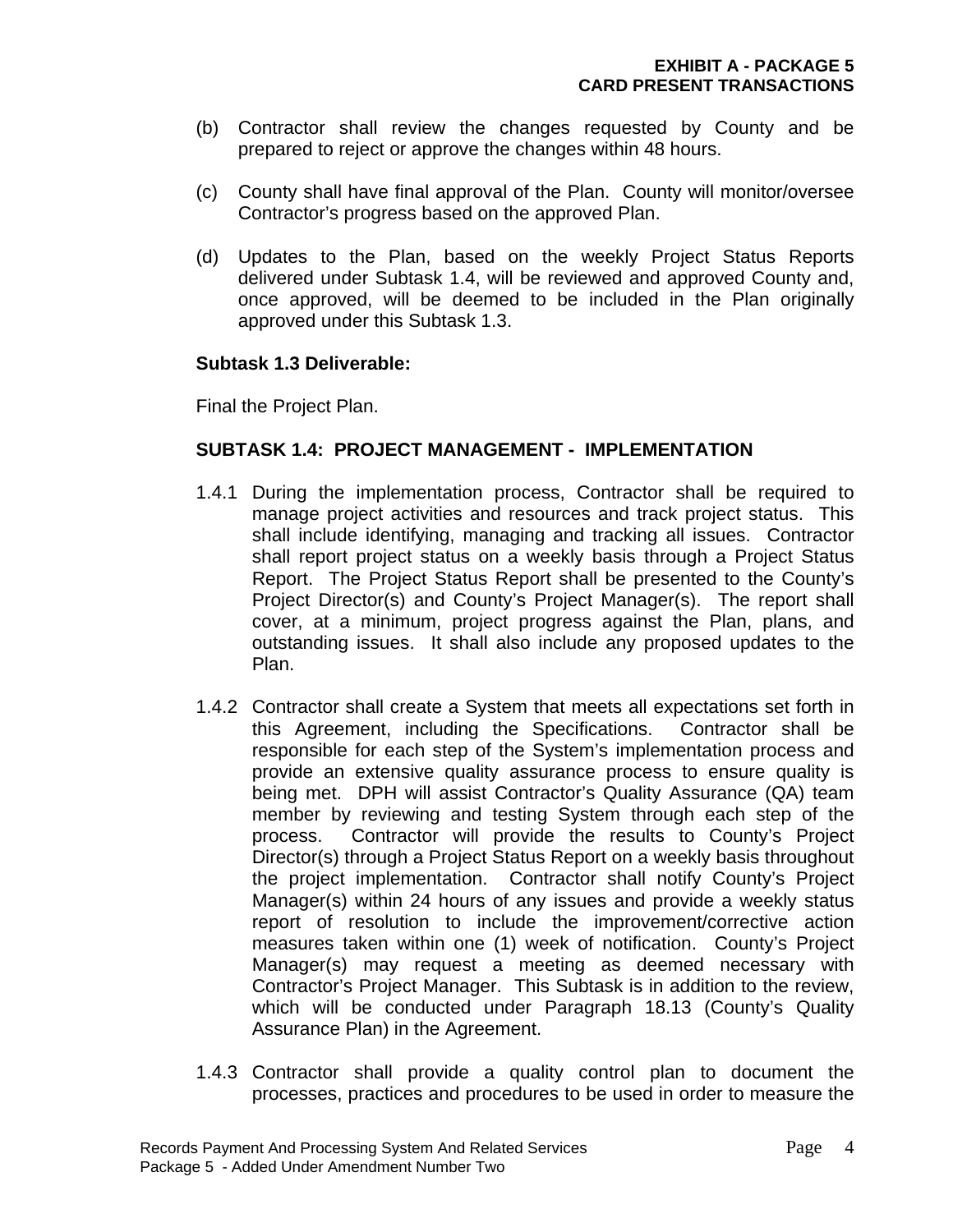(b) Contractor shall review the changes requested by County and be prepared to reject or approve the changes within 48 hours.

(c) County shall have final approval of the Plan. County will monitor/oversee Contractor's progress based on the approved Plan.

(d) Updates to the Plan, based on the weekly Project Status Reports delivered under Subtask 1.4, will be reviewed and approved County and, once approved, will be deemed to be included in the Plan originally approved under this Subtask 1.3.

**Subtask 1.3 Deliverable:**

Final the Project Plan.

**SUBTASK 1.4: PROJECT MANAGEMENT - IMPLEMENTATION**

1.4.1 During the implementation process, Contractor shall be required to manage project activities and resources and track project status. This shall include identifying, managing and tracking all issues. Contractor shall report project status on a weekly basis through a Project Status Report. The Project Status Report shall be presented to the County's Project Director(s) and County's Project Manager(s). The report shall cover, at a minimum, project progress against the Plan, plans, and outstanding issues. It shall also include any proposed updates to the Plan.

1.4.2 Contractor shall create a System that meets all expectations set forth in this Agreement, including the Specifications. Contractor shall be responsible for each step of the System's implementation process and provide an extensive quality assurance process to ensure quality is being met. DPH will assist Contractor's Quality Assurance (QA) team member by reviewing and testing System through each step of the process. Contractor will provide the results to County's Project Director(s) through a Project Status Report on a weekly basis throughout the project implementation. Contractor shall notify County's Project Manager(s) within 24 hours of any issues and provide a weekly status report of resolution to include the improvement/corrective action measures taken within one (1) week of notification. County's Project Manager(s) may request a meeting as deemed necessary with Contractor's Project Manager. This Subtask is in addition to the review, which will be conducted under Paragraph 18.13 (County's Quality Assurance Plan) in the Agreement.

1.4.3 Contractor shall provide a quality control plan to document the processes, practices and procedures to be used in order to measure the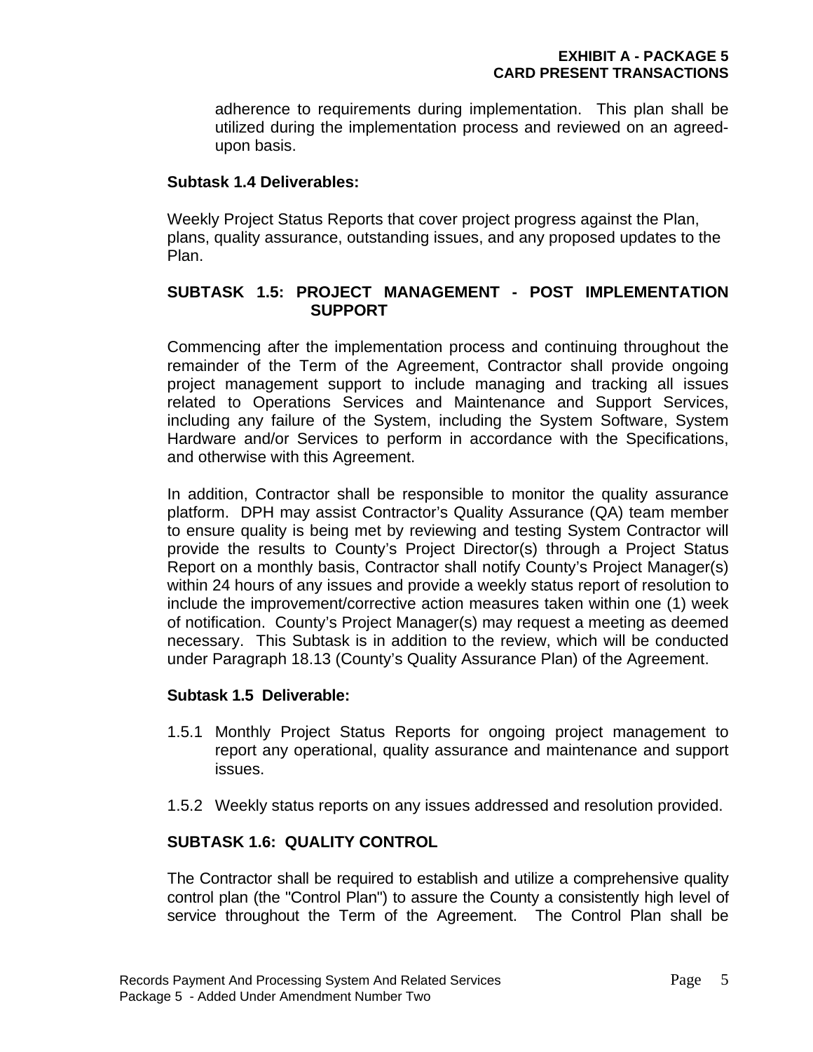adherence to requirements during implementation. This plan shall be utilized during the implementation process and reviewed on an agreed-upon basis.

**Subtask 1.4 Deliverables:**

Weekly Project Status Reports that cover project progress against the Plan, plans, quality assurance, outstanding issues, and any proposed updates to the Plan.

**SUBTASK 1.5: PROJECT MANAGEMENT - POST IMPLEMENTATION SUPPORT**

Commencing after the implementation process and continuing throughout the remainder of the Term of the Agreement, Contractor shall provide ongoing project management support to include managing and tracking all issues related to Operations Services and Maintenance and Support Services, including any failure of the System, including the System Software, System Hardware and/or Services to perform in accordance with the Specifications, and otherwise with this Agreement.

In addition, Contractor shall be responsible to monitor the quality assurance platform. DPH may assist Contractor's Quality Assurance (QA) team member to ensure quality is being met by reviewing and testing System Contractor will provide the results to County's Project Director(s) through a Project Status Report on a monthly basis, Contractor shall notify County's Project Manager(s) within 24 hours of any issues and provide a weekly status report of resolution to include the improvement/corrective action measures taken within one (1) week of notification. County's Project Manager(s) may request a meeting as deemed necessary. This Subtask is in addition to the review, which will be conducted under Paragraph 18.13 (County's Quality Assurance Plan) of the Agreement.

**Subtask 1.5 Deliverable:**

1.5.1 Monthly Project Status Reports for ongoing project management to report any operational, quality assurance and maintenance and support issues.

1.5.2 Weekly status reports on any issues addressed and resolution provided.

**SUBTASK 1.6: QUALITY CONTROL**

The Contractor shall be required to establish and utilize a comprehensive quality control plan (the "Control Plan") to assure the County a consistently high level of service throughout the Term of the Agreement. The Control Plan shall be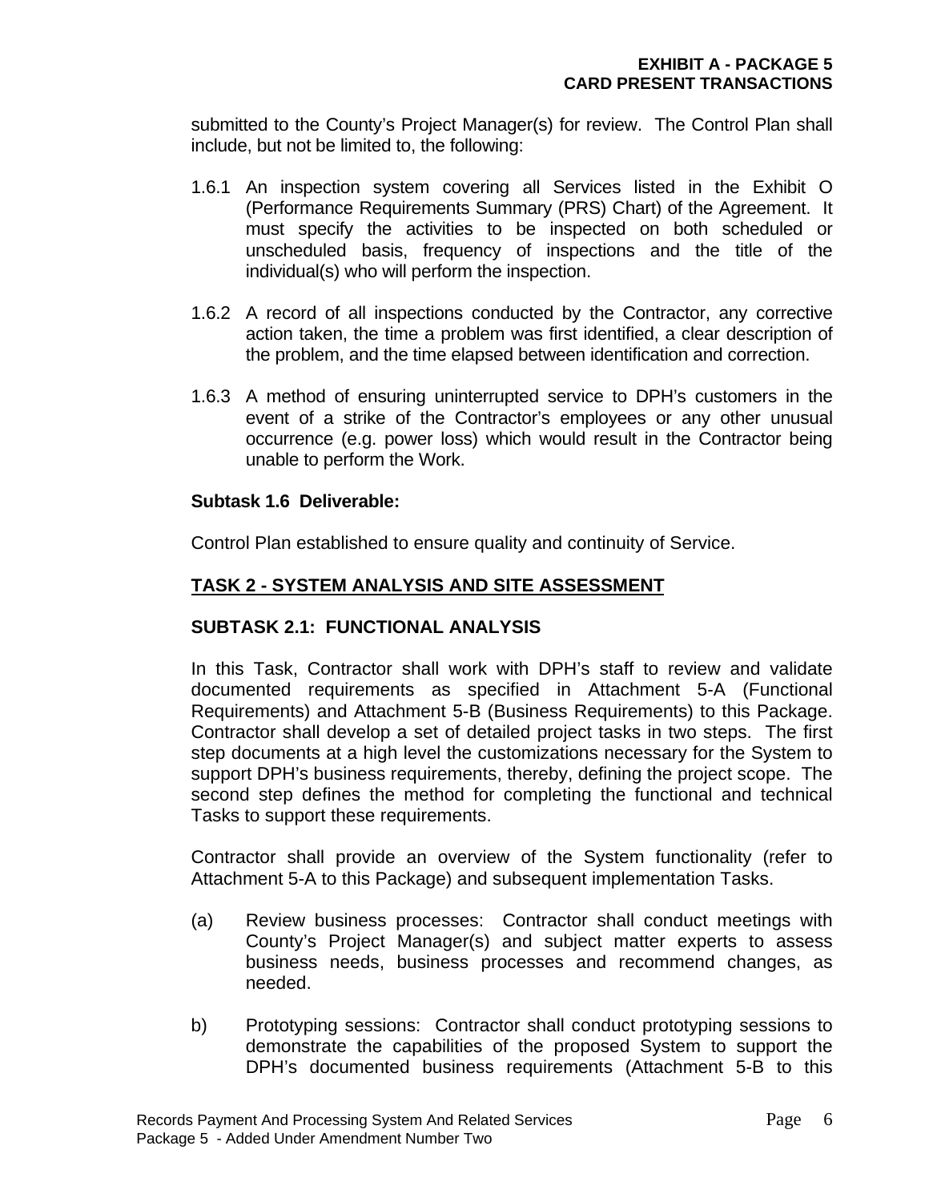submitted to the County's Project Manager(s) for review. The Control Plan shall include, but not be limited to, the following:

1.6.1 An inspection system covering all Services listed in the Exhibit O (Performance Requirements Summary (PRS) Chart) of the Agreement. It must specify the activities to be inspected on both scheduled or unscheduled basis, frequency of inspections and the title of the individual(s) who will perform the inspection.

1.6.2 A record of all inspections conducted by the Contractor, any corrective action taken, the time a problem was first identified, a clear description of the problem, and the time elapsed between identification and correction.

1.6.3 A method of ensuring uninterrupted service to DPH's customers in the event of a strike of the Contractor's employees or any other unusual occurrence (e.g. power loss) which would result in the Contractor being unable to perform the Work.

**Subtask 1.6 Deliverable:**

Control Plan established to ensure quality and continuity of Service.

## TASK 2 - SYSTEM ANALYSIS AND SITE ASSESSMENT

### SUBTASK 2.1: FUNCTIONAL ANALYSIS

In this Task, Contractor shall work with DPH's staff to review and validate documented requirements as specified in Attachment 5-A (Functional Requirements) and Attachment 5-B (Business Requirements) to this Package. Contractor shall develop a set of detailed project tasks in two steps. The first step documents at a high level the customizations necessary for the System to support DPH's business requirements, thereby, defining the project scope. The second step defines the method for completing the functional and technical Tasks to support these requirements.

Contractor shall provide an overview of the System functionality (refer to Attachment 5-A to this Package) and subsequent implementation Tasks.

(a) Review business processes: Contractor shall conduct meetings with County's Project Manager(s) and subject matter experts to assess business needs, business processes and recommend changes, as needed.

b) Prototyping sessions: Contractor shall conduct prototyping sessions to demonstrate the capabilities of the proposed System to support the DPH's documented business requirements (Attachment 5-B to this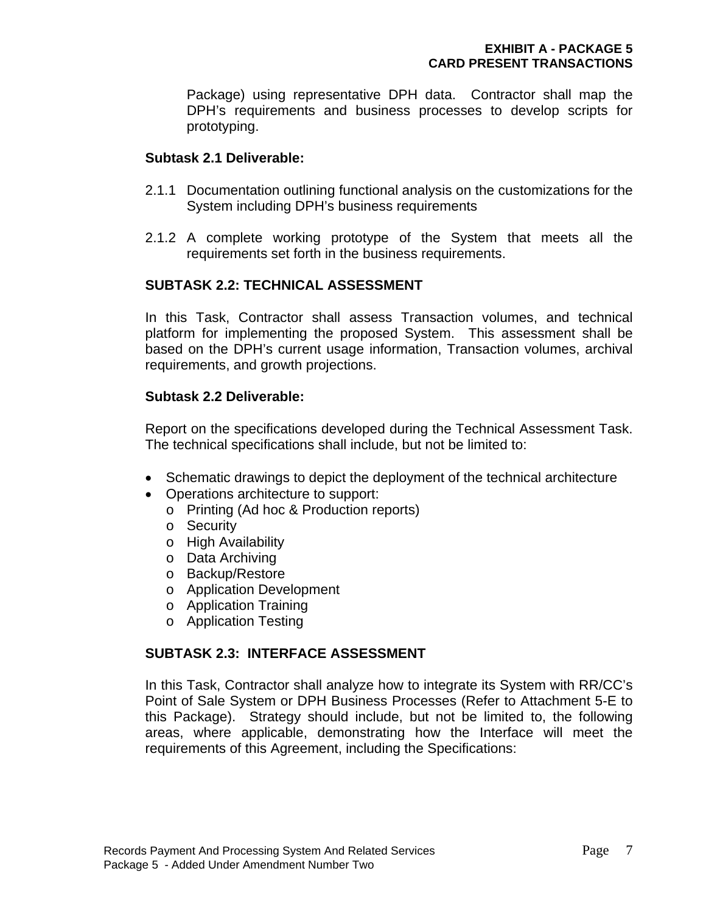Package) using representative DPH data. Contractor shall map the DPH's requirements and business processes to develop scripts for prototyping.

**Subtask 2.1 Deliverable:**

2.1.1 Documentation outlining functional analysis on the customizations for the System including DPH's business requirements

2.1.2 A complete working prototype of the System that meets all the requirements set forth in the business requirements.

**SUBTASK 2.2: TECHNICAL ASSESSMENT**

In this Task, Contractor shall assess Transaction volumes, and technical platform for implementing the proposed System. This assessment shall be based on the DPH's current usage information, Transaction volumes, archival requirements, and growth projections.

**Subtask 2.2 Deliverable:**

Report on the specifications developed during the Technical Assessment Task. The technical specifications shall include, but not be limited to:

- Schematic drawings to depict the deployment of the technical architecture
- Operations architecture to support:
  - Printing (Ad hoc & Production reports)
  - Security
  - High Availability
  - Data Archiving
  - Backup/Restore
  - Application Development
  - Application Training
  - Application Testing

**SUBTASK 2.3: INTERFACE ASSESSMENT**

In this Task, Contractor shall analyze how to integrate its System with RR/CC's Point of Sale System or DPH Business Processes (Refer to Attachment 5-E to this Package). Strategy should include, but not be limited to, the following areas, where applicable, demonstrating how the Interface will meet the requirements of this Agreement, including the Specifications: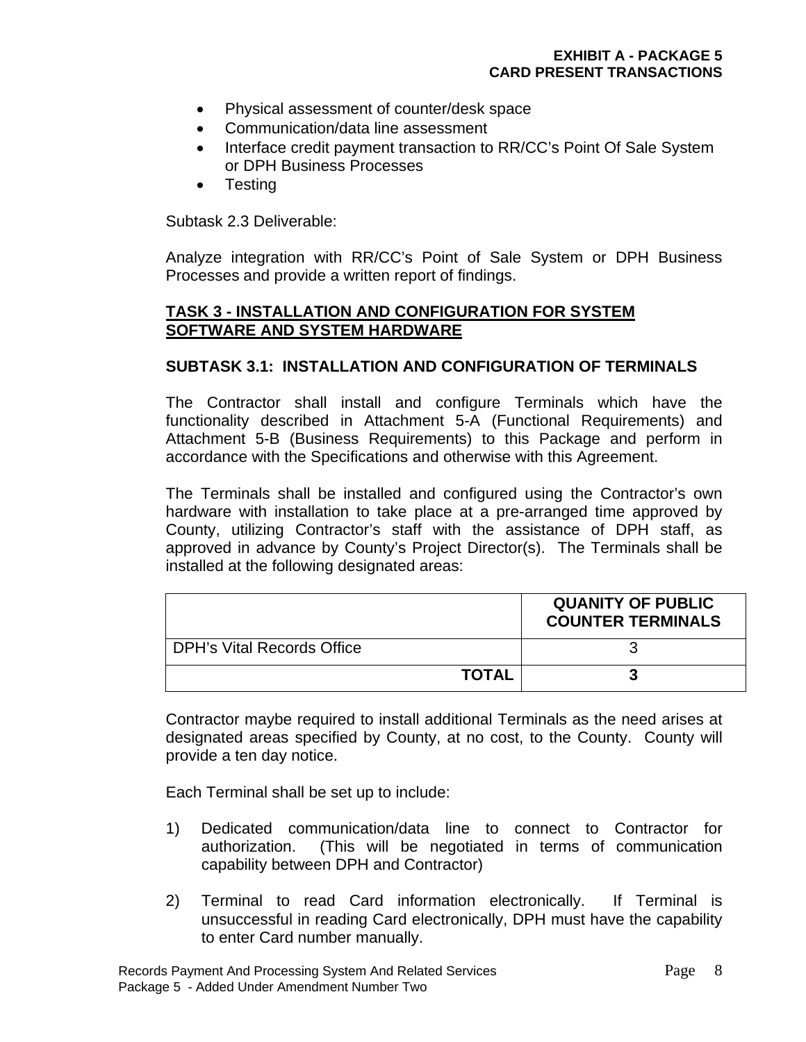- Physical assessment of counter/desk space
- Communication/data line assessment
- Interface credit payment transaction to RR/CC's Point Of Sale System or DPH Business Processes
- Testing

Subtask 2.3 Deliverable:

Analyze integration with RR/CC's Point of Sale System or DPH Business Processes and provide a written report of findings.

## TASK 3 - INSTALLATION AND CONFIGURATION FOR SYSTEM SOFTWARE AND SYSTEM HARDWARE

### SUBTASK 3.1: INSTALLATION AND CONFIGURATION OF TERMINALS

The Contractor shall install and configure Terminals which have the functionality described in Attachment 5-A (Functional Requirements) and Attachment 5-B (Business Requirements) to this Package and perform in accordance with the Specifications and otherwise with this Agreement.

The Terminals shall be installed and configured using the Contractor's own hardware with installation to take place at a pre-arranged time approved by County, utilizing Contractor's staff with the assistance of DPH staff, as approved in advance by County's Project Director(s). The Terminals shall be installed at the following designated areas:

| | QUANITY OF PUBLIC COUNTER TERMINALS |
|---|---|
| DPH's Vital Records Office | 3 |
| **TOTAL** | **3** |

Contractor maybe required to install additional Terminals as the need arises at designated areas specified by County, at no cost, to the County. County will provide a ten day notice.

Each Terminal shall be set up to include:

1) Dedicated communication/data line to connect to Contractor for authorization. (This will be negotiated in terms of communication capability between DPH and Contractor)

2) Terminal to read Card information electronically. If Terminal is unsuccessful in reading Card electronically, DPH must have the capability to enter Card number manually.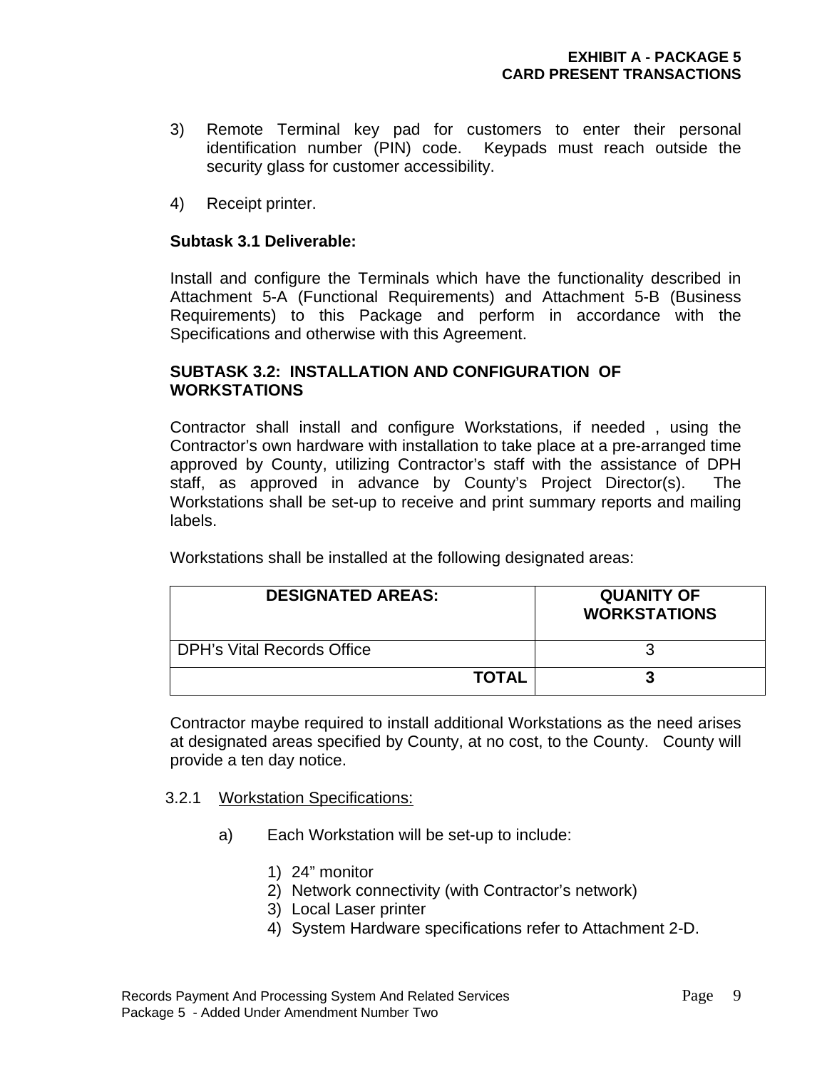3) Remote Terminal key pad for customers to enter their personal identification number (PIN) code. Keypads must reach outside the security glass for customer accessibility.

4) Receipt printer.

**Subtask 3.1 Deliverable:**

Install and configure the Terminals which have the functionality described in Attachment 5-A (Functional Requirements) and Attachment 5-B (Business Requirements) to this Package and perform in accordance with the Specifications and otherwise with this Agreement.

**SUBTASK 3.2: INSTALLATION AND CONFIGURATION OF WORKSTATIONS**

Contractor shall install and configure Workstations, if needed , using the Contractor's own hardware with installation to take place at a pre-arranged time approved by County, utilizing Contractor's staff with the assistance of DPH staff, as approved in advance by County's Project Director(s). The Workstations shall be set-up to receive and print summary reports and mailing labels.

Workstations shall be installed at the following designated areas:

| DESIGNATED AREAS: | QUANITY OF WORKSTATIONS |
|---|---|
| DPH's Vital Records Office | 3 |
| **TOTAL** | **3** |

Contractor maybe required to install additional Workstations as the need arises at designated areas specified by County, at no cost, to the County. County will provide a ten day notice.

3.2.1 Workstation Specifications:

a) Each Workstation will be set-up to include:

1) 24" monitor
2) Network connectivity (with Contractor's network)
3) Local Laser printer
4) System Hardware specifications refer to Attachment 2-D.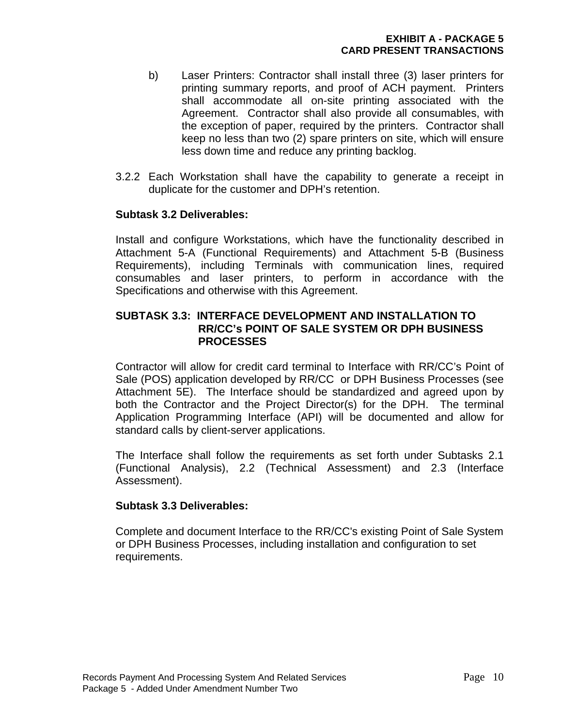b) Laser Printers: Contractor shall install three (3) laser printers for printing summary reports, and proof of ACH payment. Printers shall accommodate all on-site printing associated with the Agreement. Contractor shall also provide all consumables, with the exception of paper, required by the printers. Contractor shall keep no less than two (2) spare printers on site, which will ensure less down time and reduce any printing backlog.

3.2.2 Each Workstation shall have the capability to generate a receipt in duplicate for the customer and DPH's retention.

**Subtask 3.2 Deliverables:**

Install and configure Workstations, which have the functionality described in Attachment 5-A (Functional Requirements) and Attachment 5-B (Business Requirements), including Terminals with communication lines, required consumables and laser printers, to perform in accordance with the Specifications and otherwise with this Agreement.

**SUBTASK 3.3: INTERFACE DEVELOPMENT AND INSTALLATION TO RR/CC's POINT OF SALE SYSTEM OR DPH BUSINESS PROCESSES**

Contractor will allow for credit card terminal to Interface with RR/CC's Point of Sale (POS) application developed by RR/CC or DPH Business Processes (see Attachment 5E). The Interface should be standardized and agreed upon by both the Contractor and the Project Director(s) for the DPH. The terminal Application Programming Interface (API) will be documented and allow for standard calls by client-server applications.

The Interface shall follow the requirements as set forth under Subtasks 2.1 (Functional Analysis), 2.2 (Technical Assessment) and 2.3 (Interface Assessment).

**Subtask 3.3 Deliverables:**

Complete and document Interface to the RR/CC's existing Point of Sale System or DPH Business Processes, including installation and configuration to set requirements.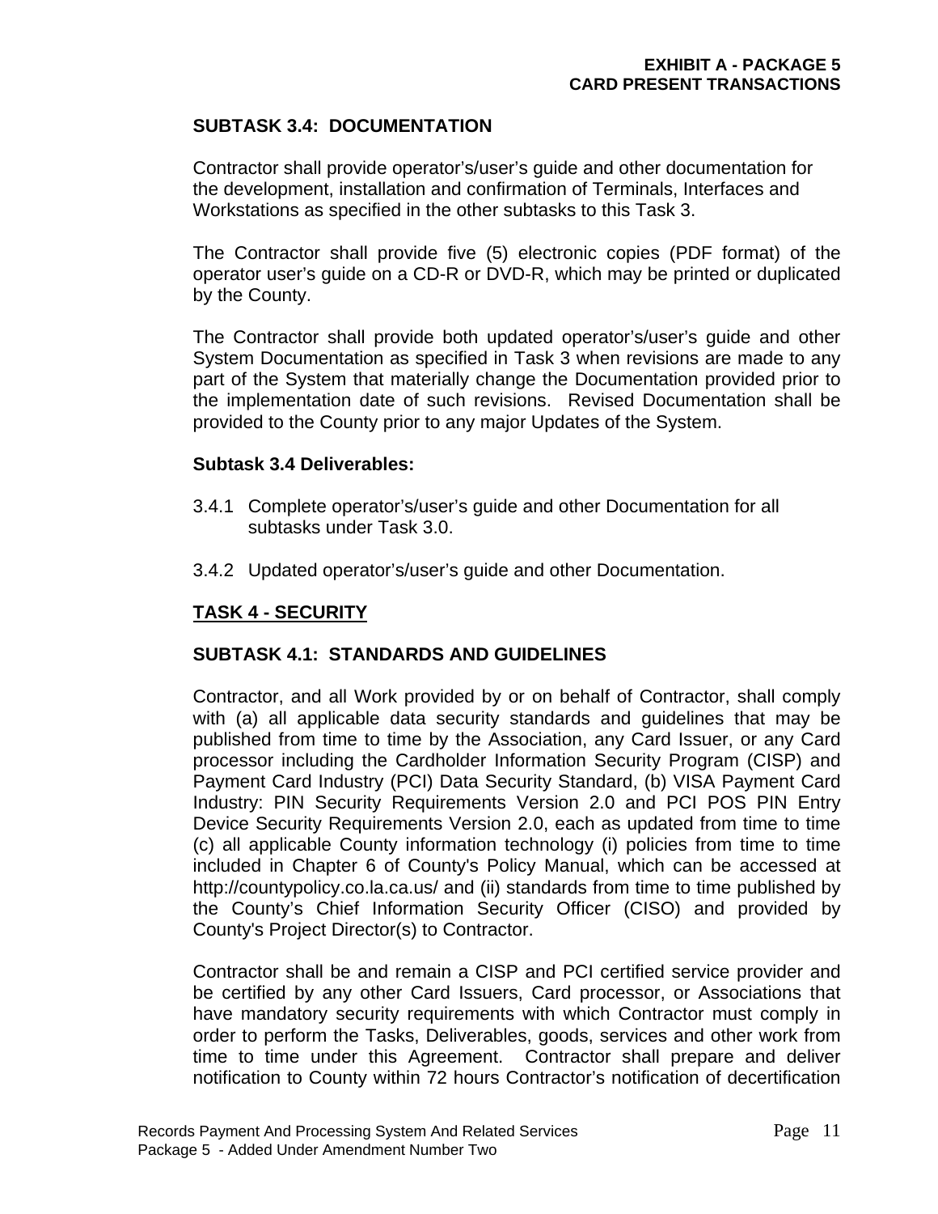### SUBTASK 3.4: DOCUMENTATION

Contractor shall provide operator's/user's guide and other documentation for the development, installation and confirmation of Terminals, Interfaces and Workstations as specified in the other subtasks to this Task 3.

The Contractor shall provide five (5) electronic copies (PDF format) of the operator user's guide on a CD-R or DVD-R, which may be printed or duplicated by the County.

The Contractor shall provide both updated operator's/user's guide and other System Documentation as specified in Task 3 when revisions are made to any part of the System that materially change the Documentation provided prior to the implementation date of such revisions. Revised Documentation shall be provided to the County prior to any major Updates of the System.

**Subtask 3.4 Deliverables:**

3.4.1 Complete operator's/user's guide and other Documentation for all subtasks under Task 3.0.

3.4.2 Updated operator's/user's guide and other Documentation.

## TASK 4 - SECURITY

### SUBTASK 4.1: STANDARDS AND GUIDELINES

Contractor, and all Work provided by or on behalf of Contractor, shall comply with (a) all applicable data security standards and guidelines that may be published from time to time by the Association, any Card Issuer, or any Card processor including the Cardholder Information Security Program (CISP) and Payment Card Industry (PCI) Data Security Standard, (b) VISA Payment Card Industry: PIN Security Requirements Version 2.0 and PCI POS PIN Entry Device Security Requirements Version 2.0, each as updated from time to time (c) all applicable County information technology (i) policies from time to time included in Chapter 6 of County's Policy Manual, which can be accessed at http://countypolicy.co.la.ca.us/ and (ii) standards from time to time published by the County's Chief Information Security Officer (CISO) and provided by County's Project Director(s) to Contractor.

Contractor shall be and remain a CISP and PCI certified service provider and be certified by any other Card Issuers, Card processor, or Associations that have mandatory security requirements with which Contractor must comply in order to perform the Tasks, Deliverables, goods, services and other work from time to time under this Agreement. Contractor shall prepare and deliver notification to County within 72 hours Contractor's notification of decertification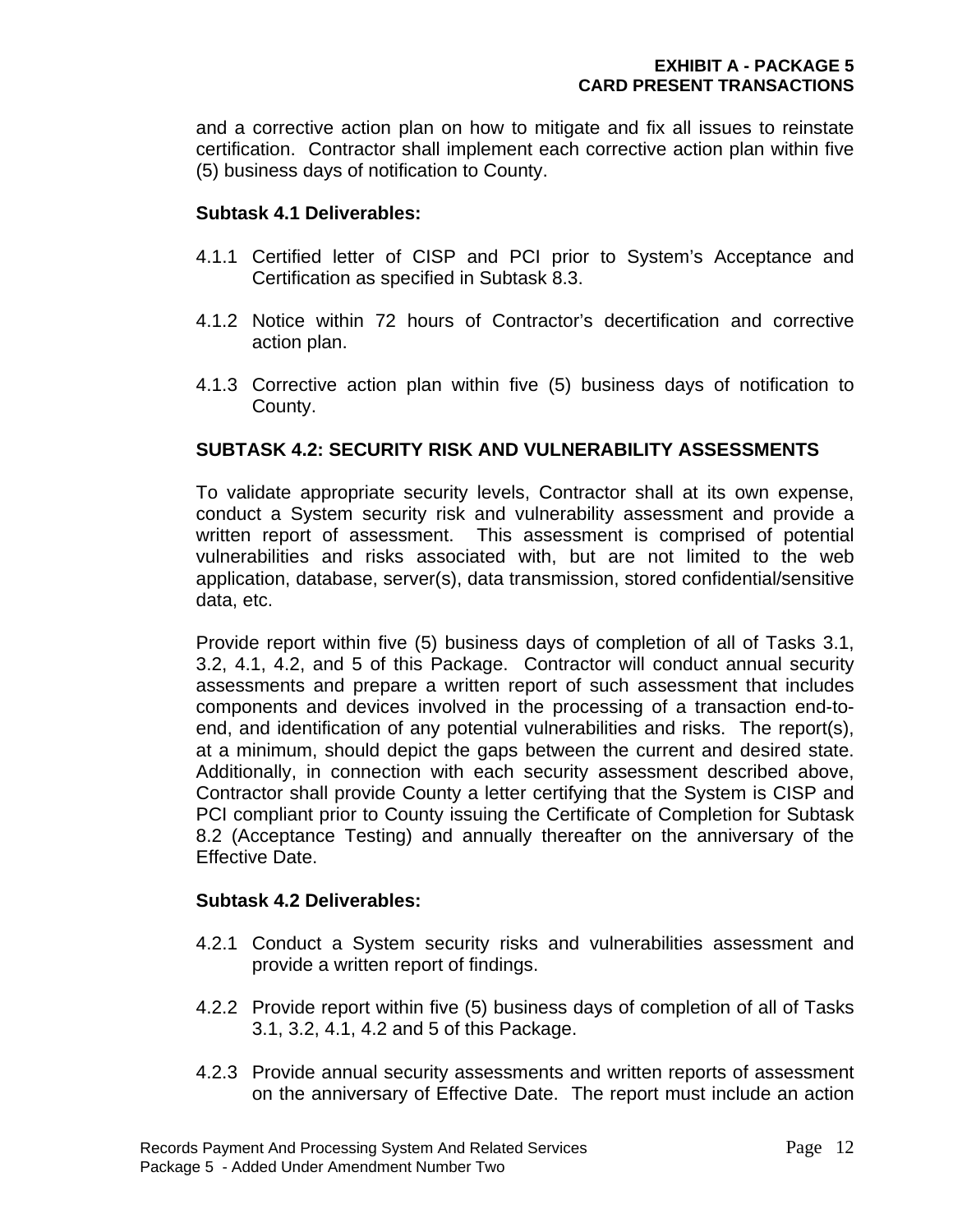and a corrective action plan on how to mitigate and fix all issues to reinstate certification. Contractor shall implement each corrective action plan within five (5) business days of notification to County.

**Subtask 4.1 Deliverables:**

4.1.1 Certified letter of CISP and PCI prior to System's Acceptance and Certification as specified in Subtask 8.3.

4.1.2 Notice within 72 hours of Contractor's decertification and corrective action plan.

4.1.3 Corrective action plan within five (5) business days of notification to County.

### SUBTASK 4.2: SECURITY RISK AND VULNERABILITY ASSESSMENTS

To validate appropriate security levels, Contractor shall at its own expense, conduct a System security risk and vulnerability assessment and provide a written report of assessment. This assessment is comprised of potential vulnerabilities and risks associated with, but are not limited to the web application, database, server(s), data transmission, stored confidential/sensitive data, etc.

Provide report within five (5) business days of completion of all of Tasks 3.1, 3.2, 4.1, 4.2, and 5 of this Package. Contractor will conduct annual security assessments and prepare a written report of such assessment that includes components and devices involved in the processing of a transaction end-to-end, and identification of any potential vulnerabilities and risks. The report(s), at a minimum, should depict the gaps between the current and desired state. Additionally, in connection with each security assessment described above, Contractor shall provide County a letter certifying that the System is CISP and PCI compliant prior to County issuing the Certificate of Completion for Subtask 8.2 (Acceptance Testing) and annually thereafter on the anniversary of the Effective Date.

**Subtask 4.2 Deliverables:**

4.2.1 Conduct a System security risks and vulnerabilities assessment and provide a written report of findings.

4.2.2 Provide report within five (5) business days of completion of all of Tasks 3.1, 3.2, 4.1, 4.2 and 5 of this Package.

4.2.3 Provide annual security assessments and written reports of assessment on the anniversary of Effective Date. The report must include an action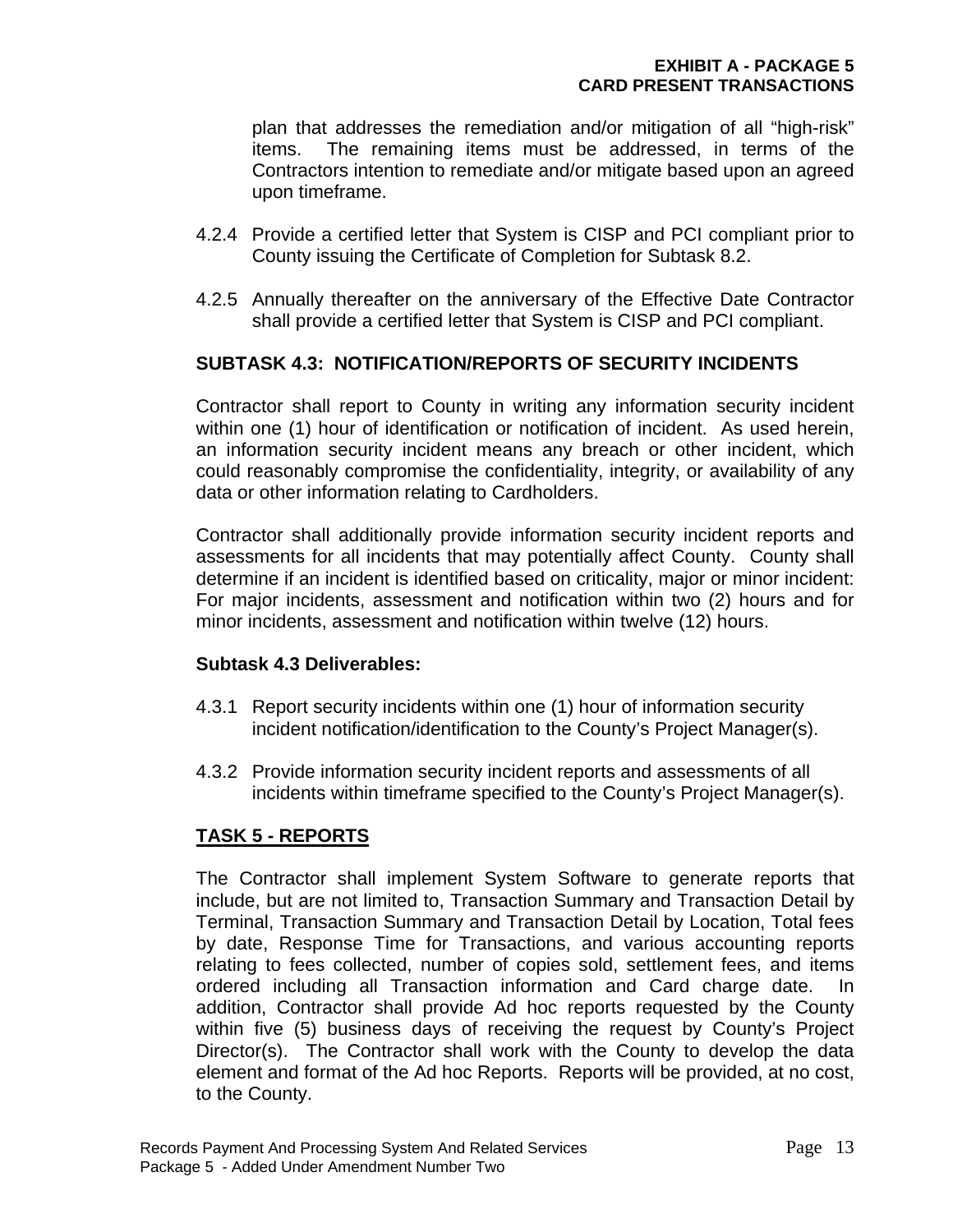plan that addresses the remediation and/or mitigation of all "high-risk" items. The remaining items must be addressed, in terms of the Contractors intention to remediate and/or mitigate based upon an agreed upon timeframe.

4.2.4 Provide a certified letter that System is CISP and PCI compliant prior to County issuing the Certificate of Completion for Subtask 8.2.

4.2.5 Annually thereafter on the anniversary of the Effective Date Contractor shall provide a certified letter that System is CISP and PCI compliant.

### SUBTASK 4.3: NOTIFICATION/REPORTS OF SECURITY INCIDENTS

Contractor shall report to County in writing any information security incident within one (1) hour of identification or notification of incident. As used herein, an information security incident means any breach or other incident, which could reasonably compromise the confidentiality, integrity, or availability of any data or other information relating to Cardholders.

Contractor shall additionally provide information security incident reports and assessments for all incidents that may potentially affect County. County shall determine if an incident is identified based on criticality, major or minor incident: For major incidents, assessment and notification within two (2) hours and for minor incidents, assessment and notification within twelve (12) hours.

**Subtask 4.3 Deliverables:**

4.3.1 Report security incidents within one (1) hour of information security incident notification/identification to the County's Project Manager(s).

4.3.2 Provide information security incident reports and assessments of all incidents within timeframe specified to the County's Project Manager(s).

## TASK 5 - REPORTS

The Contractor shall implement System Software to generate reports that include, but are not limited to, Transaction Summary and Transaction Detail by Terminal, Transaction Summary and Transaction Detail by Location, Total fees by date, Response Time for Transactions, and various accounting reports relating to fees collected, number of copies sold, settlement fees, and items ordered including all Transaction information and Card charge date. In addition, Contractor shall provide Ad hoc reports requested by the County within five (5) business days of receiving the request by County's Project Director(s). The Contractor shall work with the County to develop the data element and format of the Ad hoc Reports. Reports will be provided, at no cost, to the County.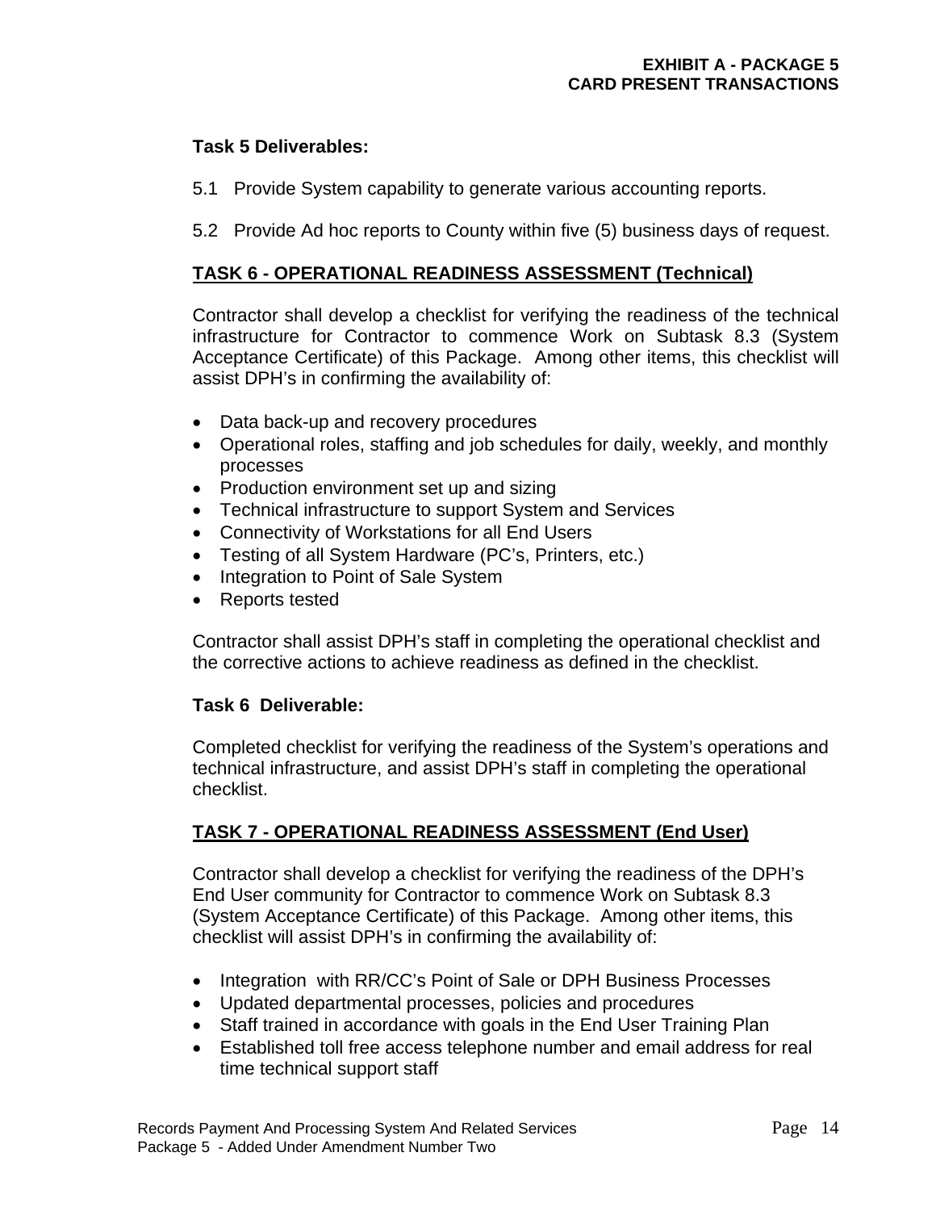**Task 5 Deliverables:**

5.1 Provide System capability to generate various accounting reports.

5.2 Provide Ad hoc reports to County within five (5) business days of request.

## TASK 6 - OPERATIONAL READINESS ASSESSMENT (Technical)

Contractor shall develop a checklist for verifying the readiness of the technical infrastructure for Contractor to commence Work on Subtask 8.3 (System Acceptance Certificate) of this Package. Among other items, this checklist will assist DPH's in confirming the availability of:

- Data back-up and recovery procedures
- Operational roles, staffing and job schedules for daily, weekly, and monthly processes
- Production environment set up and sizing
- Technical infrastructure to support System and Services
- Connectivity of Workstations for all End Users
- Testing of all System Hardware (PC's, Printers, etc.)
- Integration to Point of Sale System
- Reports tested

Contractor shall assist DPH's staff in completing the operational checklist and the corrective actions to achieve readiness as defined in the checklist.

**Task 6 Deliverable:**

Completed checklist for verifying the readiness of the System's operations and technical infrastructure, and assist DPH's staff in completing the operational checklist.

## TASK 7 - OPERATIONAL READINESS ASSESSMENT (End User)

Contractor shall develop a checklist for verifying the readiness of the DPH's End User community for Contractor to commence Work on Subtask 8.3 (System Acceptance Certificate) of this Package. Among other items, this checklist will assist DPH's in confirming the availability of:

- Integration with RR/CC's Point of Sale or DPH Business Processes
- Updated departmental processes, policies and procedures
- Staff trained in accordance with goals in the End User Training Plan
- Established toll free access telephone number and email address for real time technical support staff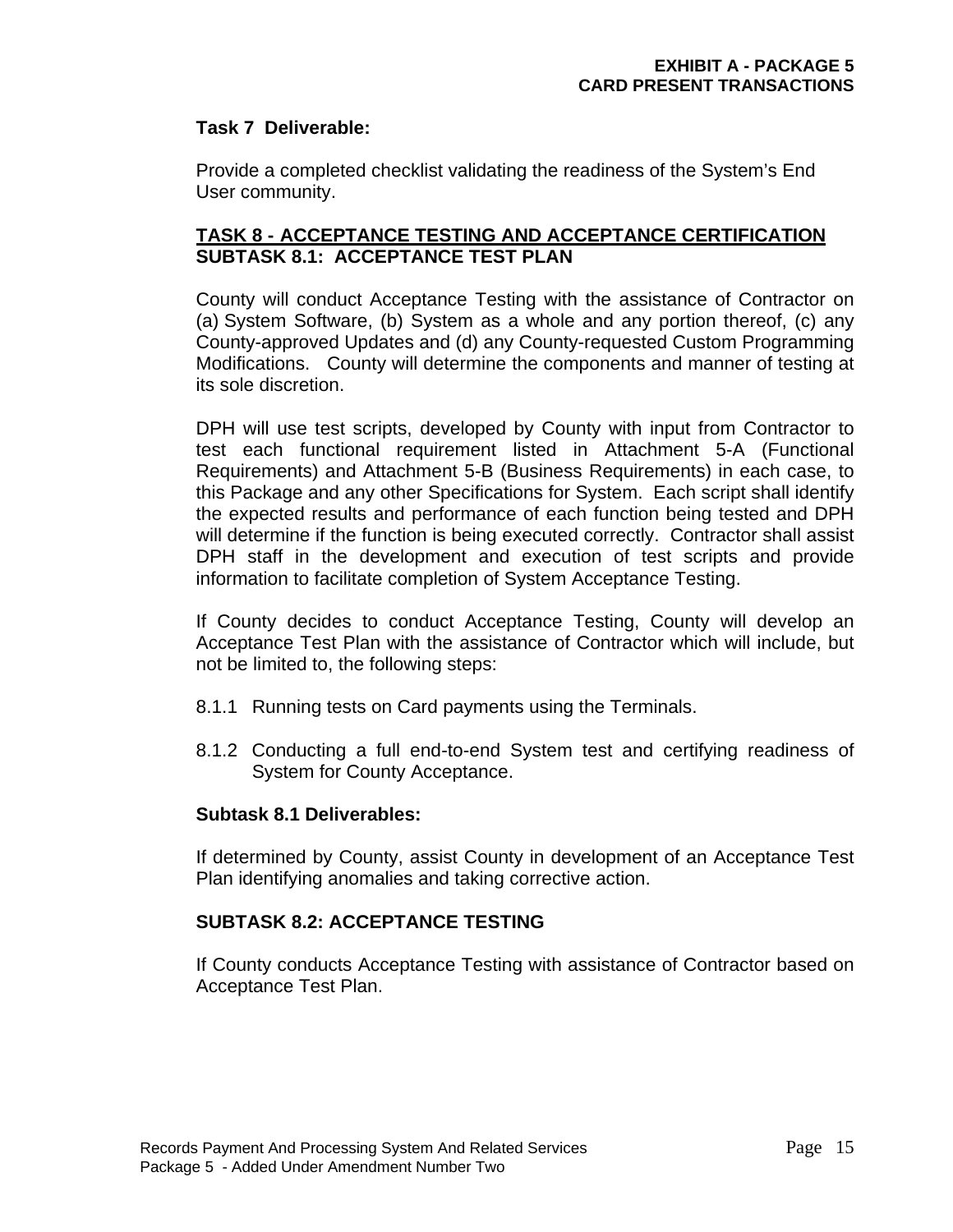**Task 7 Deliverable:**

Provide a completed checklist validating the readiness of the System's End User community.

## TASK 8 - ACCEPTANCE TESTING AND ACCEPTANCE CERTIFICATION

### SUBTASK 8.1: ACCEPTANCE TEST PLAN

County will conduct Acceptance Testing with the assistance of Contractor on (a) System Software, (b) System as a whole and any portion thereof, (c) any County-approved Updates and (d) any County-requested Custom Programming Modifications. County will determine the components and manner of testing at its sole discretion.

DPH will use test scripts, developed by County with input from Contractor to test each functional requirement listed in Attachment 5-A (Functional Requirements) and Attachment 5-B (Business Requirements) in each case, to this Package and any other Specifications for System. Each script shall identify the expected results and performance of each function being tested and DPH will determine if the function is being executed correctly. Contractor shall assist DPH staff in the development and execution of test scripts and provide information to facilitate completion of System Acceptance Testing.

If County decides to conduct Acceptance Testing, County will develop an Acceptance Test Plan with the assistance of Contractor which will include, but not be limited to, the following steps:

8.1.1 Running tests on Card payments using the Terminals.

8.1.2 Conducting a full end-to-end System test and certifying readiness of System for County Acceptance.

**Subtask 8.1 Deliverables:**

If determined by County, assist County in development of an Acceptance Test Plan identifying anomalies and taking corrective action.

### SUBTASK 8.2: ACCEPTANCE TESTING

If County conducts Acceptance Testing with assistance of Contractor based on Acceptance Test Plan.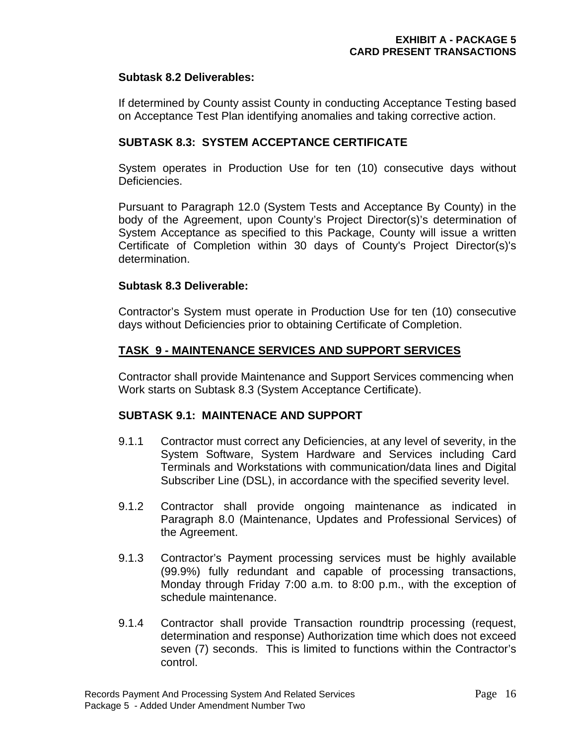**Subtask 8.2 Deliverables:**

If determined by County assist County in conducting Acceptance Testing based on Acceptance Test Plan identifying anomalies and taking corrective action.

**SUBTASK 8.3: SYSTEM ACCEPTANCE CERTIFICATE**

System operates in Production Use for ten (10) consecutive days without Deficiencies.

Pursuant to Paragraph 12.0 (System Tests and Acceptance By County) in the body of the Agreement, upon County's Project Director(s)'s determination of System Acceptance as specified to this Package, County will issue a written Certificate of Completion within 30 days of County's Project Director(s)'s determination.

**Subtask 8.3 Deliverable:**

Contractor's System must operate in Production Use for ten (10) consecutive days without Deficiencies prior to obtaining Certificate of Completion.

## TASK 9 - MAINTENANCE SERVICES AND SUPPORT SERVICES

Contractor shall provide Maintenance and Support Services commencing when Work starts on Subtask 8.3 (System Acceptance Certificate).

**SUBTASK 9.1: MAINTENACE AND SUPPORT**

9.1.1 Contractor must correct any Deficiencies, at any level of severity, in the System Software, System Hardware and Services including Card Terminals and Workstations with communication/data lines and Digital Subscriber Line (DSL), in accordance with the specified severity level.

9.1.2 Contractor shall provide ongoing maintenance as indicated in Paragraph 8.0 (Maintenance, Updates and Professional Services) of the Agreement.

9.1.3 Contractor's Payment processing services must be highly available (99.9%) fully redundant and capable of processing transactions, Monday through Friday 7:00 a.m. to 8:00 p.m., with the exception of schedule maintenance.

9.1.4 Contractor shall provide Transaction roundtrip processing (request, determination and response) Authorization time which does not exceed seven (7) seconds. This is limited to functions within the Contractor's control.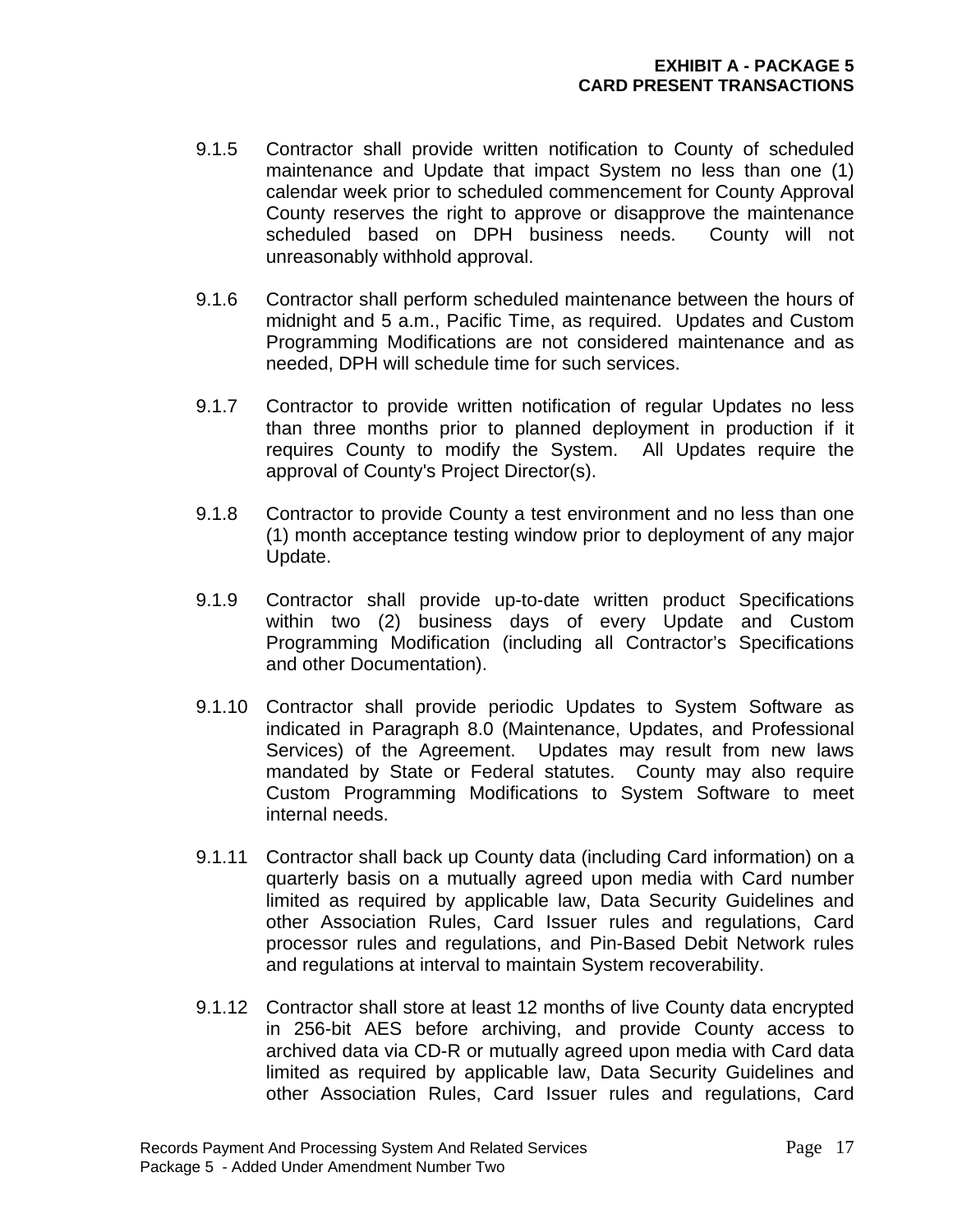9.1.5 Contractor shall provide written notification to County of scheduled maintenance and Update that impact System no less than one (1) calendar week prior to scheduled commencement for County Approval County reserves the right to approve or disapprove the maintenance scheduled based on DPH business needs. County will not unreasonably withhold approval.

9.1.6 Contractor shall perform scheduled maintenance between the hours of midnight and 5 a.m., Pacific Time, as required. Updates and Custom Programming Modifications are not considered maintenance and as needed, DPH will schedule time for such services.

9.1.7 Contractor to provide written notification of regular Updates no less than three months prior to planned deployment in production if it requires County to modify the System. All Updates require the approval of County's Project Director(s).

9.1.8 Contractor to provide County a test environment and no less than one (1) month acceptance testing window prior to deployment of any major Update.

9.1.9 Contractor shall provide up-to-date written product Specifications within two (2) business days of every Update and Custom Programming Modification (including all Contractor's Specifications and other Documentation).

9.1.10 Contractor shall provide periodic Updates to System Software as indicated in Paragraph 8.0 (Maintenance, Updates, and Professional Services) of the Agreement. Updates may result from new laws mandated by State or Federal statutes. County may also require Custom Programming Modifications to System Software to meet internal needs.

9.1.11 Contractor shall back up County data (including Card information) on a quarterly basis on a mutually agreed upon media with Card number limited as required by applicable law, Data Security Guidelines and other Association Rules, Card Issuer rules and regulations, Card processor rules and regulations, and Pin-Based Debit Network rules and regulations at interval to maintain System recoverability.

9.1.12 Contractor shall store at least 12 months of live County data encrypted in 256-bit AES before archiving, and provide County access to archived data via CD-R or mutually agreed upon media with Card data limited as required by applicable law, Data Security Guidelines and other Association Rules, Card Issuer rules and regulations, Card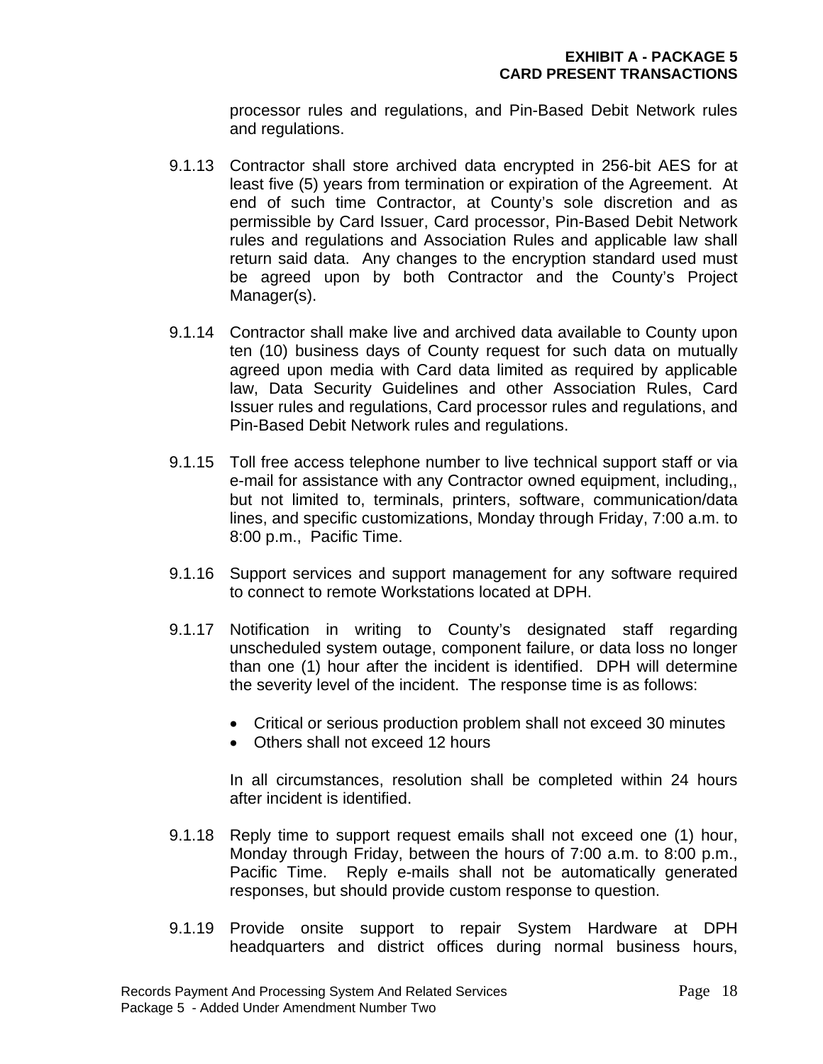processor rules and regulations, and Pin-Based Debit Network rules and regulations.

9.1.13 Contractor shall store archived data encrypted in 256-bit AES for at least five (5) years from termination or expiration of the Agreement. At end of such time Contractor, at County's sole discretion and as permissible by Card Issuer, Card processor, Pin-Based Debit Network rules and regulations and Association Rules and applicable law shall return said data. Any changes to the encryption standard used must be agreed upon by both Contractor and the County's Project Manager(s).

9.1.14 Contractor shall make live and archived data available to County upon ten (10) business days of County request for such data on mutually agreed upon media with Card data limited as required by applicable law, Data Security Guidelines and other Association Rules, Card Issuer rules and regulations, Card processor rules and regulations, and Pin-Based Debit Network rules and regulations.

9.1.15 Toll free access telephone number to live technical support staff or via e-mail for assistance with any Contractor owned equipment, including,, but not limited to, terminals, printers, software, communication/data lines, and specific customizations, Monday through Friday, 7:00 a.m. to 8:00 p.m., Pacific Time.

9.1.16 Support services and support management for any software required to connect to remote Workstations located at DPH.

9.1.17 Notification in writing to County's designated staff regarding unscheduled system outage, component failure, or data loss no longer than one (1) hour after the incident is identified. DPH will determine the severity level of the incident. The response time is as follows:

- Critical or serious production problem shall not exceed 30 minutes
- Others shall not exceed 12 hours

In all circumstances, resolution shall be completed within 24 hours after incident is identified.

9.1.18 Reply time to support request emails shall not exceed one (1) hour, Monday through Friday, between the hours of 7:00 a.m. to 8:00 p.m., Pacific Time. Reply e-mails shall not be automatically generated responses, but should provide custom response to question.

9.1.19 Provide onsite support to repair System Hardware at DPH headquarters and district offices during normal business hours,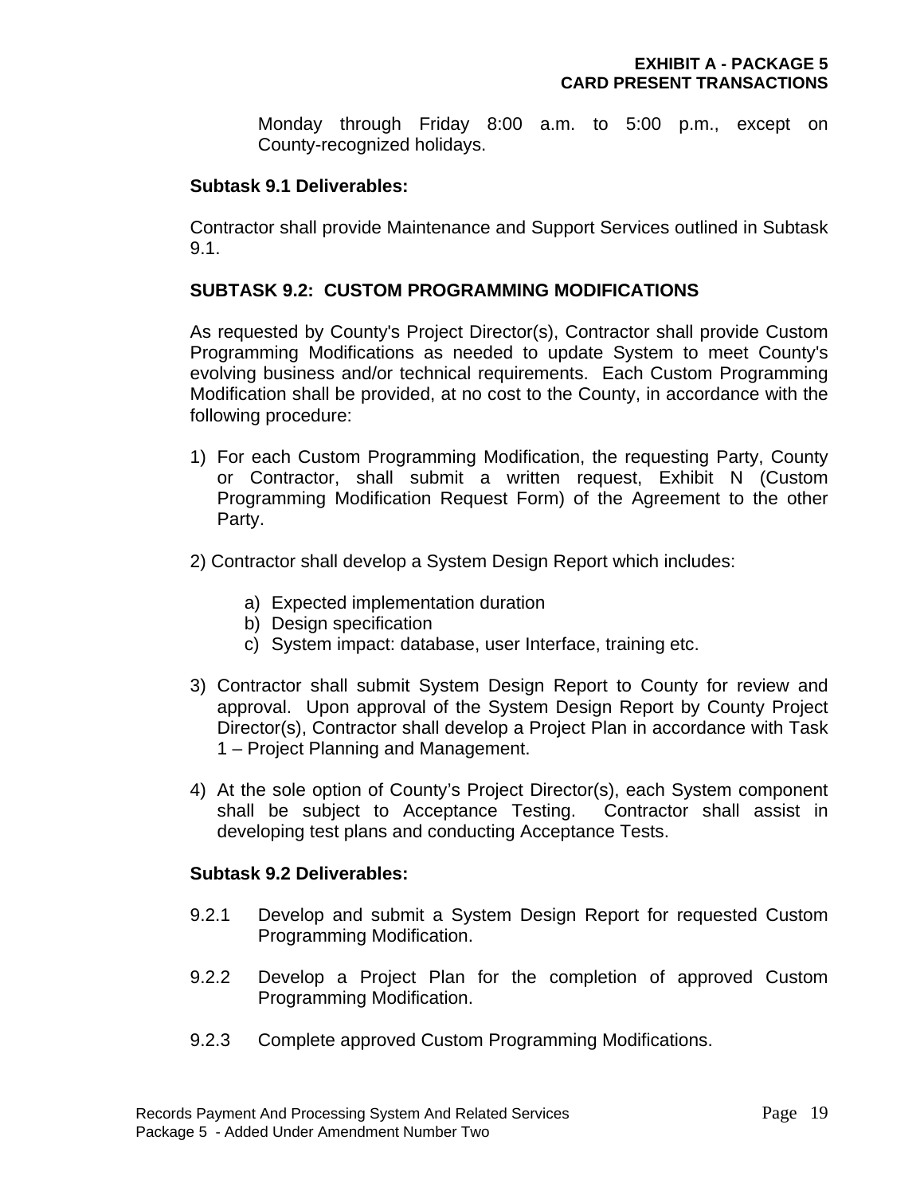Monday through Friday 8:00 a.m. to 5:00 p.m., except on County-recognized holidays.

**Subtask 9.1 Deliverables:**

Contractor shall provide Maintenance and Support Services outlined in Subtask 9.1.

**SUBTASK 9.2: CUSTOM PROGRAMMING MODIFICATIONS**

As requested by County's Project Director(s), Contractor shall provide Custom Programming Modifications as needed to update System to meet County's evolving business and/or technical requirements. Each Custom Programming Modification shall be provided, at no cost to the County, in accordance with the following procedure:

1) For each Custom Programming Modification, the requesting Party, County or Contractor, shall submit a written request, Exhibit N (Custom Programming Modification Request Form) of the Agreement to the other Party.

2) Contractor shall develop a System Design Report which includes:

   a) Expected implementation duration
   b) Design specification
   c) System impact: database, user Interface, training etc.

3) Contractor shall submit System Design Report to County for review and approval. Upon approval of the System Design Report by County Project Director(s), Contractor shall develop a Project Plan in accordance with Task 1 – Project Planning and Management.

4) At the sole option of County's Project Director(s), each System component shall be subject to Acceptance Testing. Contractor shall assist in developing test plans and conducting Acceptance Tests.

**Subtask 9.2 Deliverables:**

9.2.1 Develop and submit a System Design Report for requested Custom Programming Modification.

9.2.2 Develop a Project Plan for the completion of approved Custom Programming Modification.

9.2.3 Complete approved Custom Programming Modifications.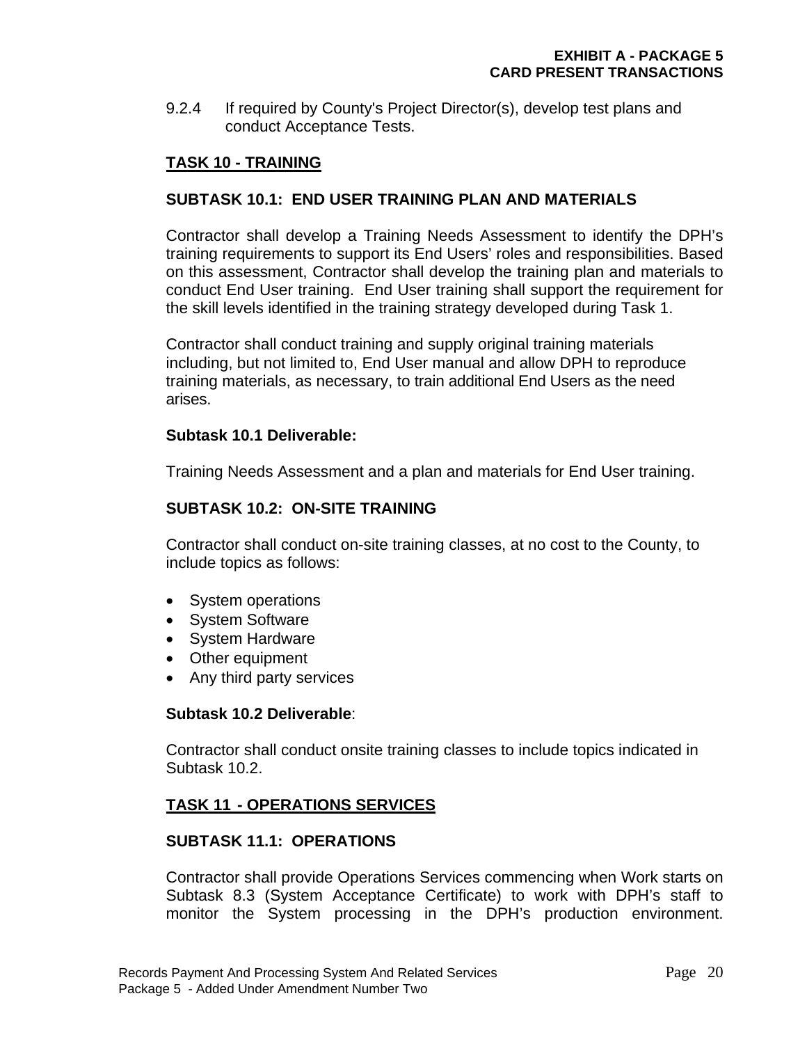9.2.4 If required by County's Project Director(s), develop test plans and conduct Acceptance Tests.

## TASK 10 - TRAINING

### SUBTASK 10.1: END USER TRAINING PLAN AND MATERIALS

Contractor shall develop a Training Needs Assessment to identify the DPH's training requirements to support its End Users' roles and responsibilities. Based on this assessment, Contractor shall develop the training plan and materials to conduct End User training. End User training shall support the requirement for the skill levels identified in the training strategy developed during Task 1.

Contractor shall conduct training and supply original training materials including, but not limited to, End User manual and allow DPH to reproduce training materials, as necessary, to train additional End Users as the need arises.

**Subtask 10.1 Deliverable:**

Training Needs Assessment and a plan and materials for End User training.

### SUBTASK 10.2: ON-SITE TRAINING

Contractor shall conduct on-site training classes, at no cost to the County, to include topics as follows:

- System operations
- System Software
- System Hardware
- Other equipment
- Any third party services

**Subtask 10.2 Deliverable**:

Contractor shall conduct onsite training classes to include topics indicated in Subtask 10.2.

## TASK 11 - OPERATIONS SERVICES

### SUBTASK 11.1: OPERATIONS

Contractor shall provide Operations Services commencing when Work starts on Subtask 8.3 (System Acceptance Certificate) to work with DPH's staff to monitor the System processing in the DPH's production environment.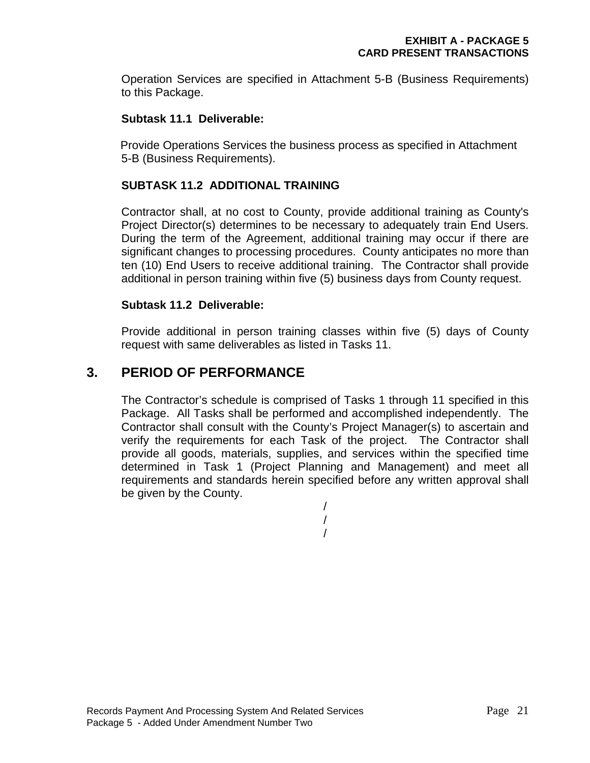Operation Services are specified in Attachment 5-B (Business Requirements) to this Package.

**Subtask 11.1 Deliverable:**

Provide Operations Services the business process as specified in Attachment 5-B (Business Requirements).

**SUBTASK 11.2 ADDITIONAL TRAINING**

Contractor shall, at no cost to County, provide additional training as County's Project Director(s) determines to be necessary to adequately train End Users. During the term of the Agreement, additional training may occur if there are significant changes to processing procedures. County anticipates no more than ten (10) End Users to receive additional training. The Contractor shall provide additional in person training within five (5) business days from County request.

**Subtask 11.2 Deliverable:**

Provide additional in person training classes within five (5) days of County request with same deliverables as listed in Tasks 11.

## 3. PERIOD OF PERFORMANCE

The Contractor's schedule is comprised of Tasks 1 through 11 specified in this Package. All Tasks shall be performed and accomplished independently. The Contractor shall consult with the County's Project Manager(s) to ascertain and verify the requirements for each Task of the project. The Contractor shall provide all goods, materials, supplies, and services within the specified time determined in Task 1 (Project Planning and Management) and meet all requirements and standards herein specified before any written approval shall be given by the County.

/
/
/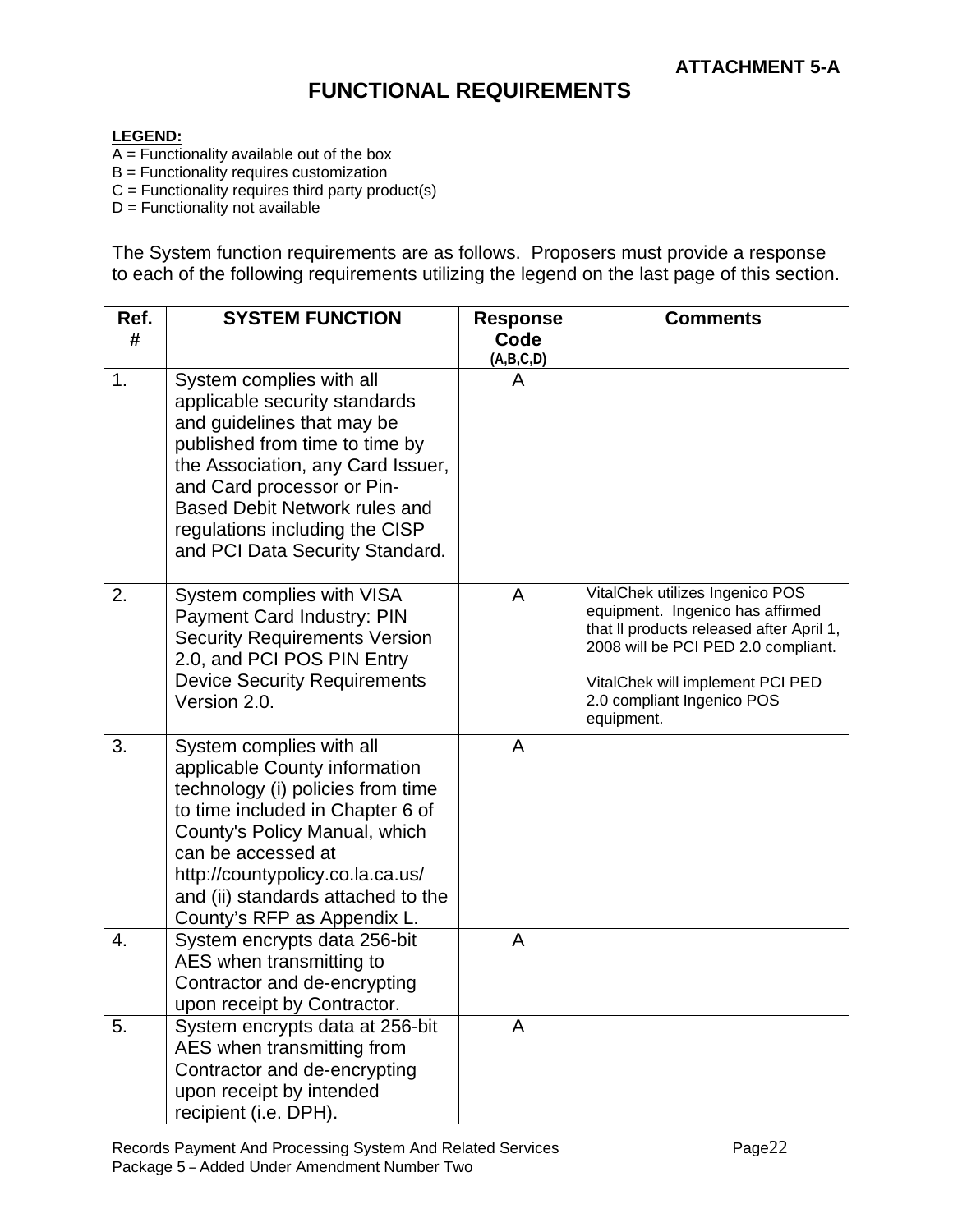**ATTACHMENT 5-A**

# FUNCTIONAL REQUIREMENTS

**LEGEND:**
A = Functionality available out of the box
B = Functionality requires customization
C = Functionality requires third party product(s)
D = Functionality not available

The System function requirements are as follows. Proposers must provide a response to each of the following requirements utilizing the legend on the last page of this section.

| Ref. # | SYSTEM FUNCTION | Response Code (A,B,C,D) | Comments |
|---|---|---|---|
| 1. | System complies with all applicable security standards and guidelines that may be published from time to time by the Association, any Card Issuer, and Card processor or Pin-Based Debit Network rules and regulations including the CISP and PCI Data Security Standard. | A | |
| 2. | System complies with VISA Payment Card Industry: PIN Security Requirements Version 2.0, and PCI POS PIN Entry Device Security Requirements Version 2.0. | A | VitalChek utilizes Ingenico POS equipment. Ingenico has affirmed that ll products released after April 1, 2008 will be PCI PED 2.0 compliant.<br><br>VitalChek will implement PCI PED 2.0 compliant Ingenico POS equipment. |
| 3. | System complies with all applicable County information technology (i) policies from time to time included in Chapter 6 of County's Policy Manual, which can be accessed at http://countypolicy.co.la.ca.us/ and (ii) standards attached to the County's RFP as Appendix L. | A | |
| 4. | System encrypts data 256-bit AES when transmitting to Contractor and de-encrypting upon receipt by Contractor. | A | |
| 5. | System encrypts data at 256-bit AES when transmitting from Contractor and de-encrypting upon receipt by intended recipient (i.e. DPH). | A | |

Records Payment And Processing System And Related Services
Package 5 – Added Under Amendment Number Two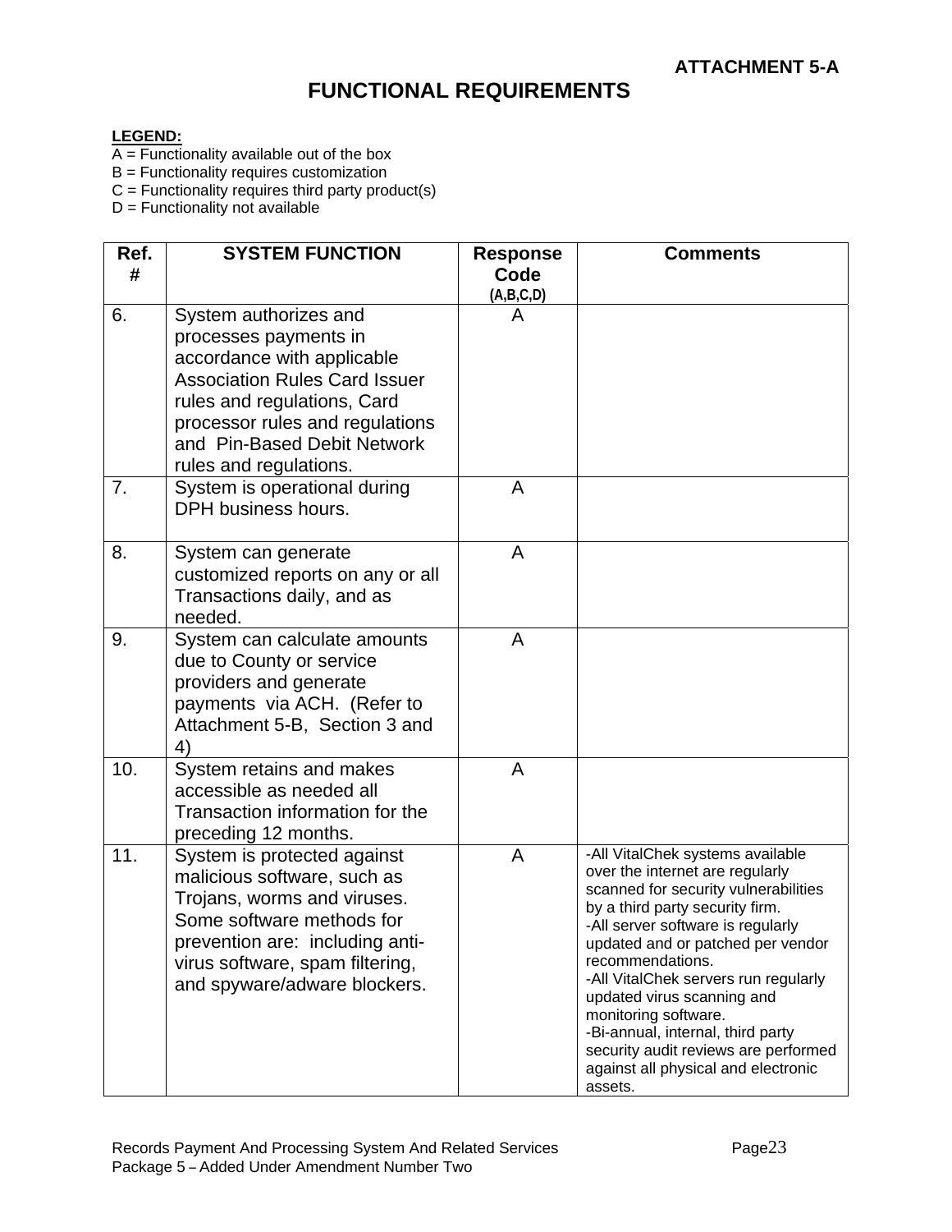**ATTACHMENT 5-A**

# FUNCTIONAL REQUIREMENTS

**LEGEND:**

A = Functionality available out of the box
B = Functionality requires customization
C = Functionality requires third party product(s)
D = Functionality not available

| Ref. # | SYSTEM FUNCTION | Response Code (A,B,C,D) | Comments |
|---|---|---|---|
| 6. | System authorizes and processes payments in accordance with applicable Association Rules Card Issuer rules and regulations, Card processor rules and regulations and Pin-Based Debit Network rules and regulations. | A | |
| 7. | System is operational during DPH business hours. | A | |
| 8. | System can generate customized reports on any or all Transactions daily, and as needed. | A | |
| 9. | System can calculate amounts due to County or service providers and generate payments via ACH. (Refer to Attachment 5-B, Section 3 and 4) | A | |
| 10. | System retains and makes accessible as needed all Transaction information for the preceding 12 months. | A | |
| 11. | System is protected against malicious software, such as Trojans, worms and viruses. Some software methods for prevention are: including anti-virus software, spam filtering, and spyware/adware blockers. | A | -All VitalChek systems available over the internet are regularly scanned for security vulnerabilities by a third party security firm.<br>-All server software is regularly updated and or patched per vendor recommendations.<br>-All VitalChek servers run regularly updated virus scanning and monitoring software.<br>-Bi-annual, internal, third party security audit reviews are performed against all physical and electronic assets. |

Records Payment And Processing System And Related Services
Package 5 – Added Under Amendment Number Two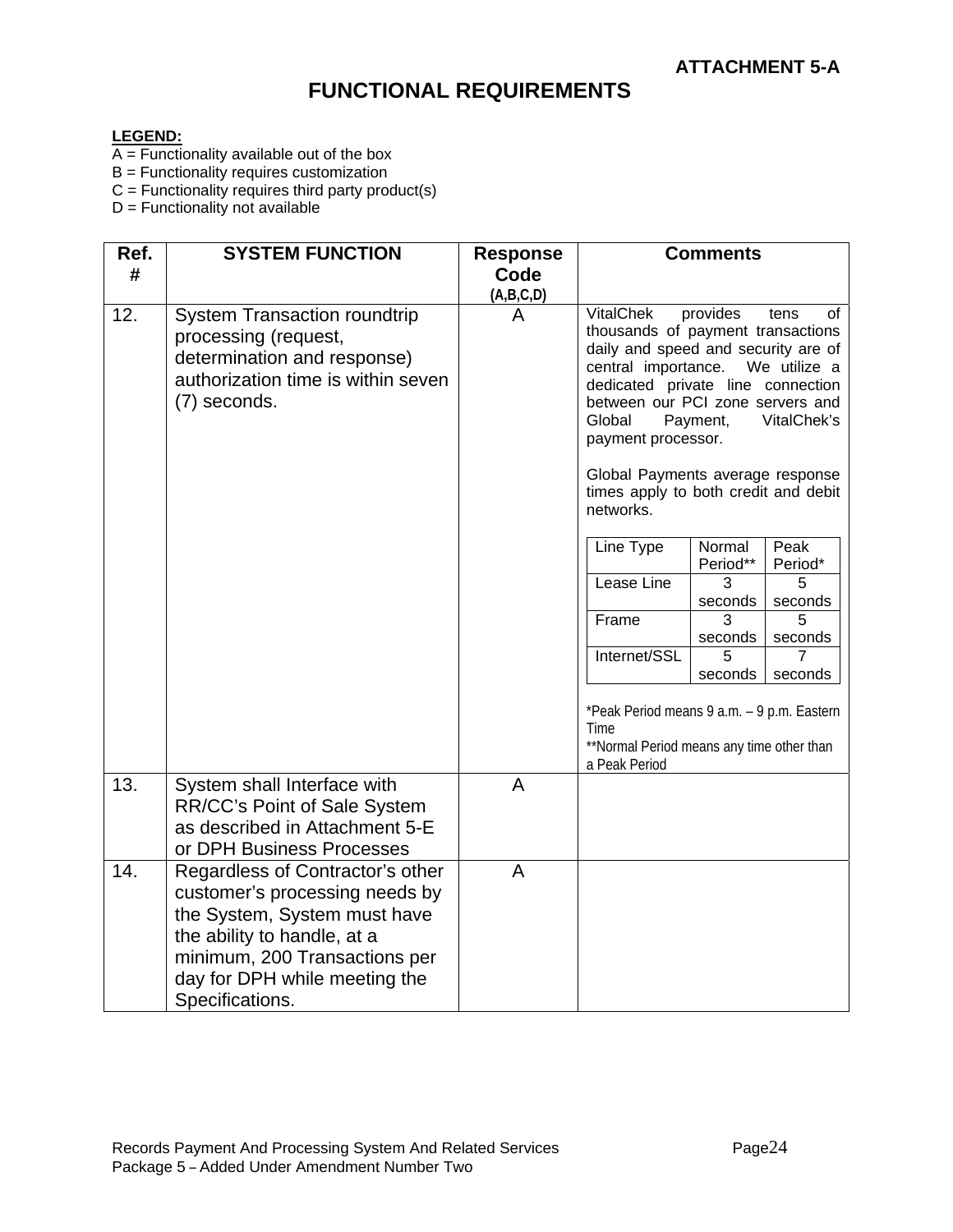**ATTACHMENT 5-A**

# FUNCTIONAL REQUIREMENTS

**LEGEND:**
A = Functionality available out of the box
B = Functionality requires customization
C = Functionality requires third party product(s)
D = Functionality not available

| Ref. # | SYSTEM FUNCTION | Response Code (A,B,C,D) | Comments |
|---|---|---|---|
| 12. | System Transaction roundtrip processing (request, determination and response) authorization time is within seven (7) seconds. | A | VitalChek provides tens of thousands of payment transactions daily and speed and security are of central importance. We utilize a dedicated private line connection between our PCI zone servers and Global Payment, VitalChek's payment processor.<br><br>Global Payments average response times apply to both credit and debit networks.<br><br>Line Type / Normal Period** / Peak Period*:<br>Lease Line: 3 seconds / 5 seconds<br>Frame: 3 seconds / 5 seconds<br>Internet/SSL: 5 seconds / 7 seconds<br><br>*Peak Period means 9 a.m. – 9 p.m. Eastern Time<br>**Normal Period means any time other than a Peak Period |
| 13. | System shall Interface with RR/CC's Point of Sale System as described in Attachment 5-E or DPH Business Processes | A | |
| 14. | Regardless of Contractor's other customer's processing needs by the System, System must have the ability to handle, at a minimum, 200 Transactions per day for DPH while meeting the Specifications. | A | |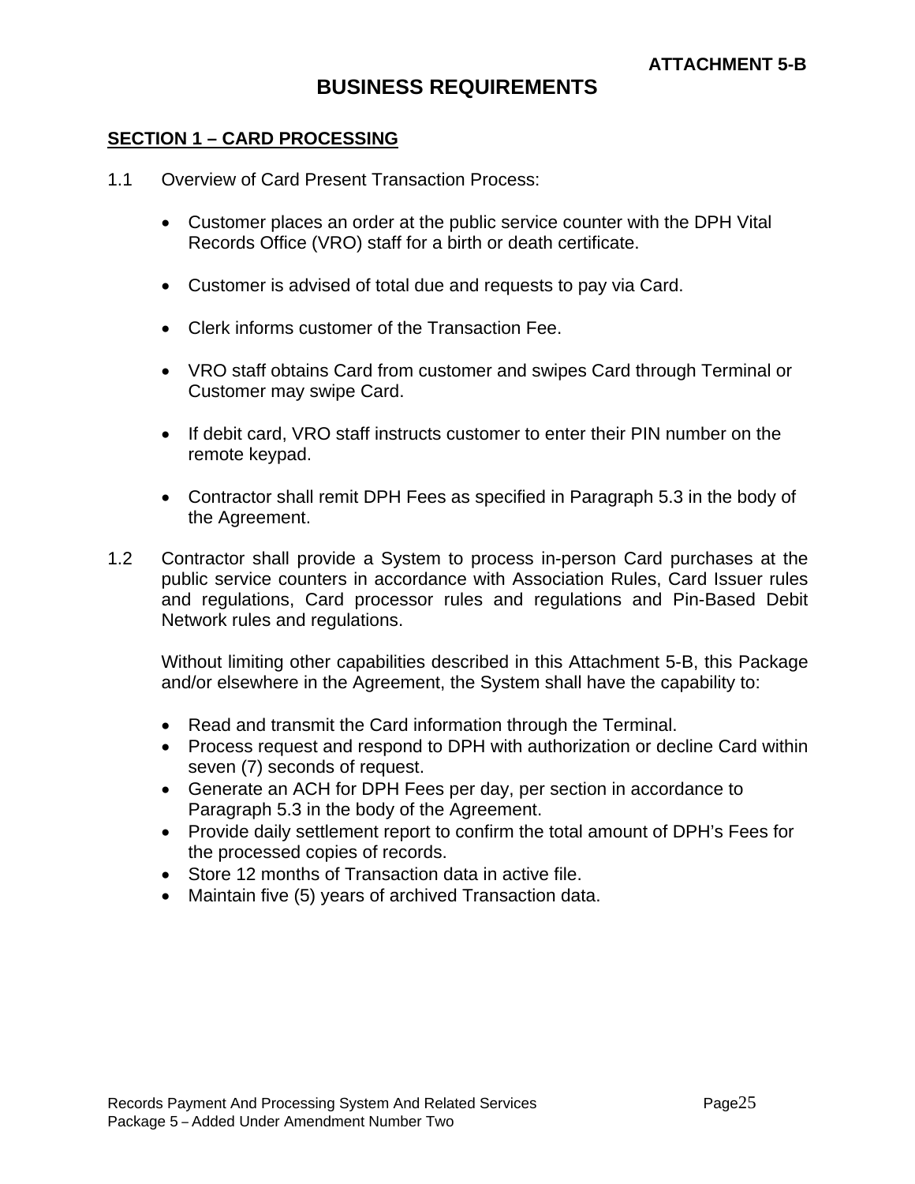**ATTACHMENT 5-B**

# BUSINESS REQUIREMENTS

## SECTION 1 – CARD PROCESSING

1.1 Overview of Card Present Transaction Process:

- Customer places an order at the public service counter with the DPH Vital Records Office (VRO) staff for a birth or death certificate.

- Customer is advised of total due and requests to pay via Card.

- Clerk informs customer of the Transaction Fee.

- VRO staff obtains Card from customer and swipes Card through Terminal or Customer may swipe Card.

- If debit card, VRO staff instructs customer to enter their PIN number on the remote keypad.

- Contractor shall remit DPH Fees as specified in Paragraph 5.3 in the body of the Agreement.

1.2 Contractor shall provide a System to process in-person Card purchases at the public service counters in accordance with Association Rules, Card Issuer rules and regulations, Card processor rules and regulations and Pin-Based Debit Network rules and regulations.

Without limiting other capabilities described in this Attachment 5-B, this Package and/or elsewhere in the Agreement, the System shall have the capability to:

- Read and transmit the Card information through the Terminal.
- Process request and respond to DPH with authorization or decline Card within seven (7) seconds of request.
- Generate an ACH for DPH Fees per day, per section in accordance to Paragraph 5.3 in the body of the Agreement.
- Provide daily settlement report to confirm the total amount of DPH's Fees for the processed copies of records.
- Store 12 months of Transaction data in active file.
- Maintain five (5) years of archived Transaction data.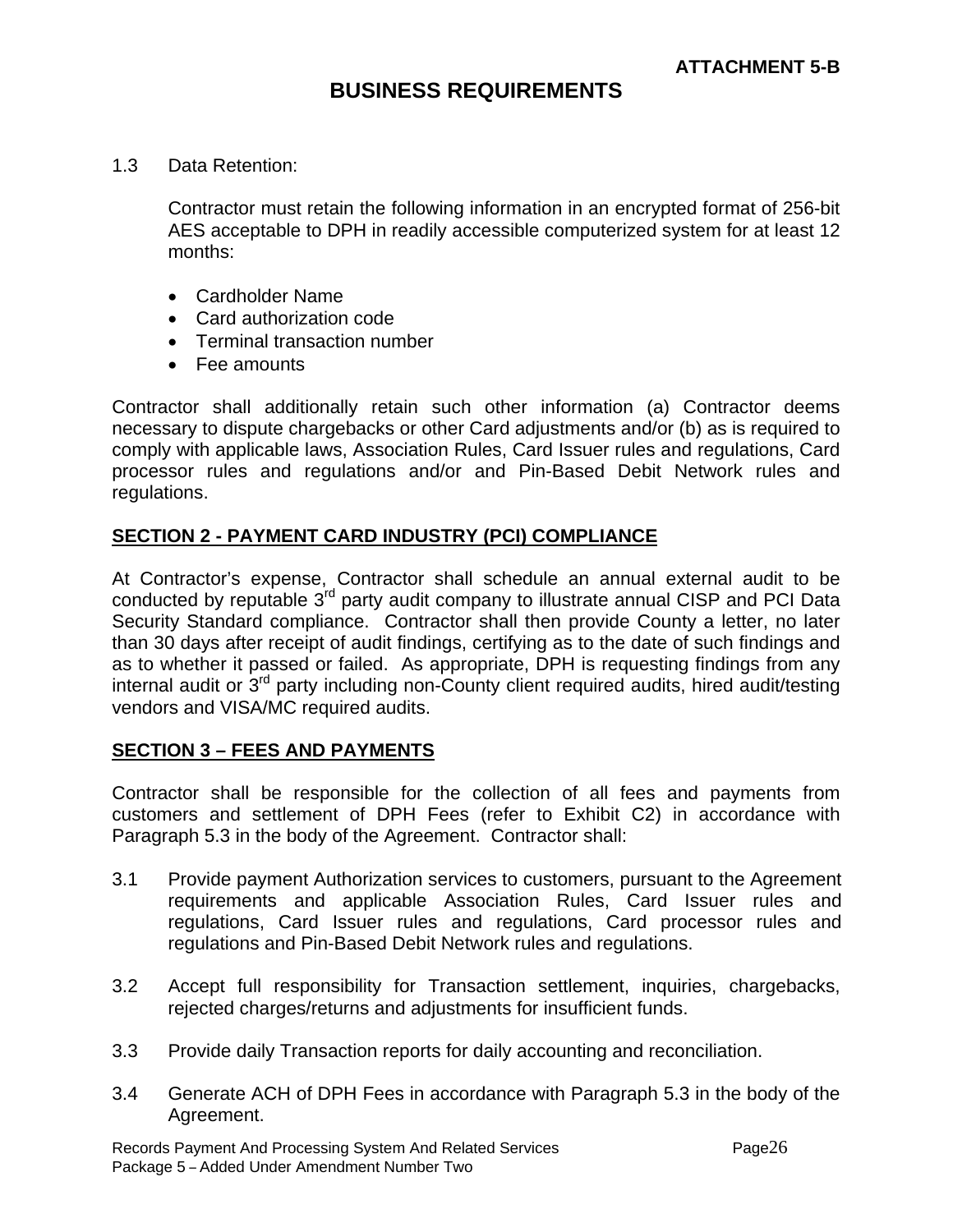**ATTACHMENT 5-B**

# BUSINESS REQUIREMENTS

1.3 Data Retention:

Contractor must retain the following information in an encrypted format of 256-bit AES acceptable to DPH in readily accessible computerized system for at least 12 months:

- Cardholder Name
- Card authorization code
- Terminal transaction number
- Fee amounts

Contractor shall additionally retain such other information (a) Contractor deems necessary to dispute chargebacks or other Card adjustments and/or (b) as is required to comply with applicable laws, Association Rules, Card Issuer rules and regulations, Card processor rules and regulations and/or and Pin-Based Debit Network rules and regulations.

## SECTION 2 - PAYMENT CARD INDUSTRY (PCI) COMPLIANCE

At Contractor's expense, Contractor shall schedule an annual external audit to be conducted by reputable 3rd party audit company to illustrate annual CISP and PCI Data Security Standard compliance. Contractor shall then provide County a letter, no later than 30 days after receipt of audit findings, certifying as to the date of such findings and as to whether it passed or failed. As appropriate, DPH is requesting findings from any internal audit or 3rd party including non-County client required audits, hired audit/testing vendors and VISA/MC required audits.

## SECTION 3 – FEES AND PAYMENTS

Contractor shall be responsible for the collection of all fees and payments from customers and settlement of DPH Fees (refer to Exhibit C2) in accordance with Paragraph 5.3 in the body of the Agreement. Contractor shall:

3.1 Provide payment Authorization services to customers, pursuant to the Agreement requirements and applicable Association Rules, Card Issuer rules and regulations, Card Issuer rules and regulations, Card processor rules and regulations and Pin-Based Debit Network rules and regulations.

3.2 Accept full responsibility for Transaction settlement, inquiries, chargebacks, rejected charges/returns and adjustments for insufficient funds.

3.3 Provide daily Transaction reports for daily accounting and reconciliation.

3.4 Generate ACH of DPH Fees in accordance with Paragraph 5.3 in the body of the Agreement.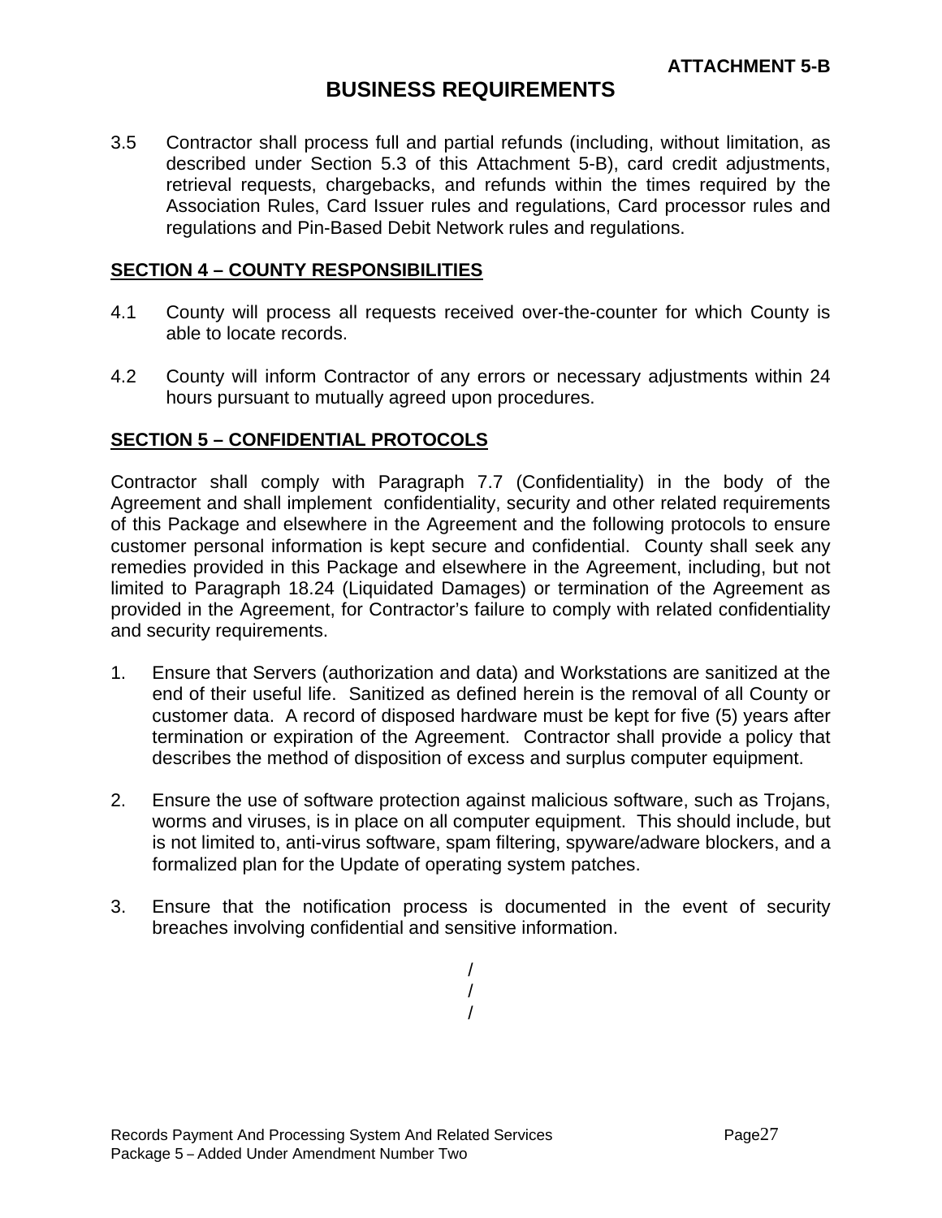# ATTACHMENT 5-B

## BUSINESS REQUIREMENTS

3.5 Contractor shall process full and partial refunds (including, without limitation, as described under Section 5.3 of this Attachment 5-B), card credit adjustments, retrieval requests, chargebacks, and refunds within the times required by the Association Rules, Card Issuer rules and regulations, Card processor rules and regulations and Pin-Based Debit Network rules and regulations.

**SECTION 4 – COUNTY RESPONSIBILITIES**

4.1 County will process all requests received over-the-counter for which County is able to locate records.

4.2 County will inform Contractor of any errors or necessary adjustments within 24 hours pursuant to mutually agreed upon procedures.

**SECTION 5 – CONFIDENTIAL PROTOCOLS**

Contractor shall comply with Paragraph 7.7 (Confidentiality) in the body of the Agreement and shall implement confidentiality, security and other related requirements of this Package and elsewhere in the Agreement and the following protocols to ensure customer personal information is kept secure and confidential. County shall seek any remedies provided in this Package and elsewhere in the Agreement, including, but not limited to Paragraph 18.24 (Liquidated Damages) or termination of the Agreement as provided in the Agreement, for Contractor's failure to comply with related confidentiality and security requirements.

1. Ensure that Servers (authorization and data) and Workstations are sanitized at the end of their useful life. Sanitized as defined herein is the removal of all County or customer data. A record of disposed hardware must be kept for five (5) years after termination or expiration of the Agreement. Contractor shall provide a policy that describes the method of disposition of excess and surplus computer equipment.

2. Ensure the use of software protection against malicious software, such as Trojans, worms and viruses, is in place on all computer equipment. This should include, but is not limited to, anti-virus software, spam filtering, spyware/adware blockers, and a formalized plan for the Update of operating system patches.

3. Ensure that the notification process is documented in the event of security breaches involving confidential and sensitive information.

/
/
/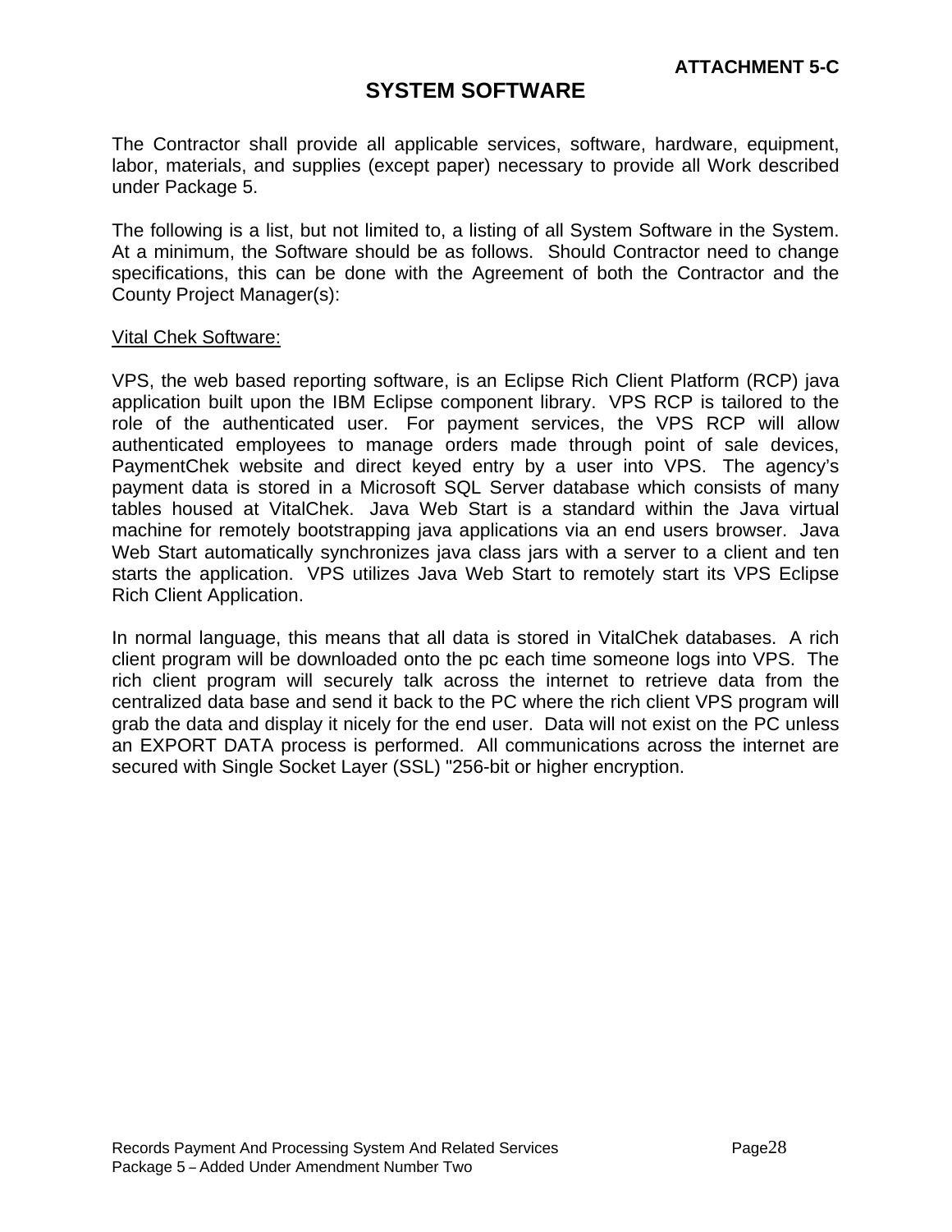**ATTACHMENT 5-C**

# SYSTEM SOFTWARE

The Contractor shall provide all applicable services, software, hardware, equipment, labor, materials, and supplies (except paper) necessary to provide all Work described under Package 5.

The following is a list, but not limited to, a listing of all System Software in the System. At a minimum, the Software should be as follows. Should Contractor need to change specifications, this can be done with the Agreement of both the Contractor and the County Project Manager(s):

<u>Vital Chek Software:</u>

VPS, the web based reporting software, is an Eclipse Rich Client Platform (RCP) java application built upon the IBM Eclipse component library. VPS RCP is tailored to the role of the authenticated user. For payment services, the VPS RCP will allow authenticated employees to manage orders made through point of sale devices, PaymentChek website and direct keyed entry by a user into VPS. The agency's payment data is stored in a Microsoft SQL Server database which consists of many tables housed at VitalChek. Java Web Start is a standard within the Java virtual machine for remotely bootstrapping java applications via an end users browser. Java Web Start automatically synchronizes java class jars with a server to a client and ten starts the application. VPS utilizes Java Web Start to remotely start its VPS Eclipse Rich Client Application.

In normal language, this means that all data is stored in VitalChek databases. A rich client program will be downloaded onto the pc each time someone logs into VPS. The rich client program will securely talk across the internet to retrieve data from the centralized data base and send it back to the PC where the rich client VPS program will grab the data and display it nicely for the end user. Data will not exist on the PC unless an EXPORT DATA process is performed. All communications across the internet are secured with Single Socket Layer (SSL) "256-bit or higher encryption.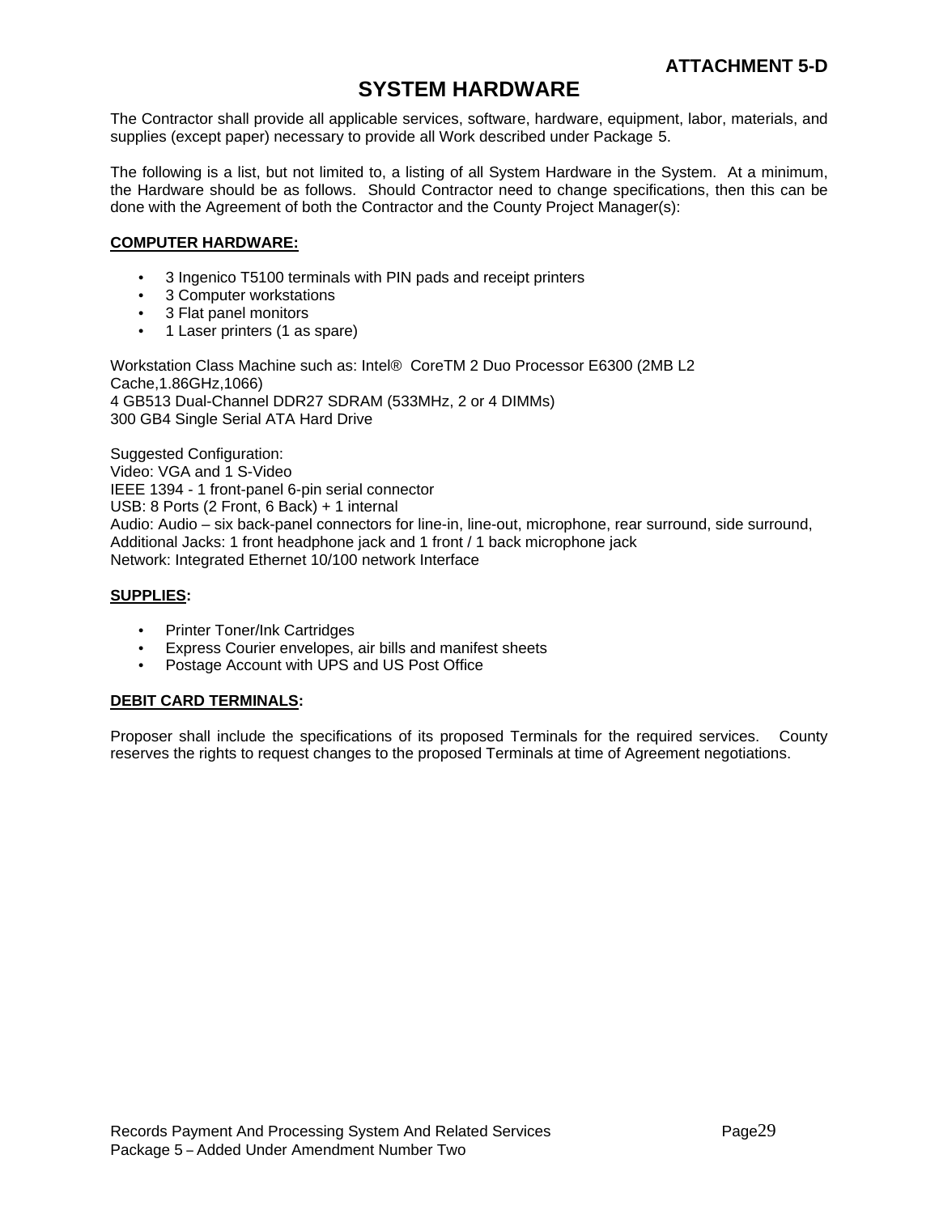**ATTACHMENT 5-D**

# SYSTEM HARDWARE

The Contractor shall provide all applicable services, software, hardware, equipment, labor, materials, and supplies (except paper) necessary to provide all Work described under Package 5.

The following is a list, but not limited to, a listing of all System Hardware in the System. At a minimum, the Hardware should be as follows. Should Contractor need to change specifications, then this can be done with the Agreement of both the Contractor and the County Project Manager(s):

**COMPUTER HARDWARE:**

- 3 Ingenico T5100 terminals with PIN pads and receipt printers
- 3 Computer workstations
- 3 Flat panel monitors
- 1 Laser printers (1 as spare)

Workstation Class Machine such as: Intel® CoreTM 2 Duo Processor E6300 (2MB L2 Cache,1.86GHz,1066)
4 GB513 Dual-Channel DDR27 SDRAM (533MHz, 2 or 4 DIMMs)
300 GB4 Single Serial ATA Hard Drive

Suggested Configuration:
Video: VGA and 1 S-Video
IEEE 1394 - 1 front-panel 6-pin serial connector
USB: 8 Ports (2 Front, 6 Back) + 1 internal
Audio: Audio – six back-panel connectors for line-in, line-out, microphone, rear surround, side surround,
Additional Jacks: 1 front headphone jack and 1 front / 1 back microphone jack
Network: Integrated Ethernet 10/100 network Interface

**SUPPLIES:**

- Printer Toner/Ink Cartridges
- Express Courier envelopes, air bills and manifest sheets
- Postage Account with UPS and US Post Office

**DEBIT CARD TERMINALS:**

Proposer shall include the specifications of its proposed Terminals for the required services. County reserves the rights to request changes to the proposed Terminals at time of Agreement negotiations.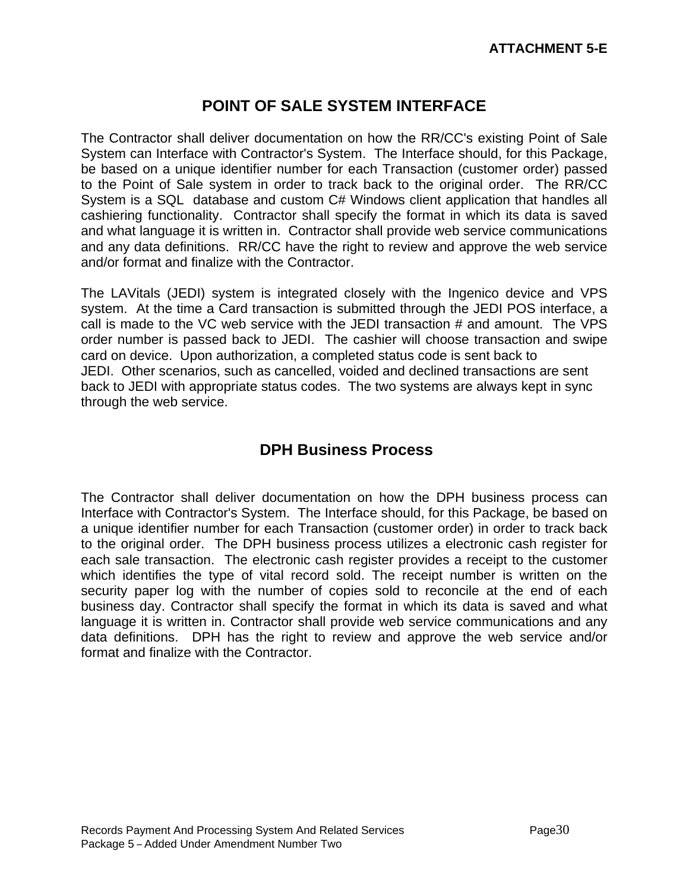**ATTACHMENT 5-E**

# POINT OF SALE SYSTEM INTERFACE

The Contractor shall deliver documentation on how the RR/CC's existing Point of Sale System can Interface with Contractor's System. The Interface should, for this Package, be based on a unique identifier number for each Transaction (customer order) passed to the Point of Sale system in order to track back to the original order. The RR/CC System is a SQL database and custom C# Windows client application that handles all cashiering functionality. Contractor shall specify the format in which its data is saved and what language it is written in. Contractor shall provide web service communications and any data definitions. RR/CC have the right to review and approve the web service and/or format and finalize with the Contractor.

The LAVitals (JEDI) system is integrated closely with the Ingenico device and VPS system. At the time a Card transaction is submitted through the JEDI POS interface, a call is made to the VC web service with the JEDI transaction # and amount. The VPS order number is passed back to JEDI. The cashier will choose transaction and swipe card on device. Upon authorization, a completed status code is sent back to JEDI. Other scenarios, such as cancelled, voided and declined transactions are sent back to JEDI with appropriate status codes. The two systems are always kept in sync through the web service.

## DPH Business Process

The Contractor shall deliver documentation on how the DPH business process can Interface with Contractor's System. The Interface should, for this Package, be based on a unique identifier number for each Transaction (customer order) in order to track back to the original order. The DPH business process utilizes a electronic cash register for each sale transaction. The electronic cash register provides a receipt to the customer which identifies the type of vital record sold. The receipt number is written on the security paper log with the number of copies sold to reconcile at the end of each business day. Contractor shall specify the format in which its data is saved and what language it is written in. Contractor shall provide web service communications and any data definitions. DPH has the right to review and approve the web service and/or format and finalize with the Contractor.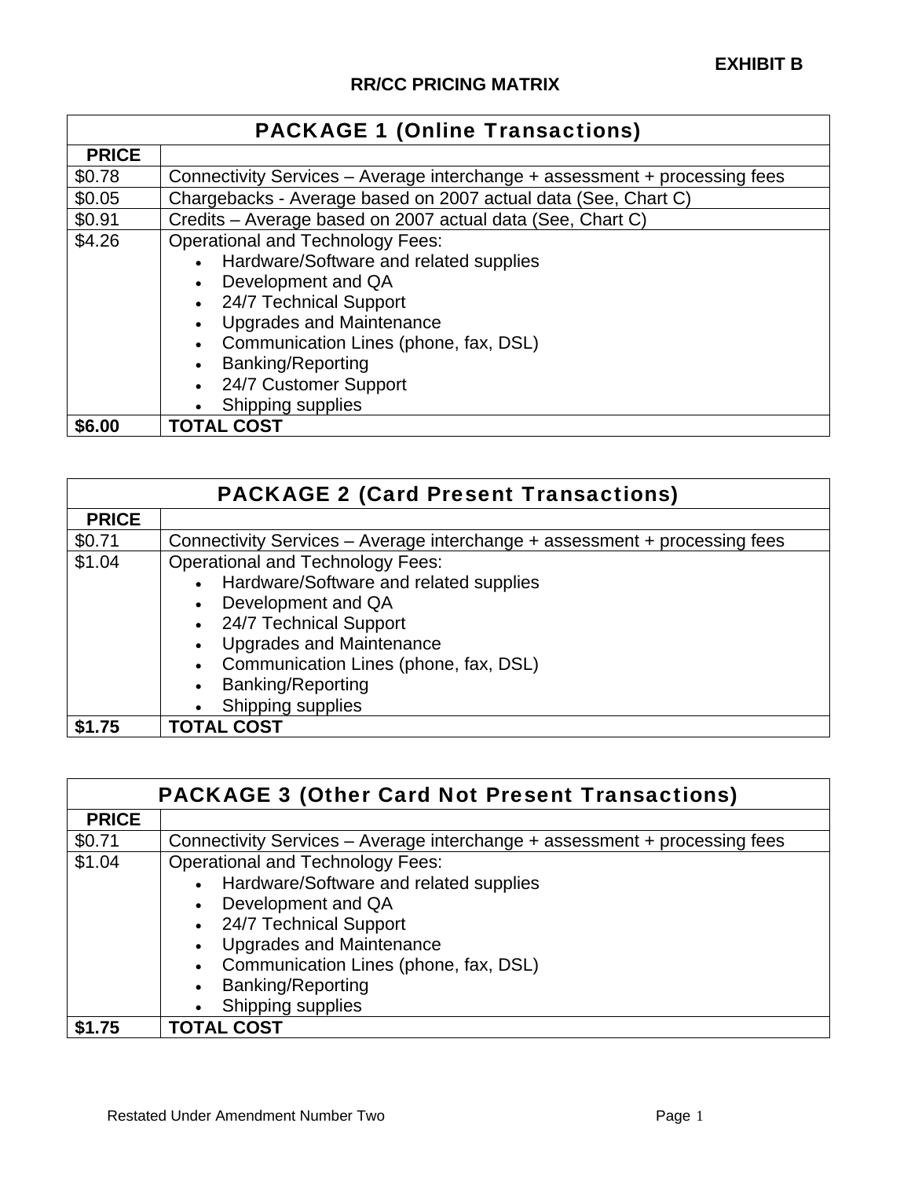**EXHIBIT B**

**RR/CC PRICING MATRIX**

| PACKAGE 1 (Online Transactions) | |
|---|---|
| **PRICE** | |
| $0.78 | Connectivity Services – Average interchange + assessment + processing fees |
| $0.05 | Chargebacks - Average based on 2007 actual data (See, Chart C) |
| $0.91 | Credits – Average based on 2007 actual data (See, Chart C) |
| $4.26 | Operational and Technology Fees:<br>• Hardware/Software and related supplies<br>• Development and QA<br>• 24/7 Technical Support<br>• Upgrades and Maintenance<br>• Communication Lines (phone, fax, DSL)<br>• Banking/Reporting<br>• 24/7 Customer Support<br>• Shipping supplies |
| **$6.00** | **TOTAL COST** |

| PACKAGE 2 (Card Present Transactions) | |
|---|---|
| **PRICE** | |
| $0.71 | Connectivity Services – Average interchange + assessment + processing fees |
| $1.04 | Operational and Technology Fees:<br>• Hardware/Software and related supplies<br>• Development and QA<br>• 24/7 Technical Support<br>• Upgrades and Maintenance<br>• Communication Lines (phone, fax, DSL)<br>• Banking/Reporting<br>• Shipping supplies |
| **$1.75** | **TOTAL COST** |

| PACKAGE 3 (Other Card Not Present Transactions) | |
|---|---|
| **PRICE** | |
| $0.71 | Connectivity Services – Average interchange + assessment + processing fees |
| $1.04 | Operational and Technology Fees:<br>• Hardware/Software and related supplies<br>• Development and QA<br>• 24/7 Technical Support<br>• Upgrades and Maintenance<br>• Communication Lines (phone, fax, DSL)<br>• Banking/Reporting<br>• Shipping supplies |
| **$1.75** | **TOTAL COST** |

Restated Under Amendment Number Two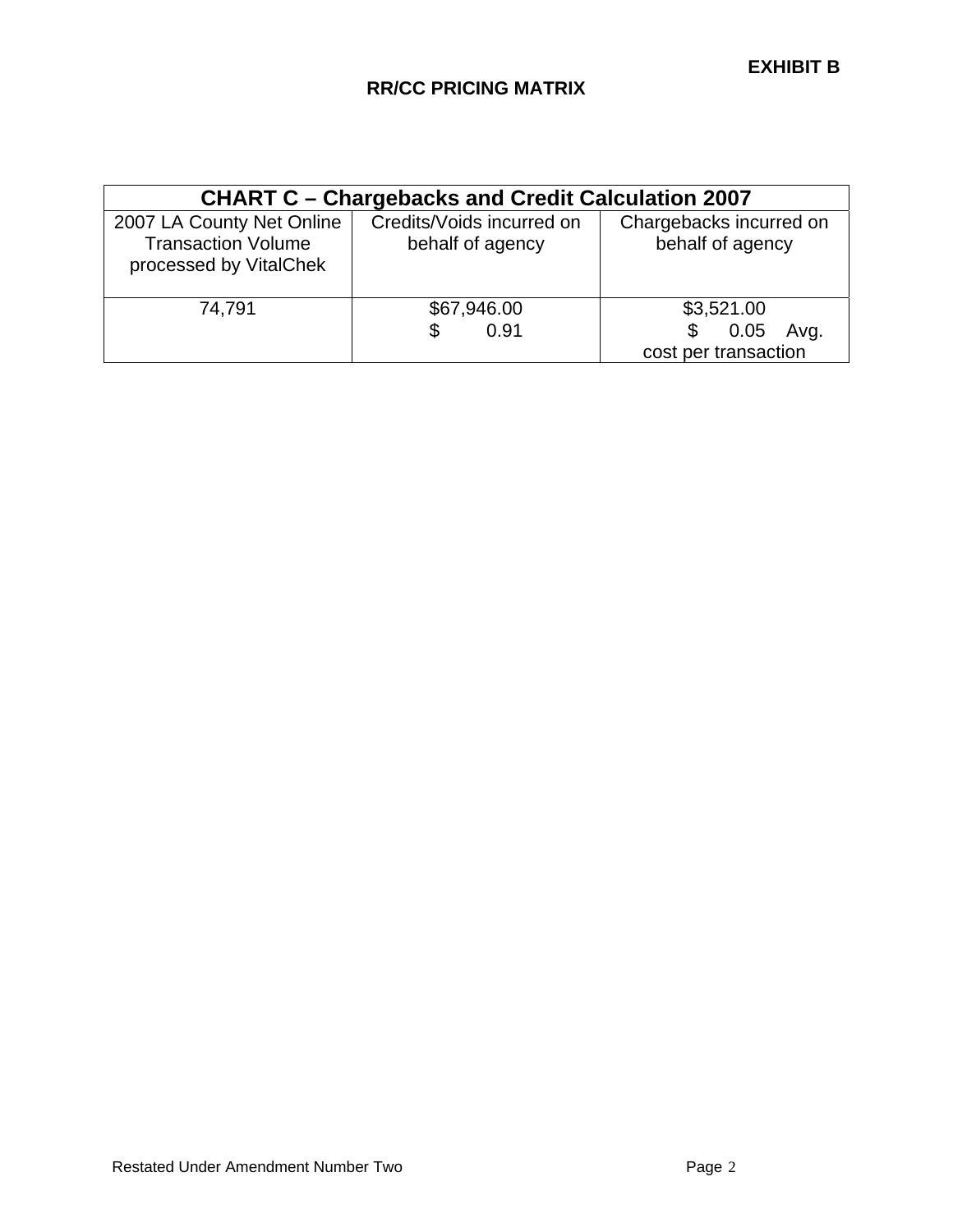**EXHIBIT B**

**RR/CC PRICING MATRIX**

| **CHART C – Chargebacks and Credit Calculation 2007** | | |
|---|---|---|
| 2007 LA County Net Online Transaction Volume processed by VitalChek | Credits/Voids incurred on behalf of agency | Chargebacks incurred on behalf of agency |
| 74,791 | $67,946.00<br>$ 0.91 | $3,521.00<br>$ 0.05 Avg. cost per transaction |

Restated Under Amendment Number Two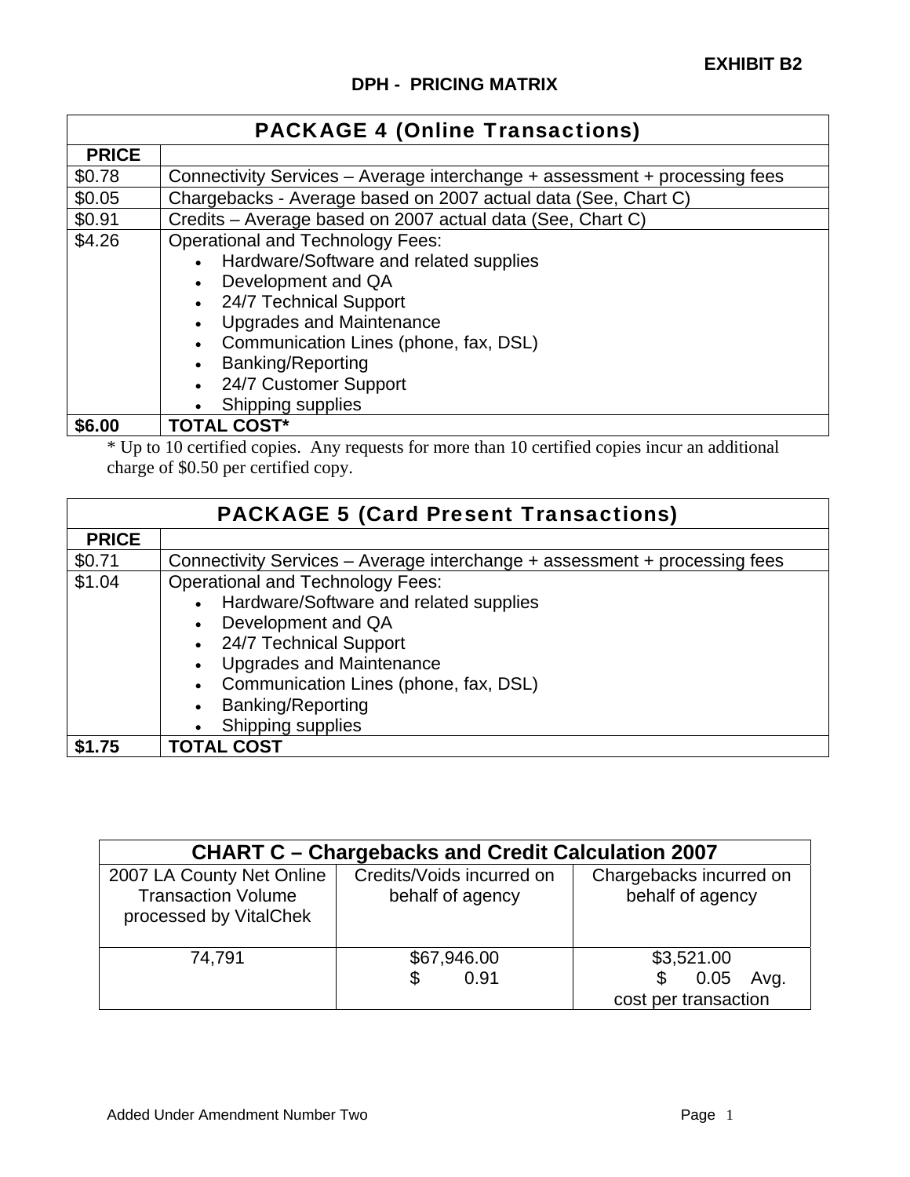**EXHIBIT B2**

**DPH - PRICING MATRIX**

| PACKAGE 4 (Online Transactions) | |
|---|---|
| **PRICE** | |
| $0.78 | Connectivity Services – Average interchange + assessment + processing fees |
| $0.05 | Chargebacks - Average based on 2007 actual data (See, Chart C) |
| $0.91 | Credits – Average based on 2007 actual data (See, Chart C) |
| $4.26 | Operational and Technology Fees:<br>• Hardware/Software and related supplies<br>• Development and QA<br>• 24/7 Technical Support<br>• Upgrades and Maintenance<br>• Communication Lines (phone, fax, DSL)<br>• Banking/Reporting<br>• 24/7 Customer Support<br>• Shipping supplies |
| **$6.00** | **TOTAL COST*** |

* Up to 10 certified copies. Any requests for more than 10 certified copies incur an additional charge of $0.50 per certified copy.

| PACKAGE 5 (Card Present Transactions) | |
|---|---|
| **PRICE** | |
| $0.71 | Connectivity Services – Average interchange + assessment + processing fees |
| $1.04 | Operational and Technology Fees:<br>• Hardware/Software and related supplies<br>• Development and QA<br>• 24/7 Technical Support<br>• Upgrades and Maintenance<br>• Communication Lines (phone, fax, DSL)<br>• Banking/Reporting<br>• Shipping supplies |
| **$1.75** | **TOTAL COST** |

| CHART C – Chargebacks and Credit Calculation 2007 | | |
|---|---|---|
| 2007 LA County Net Online Transaction Volume processed by VitalChek | Credits/Voids incurred on behalf of agency | Chargebacks incurred on behalf of agency |
| 74,791 | $67,946.00<br>$ 0.91 | $3,521.00<br>$ 0.05 Avg. cost per transaction |

Added Under Amendment Number Two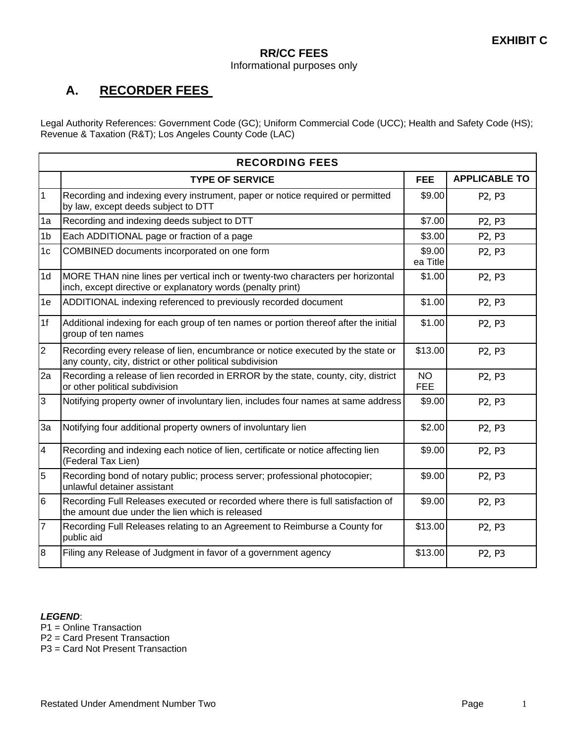**EXHIBIT C**

## RR/CC FEES

Informational purposes only

# A. RECORDER FEES

Legal Authority References: Government Code (GC); Uniform Commercial Code (UCC); Health and Safety Code (HS); Revenue & Taxation (R&T); Los Angeles County Code (LAC)

| RECORDING FEES | | | |
|---|---|---|---|
| | **TYPE OF SERVICE** | **FEE** | **APPLICABLE TO** |
| 1 | Recording and indexing every instrument, paper or notice required or permitted by law, except deeds subject to DTT | $9.00 | P2, P3 |
| 1a | Recording and indexing deeds subject to DTT | $7.00 | P2, P3 |
| 1b | Each ADDITIONAL page or fraction of a page | $3.00 | P2, P3 |
| 1c | COMBINED documents incorporated on one form | $9.00 ea Title | P2, P3 |
| 1d | MORE THAN nine lines per vertical inch or twenty-two characters per horizontal inch, except directive or explanatory words (penalty print) | $1.00 | P2, P3 |
| 1e | ADDITIONAL indexing referenced to previously recorded document | $1.00 | P2, P3 |
| 1f | Additional indexing for each group of ten names or portion thereof after the initial group of ten names | $1.00 | P2, P3 |
| 2 | Recording every release of lien, encumbrance or notice executed by the state or any county, city, district or other political subdivision | $13.00 | P2, P3 |
| 2a | Recording a release of lien recorded in ERROR by the state, county, city, district or other political subdivision | NO FEE | P2, P3 |
| 3 | Notifying property owner of involuntary lien, includes four names at same address | $9.00 | P2, P3 |
| 3a | Notifying four additional property owners of involuntary lien | $2.00 | P2, P3 |
| 4 | Recording and indexing each notice of lien, certificate or notice affecting lien (Federal Tax Lien) | $9.00 | P2, P3 |
| 5 | Recording bond of notary public; process server; professional photocopier; unlawful detainer assistant | $9.00 | P2, P3 |
| 6 | Recording Full Releases executed or recorded where there is full satisfaction of the amount due under the lien which is released | $9.00 | P2, P3 |
| 7 | Recording Full Releases relating to an Agreement to Reimburse a County for public aid | $13.00 | P2, P3 |
| 8 | Filing any Release of Judgment in favor of a government agency | $13.00 | P2, P3 |

***LEGEND***:
P1 = Online Transaction
P2 = Card Present Transaction
P3 = Card Not Present Transaction

Restated Under Amendment Number Two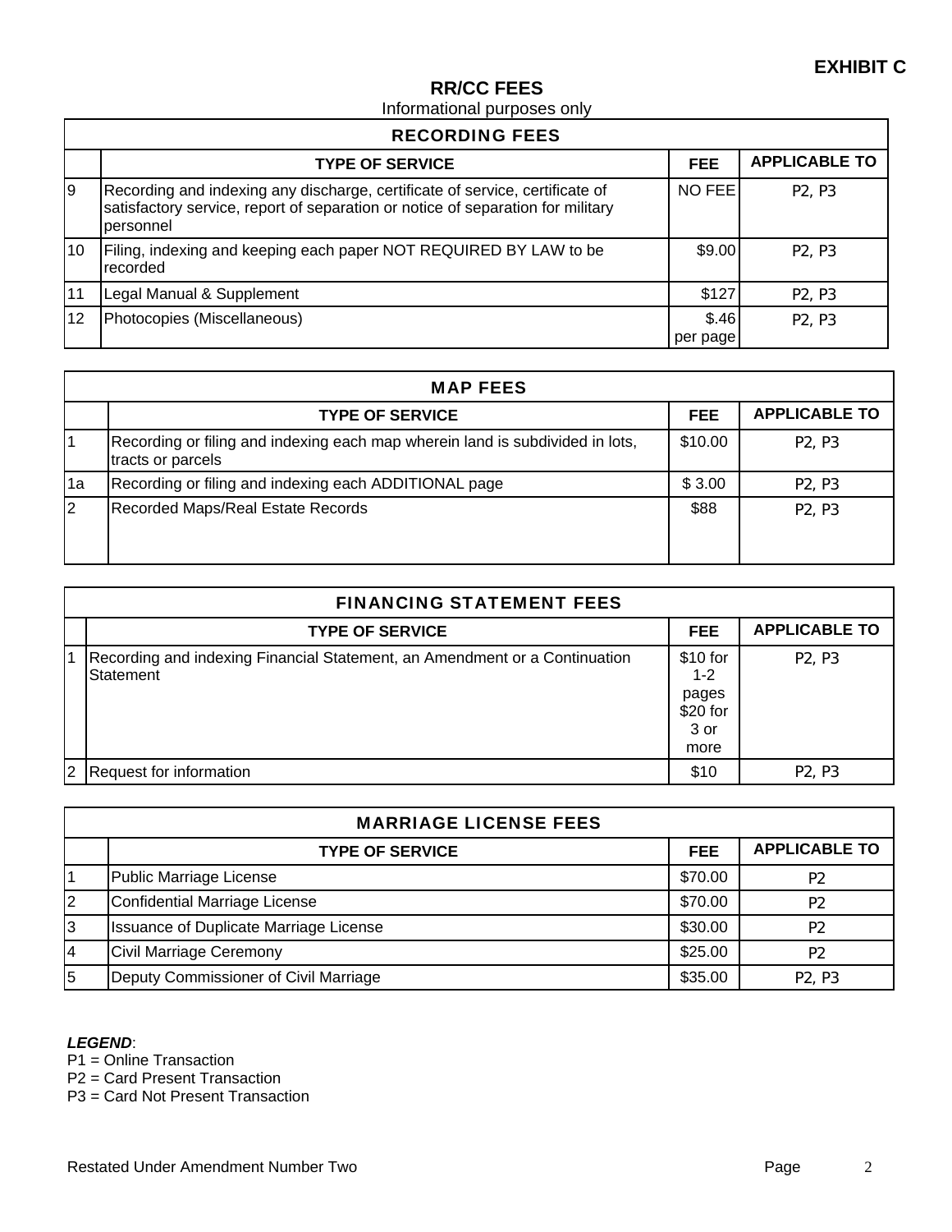**EXHIBIT C**

## RR/CC FEES

Informational purposes only

| RECORDING FEES | | | |
|---|---|---|---|
| | **TYPE OF SERVICE** | **FEE** | **APPLICABLE TO** |
| 9 | Recording and indexing any discharge, certificate of service, certificate of satisfactory service, report of separation or notice of separation for military personnel | NO FEE | P2, P3 |
| 10 | Filing, indexing and keeping each paper NOT REQUIRED BY LAW to be recorded | $9.00 | P2, P3 |
| 11 | Legal Manual & Supplement | $127 | P2, P3 |
| 12 | Photocopies (Miscellaneous) | $.46 per page | P2, P3 |

| MAP FEES | | | |
|---|---|---|---|
| | **TYPE OF SERVICE** | **FEE** | **APPLICABLE TO** |
| 1 | Recording or filing and indexing each map wherein land is subdivided in lots, tracts or parcels | $10.00 | P2, P3 |
| 1a | Recording or filing and indexing each ADDITIONAL page | $ 3.00 | P2, P3 |
| 2 | Recorded Maps/Real Estate Records | $88 | P2, P3 |

| FINANCING STATEMENT FEES | | | |
|---|---|---|---|
| | **TYPE OF SERVICE** | **FEE** | **APPLICABLE TO** |
| 1 | Recording and indexing Financial Statement, an Amendment or a Continuation Statement | $10 for 1-2 pages $20 for 3 or more | P2, P3 |
| 2 | Request for information | $10 | P2, P3 |

| MARRIAGE LICENSE FEES | | | |
|---|---|---|---|
| | **TYPE OF SERVICE** | **FEE** | **APPLICABLE TO** |
| 1 | Public Marriage License | $70.00 | P2 |
| 2 | Confidential Marriage License | $70.00 | P2 |
| 3 | Issuance of Duplicate Marriage License | $30.00 | P2 |
| 4 | Civil Marriage Ceremony | $25.00 | P2 |
| 5 | Deputy Commissioner of Civil Marriage | $35.00 | P2, P3 |

***LEGEND***:
P1 = Online Transaction
P2 = Card Present Transaction
P3 = Card Not Present Transaction

Restated Under Amendment Number Two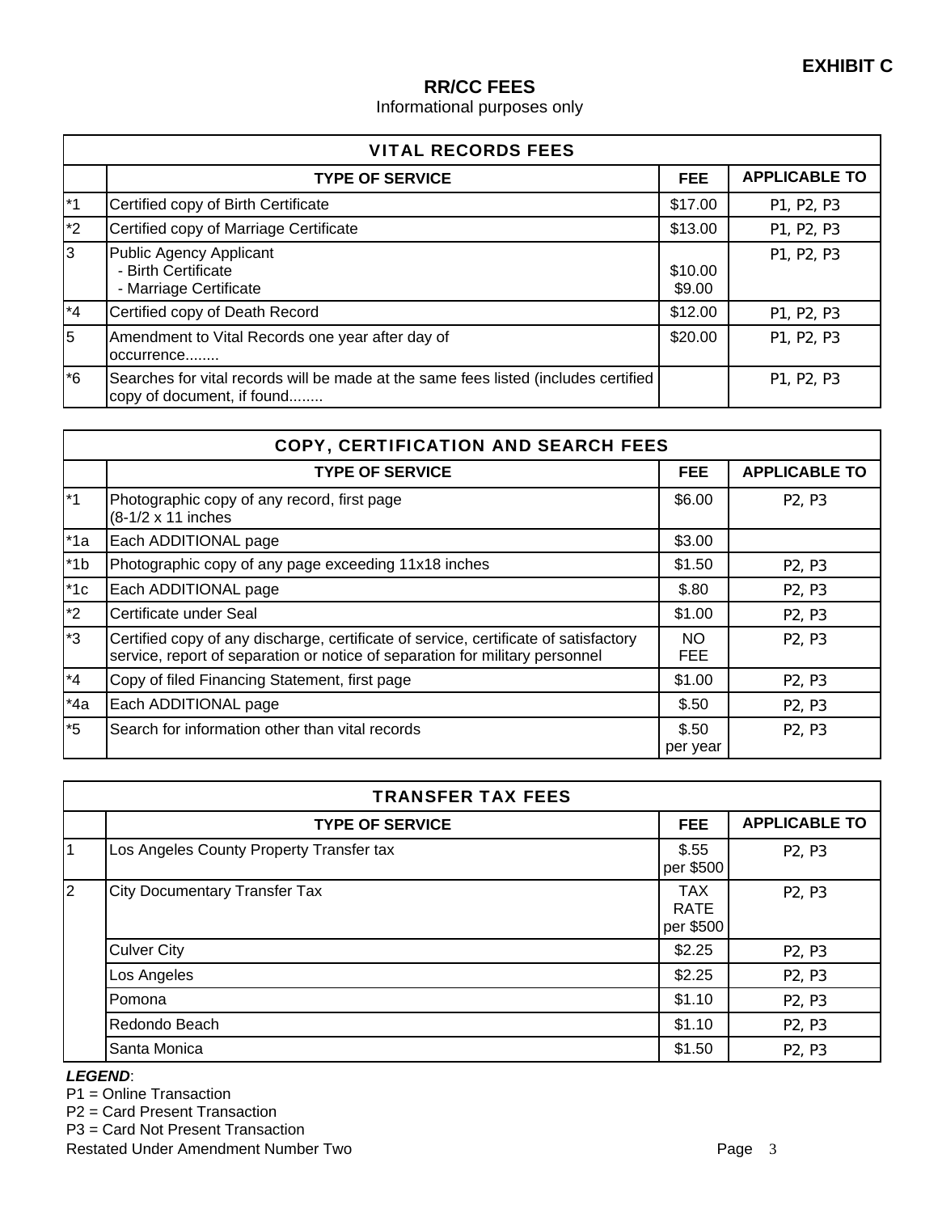**EXHIBIT C**

## RR/CC FEES

Informational purposes only

| VITAL RECORDS FEES | | | |
|---|---|---|---|
| | **TYPE OF SERVICE** | **FEE** | **APPLICABLE TO** |
| *1 | Certified copy of Birth Certificate | $17.00 | P1, P2, P3 |
| *2 | Certified copy of Marriage Certificate | $13.00 | P1, P2, P3 |
| 3 | Public Agency Applicant<br>- Birth Certificate<br>- Marriage Certificate | <br>$10.00<br>$9.00 | P1, P2, P3 |
| *4 | Certified copy of Death Record | $12.00 | P1, P2, P3 |
| 5 | Amendment to Vital Records one year after day of occurrence........ | $20.00 | P1, P2, P3 |
| *6 | Searches for vital records will be made at the same fees listed (includes certified copy of document, if found........ | | P1, P2, P3 |

| COPY, CERTIFICATION AND SEARCH FEES | | | |
|---|---|---|---|
| | **TYPE OF SERVICE** | **FEE** | **APPLICABLE TO** |
| *1 | Photographic copy of any record, first page (8-1/2 x 11 inches | $6.00 | P2, P3 |
| *1a | Each ADDITIONAL page | $3.00 | |
| *1b | Photographic copy of any page exceeding 11x18 inches | $1.50 | P2, P3 |
| *1c | Each ADDITIONAL page | $.80 | P2, P3 |
| *2 | Certificate under Seal | $1.00 | P2, P3 |
| *3 | Certified copy of any discharge, certificate of service, certificate of satisfactory service, report of separation or notice of separation for military personnel | NO FEE | P2, P3 |
| *4 | Copy of filed Financing Statement, first page | $1.00 | P2, P3 |
| *4a | Each ADDITIONAL page | $.50 | P2, P3 |
| *5 | Search for information other than vital records | $.50 per year | P2, P3 |

| TRANSFER TAX FEES | | | |
|---|---|---|---|
| | **TYPE OF SERVICE** | **FEE** | **APPLICABLE TO** |
| 1 | Los Angeles County Property Transfer tax | $.55 per $500 | P2, P3 |
| 2 | City Documentary Transfer Tax | TAX RATE per $500 | P2, P3 |
| | Culver City | $2.25 | P2, P3 |
| | Los Angeles | $2.25 | P2, P3 |
| | Pomona | $1.10 | P2, P3 |
| | Redondo Beach | $1.10 | P2, P3 |
| | Santa Monica | $1.50 | P2, P3 |

***LEGEND***:

P1 = Online Transaction
P2 = Card Present Transaction
P3 = Card Not Present Transaction

Restated Under Amendment Number Two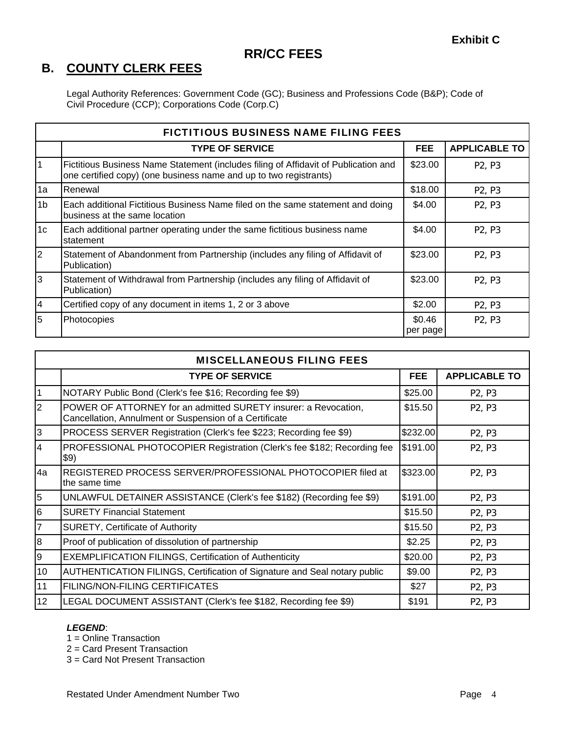Exhibit C

# RR/CC FEES

## B. COUNTY CLERK FEES

Legal Authority References: Government Code (GC); Business and Professions Code (B&P); Code of Civil Procedure (CCP); Corporations Code (Corp.C)

| FICTITIOUS BUSINESS NAME FILING FEES | | | |
|---|---|---|---|
| | **TYPE OF SERVICE** | **FEE** | **APPLICABLE TO** |
| 1 | Fictitious Business Name Statement (includes filing of Affidavit of Publication and one certified copy) (one business name and up to two registrants) | $23.00 | P2, P3 |
| 1a | Renewal | $18.00 | P2, P3 |
| 1b | Each additional Fictitious Business Name filed on the same statement and doing business at the same location | $4.00 | P2, P3 |
| 1c | Each additional partner operating under the same fictitious business name statement | $4.00 | P2, P3 |
| 2 | Statement of Abandonment from Partnership (includes any filing of Affidavit of Publication) | $23.00 | P2, P3 |
| 3 | Statement of Withdrawal from Partnership (includes any filing of Affidavit of Publication) | $23.00 | P2, P3 |
| 4 | Certified copy of any document in items 1, 2 or 3 above | $2.00 | P2, P3 |
| 5 | Photocopies | $0.46 per page | P2, P3 |

| MISCELLANEOUS FILING FEES | | | |
|---|---|---|---|
| | **TYPE OF SERVICE** | **FEE** | **APPLICABLE TO** |
| 1 | NOTARY Public Bond (Clerk's fee $16; Recording fee $9) | $25.00 | P2, P3 |
| 2 | POWER OF ATTORNEY for an admitted SURETY insurer: a Revocation, Cancellation, Annulment or Suspension of a Certificate | $15.50 | P2, P3 |
| 3 | PROCESS SERVER Registration (Clerk's fee $223; Recording fee $9) | $232.00 | P2, P3 |
| 4 | PROFESSIONAL PHOTOCOPIER Registration (Clerk's fee $182; Recording fee $9) | $191.00 | P2, P3 |
| 4a | REGISTERED PROCESS SERVER/PROFESSIONAL PHOTOCOPIER filed at the same time | $323.00 | P2, P3 |
| 5 | UNLAWFUL DETAINER ASSISTANCE (Clerk's fee $182) (Recording fee $9) | $191.00 | P2, P3 |
| 6 | SURETY Financial Statement | $15.50 | P2, P3 |
| 7 | SURETY, Certificate of Authority | $15.50 | P2, P3 |
| 8 | Proof of publication of dissolution of partnership | $2.25 | P2, P3 |
| 9 | EXEMPLIFICATION FILINGS, Certification of Authenticity | $20.00 | P2, P3 |
| 10 | AUTHENTICATION FILINGS, Certification of Signature and Seal notary public | $9.00 | P2, P3 |
| 11 | FILING/NON-FILING CERTIFICATES | $27 | P2, P3 |
| 12 | LEGAL DOCUMENT ASSISTANT (Clerk's fee $182, Recording fee $9) | $191 | P2, P3 |

***LEGEND***:
1 = Online Transaction
2 = Card Present Transaction
3 = Card Not Present Transaction

Restated Under Amendment Number Two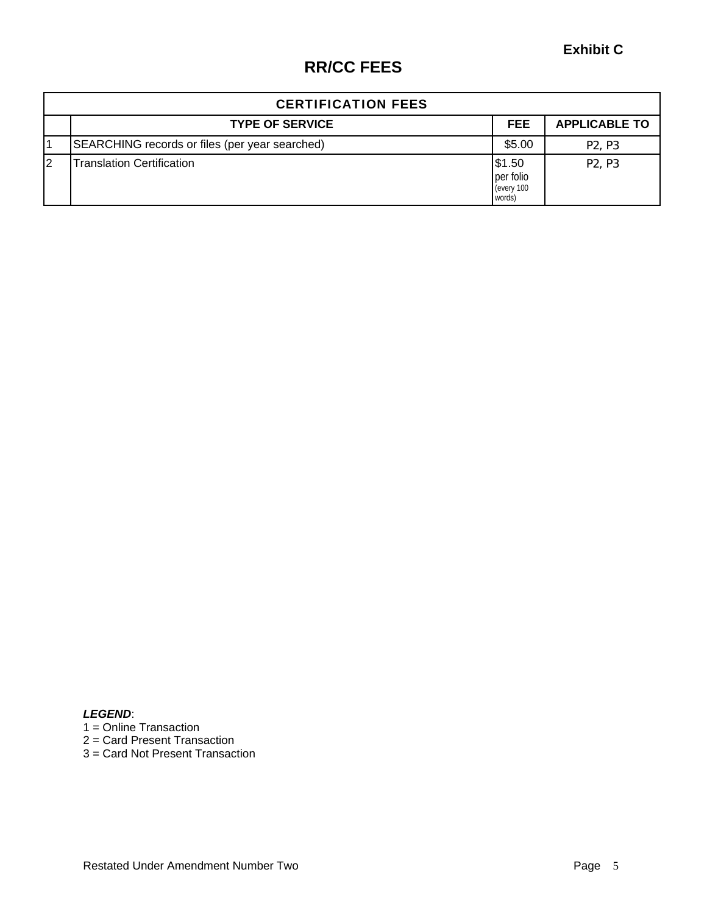Exhibit C

# RR/CC FEES

| CERTIFICATION FEES | | | |
|---|---|---|---|
| | TYPE OF SERVICE | FEE | APPLICABLE TO |
| 1 | SEARCHING records or files (per year searched) | $5.00 | P2, P3 |
| 2 | Translation Certification | $1.50 per folio (every 100 words) | P2, P3 |

***LEGEND***:
1 = Online Transaction
2 = Card Present Transaction
3 = Card Not Present Transaction

Restated Under Amendment Number Two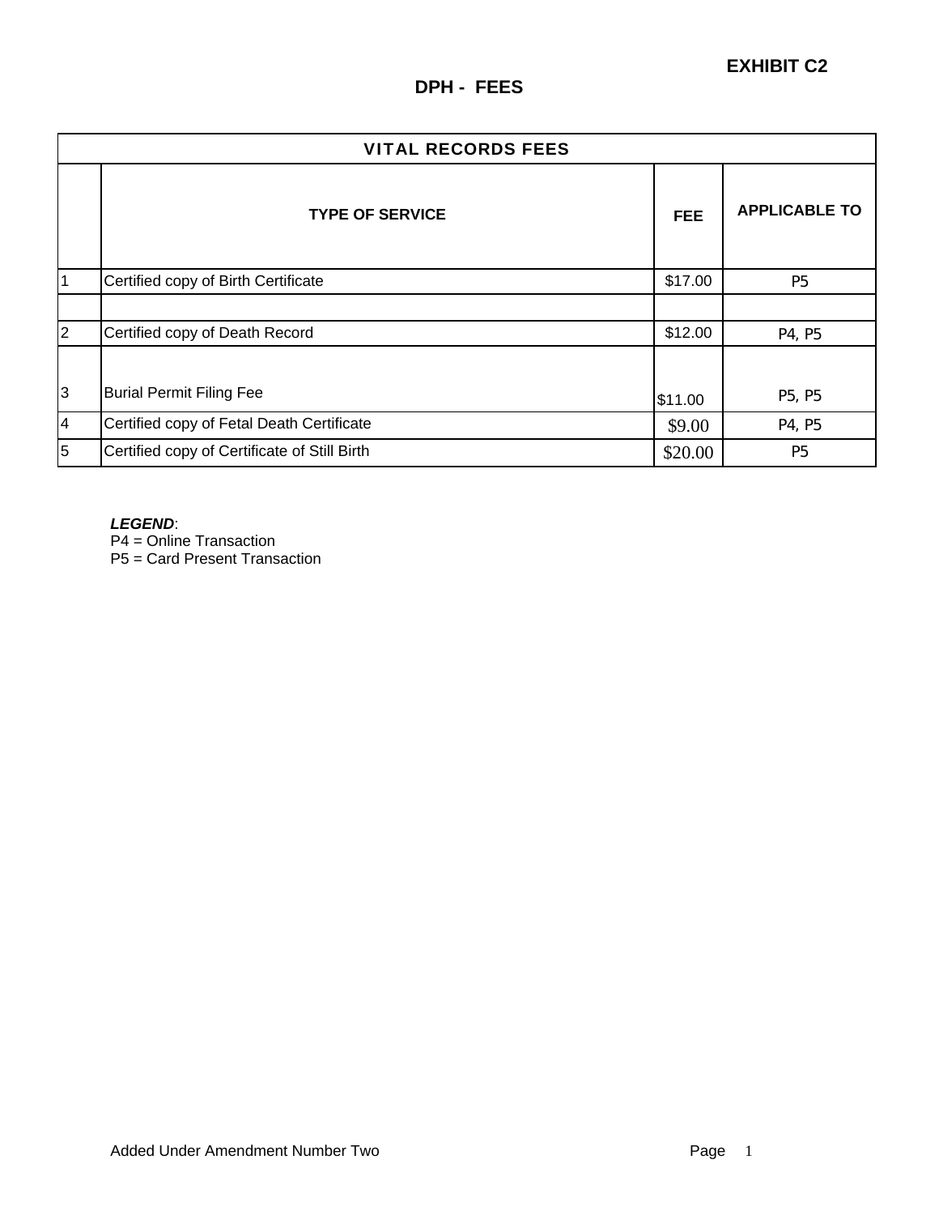**EXHIBIT C2**

# DPH - FEES

| VITAL RECORDS FEES | | | |
|---|---|---|---|
| | **TYPE OF SERVICE** | **FEE** | **APPLICABLE TO** |
| 1 | Certified copy of Birth Certificate | $17.00 | P5 |
| | | | |
| 2 | Certified copy of Death Record | $12.00 | P4, P5 |
| 3 | Burial Permit Filing Fee | $11.00 | P5, P5 |
| 4 | Certified copy of Fetal Death Certificate | $9.00 | P4, P5 |
| 5 | Certified copy of Certificate of Still Birth | $20.00 | P5 |

***LEGEND***:
P4 = Online Transaction
P5 = Card Present Transaction

Added Under Amendment Number Two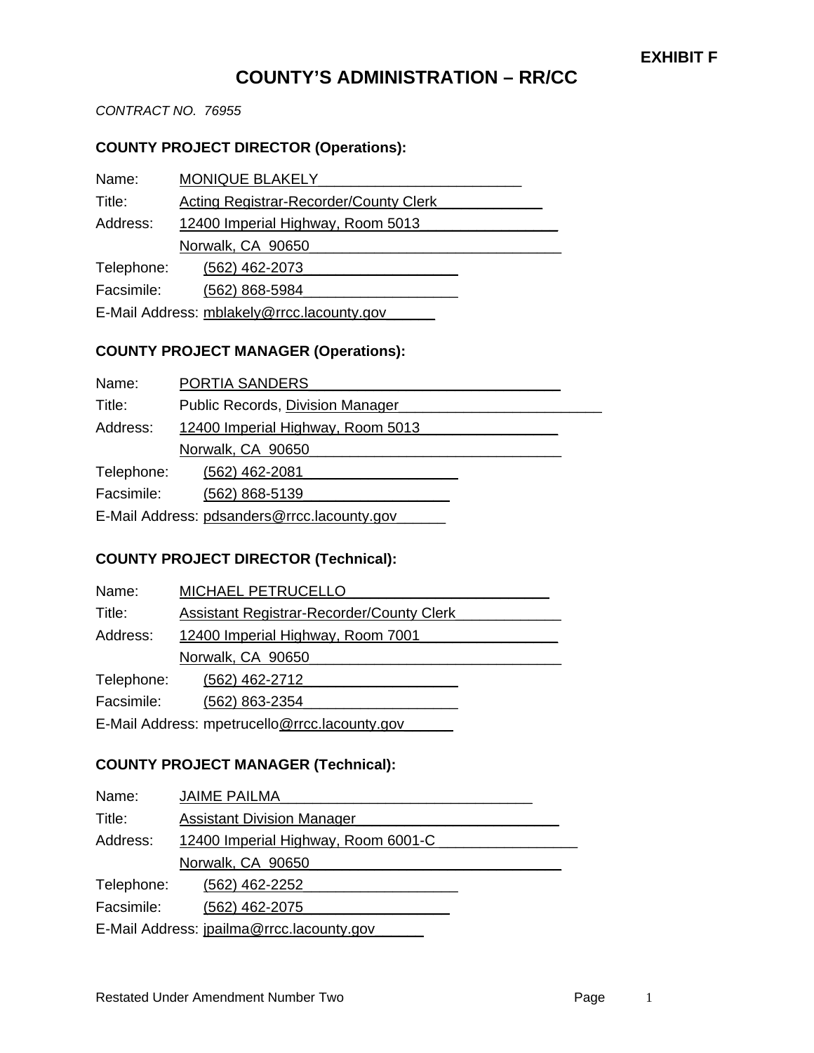**EXHIBIT F**

# COUNTY'S ADMINISTRATION – RR/CC

*CONTRACT NO. 76955*

**COUNTY PROJECT DIRECTOR (Operations):**

Name: MONIQUE BLAKELY
Title: Acting Registrar-Recorder/County Clerk
Address: 12400 Imperial Highway, Room 5013
Norwalk, CA 90650
Telephone: (562) 462-2073
Facsimile: (562) 868-5984
E-Mail Address: mblakely@rrcc.lacounty.gov

**COUNTY PROJECT MANAGER (Operations):**

Name: PORTIA SANDERS
Title: Public Records, Division Manager
Address: 12400 Imperial Highway, Room 5013
Norwalk, CA 90650
Telephone: (562) 462-2081
Facsimile: (562) 868-5139
E-Mail Address: pdsanders@rrcc.lacounty.gov

**COUNTY PROJECT DIRECTOR (Technical):**

Name: MICHAEL PETRUCELLO
Title: Assistant Registrar-Recorder/County Clerk
Address: 12400 Imperial Highway, Room 7001
Norwalk, CA 90650
Telephone: (562) 462-2712
Facsimile: (562) 863-2354
E-Mail Address: mpetrucello@rrcc.lacounty.gov

**COUNTY PROJECT MANAGER (Technical):**

Name: JAIME PAILMA
Title: Assistant Division Manager
Address: 12400 Imperial Highway, Room 6001-C
Norwalk, CA 90650
Telephone: (562) 462-2252
Facsimile: (562) 462-2075
E-Mail Address: jpailma@rrcc.lacounty.gov

Restated Under Amendment Number Two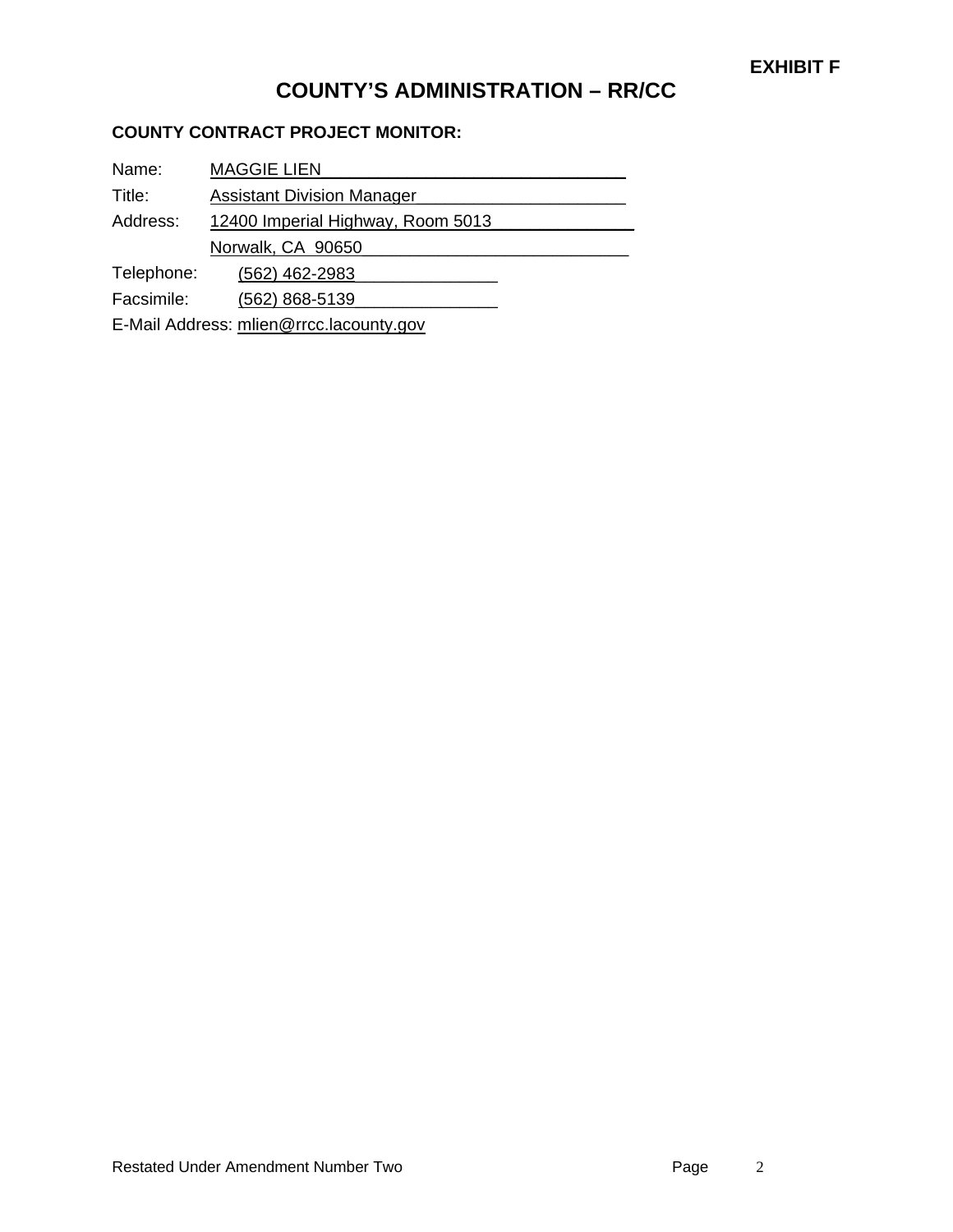**EXHIBIT F**

# COUNTY'S ADMINISTRATION – RR/CC

**COUNTY CONTRACT PROJECT MONITOR:**

Name: MAGGIE LIEN

Title: Assistant Division Manager

Address: 12400 Imperial Highway, Room 5013
Norwalk, CA 90650

Telephone: (562) 462-2983

Facsimile: (562) 868-5139

E-Mail Address: mlien@rrcc.lacounty.gov

Restated Under Amendment Number Two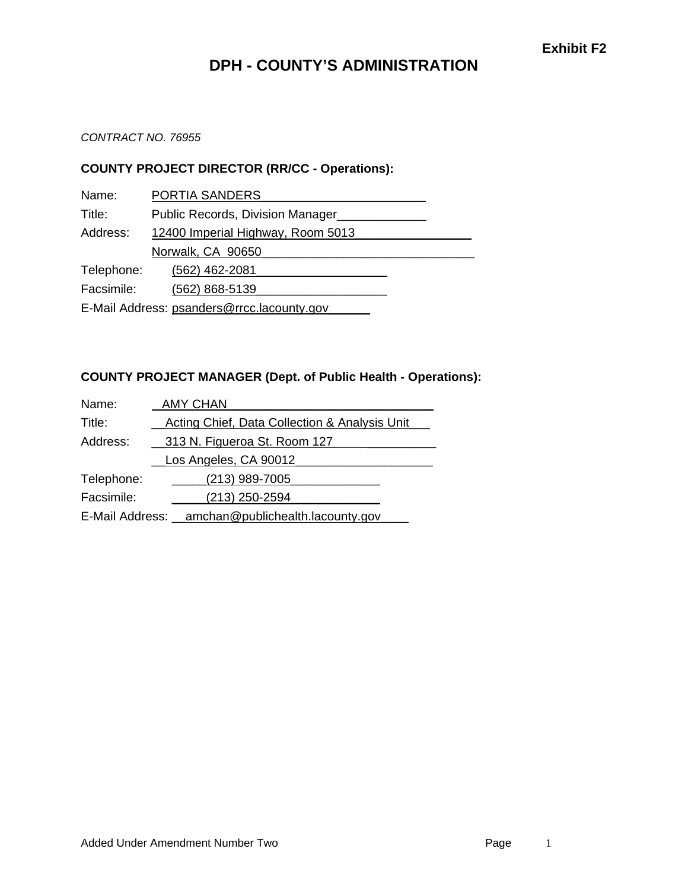**Exhibit F2**

# DPH - COUNTY'S ADMINISTRATION

*CONTRACT NO. 76955*

**COUNTY PROJECT DIRECTOR (RR/CC - Operations):**

Name: PORTIA SANDERS

Title: Public Records, Division Manager

Address: 12400 Imperial Highway, Room 5013
Norwalk, CA 90650

Telephone: (562) 462-2081

Facsimile: (562) 868-5139

E-Mail Address: psanders@rrcc.lacounty.gov

**COUNTY PROJECT MANAGER (Dept. of Public Health - Operations):**

Name: AMY CHAN

Title: Acting Chief, Data Collection & Analysis Unit

Address: 313 N. Figueroa St. Room 127
Los Angeles, CA 90012

Telephone: (213) 989-7005

Facsimile: (213) 250-2594

E-Mail Address: amchan@publichealth.lacounty.gov

Added Under Amendment Number Two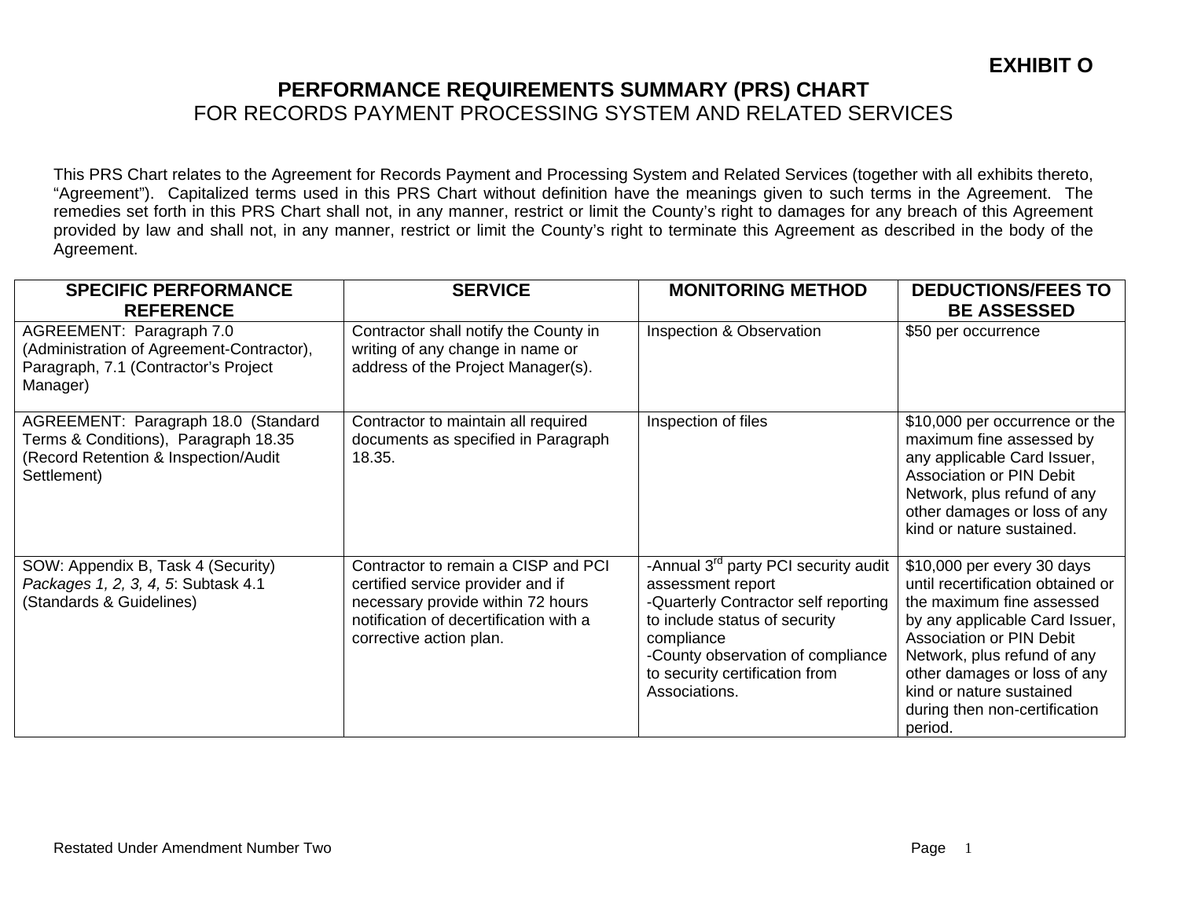**EXHIBIT O**

# PERFORMANCE REQUIREMENTS SUMMARY (PRS) CHART

## FOR RECORDS PAYMENT PROCESSING SYSTEM AND RELATED SERVICES

This PRS Chart relates to the Agreement for Records Payment and Processing System and Related Services (together with all exhibits thereto, "Agreement"). Capitalized terms used in this PRS Chart without definition have the meanings given to such terms in the Agreement. The remedies set forth in this PRS Chart shall not, in any manner, restrict or limit the County's right to damages for any breach of this Agreement provided by law and shall not, in any manner, restrict or limit the County's right to terminate this Agreement as described in the body of the Agreement.

| SPECIFIC PERFORMANCE REFERENCE | SERVICE | MONITORING METHOD | DEDUCTIONS/FEES TO BE ASSESSED |
|---|---|---|---|
| AGREEMENT: Paragraph 7.0 (Administration of Agreement-Contractor), Paragraph, 7.1 (Contractor's Project Manager) | Contractor shall notify the County in writing of any change in name or address of the Project Manager(s). | Inspection & Observation | $50 per occurrence |
| AGREEMENT: Paragraph 18.0 (Standard Terms & Conditions), Paragraph 18.35 (Record Retention & Inspection/Audit Settlement) | Contractor to maintain all required documents as specified in Paragraph 18.35. | Inspection of files | $10,000 per occurrence or the maximum fine assessed by any applicable Card Issuer, Association or PIN Debit Network, plus refund of any other damages or loss of any kind or nature sustained. |
| SOW: Appendix B, Task 4 (Security) *Packages 1, 2, 3, 4, 5*: Subtask 4.1 (Standards & Guidelines) | Contractor to remain a CISP and PCI certified service provider and if necessary provide within 72 hours notification of decertification with a corrective action plan. | -Annual 3rd party PCI security audit assessment report<br>-Quarterly Contractor self reporting to include status of security compliance<br>-County observation of compliance to security certification from Associations. | $10,000 per every 30 days until recertification obtained or the maximum fine assessed by any applicable Card Issuer, Association or PIN Debit Network, plus refund of any other damages or loss of any kind or nature sustained during then non-certification period. |

Restated Under Amendment Number Two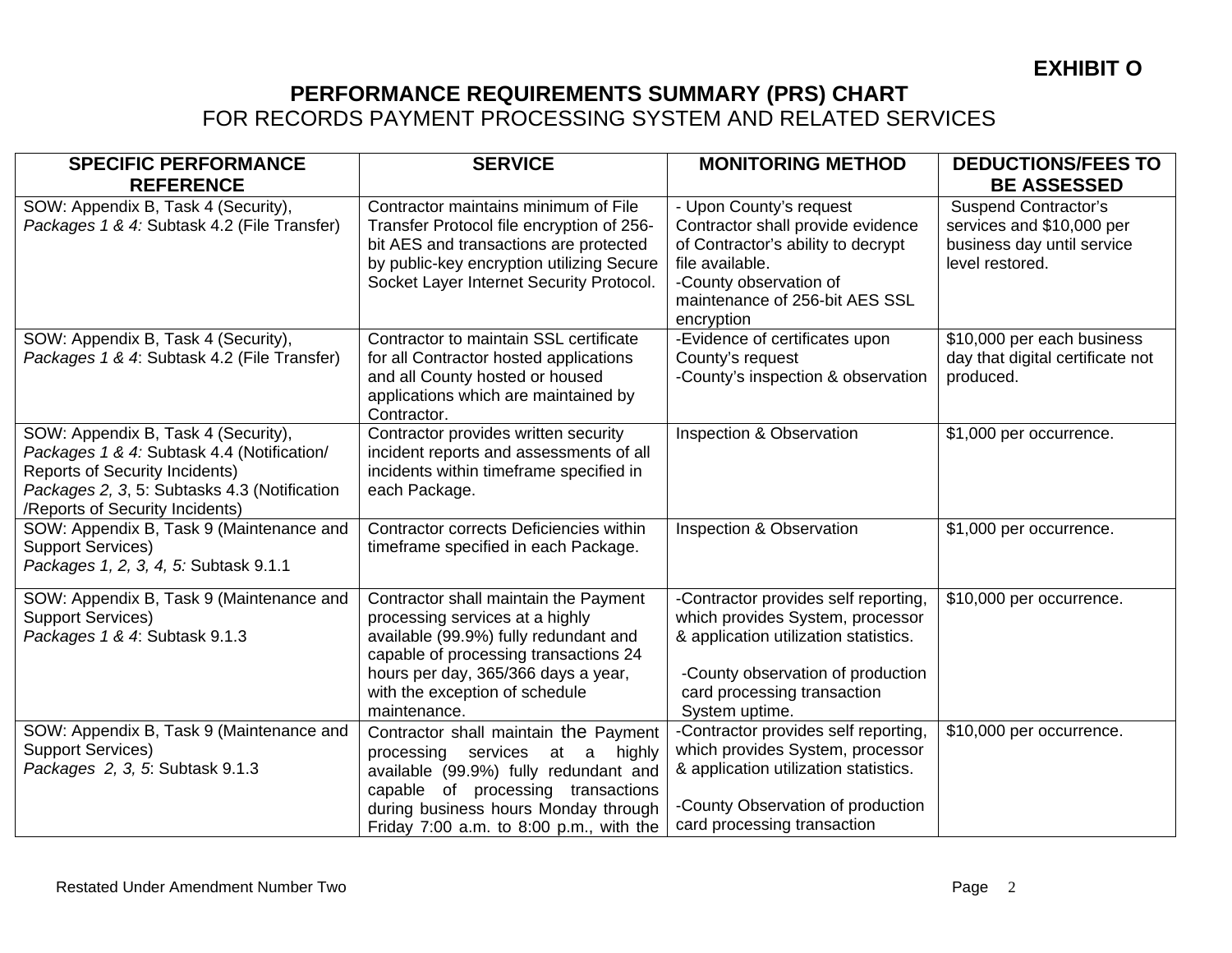**EXHIBIT O**

# PERFORMANCE REQUIREMENTS SUMMARY (PRS) CHART

FOR RECORDS PAYMENT PROCESSING SYSTEM AND RELATED SERVICES

| SPECIFIC PERFORMANCE REFERENCE | SERVICE | MONITORING METHOD | DEDUCTIONS/FEES TO BE ASSESSED |
|---|---|---|---|
| SOW: Appendix B, Task 4 (Security), *Packages 1 & 4:* Subtask 4.2 (File Transfer) | Contractor maintains minimum of File Transfer Protocol file encryption of 256-bit AES and transactions are protected by public-key encryption utilizing Secure Socket Layer Internet Security Protocol. | - Upon County's request Contractor shall provide evidence of Contractor's ability to decrypt file available.<br>-County observation of maintenance of 256-bit AES SSL encryption | Suspend Contractor's services and $10,000 per business day until service level restored. |
| SOW: Appendix B, Task 4 (Security), *Packages 1 & 4*: Subtask 4.2 (File Transfer) | Contractor to maintain SSL certificate for all Contractor hosted applications and all County hosted or housed applications which are maintained by Contractor. | -Evidence of certificates upon County's request<br>-County's inspection & observation | $10,000 per each business day that digital certificate not produced. |
| SOW: Appendix B, Task 4 (Security), *Packages 1 & 4:* Subtask 4.4 (Notification/ Reports of Security Incidents)<br>*Packages 2, 3*, 5: Subtasks 4.3 (Notification /Reports of Security Incidents) | Contractor provides written security incident reports and assessments of all incidents within timeframe specified in each Package. | Inspection & Observation | $1,000 per occurrence. |
| SOW: Appendix B, Task 9 (Maintenance and Support Services)<br>*Packages 1, 2, 3, 4, 5:* Subtask 9.1.1 | Contractor corrects Deficiencies within timeframe specified in each Package. | Inspection & Observation | $1,000 per occurrence. |
| SOW: Appendix B, Task 9 (Maintenance and Support Services)<br>*Packages 1 & 4*: Subtask 9.1.3 | Contractor shall maintain the Payment processing services at a highly available (99.9%) fully redundant and capable of processing transactions 24 hours per day, 365/366 days a year, with the exception of schedule maintenance. | -Contractor provides self reporting, which provides System, processor & application utilization statistics.<br><br>-County observation of production card processing transaction System uptime. | $10,000 per occurrence. |
| SOW: Appendix B, Task 9 (Maintenance and Support Services)<br>*Packages 2, 3, 5*: Subtask 9.1.3 | Contractor shall maintain the Payment processing services at a highly available (99.9%) fully redundant and capable of processing transactions during business hours Monday through Friday 7:00 a.m. to 8:00 p.m., with the | -Contractor provides self reporting, which provides System, processor & application utilization statistics.<br><br>-County Observation of production card processing transaction | $10,000 per occurrence. |

Restated Under Amendment Number Two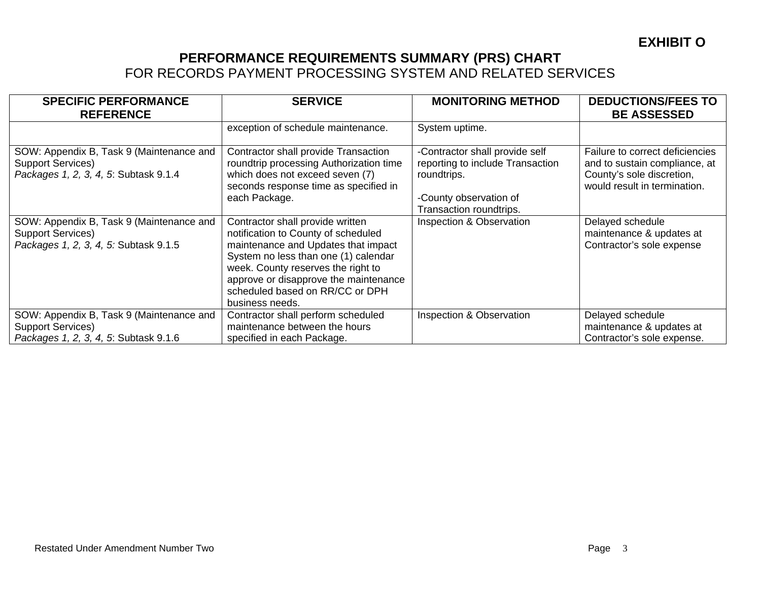**EXHIBIT O**

# PERFORMANCE REQUIREMENTS SUMMARY (PRS) CHART

FOR RECORDS PAYMENT PROCESSING SYSTEM AND RELATED SERVICES

| SPECIFIC PERFORMANCE REFERENCE | SERVICE | MONITORING METHOD | DEDUCTIONS/FEES TO BE ASSESSED |
|---|---|---|---|
| | exception of schedule maintenance. | System uptime. | |
| SOW: Appendix B, Task 9 (Maintenance and Support Services)<br>*Packages 1, 2, 3, 4, 5*: Subtask 9.1.4 | Contractor shall provide Transaction roundtrip processing Authorization time which does not exceed seven (7) seconds response time as specified in each Package. | -Contractor shall provide self reporting to include Transaction roundtrips.<br><br>-County observation of Transaction roundtrips. | Failure to correct deficiencies and to sustain compliance, at County's sole discretion, would result in termination. |
| SOW: Appendix B, Task 9 (Maintenance and Support Services)<br>*Packages 1, 2, 3, 4, 5:* Subtask 9.1.5 | Contractor shall provide written notification to County of scheduled maintenance and Updates that impact System no less than one (1) calendar week. County reserves the right to approve or disapprove the maintenance scheduled based on RR/CC or DPH business needs. | Inspection & Observation | Delayed schedule maintenance & updates at Contractor's sole expense |
| SOW: Appendix B, Task 9 (Maintenance and Support Services)<br>*Packages 1, 2, 3, 4, 5*: Subtask 9.1.6 | Contractor shall perform scheduled maintenance between the hours specified in each Package. | Inspection & Observation | Delayed schedule maintenance & updates at Contractor's sole expense. |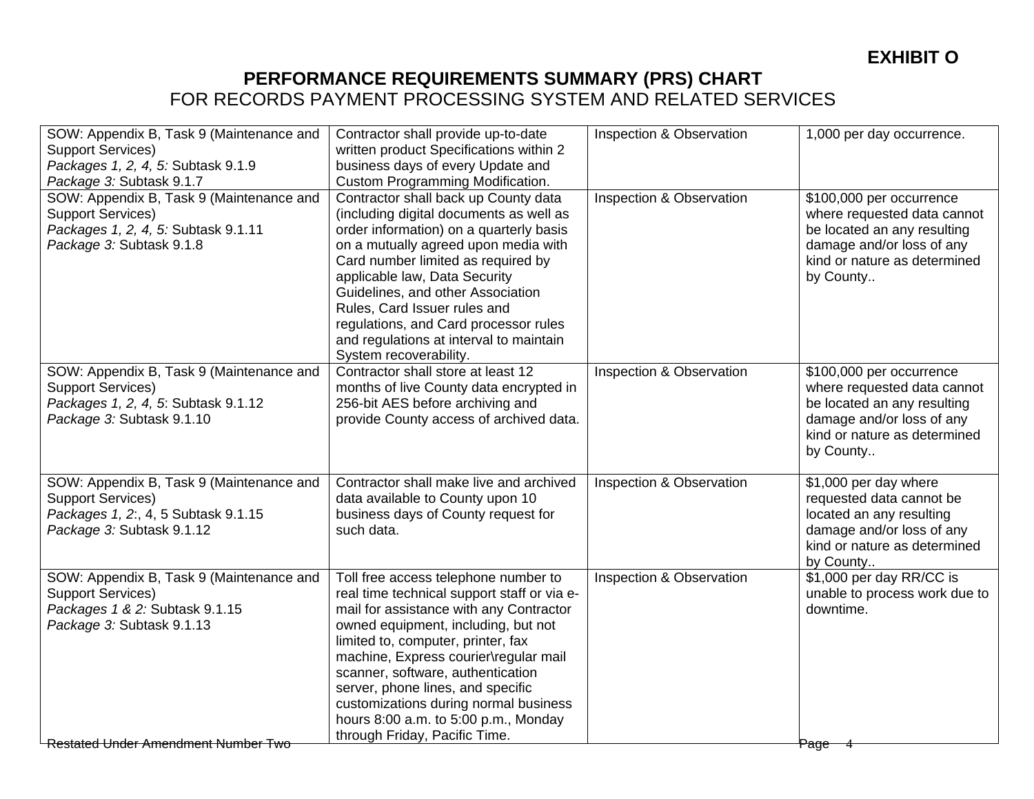**EXHIBIT O**

# PERFORMANCE REQUIREMENTS SUMMARY (PRS) CHART
## FOR RECORDS PAYMENT PROCESSING SYSTEM AND RELATED SERVICES

| | | | |
|---|---|---|---|
| SOW: Appendix B, Task 9 (Maintenance and Support Services)<br>*Packages 1, 2, 4, 5:* Subtask 9.1.9<br>*Package 3:* Subtask 9.1.7 | Contractor shall provide up-to-date written product Specifications within 2 business days of every Update and Custom Programming Modification. | Inspection & Observation | 1,000 per day occurrence. |
| SOW: Appendix B, Task 9 (Maintenance and Support Services)<br>*Packages 1, 2, 4, 5:* Subtask 9.1.11<br>*Package 3:* Subtask 9.1.8 | Contractor shall back up County data (including digital documents as well as order information) on a quarterly basis on a mutually agreed upon media with Card number limited as required by applicable law, Data Security Guidelines, and other Association Rules, Card Issuer rules and regulations, and Card processor rules and regulations at interval to maintain System recoverability. | Inspection & Observation | $100,000 per occurrence where requested data cannot be located an any resulting damage and/or loss of any kind or nature as determined by County.. |
| SOW: Appendix B, Task 9 (Maintenance and Support Services)<br>*Packages 1, 2, 4, 5*: Subtask 9.1.12<br>*Package 3:* Subtask 9.1.10 | Contractor shall store at least 12 months of live County data encrypted in 256-bit AES before archiving and provide County access of archived data. | Inspection & Observation | $100,000 per occurrence where requested data cannot be located an any resulting damage and/or loss of any kind or nature as determined by County.. |
| SOW: Appendix B, Task 9 (Maintenance and Support Services)<br>*Packages 1, 2:*, 4, 5 Subtask 9.1.15<br>*Package 3:* Subtask 9.1.12 | Contractor shall make live and archived data available to County upon 10 business days of County request for such data. | Inspection & Observation | $1,000 per day where requested data cannot be located an any resulting damage and/or loss of any kind or nature as determined by County.. |
| SOW: Appendix B, Task 9 (Maintenance and Support Services)<br>*Packages 1 & 2:* Subtask 9.1.15<br>*Package 3:* Subtask 9.1.13 | Toll free access telephone number to real time technical support staff or via e-mail for assistance with any Contractor owned equipment, including, but not limited to, computer, printer, fax machine, Express courier\regular mail scanner, software, authentication server, phone lines, and specific customizations during normal business hours 8:00 a.m. to 5:00 p.m., Monday through Friday, Pacific Time. | Inspection & Observation | $1,000 per day RR/CC is unable to process work due to downtime. |

Restated Under Amendment Number Two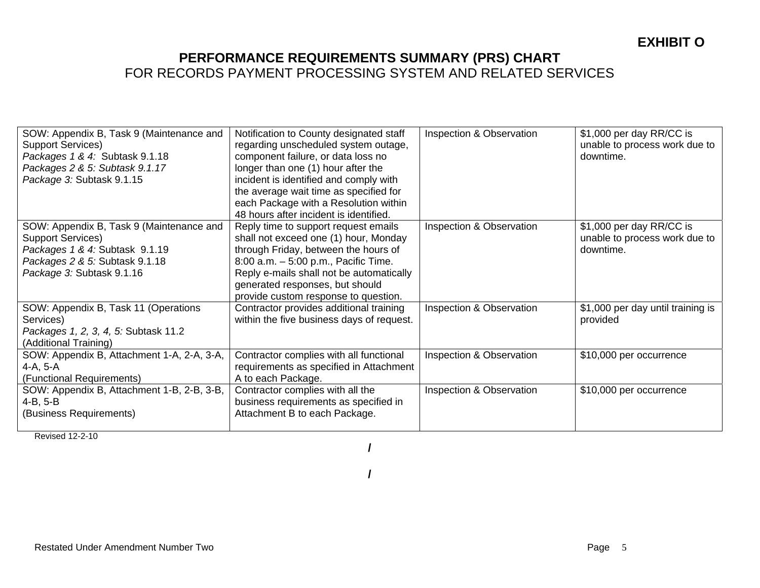**EXHIBIT O**

# PERFORMANCE REQUIREMENTS SUMMARY (PRS) CHART

FOR RECORDS PAYMENT PROCESSING SYSTEM AND RELATED SERVICES

| | | | |
|---|---|---|---|
| SOW: Appendix B, Task 9 (Maintenance and Support Services)<br>*Packages 1 & 4:* Subtask 9.1.18<br>*Packages 2 & 5: Subtask 9.1.17*<br>*Package 3:* Subtask 9.1.15 | Notification to County designated staff regarding unscheduled system outage, component failure, or data loss no longer than one (1) hour after the incident is identified and comply with the average wait time as specified for each Package with a Resolution within 48 hours after incident is identified. | Inspection & Observation | $1,000 per day RR/CC is unable to process work due to downtime. |
| SOW: Appendix B, Task 9 (Maintenance and Support Services)<br>*Packages 1 & 4:* Subtask 9.1.19<br>*Packages 2 & 5:* Subtask 9.1.18<br>*Package 3:* Subtask 9.1.16 | Reply time to support request emails shall not exceed one (1) hour, Monday through Friday, between the hours of 8:00 a.m. – 5:00 p.m., Pacific Time. Reply e-mails shall not be automatically generated responses, but should provide custom response to question. | Inspection & Observation | $1,000 per day RR/CC is unable to process work due to downtime. |
| SOW: Appendix B, Task 11 (Operations Services)<br>*Packages 1, 2, 3, 4, 5:* Subtask 11.2 (Additional Training) | Contractor provides additional training within the five business days of request. | Inspection & Observation | $1,000 per day until training is provided |
| SOW: Appendix B, Attachment 1-A, 2-A, 3-A, 4-A, 5-A<br>(Functional Requirements) | Contractor complies with all functional requirements as specified in Attachment A to each Package. | Inspection & Observation | $10,000 per occurrence |
| SOW: Appendix B, Attachment 1-B, 2-B, 3-B, 4-B, 5-B<br>(Business Requirements) | Contractor complies with all the business requirements as specified in Attachment B to each Package. | Inspection & Observation | $10,000 per occurrence |

Revised 12-2-10

/

/

Restated Under Amendment Number Two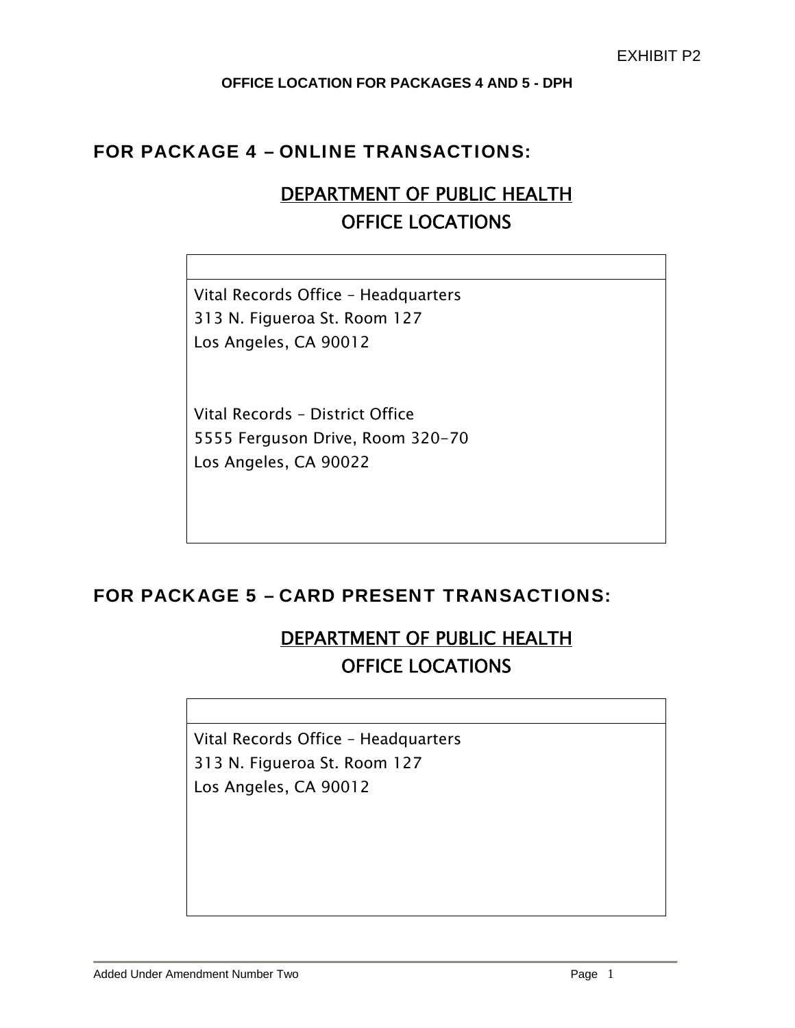EXHIBIT P2

**OFFICE LOCATION FOR PACKAGES 4 AND 5 - DPH**

## FOR PACKAGE 4 – ONLINE TRANSACTIONS:

### DEPARTMENT OF PUBLIC HEALTH OFFICE LOCATIONS

| |
|---|
| Vital Records Office – Headquarters<br>313 N. Figueroa St. Room 127<br>Los Angeles, CA 90012<br><br>Vital Records – District Office<br>5555 Ferguson Drive, Room 320-70<br>Los Angeles, CA 90022 |

## FOR PACKAGE 5 – CARD PRESENT TRANSACTIONS:

### DEPARTMENT OF PUBLIC HEALTH OFFICE LOCATIONS

| |
|---|
| Vital Records Office – Headquarters<br>313 N. Figueroa St. Room 127<br>Los Angeles, CA 90012 |

Added Under Amendment Number Two